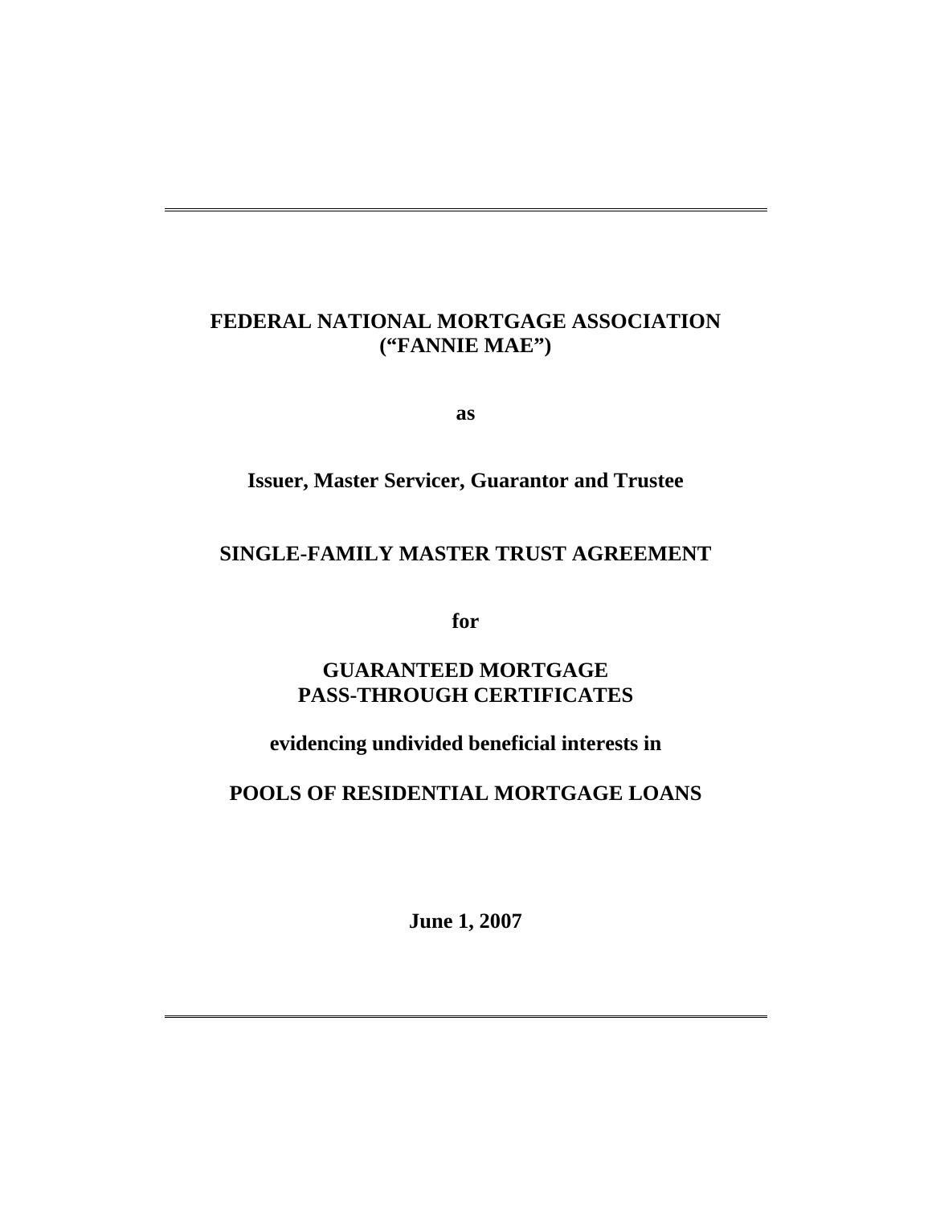**FEDERAL NATIONAL MORTGAGE ASSOCIATION**
**(“FANNIE MAE”)**

**as**

**Issuer, Master Servicer, Guarantor and Trustee**

# SINGLE-FAMILY MASTER TRUST AGREEMENT

**for**

**GUARANTEED MORTGAGE**
**PASS-THROUGH CERTIFICATES**

**evidencing undivided beneficial interests in**

**POOLS OF RESIDENTIAL MORTGAGE LOANS**

**June 1, 2007**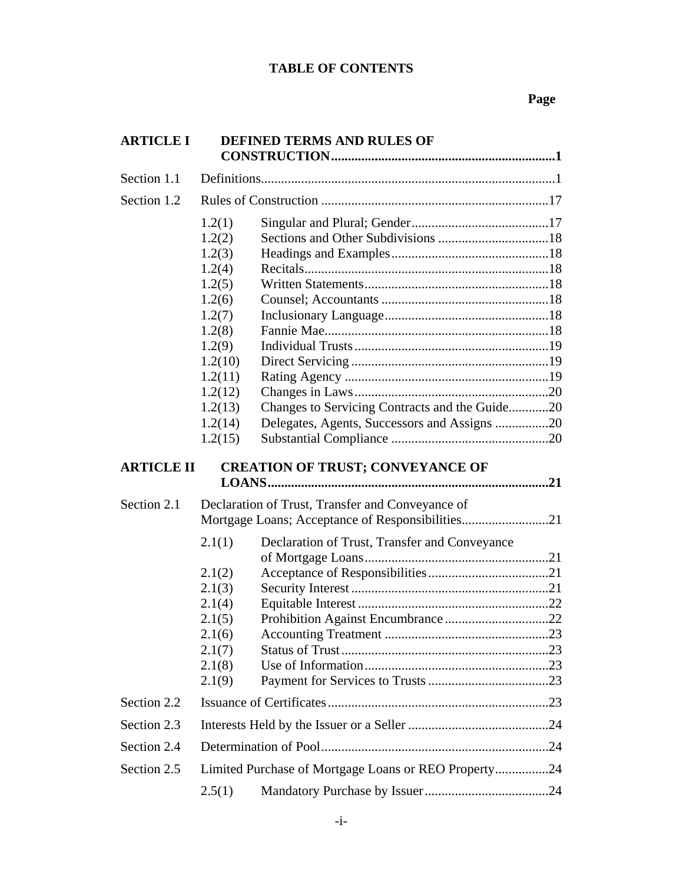# TABLE OF CONTENTS

| | | Page |
|---|---|---|
| **ARTICLE I** | **DEFINED TERMS AND RULES OF CONSTRUCTION** | **1** |
| Section 1.1 | Definitions | 1 |
| Section 1.2 | Rules of Construction | 17 |
| 1.2(1) | Singular and Plural; Gender | 17 |
| 1.2(2) | Sections and Other Subdivisions | 18 |
| 1.2(3) | Headings and Examples | 18 |
| 1.2(4) | Recitals | 18 |
| 1.2(5) | Written Statements | 18 |
| 1.2(6) | Counsel; Accountants | 18 |
| 1.2(7) | Inclusionary Language | 18 |
| 1.2(8) | Fannie Mae | 18 |
| 1.2(9) | Individual Trusts | 19 |
| 1.2(10) | Direct Servicing | 19 |
| 1.2(11) | Rating Agency | 19 |
| 1.2(12) | Changes in Laws | 20 |
| 1.2(13) | Changes to Servicing Contracts and the Guide | 20 |
| 1.2(14) | Delegates, Agents, Successors and Assigns | 20 |
| 1.2(15) | Substantial Compliance | 20 |
| **ARTICLE II** | **CREATION OF TRUST; CONVEYANCE OF LOANS** | **21** |
| Section 2.1 | Declaration of Trust, Transfer and Conveyance of Mortgage Loans; Acceptance of Responsibilities | 21 |
| 2.1(1) | Declaration of Trust, Transfer and Conveyance of Mortgage Loans | 21 |
| 2.1(2) | Acceptance of Responsibilities | 21 |
| 2.1(3) | Security Interest | 21 |
| 2.1(4) | Equitable Interest | 22 |
| 2.1(5) | Prohibition Against Encumbrance | 22 |
| 2.1(6) | Accounting Treatment | 23 |
| 2.1(7) | Status of Trust | 23 |
| 2.1(8) | Use of Information | 23 |
| 2.1(9) | Payment for Services to Trusts | 23 |
| Section 2.2 | Issuance of Certificates | 23 |
| Section 2.3 | Interests Held by the Issuer or a Seller | 24 |
| Section 2.4 | Determination of Pool | 24 |
| Section 2.5 | Limited Purchase of Mortgage Loans or REO Property | 24 |
| 2.5(1) | Mandatory Purchase by Issuer | 24 |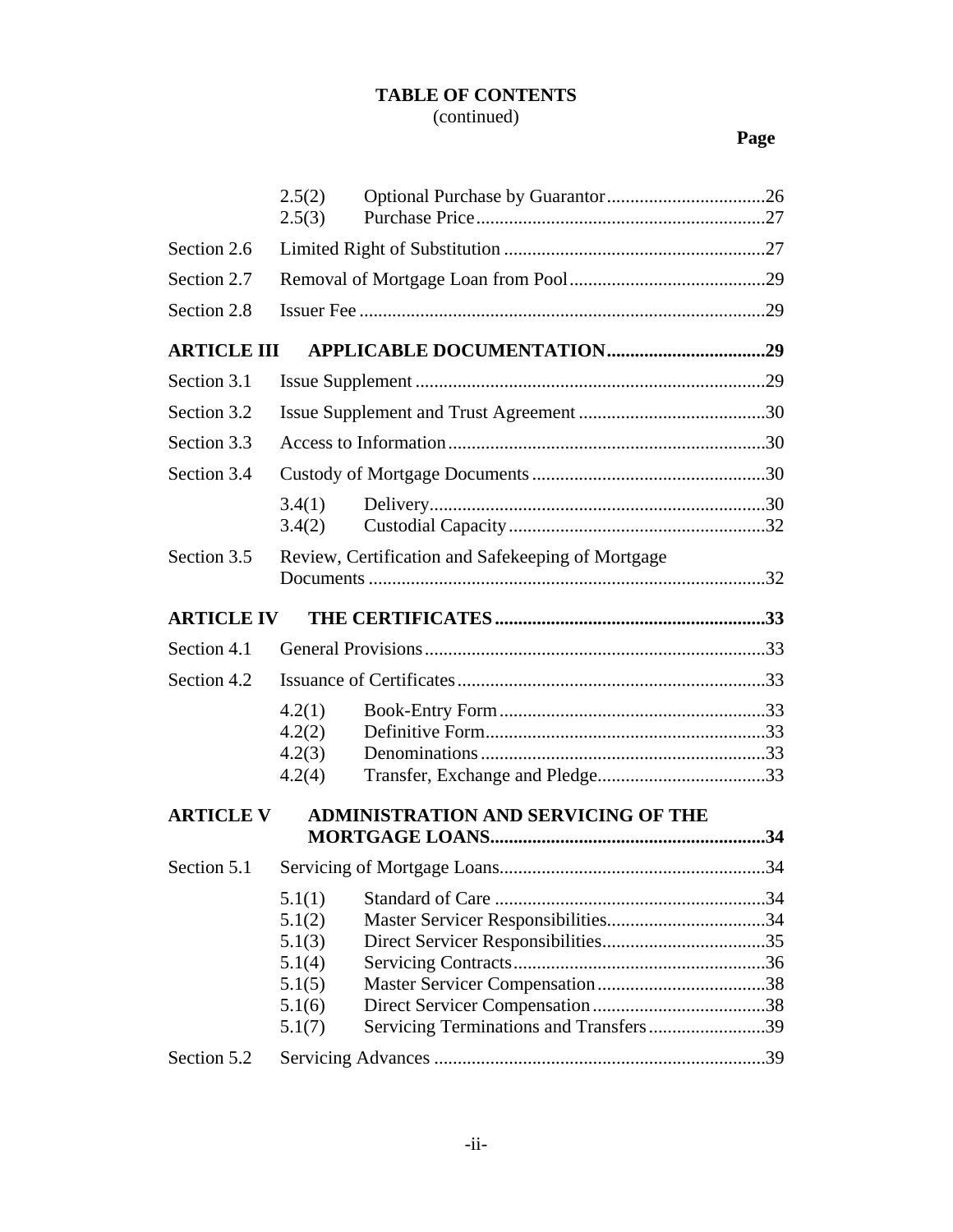**TABLE OF CONTENTS**
(continued)

| | | | Page |
|---|---|---|---|
| | 2.5(2) | Optional Purchase by Guarantor | 26 |
| | 2.5(3) | Purchase Price | 27 |
| Section 2.6 | Limited Right of Substitution | | 27 |
| Section 2.7 | Removal of Mortgage Loan from Pool | | 29 |
| Section 2.8 | Issuer Fee | | 29 |
| **ARTICLE III** | **APPLICABLE DOCUMENTATION** | | **29** |
| Section 3.1 | Issue Supplement | | 29 |
| Section 3.2 | Issue Supplement and Trust Agreement | | 30 |
| Section 3.3 | Access to Information | | 30 |
| Section 3.4 | Custody of Mortgage Documents | | 30 |
| | 3.4(1) | Delivery | 30 |
| | 3.4(2) | Custodial Capacity | 32 |
| Section 3.5 | Review, Certification and Safekeeping of Mortgage Documents | | 32 |
| **ARTICLE IV** | **THE CERTIFICATES** | | **33** |
| Section 4.1 | General Provisions | | 33 |
| Section 4.2 | Issuance of Certificates | | 33 |
| | 4.2(1) | Book-Entry Form | 33 |
| | 4.2(2) | Definitive Form | 33 |
| | 4.2(3) | Denominations | 33 |
| | 4.2(4) | Transfer, Exchange and Pledge | 33 |
| **ARTICLE V** | **ADMINISTRATION AND SERVICING OF THE MORTGAGE LOANS** | | **34** |
| Section 5.1 | Servicing of Mortgage Loans | | 34 |
| | 5.1(1) | Standard of Care | 34 |
| | 5.1(2) | Master Servicer Responsibilities | 34 |
| | 5.1(3) | Direct Servicer Responsibilities | 35 |
| | 5.1(4) | Servicing Contracts | 36 |
| | 5.1(5) | Master Servicer Compensation | 38 |
| | 5.1(6) | Direct Servicer Compensation | 38 |
| | 5.1(7) | Servicing Terminations and Transfers | 39 |
| Section 5.2 | Servicing Advances | | 39 |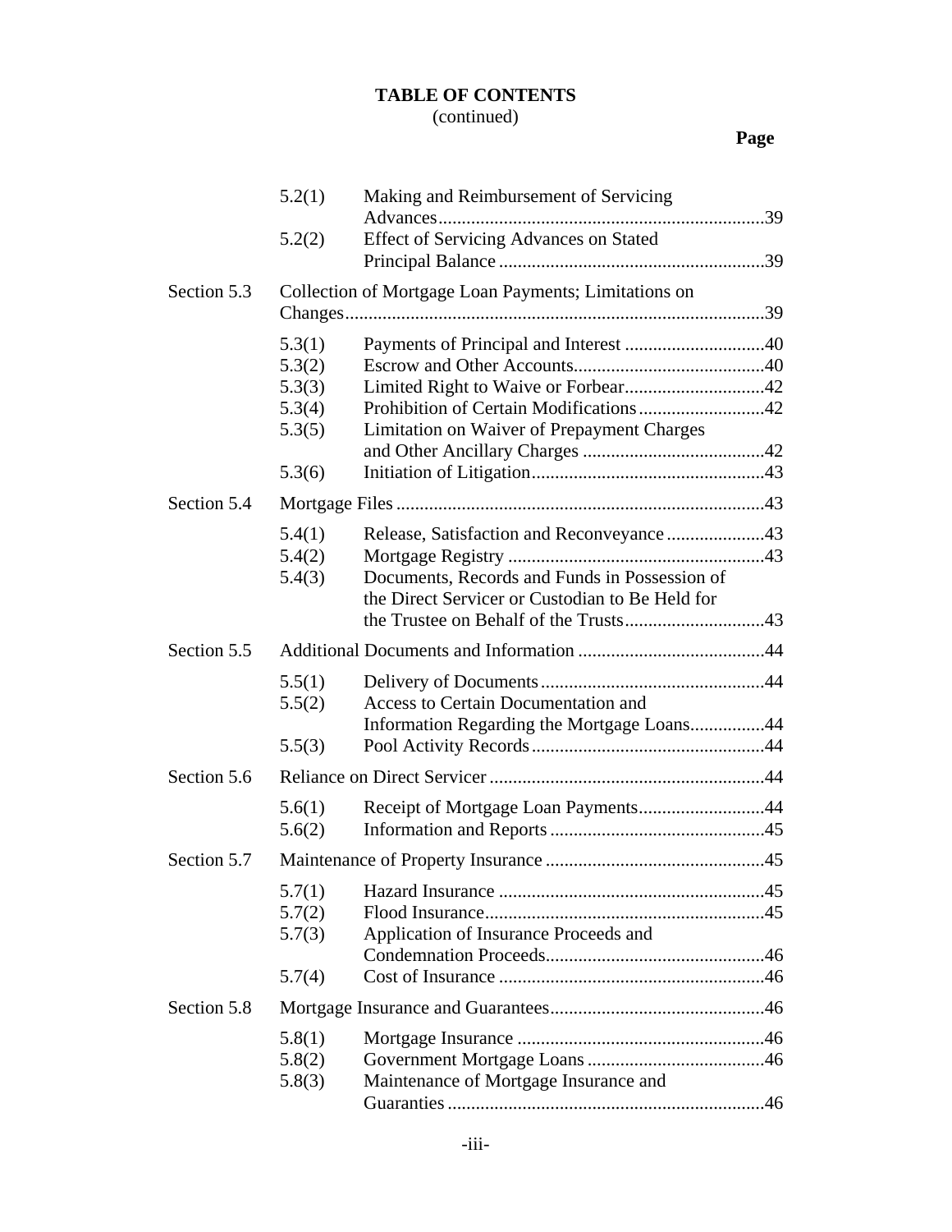# TABLE OF CONTENTS
(continued)

| | | | Page |
|---|---|---|---|
| | 5.2(1) | Making and Reimbursement of Servicing Advances | 39 |
| | 5.2(2) | Effect of Servicing Advances on Stated Principal Balance | 39 |
| Section 5.3 | Collection of Mortgage Loan Payments; Limitations on Changes | | 39 |
| | 5.3(1) | Payments of Principal and Interest | 40 |
| | 5.3(2) | Escrow and Other Accounts | 40 |
| | 5.3(3) | Limited Right to Waive or Forbear | 42 |
| | 5.3(4) | Prohibition of Certain Modifications | 42 |
| | 5.3(5) | Limitation on Waiver of Prepayment Charges and Other Ancillary Charges | 42 |
| | 5.3(6) | Initiation of Litigation | 43 |
| Section 5.4 | Mortgage Files | | 43 |
| | 5.4(1) | Release, Satisfaction and Reconveyance | 43 |
| | 5.4(2) | Mortgage Registry | 43 |
| | 5.4(3) | Documents, Records and Funds in Possession of the Direct Servicer or Custodian to Be Held for the Trustee on Behalf of the Trusts | 43 |
| Section 5.5 | Additional Documents and Information | | 44 |
| | 5.5(1) | Delivery of Documents | 44 |
| | 5.5(2) | Access to Certain Documentation and Information Regarding the Mortgage Loans | 44 |
| | 5.5(3) | Pool Activity Records | 44 |
| Section 5.6 | Reliance on Direct Servicer | | 44 |
| | 5.6(1) | Receipt of Mortgage Loan Payments | 44 |
| | 5.6(2) | Information and Reports | 45 |
| Section 5.7 | Maintenance of Property Insurance | | 45 |
| | 5.7(1) | Hazard Insurance | 45 |
| | 5.7(2) | Flood Insurance | 45 |
| | 5.7(3) | Application of Insurance Proceeds and Condemnation Proceeds | 46 |
| | 5.7(4) | Cost of Insurance | 46 |
| Section 5.8 | Mortgage Insurance and Guarantees | | 46 |
| | 5.8(1) | Mortgage Insurance | 46 |
| | 5.8(2) | Government Mortgage Loans | 46 |
| | 5.8(3) | Maintenance of Mortgage Insurance and Guaranties | 46 |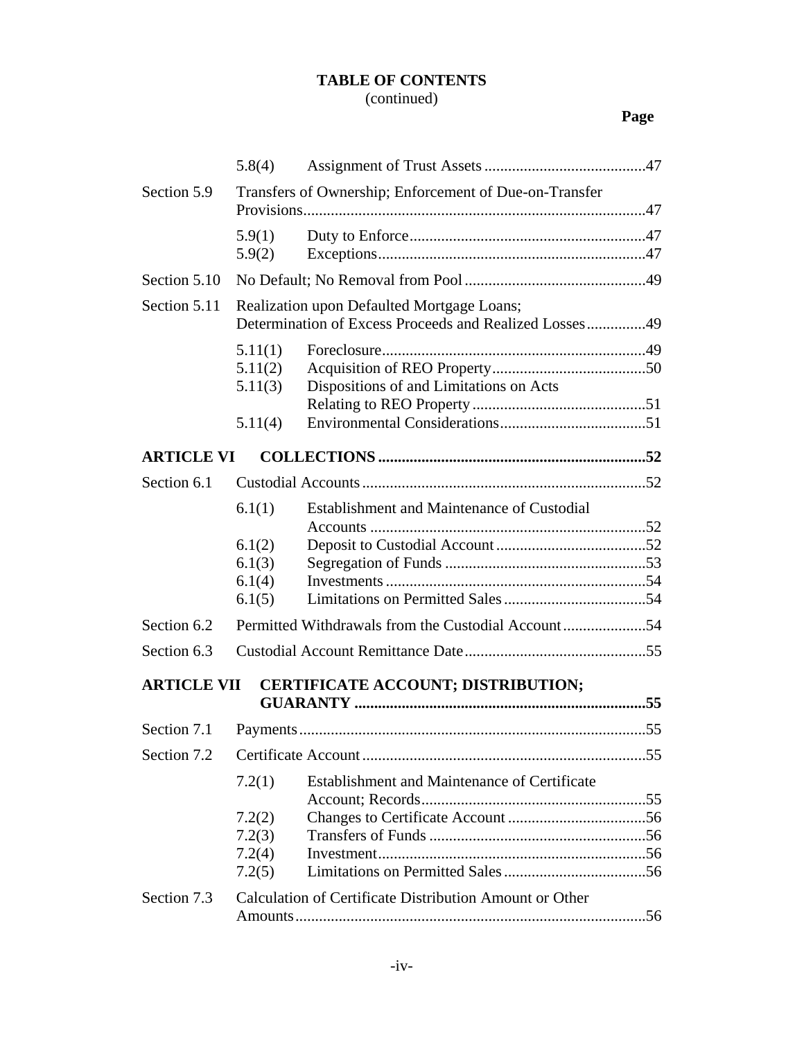**TABLE OF CONTENTS**
(continued)

| | | | **Page** |
|---|---|---|---|
| | 5.8(4) | Assignment of Trust Assets | 47 |
| Section 5.9 | Transfers of Ownership; Enforcement of Due-on-Transfer Provisions | | 47 |
| | 5.9(1) | Duty to Enforce | 47 |
| | 5.9(2) | Exceptions | 47 |
| Section 5.10 | No Default; No Removal from Pool | | 49 |
| Section 5.11 | Realization upon Defaulted Mortgage Loans; Determination of Excess Proceeds and Realized Losses | | 49 |
| | 5.11(1) | Foreclosure | 49 |
| | 5.11(2) | Acquisition of REO Property | 50 |
| | 5.11(3) | Dispositions of and Limitations on Acts Relating to REO Property | 51 |
| | 5.11(4) | Environmental Considerations | 51 |
| **ARTICLE VI** | **COLLECTIONS** | | **52** |
| Section 6.1 | Custodial Accounts | | 52 |
| | 6.1(1) | Establishment and Maintenance of Custodial Accounts | 52 |
| | 6.1(2) | Deposit to Custodial Account | 52 |
| | 6.1(3) | Segregation of Funds | 53 |
| | 6.1(4) | Investments | 54 |
| | 6.1(5) | Limitations on Permitted Sales | 54 |
| Section 6.2 | Permitted Withdrawals from the Custodial Account | | 54 |
| Section 6.3 | Custodial Account Remittance Date | | 55 |
| **ARTICLE VII** | **CERTIFICATE ACCOUNT; DISTRIBUTION; GUARANTY** | | **55** |
| Section 7.1 | Payments | | 55 |
| Section 7.2 | Certificate Account | | 55 |
| | 7.2(1) | Establishment and Maintenance of Certificate Account; Records | 55 |
| | 7.2(2) | Changes to Certificate Account | 56 |
| | 7.2(3) | Transfers of Funds | 56 |
| | 7.2(4) | Investment | 56 |
| | 7.2(5) | Limitations on Permitted Sales | 56 |
| Section 7.3 | Calculation of Certificate Distribution Amount or Other Amounts | | 56 |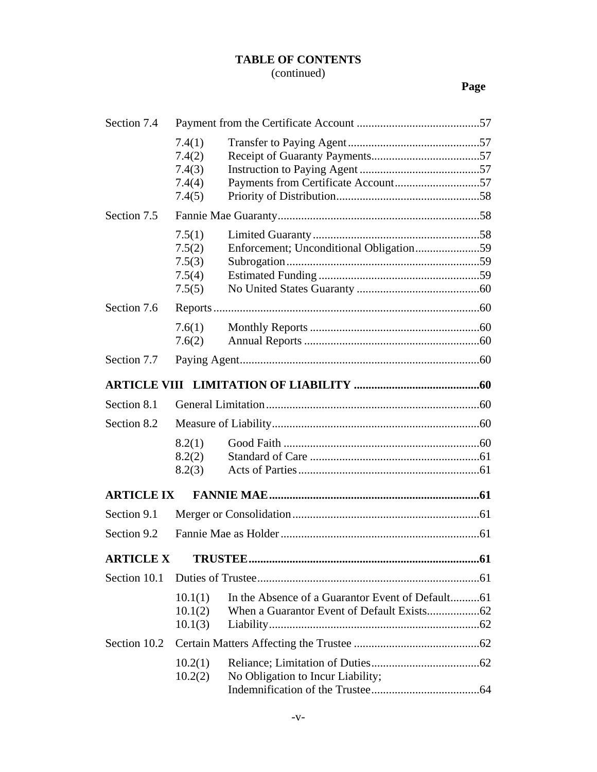# TABLE OF CONTENTS
(continued)

| | | | Page |
|---|---|---|---|
| Section 7.4 | Payment from the Certificate Account | | 57 |
| | 7.4(1) | Transfer to Paying Agent | 57 |
| | 7.4(2) | Receipt of Guaranty Payments | 57 |
| | 7.4(3) | Instruction to Paying Agent | 57 |
| | 7.4(4) | Payments from Certificate Account | 57 |
| | 7.4(5) | Priority of Distribution | 58 |
| Section 7.5 | Fannie Mae Guaranty | | 58 |
| | 7.5(1) | Limited Guaranty | 58 |
| | 7.5(2) | Enforcement; Unconditional Obligation | 59 |
| | 7.5(3) | Subrogation | 59 |
| | 7.5(4) | Estimated Funding | 59 |
| | 7.5(5) | No United States Guaranty | 60 |
| Section 7.6 | Reports | | 60 |
| | 7.6(1) | Monthly Reports | 60 |
| | 7.6(2) | Annual Reports | 60 |
| Section 7.7 | Paying Agent | | 60 |
| **ARTICLE VIII** | **LIMITATION OF LIABILITY** | | **60** |
| Section 8.1 | General Limitation | | 60 |
| Section 8.2 | Measure of Liability | | 60 |
| | 8.2(1) | Good Faith | 60 |
| | 8.2(2) | Standard of Care | 61 |
| | 8.2(3) | Acts of Parties | 61 |
| **ARTICLE IX** | **FANNIE MAE** | | **61** |
| Section 9.1 | Merger or Consolidation | | 61 |
| Section 9.2 | Fannie Mae as Holder | | 61 |
| **ARTICLE X** | **TRUSTEE** | | **61** |
| Section 10.1 | Duties of Trustee | | 61 |
| | 10.1(1) | In the Absence of a Guarantor Event of Default | 61 |
| | 10.1(2) | When a Guarantor Event of Default Exists | 62 |
| | 10.1(3) | Liability | 62 |
| Section 10.2 | Certain Matters Affecting the Trustee | | 62 |
| | 10.2(1) | Reliance; Limitation of Duties | 62 |
| | 10.2(2) | No Obligation to Incur Liability; Indemnification of the Trustee | 64 |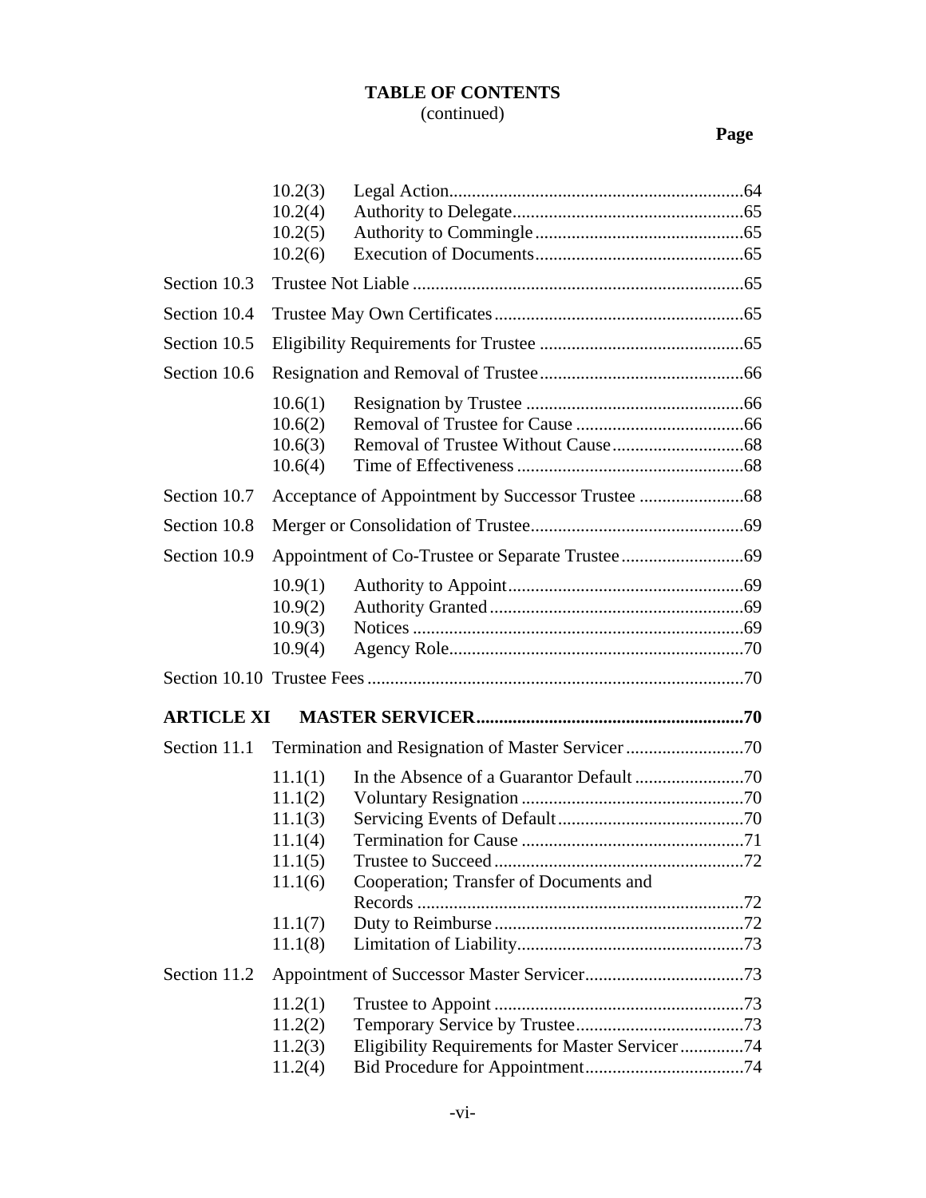**TABLE OF CONTENTS**
(continued)

| | | | Page |
|---|---|---|---|
| | 10.2(3) | Legal Action | 64 |
| | 10.2(4) | Authority to Delegate | 65 |
| | 10.2(5) | Authority to Commingle | 65 |
| | 10.2(6) | Execution of Documents | 65 |
| Section 10.3 | Trustee Not Liable | | 65 |
| Section 10.4 | Trustee May Own Certificates | | 65 |
| Section 10.5 | Eligibility Requirements for Trustee | | 65 |
| Section 10.6 | Resignation and Removal of Trustee | | 66 |
| | 10.6(1) | Resignation by Trustee | 66 |
| | 10.6(2) | Removal of Trustee for Cause | 66 |
| | 10.6(3) | Removal of Trustee Without Cause | 68 |
| | 10.6(4) | Time of Effectiveness | 68 |
| Section 10.7 | Acceptance of Appointment by Successor Trustee | | 68 |
| Section 10.8 | Merger or Consolidation of Trustee | | 69 |
| Section 10.9 | Appointment of Co-Trustee or Separate Trustee | | 69 |
| | 10.9(1) | Authority to Appoint | 69 |
| | 10.9(2) | Authority Granted | 69 |
| | 10.9(3) | Notices | 69 |
| | 10.9(4) | Agency Role | 70 |
| Section 10.10 | Trustee Fees | | 70 |
| **ARTICLE XI** | **MASTER SERVICER** | | **70** |
| Section 11.1 | Termination and Resignation of Master Servicer | | 70 |
| | 11.1(1) | In the Absence of a Guarantor Default | 70 |
| | 11.1(2) | Voluntary Resignation | 70 |
| | 11.1(3) | Servicing Events of Default | 70 |
| | 11.1(4) | Termination for Cause | 71 |
| | 11.1(5) | Trustee to Succeed | 72 |
| | 11.1(6) | Cooperation; Transfer of Documents and Records | 72 |
| | 11.1(7) | Duty to Reimburse | 72 |
| | 11.1(8) | Limitation of Liability | 73 |
| Section 11.2 | Appointment of Successor Master Servicer | | 73 |
| | 11.2(1) | Trustee to Appoint | 73 |
| | 11.2(2) | Temporary Service by Trustee | 73 |
| | 11.2(3) | Eligibility Requirements for Master Servicer | 74 |
| | 11.2(4) | Bid Procedure for Appointment | 74 |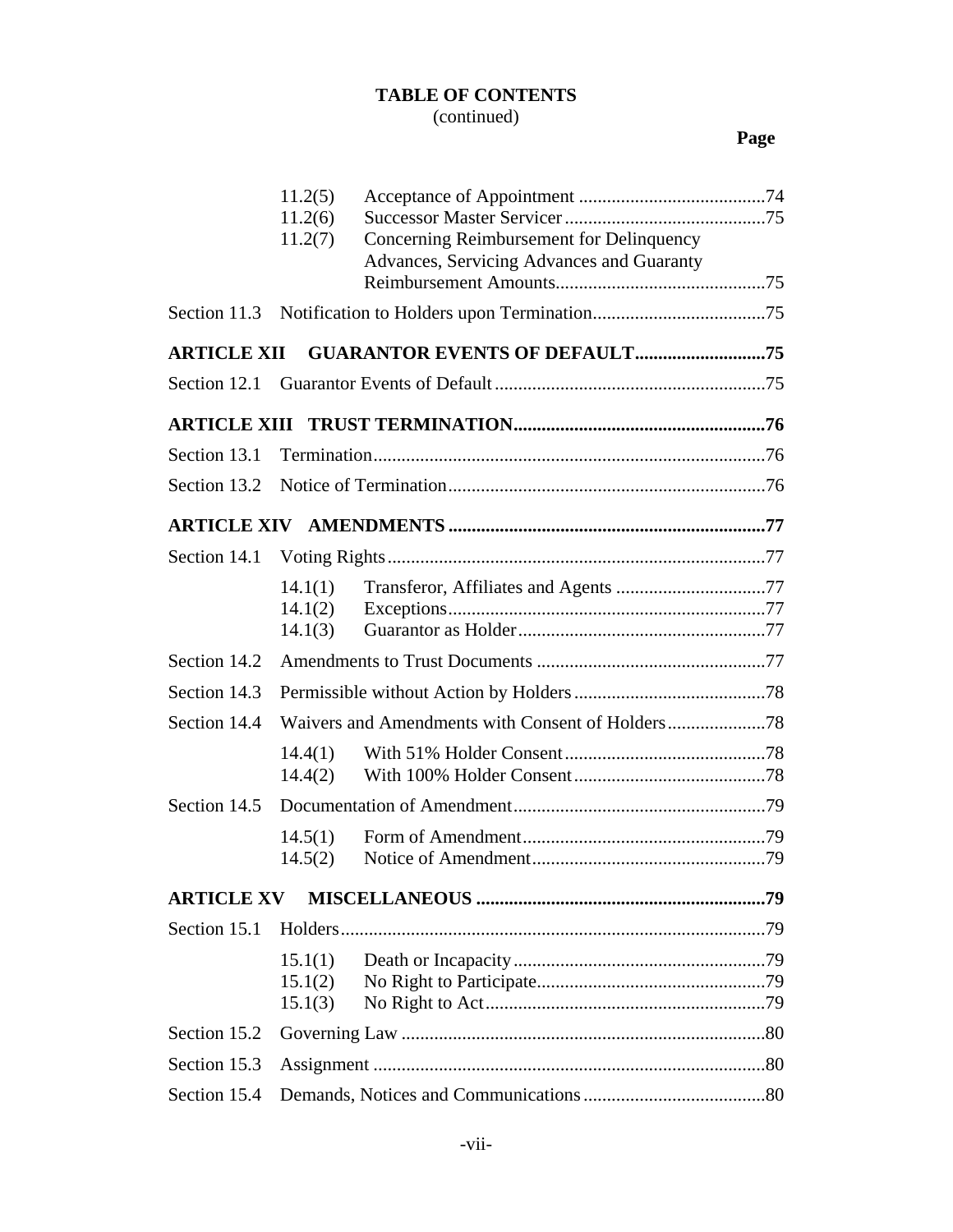**TABLE OF CONTENTS**
(continued)

| | | | **Page** |
|---|---|---|---|
| | 11.2(5) | Acceptance of Appointment | 74 |
| | 11.2(6) | Successor Master Servicer | 75 |
| | 11.2(7) | Concerning Reimbursement for Delinquency Advances, Servicing Advances and Guaranty Reimbursement Amounts | 75 |
| Section 11.3 | Notification to Holders upon Termination | | 75 |
| **ARTICLE XII** | **GUARANTOR EVENTS OF DEFAULT** | | **75** |
| Section 12.1 | Guarantor Events of Default | | 75 |
| **ARTICLE XIII** | **TRUST TERMINATION** | | **76** |
| Section 13.1 | Termination | | 76 |
| Section 13.2 | Notice of Termination | | 76 |
| **ARTICLE XIV** | **AMENDMENTS** | | **77** |
| Section 14.1 | Voting Rights | | 77 |
| | 14.1(1) | Transferor, Affiliates and Agents | 77 |
| | 14.1(2) | Exceptions | 77 |
| | 14.1(3) | Guarantor as Holder | 77 |
| Section 14.2 | Amendments to Trust Documents | | 77 |
| Section 14.3 | Permissible without Action by Holders | | 78 |
| Section 14.4 | Waivers and Amendments with Consent of Holders | | 78 |
| | 14.4(1) | With 51% Holder Consent | 78 |
| | 14.4(2) | With 100% Holder Consent | 78 |
| Section 14.5 | Documentation of Amendment | | 79 |
| | 14.5(1) | Form of Amendment | 79 |
| | 14.5(2) | Notice of Amendment | 79 |
| **ARTICLE XV** | **MISCELLANEOUS** | | **79** |
| Section 15.1 | Holders | | 79 |
| | 15.1(1) | Death or Incapacity | 79 |
| | 15.1(2) | No Right to Participate | 79 |
| | 15.1(3) | No Right to Act | 79 |
| Section 15.2 | Governing Law | | 80 |
| Section 15.3 | Assignment | | 80 |
| Section 15.4 | Demands, Notices and Communications | | 80 |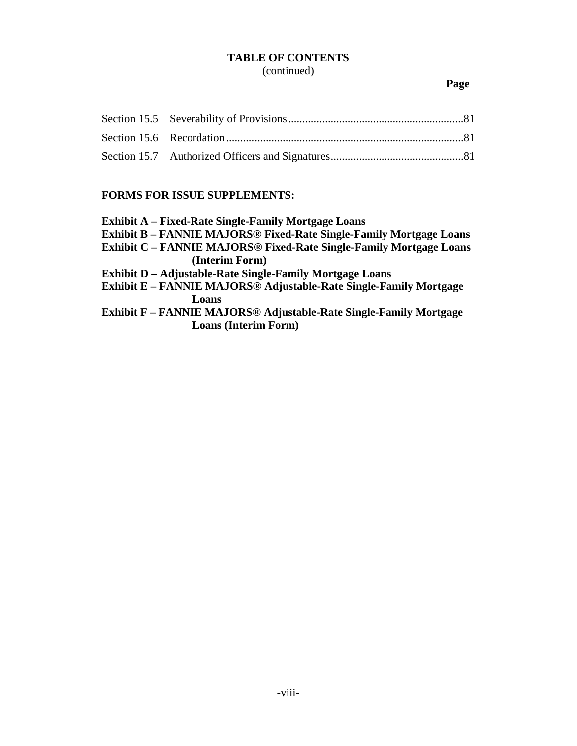## TABLE OF CONTENTS
(continued)

| | | Page |
|---|---|---|
| Section 15.5 | Severability of Provisions | 81 |
| Section 15.6 | Recordation | 81 |
| Section 15.7 | Authorized Officers and Signatures | 81 |

**FORMS FOR ISSUE SUPPLEMENTS:**

**Exhibit A – Fixed-Rate Single-Family Mortgage Loans**
**Exhibit B – FANNIE MAJORS® Fixed-Rate Single-Family Mortgage Loans**
**Exhibit C – FANNIE MAJORS® Fixed-Rate Single-Family Mortgage Loans (Interim Form)**
**Exhibit D – Adjustable-Rate Single-Family Mortgage Loans**
**Exhibit E – FANNIE MAJORS® Adjustable-Rate Single-Family Mortgage Loans**
**Exhibit F – FANNIE MAJORS® Adjustable-Rate Single-Family Mortgage Loans (Interim Form)**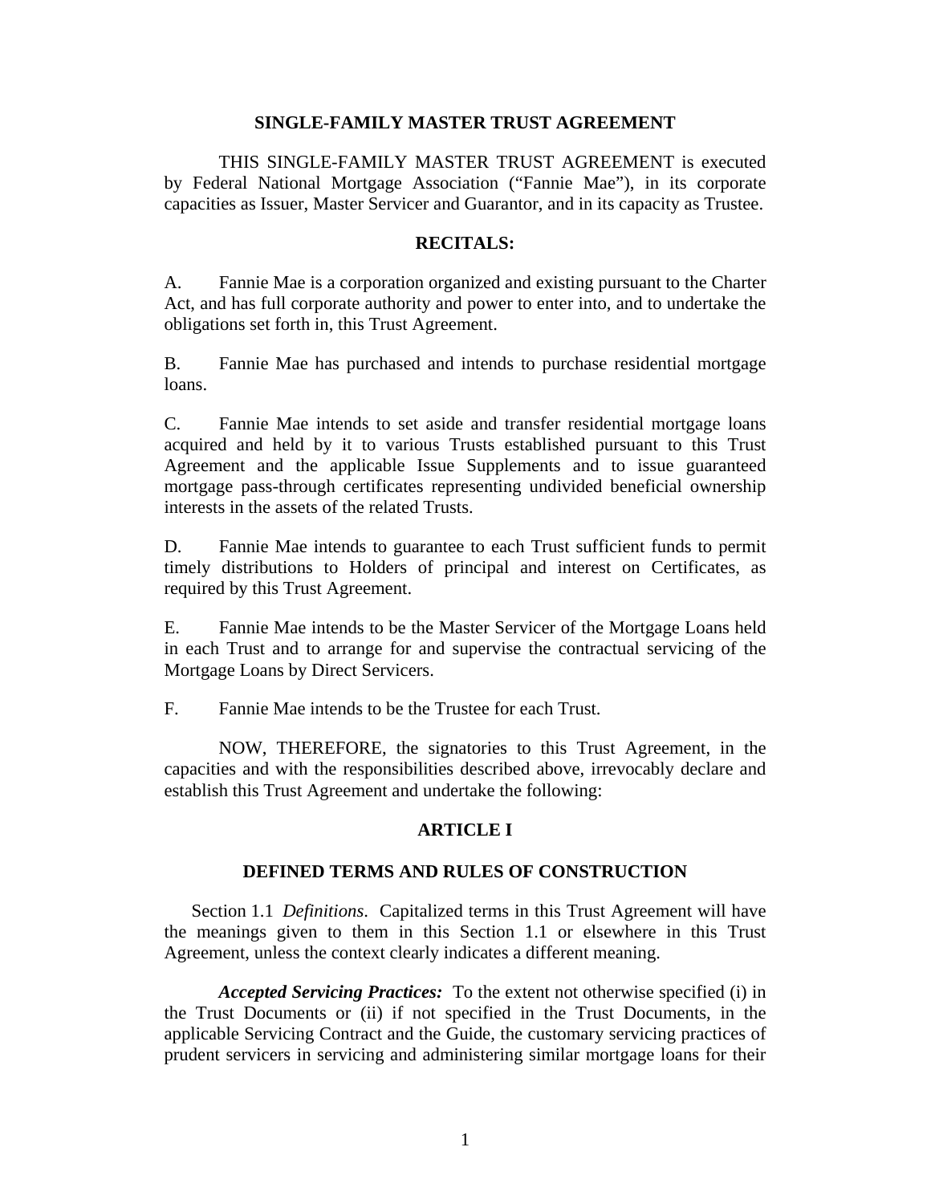# SINGLE-FAMILY MASTER TRUST AGREEMENT

THIS SINGLE-FAMILY MASTER TRUST AGREEMENT is executed by Federal National Mortgage Association ("Fannie Mae"), in its corporate capacities as Issuer, Master Servicer and Guarantor, and in its capacity as Trustee.

## RECITALS:

A. Fannie Mae is a corporation organized and existing pursuant to the Charter Act, and has full corporate authority and power to enter into, and to undertake the obligations set forth in, this Trust Agreement.

B. Fannie Mae has purchased and intends to purchase residential mortgage loans.

C. Fannie Mae intends to set aside and transfer residential mortgage loans acquired and held by it to various Trusts established pursuant to this Trust Agreement and the applicable Issue Supplements and to issue guaranteed mortgage pass-through certificates representing undivided beneficial ownership interests in the assets of the related Trusts.

D. Fannie Mae intends to guarantee to each Trust sufficient funds to permit timely distributions to Holders of principal and interest on Certificates, as required by this Trust Agreement.

E. Fannie Mae intends to be the Master Servicer of the Mortgage Loans held in each Trust and to arrange for and supervise the contractual servicing of the Mortgage Loans by Direct Servicers.

F. Fannie Mae intends to be the Trustee for each Trust.

NOW, THEREFORE, the signatories to this Trust Agreement, in the capacities and with the responsibilities described above, irrevocably declare and establish this Trust Agreement and undertake the following:

## ARTICLE I

## DEFINED TERMS AND RULES OF CONSTRUCTION

Section 1.1 *Definitions*. Capitalized terms in this Trust Agreement will have the meanings given to them in this Section 1.1 or elsewhere in this Trust Agreement, unless the context clearly indicates a different meaning.

***Accepted Servicing Practices:*** To the extent not otherwise specified (i) in the Trust Documents or (ii) if not specified in the Trust Documents, in the applicable Servicing Contract and the Guide, the customary servicing practices of prudent servicers in servicing and administering similar mortgage loans for their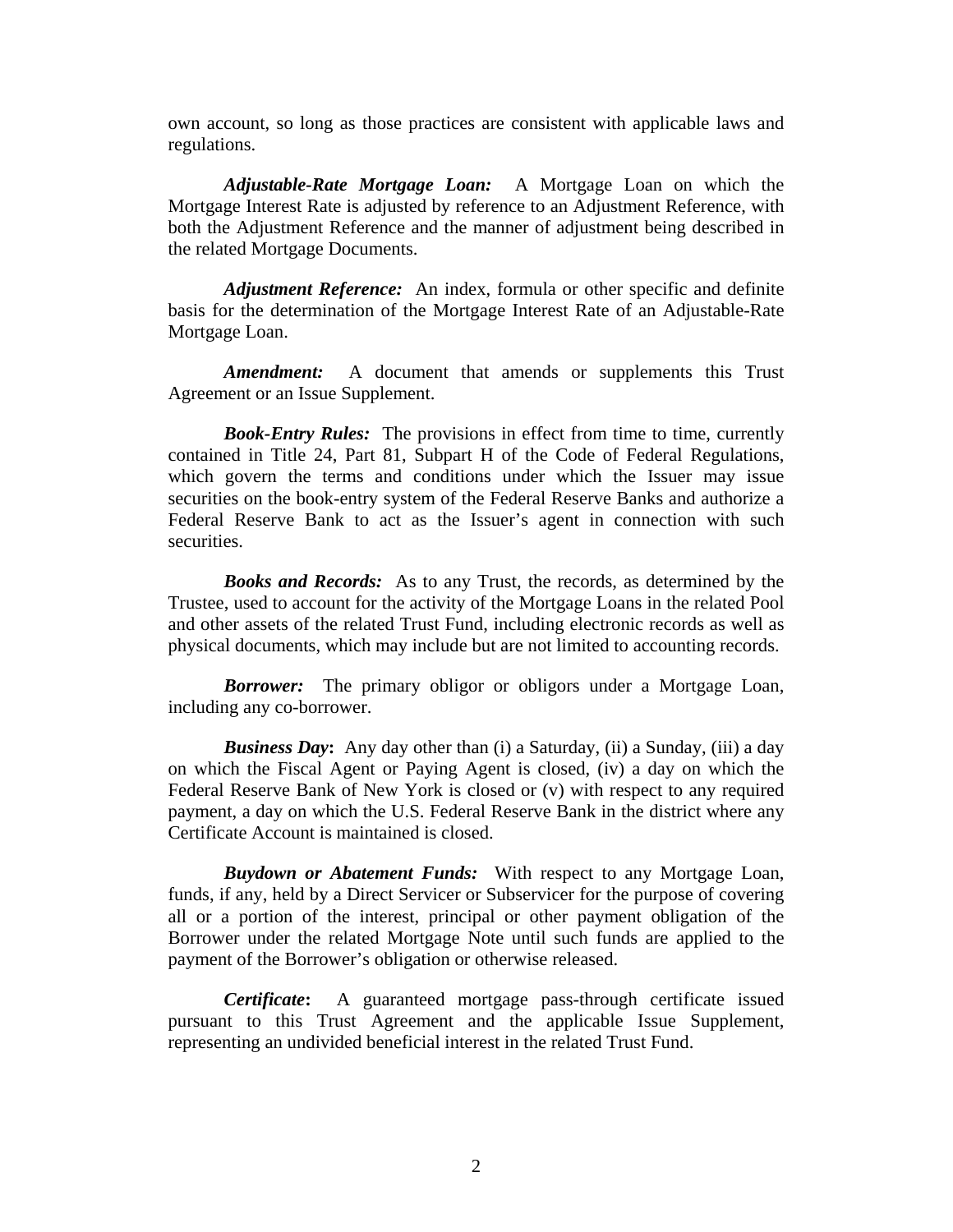own account, so long as those practices are consistent with applicable laws and regulations.

***Adjustable-Rate Mortgage Loan:*** A Mortgage Loan on which the Mortgage Interest Rate is adjusted by reference to an Adjustment Reference, with both the Adjustment Reference and the manner of adjustment being described in the related Mortgage Documents.

***Adjustment Reference:*** An index, formula or other specific and definite basis for the determination of the Mortgage Interest Rate of an Adjustable-Rate Mortgage Loan.

***Amendment:*** A document that amends or supplements this Trust Agreement or an Issue Supplement.

***Book-Entry Rules:*** The provisions in effect from time to time, currently contained in Title 24, Part 81, Subpart H of the Code of Federal Regulations, which govern the terms and conditions under which the Issuer may issue securities on the book-entry system of the Federal Reserve Banks and authorize a Federal Reserve Bank to act as the Issuer's agent in connection with such securities.

***Books and Records:*** As to any Trust, the records, as determined by the Trustee, used to account for the activity of the Mortgage Loans in the related Pool and other assets of the related Trust Fund, including electronic records as well as physical documents, which may include but are not limited to accounting records.

***Borrower:*** The primary obligor or obligors under a Mortgage Loan, including any co-borrower.

***Business Day*****:** Any day other than (i) a Saturday, (ii) a Sunday, (iii) a day on which the Fiscal Agent or Paying Agent is closed, (iv) a day on which the Federal Reserve Bank of New York is closed or (v) with respect to any required payment, a day on which the U.S. Federal Reserve Bank in the district where any Certificate Account is maintained is closed.

***Buydown or Abatement Funds:*** With respect to any Mortgage Loan, funds, if any, held by a Direct Servicer or Subservicer for the purpose of covering all or a portion of the interest, principal or other payment obligation of the Borrower under the related Mortgage Note until such funds are applied to the payment of the Borrower's obligation or otherwise released.

***Certificate*****:** A guaranteed mortgage pass-through certificate issued pursuant to this Trust Agreement and the applicable Issue Supplement, representing an undivided beneficial interest in the related Trust Fund.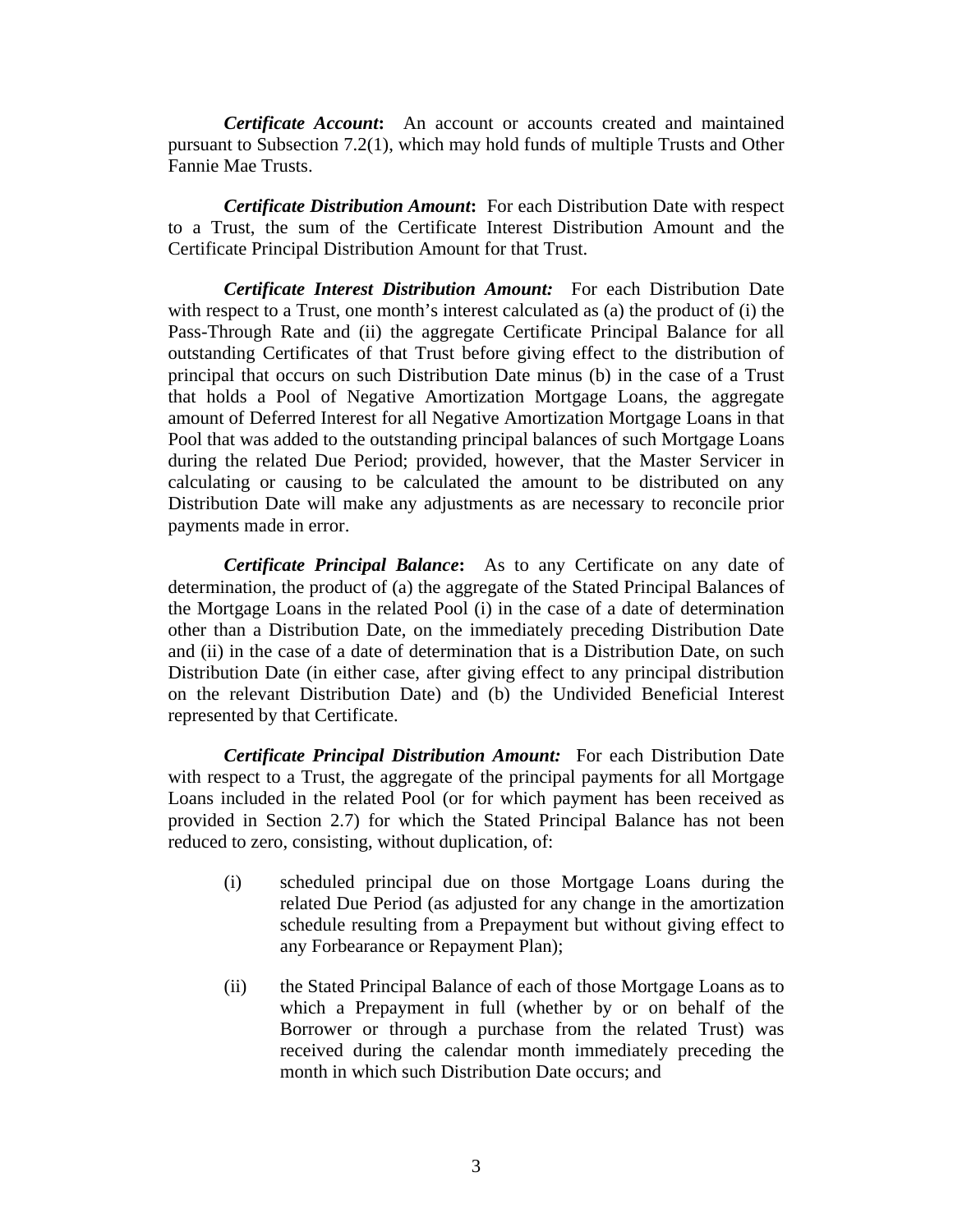***Certificate Account*****:** An account or accounts created and maintained pursuant to Subsection 7.2(1), which may hold funds of multiple Trusts and Other Fannie Mae Trusts.

***Certificate Distribution Amount*****:** For each Distribution Date with respect to a Trust, the sum of the Certificate Interest Distribution Amount and the Certificate Principal Distribution Amount for that Trust.

***Certificate Interest Distribution Amount:*** For each Distribution Date with respect to a Trust, one month's interest calculated as (a) the product of (i) the Pass-Through Rate and (ii) the aggregate Certificate Principal Balance for all outstanding Certificates of that Trust before giving effect to the distribution of principal that occurs on such Distribution Date minus (b) in the case of a Trust that holds a Pool of Negative Amortization Mortgage Loans, the aggregate amount of Deferred Interest for all Negative Amortization Mortgage Loans in that Pool that was added to the outstanding principal balances of such Mortgage Loans during the related Due Period; provided, however, that the Master Servicer in calculating or causing to be calculated the amount to be distributed on any Distribution Date will make any adjustments as are necessary to reconcile prior payments made in error.

***Certificate Principal Balance*****:** As to any Certificate on any date of determination, the product of (a) the aggregate of the Stated Principal Balances of the Mortgage Loans in the related Pool (i) in the case of a date of determination other than a Distribution Date, on the immediately preceding Distribution Date and (ii) in the case of a date of determination that is a Distribution Date, on such Distribution Date (in either case, after giving effect to any principal distribution on the relevant Distribution Date) and (b) the Undivided Beneficial Interest represented by that Certificate.

***Certificate Principal Distribution Amount:*** For each Distribution Date with respect to a Trust, the aggregate of the principal payments for all Mortgage Loans included in the related Pool (or for which payment has been received as provided in Section 2.7) for which the Stated Principal Balance has not been reduced to zero, consisting, without duplication, of:

(i) scheduled principal due on those Mortgage Loans during the related Due Period (as adjusted for any change in the amortization schedule resulting from a Prepayment but without giving effect to any Forbearance or Repayment Plan);

(ii) the Stated Principal Balance of each of those Mortgage Loans as to which a Prepayment in full (whether by or on behalf of the Borrower or through a purchase from the related Trust) was received during the calendar month immediately preceding the month in which such Distribution Date occurs; and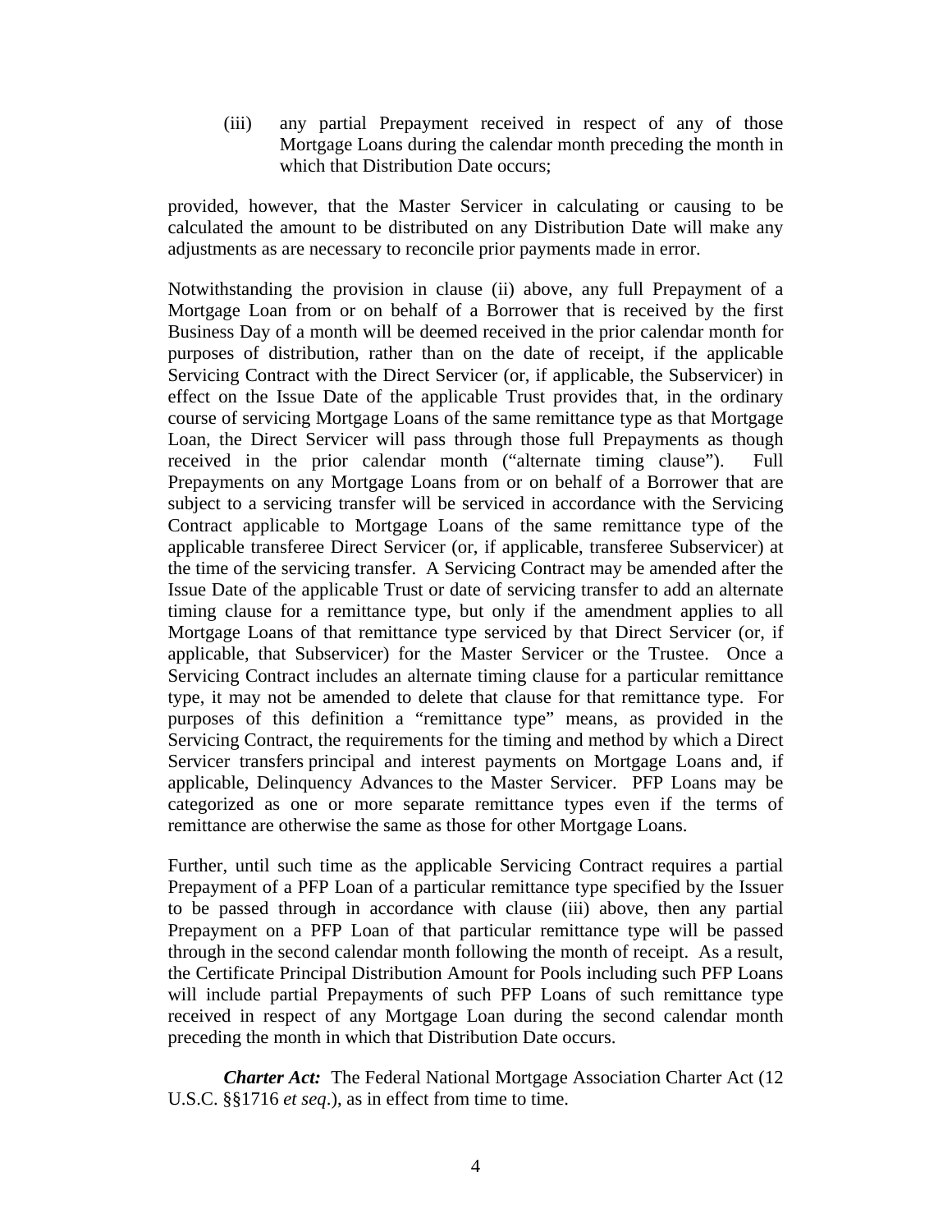(iii) any partial Prepayment received in respect of any of those Mortgage Loans during the calendar month preceding the month in which that Distribution Date occurs;

provided, however, that the Master Servicer in calculating or causing to be calculated the amount to be distributed on any Distribution Date will make any adjustments as are necessary to reconcile prior payments made in error.

Notwithstanding the provision in clause (ii) above, any full Prepayment of a Mortgage Loan from or on behalf of a Borrower that is received by the first Business Day of a month will be deemed received in the prior calendar month for purposes of distribution, rather than on the date of receipt, if the applicable Servicing Contract with the Direct Servicer (or, if applicable, the Subservicer) in effect on the Issue Date of the applicable Trust provides that, in the ordinary course of servicing Mortgage Loans of the same remittance type as that Mortgage Loan, the Direct Servicer will pass through those full Prepayments as though received in the prior calendar month ("alternate timing clause"). Full Prepayments on any Mortgage Loans from or on behalf of a Borrower that are subject to a servicing transfer will be serviced in accordance with the Servicing Contract applicable to Mortgage Loans of the same remittance type of the applicable transferee Direct Servicer (or, if applicable, transferee Subservicer) at the time of the servicing transfer. A Servicing Contract may be amended after the Issue Date of the applicable Trust or date of servicing transfer to add an alternate timing clause for a remittance type, but only if the amendment applies to all Mortgage Loans of that remittance type serviced by that Direct Servicer (or, if applicable, that Subservicer) for the Master Servicer or the Trustee. Once a Servicing Contract includes an alternate timing clause for a particular remittance type, it may not be amended to delete that clause for that remittance type. For purposes of this definition a "remittance type" means, as provided in the Servicing Contract, the requirements for the timing and method by which a Direct Servicer transfers principal and interest payments on Mortgage Loans and, if applicable, Delinquency Advances to the Master Servicer. PFP Loans may be categorized as one or more separate remittance types even if the terms of remittance are otherwise the same as those for other Mortgage Loans.

Further, until such time as the applicable Servicing Contract requires a partial Prepayment of a PFP Loan of a particular remittance type specified by the Issuer to be passed through in accordance with clause (iii) above, then any partial Prepayment on a PFP Loan of that particular remittance type will be passed through in the second calendar month following the month of receipt. As a result, the Certificate Principal Distribution Amount for Pools including such PFP Loans will include partial Prepayments of such PFP Loans of such remittance type received in respect of any Mortgage Loan during the second calendar month preceding the month in which that Distribution Date occurs.

***Charter Act:*** The Federal National Mortgage Association Charter Act (12 U.S.C. §§1716 *et seq*.), as in effect from time to time.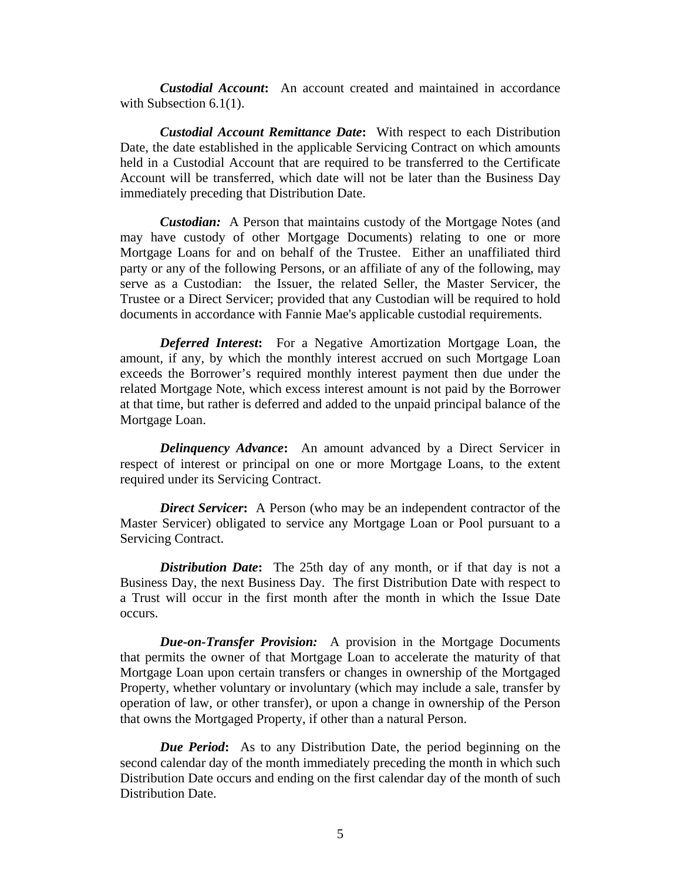***Custodial Account*****:** An account created and maintained in accordance with Subsection 6.1(1).

***Custodial Account Remittance Date*****:** With respect to each Distribution Date, the date established in the applicable Servicing Contract on which amounts held in a Custodial Account that are required to be transferred to the Certificate Account will be transferred, which date will not be later than the Business Day immediately preceding that Distribution Date.

***Custodian:*** A Person that maintains custody of the Mortgage Notes (and may have custody of other Mortgage Documents) relating to one or more Mortgage Loans for and on behalf of the Trustee. Either an unaffiliated third party or any of the following Persons, or an affiliate of any of the following, may serve as a Custodian: the Issuer, the related Seller, the Master Servicer, the Trustee or a Direct Servicer; provided that any Custodian will be required to hold documents in accordance with Fannie Mae's applicable custodial requirements.

***Deferred Interest*****:** For a Negative Amortization Mortgage Loan, the amount, if any, by which the monthly interest accrued on such Mortgage Loan exceeds the Borrower's required monthly interest payment then due under the related Mortgage Note, which excess interest amount is not paid by the Borrower at that time, but rather is deferred and added to the unpaid principal balance of the Mortgage Loan.

***Delinquency Advance*****:** An amount advanced by a Direct Servicer in respect of interest or principal on one or more Mortgage Loans, to the extent required under its Servicing Contract.

***Direct Servicer*****:** A Person (who may be an independent contractor of the Master Servicer) obligated to service any Mortgage Loan or Pool pursuant to a Servicing Contract.

***Distribution Date*****:** The 25th day of any month, or if that day is not a Business Day, the next Business Day. The first Distribution Date with respect to a Trust will occur in the first month after the month in which the Issue Date occurs.

***Due-on-Transfer Provision:*** A provision in the Mortgage Documents that permits the owner of that Mortgage Loan to accelerate the maturity of that Mortgage Loan upon certain transfers or changes in ownership of the Mortgaged Property, whether voluntary or involuntary (which may include a sale, transfer by operation of law, or other transfer), or upon a change in ownership of the Person that owns the Mortgaged Property, if other than a natural Person.

***Due Period*****:** As to any Distribution Date, the period beginning on the second calendar day of the month immediately preceding the month in which such Distribution Date occurs and ending on the first calendar day of the month of such Distribution Date.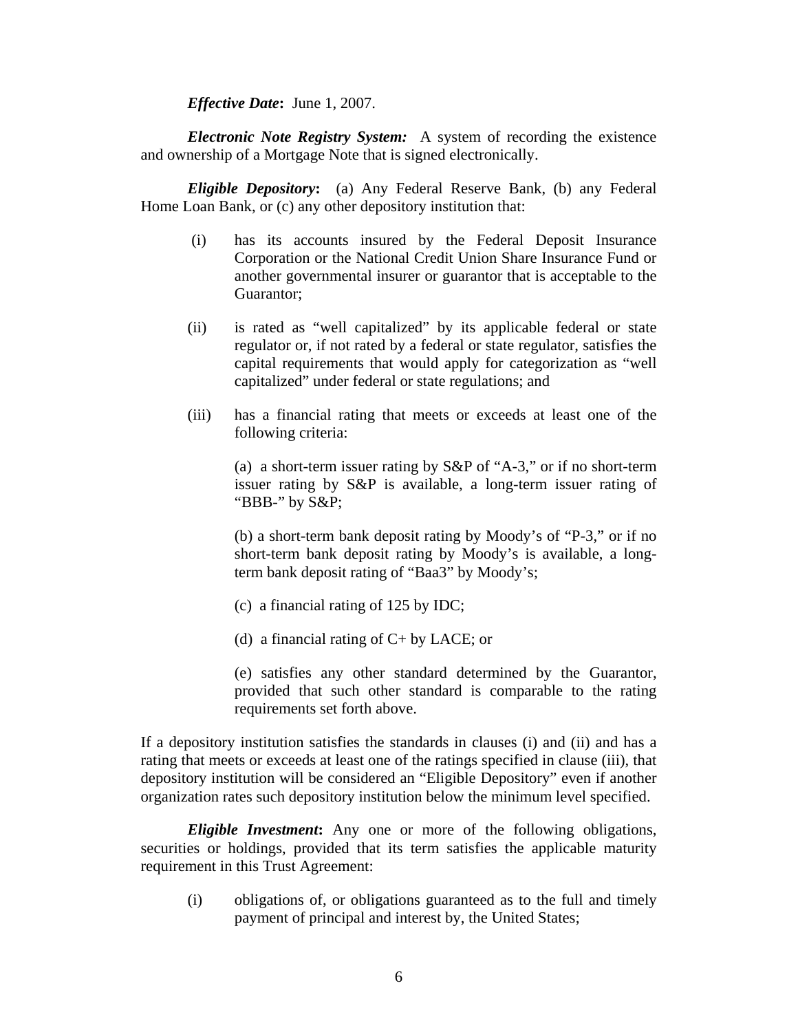*Effective Date***:** June 1, 2007.

*Electronic Note Registry System:* A system of recording the existence and ownership of a Mortgage Note that is signed electronically.

*Eligible Depository***:** (a) Any Federal Reserve Bank, (b) any Federal Home Loan Bank, or (c) any other depository institution that:

(i) has its accounts insured by the Federal Deposit Insurance Corporation or the National Credit Union Share Insurance Fund or another governmental insurer or guarantor that is acceptable to the Guarantor;

(ii) is rated as "well capitalized" by its applicable federal or state regulator or, if not rated by a federal or state regulator, satisfies the capital requirements that would apply for categorization as "well capitalized" under federal or state regulations; and

(iii) has a financial rating that meets or exceeds at least one of the following criteria:

(a) a short-term issuer rating by S&P of "A-3," or if no short-term issuer rating by S&P is available, a long-term issuer rating of "BBB-" by S&P;

(b) a short-term bank deposit rating by Moody's of "P-3," or if no short-term bank deposit rating by Moody's is available, a long-term bank deposit rating of "Baa3" by Moody's;

(c) a financial rating of 125 by IDC;

(d) a financial rating of C+ by LACE; or

(e) satisfies any other standard determined by the Guarantor, provided that such other standard is comparable to the rating requirements set forth above.

If a depository institution satisfies the standards in clauses (i) and (ii) and has a rating that meets or exceeds at least one of the ratings specified in clause (iii), that depository institution will be considered an "Eligible Depository" even if another organization rates such depository institution below the minimum level specified.

*Eligible Investment***:** Any one or more of the following obligations, securities or holdings, provided that its term satisfies the applicable maturity requirement in this Trust Agreement:

(i) obligations of, or obligations guaranteed as to the full and timely payment of principal and interest by, the United States;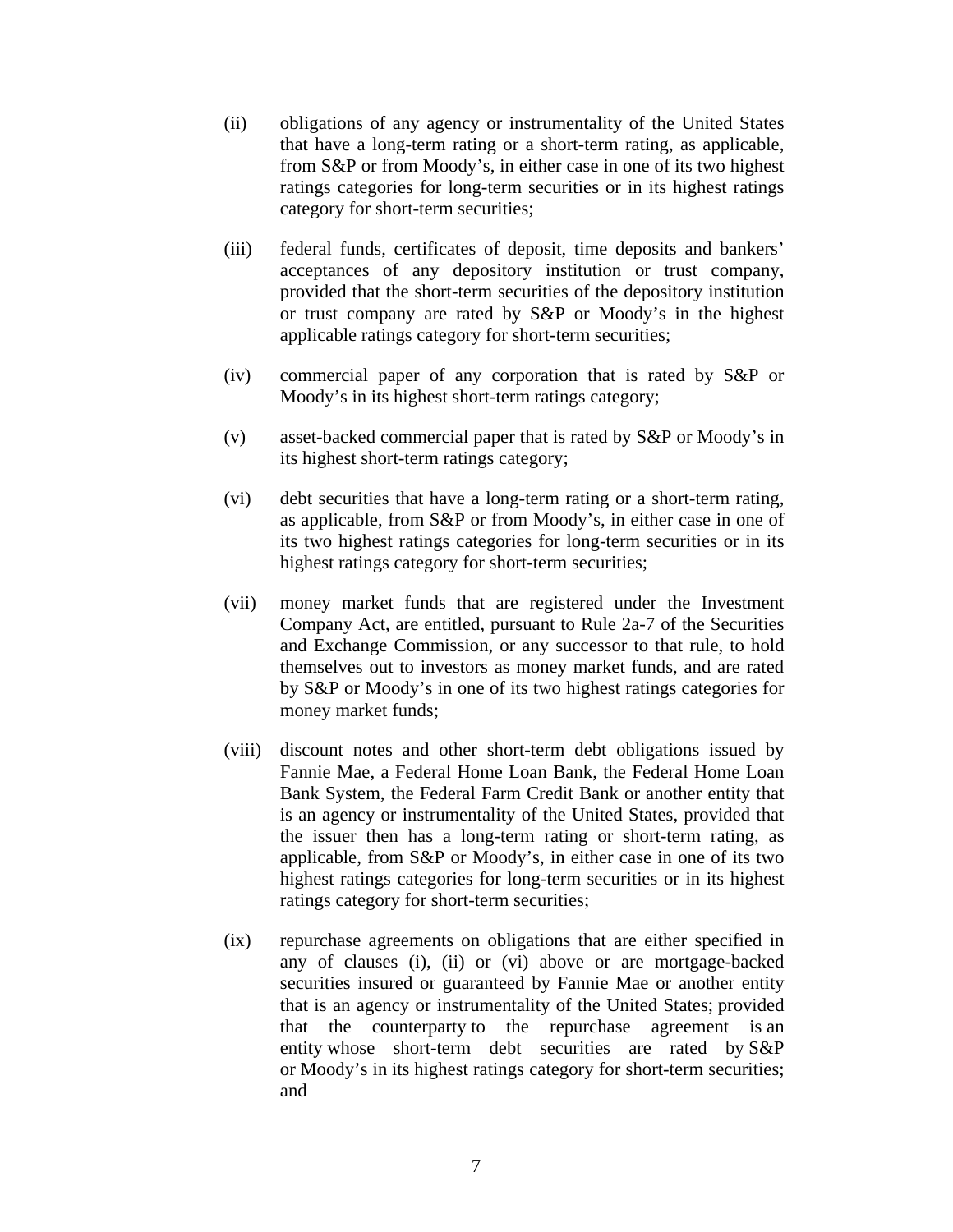(ii) obligations of any agency or instrumentality of the United States that have a long-term rating or a short-term rating, as applicable, from S&P or from Moody's, in either case in one of its two highest ratings categories for long-term securities or in its highest ratings category for short-term securities;

(iii) federal funds, certificates of deposit, time deposits and bankers' acceptances of any depository institution or trust company, provided that the short-term securities of the depository institution or trust company are rated by S&P or Moody's in the highest applicable ratings category for short-term securities;

(iv) commercial paper of any corporation that is rated by S&P or Moody's in its highest short-term ratings category;

(v) asset-backed commercial paper that is rated by S&P or Moody's in its highest short-term ratings category;

(vi) debt securities that have a long-term rating or a short-term rating, as applicable, from S&P or from Moody's, in either case in one of its two highest ratings categories for long-term securities or in its highest ratings category for short-term securities;

(vii) money market funds that are registered under the Investment Company Act, are entitled, pursuant to Rule 2a-7 of the Securities and Exchange Commission, or any successor to that rule, to hold themselves out to investors as money market funds, and are rated by S&P or Moody's in one of its two highest ratings categories for money market funds;

(viii) discount notes and other short-term debt obligations issued by Fannie Mae, a Federal Home Loan Bank, the Federal Home Loan Bank System, the Federal Farm Credit Bank or another entity that is an agency or instrumentality of the United States, provided that the issuer then has a long-term rating or short-term rating, as applicable, from S&P or Moody's, in either case in one of its two highest ratings categories for long-term securities or in its highest ratings category for short-term securities;

(ix) repurchase agreements on obligations that are either specified in any of clauses (i), (ii) or (vi) above or are mortgage-backed securities insured or guaranteed by Fannie Mae or another entity that is an agency or instrumentality of the United States; provided that the counterparty to the repurchase agreement is an entity whose short-term debt securities are rated by S&P or Moody's in its highest ratings category for short-term securities; and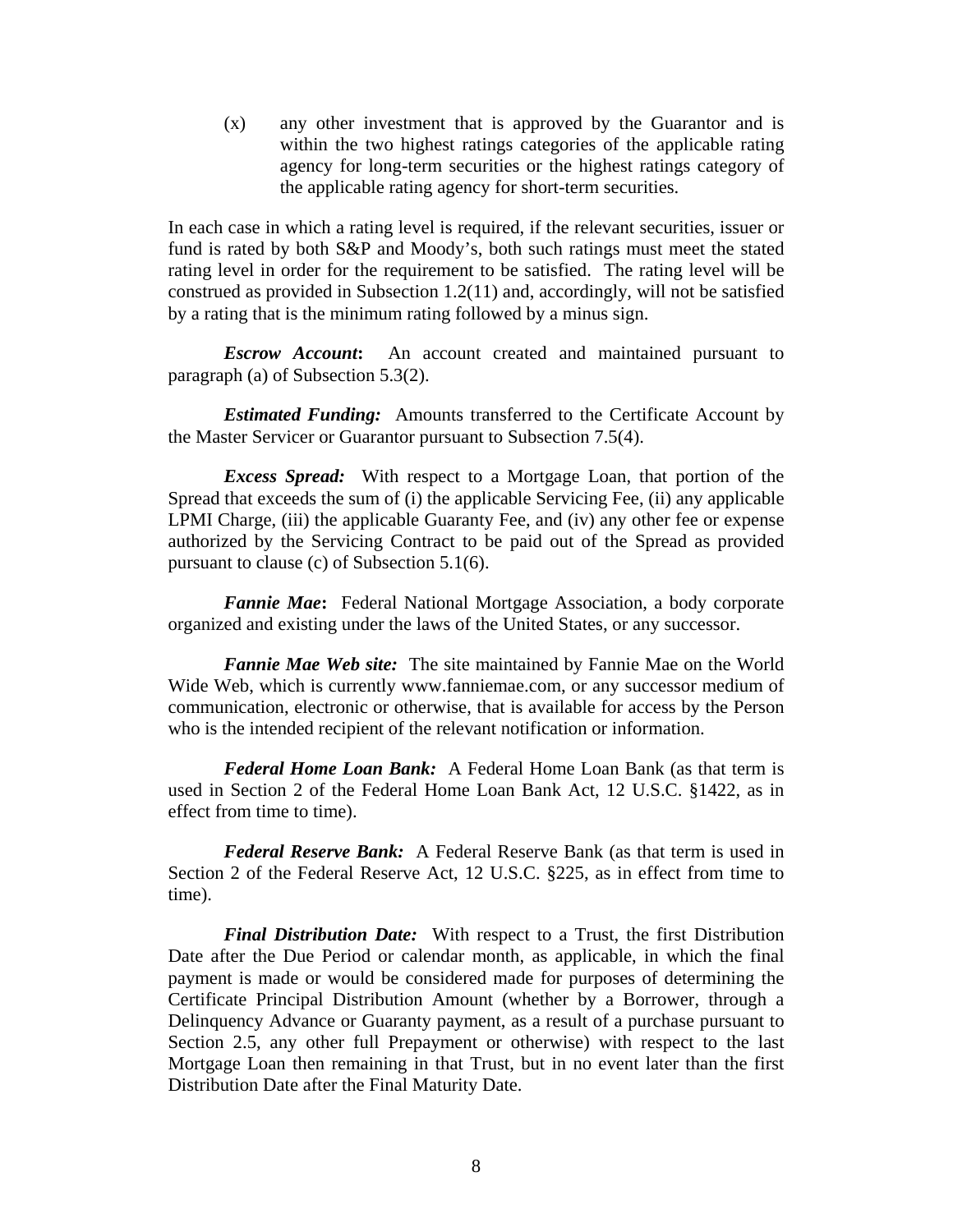(x) any other investment that is approved by the Guarantor and is within the two highest ratings categories of the applicable rating agency for long-term securities or the highest ratings category of the applicable rating agency for short-term securities.

In each case in which a rating level is required, if the relevant securities, issuer or fund is rated by both S&P and Moody's, both such ratings must meet the stated rating level in order for the requirement to be satisfied. The rating level will be construed as provided in Subsection 1.2(11) and, accordingly, will not be satisfied by a rating that is the minimum rating followed by a minus sign.

***Escrow Account*:** An account created and maintained pursuant to paragraph (a) of Subsection 5.3(2).

***Estimated Funding:*** Amounts transferred to the Certificate Account by the Master Servicer or Guarantor pursuant to Subsection 7.5(4).

***Excess Spread:*** With respect to a Mortgage Loan, that portion of the Spread that exceeds the sum of (i) the applicable Servicing Fee, (ii) any applicable LPMI Charge, (iii) the applicable Guaranty Fee, and (iv) any other fee or expense authorized by the Servicing Contract to be paid out of the Spread as provided pursuant to clause (c) of Subsection 5.1(6).

***Fannie Mae*:** Federal National Mortgage Association, a body corporate organized and existing under the laws of the United States, or any successor.

***Fannie Mae Web site:*** The site maintained by Fannie Mae on the World Wide Web, which is currently www.fanniemae.com, or any successor medium of communication, electronic or otherwise, that is available for access by the Person who is the intended recipient of the relevant notification or information.

***Federal Home Loan Bank:*** A Federal Home Loan Bank (as that term is used in Section 2 of the Federal Home Loan Bank Act, 12 U.S.C. §1422, as in effect from time to time).

***Federal Reserve Bank:*** A Federal Reserve Bank (as that term is used in Section 2 of the Federal Reserve Act, 12 U.S.C. §225, as in effect from time to time).

***Final Distribution Date:*** With respect to a Trust, the first Distribution Date after the Due Period or calendar month, as applicable, in which the final payment is made or would be considered made for purposes of determining the Certificate Principal Distribution Amount (whether by a Borrower, through a Delinquency Advance or Guaranty payment, as a result of a purchase pursuant to Section 2.5, any other full Prepayment or otherwise) with respect to the last Mortgage Loan then remaining in that Trust, but in no event later than the first Distribution Date after the Final Maturity Date.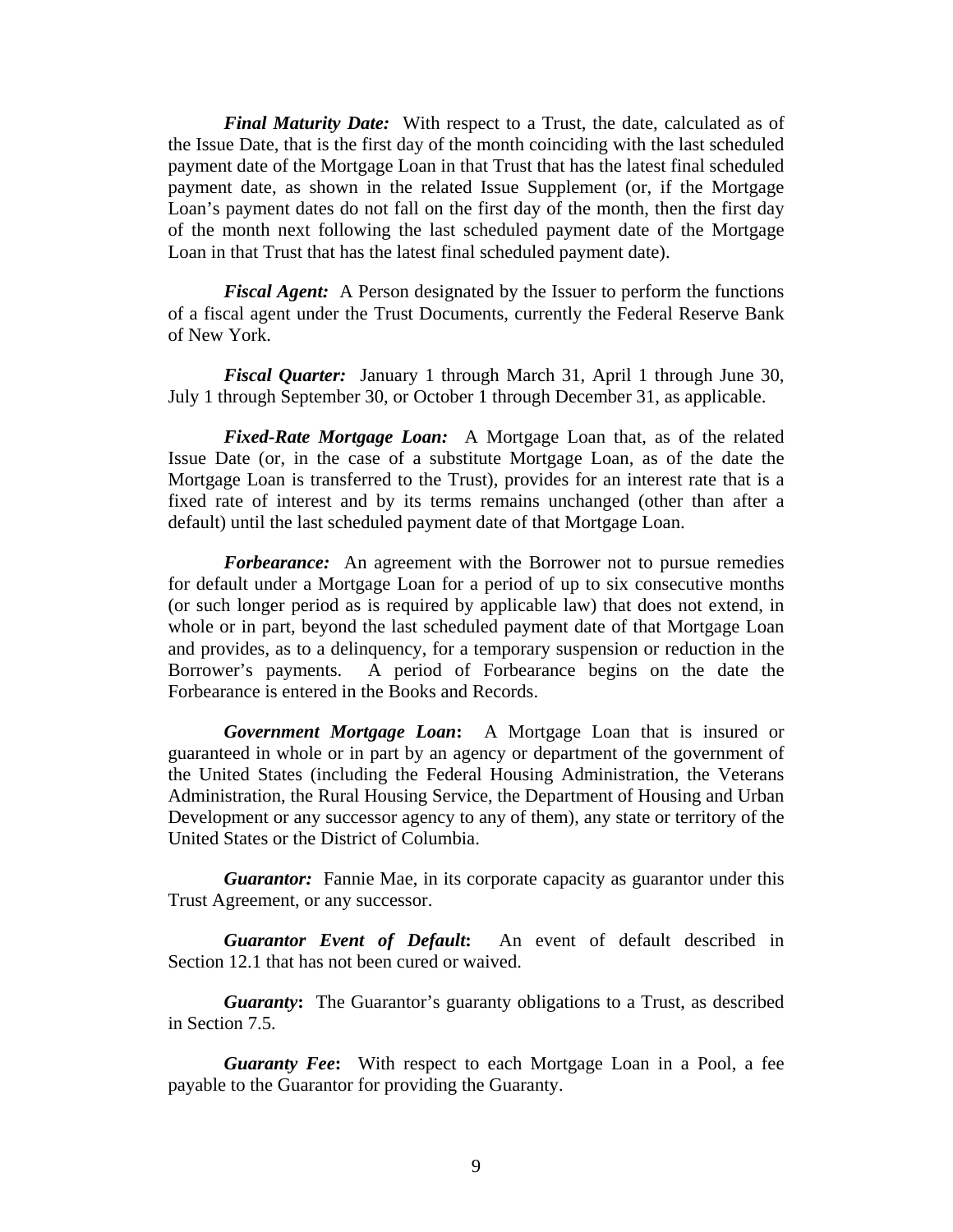***Final Maturity Date:*** With respect to a Trust, the date, calculated as of the Issue Date, that is the first day of the month coinciding with the last scheduled payment date of the Mortgage Loan in that Trust that has the latest final scheduled payment date, as shown in the related Issue Supplement (or, if the Mortgage Loan's payment dates do not fall on the first day of the month, then the first day of the month next following the last scheduled payment date of the Mortgage Loan in that Trust that has the latest final scheduled payment date).

***Fiscal Agent:*** A Person designated by the Issuer to perform the functions of a fiscal agent under the Trust Documents, currently the Federal Reserve Bank of New York.

***Fiscal Quarter:*** January 1 through March 31, April 1 through June 30, July 1 through September 30, or October 1 through December 31, as applicable.

***Fixed-Rate Mortgage Loan:*** A Mortgage Loan that, as of the related Issue Date (or, in the case of a substitute Mortgage Loan, as of the date the Mortgage Loan is transferred to the Trust), provides for an interest rate that is a fixed rate of interest and by its terms remains unchanged (other than after a default) until the last scheduled payment date of that Mortgage Loan.

***Forbearance:*** An agreement with the Borrower not to pursue remedies for default under a Mortgage Loan for a period of up to six consecutive months (or such longer period as is required by applicable law) that does not extend, in whole or in part, beyond the last scheduled payment date of that Mortgage Loan and provides, as to a delinquency, for a temporary suspension or reduction in the Borrower's payments. A period of Forbearance begins on the date the Forbearance is entered in the Books and Records.

***Government Mortgage Loan*:** A Mortgage Loan that is insured or guaranteed in whole or in part by an agency or department of the government of the United States (including the Federal Housing Administration, the Veterans Administration, the Rural Housing Service, the Department of Housing and Urban Development or any successor agency to any of them), any state or territory of the United States or the District of Columbia.

***Guarantor:*** Fannie Mae, in its corporate capacity as guarantor under this Trust Agreement, or any successor.

***Guarantor Event of Default*:** An event of default described in Section 12.1 that has not been cured or waived.

***Guaranty*:** The Guarantor's guaranty obligations to a Trust, as described in Section 7.5.

***Guaranty Fee*:** With respect to each Mortgage Loan in a Pool, a fee payable to the Guarantor for providing the Guaranty.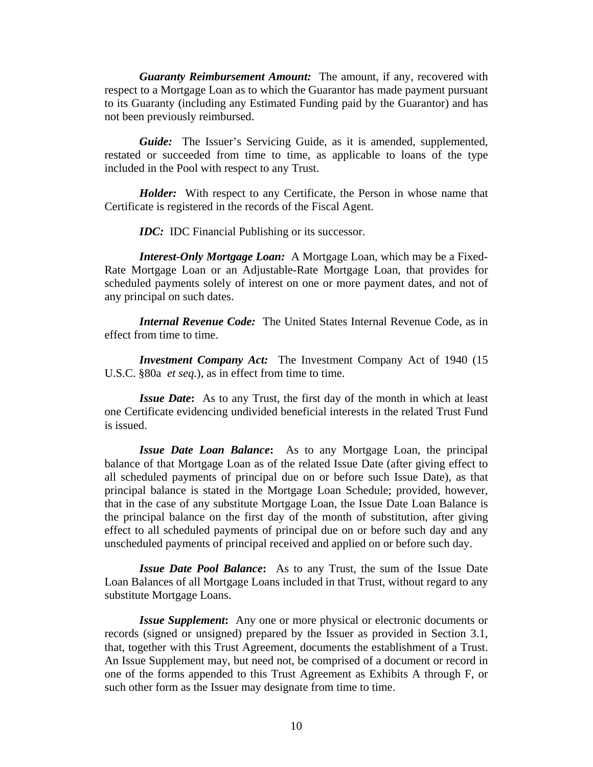***Guaranty Reimbursement Amount:*** The amount, if any, recovered with respect to a Mortgage Loan as to which the Guarantor has made payment pursuant to its Guaranty (including any Estimated Funding paid by the Guarantor) and has not been previously reimbursed.

***Guide:*** The Issuer's Servicing Guide, as it is amended, supplemented, restated or succeeded from time to time, as applicable to loans of the type included in the Pool with respect to any Trust.

***Holder:*** With respect to any Certificate, the Person in whose name that Certificate is registered in the records of the Fiscal Agent.

***IDC:*** IDC Financial Publishing or its successor.

***Interest-Only Mortgage Loan:*** A Mortgage Loan, which may be a Fixed-Rate Mortgage Loan or an Adjustable-Rate Mortgage Loan, that provides for scheduled payments solely of interest on one or more payment dates, and not of any principal on such dates.

***Internal Revenue Code:*** The United States Internal Revenue Code, as in effect from time to time.

***Investment Company Act:*** The Investment Company Act of 1940 (15 U.S.C. §80a *et seq.*), as in effect from time to time.

***Issue Date*:** As to any Trust, the first day of the month in which at least one Certificate evidencing undivided beneficial interests in the related Trust Fund is issued.

***Issue Date Loan Balance*:** As to any Mortgage Loan, the principal balance of that Mortgage Loan as of the related Issue Date (after giving effect to all scheduled payments of principal due on or before such Issue Date), as that principal balance is stated in the Mortgage Loan Schedule; provided, however, that in the case of any substitute Mortgage Loan, the Issue Date Loan Balance is the principal balance on the first day of the month of substitution, after giving effect to all scheduled payments of principal due on or before such day and any unscheduled payments of principal received and applied on or before such day.

***Issue Date Pool Balance*:** As to any Trust, the sum of the Issue Date Loan Balances of all Mortgage Loans included in that Trust, without regard to any substitute Mortgage Loans.

***Issue Supplement*:** Any one or more physical or electronic documents or records (signed or unsigned) prepared by the Issuer as provided in Section 3.1, that, together with this Trust Agreement, documents the establishment of a Trust. An Issue Supplement may, but need not, be comprised of a document or record in one of the forms appended to this Trust Agreement as Exhibits A through F, or such other form as the Issuer may designate from time to time.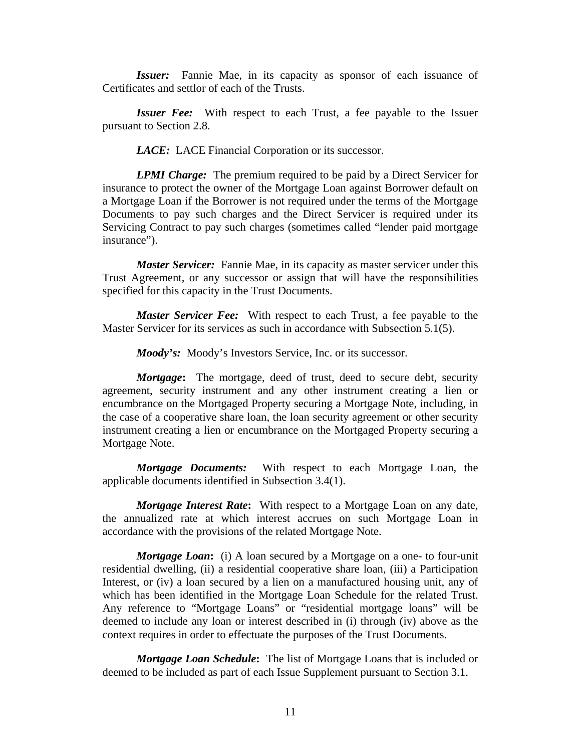***Issuer:*** Fannie Mae, in its capacity as sponsor of each issuance of Certificates and settlor of each of the Trusts.

***Issuer Fee:*** With respect to each Trust, a fee payable to the Issuer pursuant to Section 2.8.

***LACE:*** LACE Financial Corporation or its successor.

***LPMI Charge:*** The premium required to be paid by a Direct Servicer for insurance to protect the owner of the Mortgage Loan against Borrower default on a Mortgage Loan if the Borrower is not required under the terms of the Mortgage Documents to pay such charges and the Direct Servicer is required under its Servicing Contract to pay such charges (sometimes called "lender paid mortgage insurance").

***Master Servicer:*** Fannie Mae, in its capacity as master servicer under this Trust Agreement, or any successor or assign that will have the responsibilities specified for this capacity in the Trust Documents.

***Master Servicer Fee:*** With respect to each Trust, a fee payable to the Master Servicer for its services as such in accordance with Subsection 5.1(5).

***Moody's:*** Moody's Investors Service, Inc. or its successor.

***Mortgage*****:** The mortgage, deed of trust, deed to secure debt, security agreement, security instrument and any other instrument creating a lien or encumbrance on the Mortgaged Property securing a Mortgage Note, including, in the case of a cooperative share loan, the loan security agreement or other security instrument creating a lien or encumbrance on the Mortgaged Property securing a Mortgage Note.

***Mortgage Documents:*** With respect to each Mortgage Loan, the applicable documents identified in Subsection 3.4(1).

***Mortgage Interest Rate*****:** With respect to a Mortgage Loan on any date, the annualized rate at which interest accrues on such Mortgage Loan in accordance with the provisions of the related Mortgage Note.

***Mortgage Loan*****:** (i) A loan secured by a Mortgage on a one- to four-unit residential dwelling, (ii) a residential cooperative share loan, (iii) a Participation Interest, or (iv) a loan secured by a lien on a manufactured housing unit, any of which has been identified in the Mortgage Loan Schedule for the related Trust. Any reference to "Mortgage Loans" or "residential mortgage loans" will be deemed to include any loan or interest described in (i) through (iv) above as the context requires in order to effectuate the purposes of the Trust Documents.

***Mortgage Loan Schedule*****:** The list of Mortgage Loans that is included or deemed to be included as part of each Issue Supplement pursuant to Section 3.1.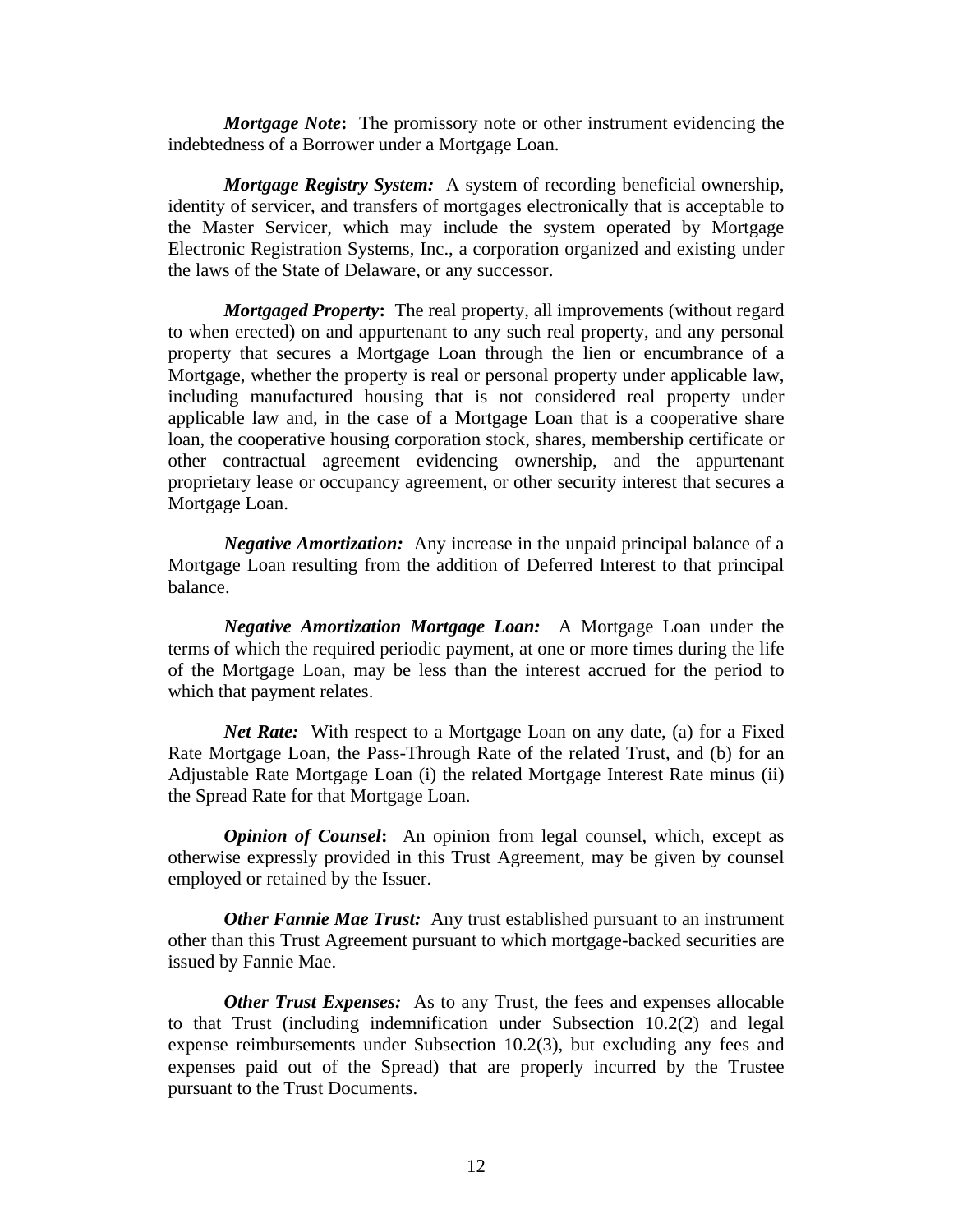***Mortgage Note*****:** The promissory note or other instrument evidencing the indebtedness of a Borrower under a Mortgage Loan.

***Mortgage Registry System:*** A system of recording beneficial ownership, identity of servicer, and transfers of mortgages electronically that is acceptable to the Master Servicer, which may include the system operated by Mortgage Electronic Registration Systems, Inc., a corporation organized and existing under the laws of the State of Delaware, or any successor.

***Mortgaged Property*****:** The real property, all improvements (without regard to when erected) on and appurtenant to any such real property, and any personal property that secures a Mortgage Loan through the lien or encumbrance of a Mortgage, whether the property is real or personal property under applicable law, including manufactured housing that is not considered real property under applicable law and, in the case of a Mortgage Loan that is a cooperative share loan, the cooperative housing corporation stock, shares, membership certificate or other contractual agreement evidencing ownership, and the appurtenant proprietary lease or occupancy agreement, or other security interest that secures a Mortgage Loan.

***Negative Amortization:*** Any increase in the unpaid principal balance of a Mortgage Loan resulting from the addition of Deferred Interest to that principal balance.

***Negative Amortization Mortgage Loan:*** A Mortgage Loan under the terms of which the required periodic payment, at one or more times during the life of the Mortgage Loan, may be less than the interest accrued for the period to which that payment relates.

***Net Rate:*** With respect to a Mortgage Loan on any date, (a) for a Fixed Rate Mortgage Loan, the Pass-Through Rate of the related Trust, and (b) for an Adjustable Rate Mortgage Loan (i) the related Mortgage Interest Rate minus (ii) the Spread Rate for that Mortgage Loan.

***Opinion of Counsel*****:** An opinion from legal counsel, which, except as otherwise expressly provided in this Trust Agreement, may be given by counsel employed or retained by the Issuer.

***Other Fannie Mae Trust:*** Any trust established pursuant to an instrument other than this Trust Agreement pursuant to which mortgage-backed securities are issued by Fannie Mae.

***Other Trust Expenses:*** As to any Trust, the fees and expenses allocable to that Trust (including indemnification under Subsection 10.2(2) and legal expense reimbursements under Subsection 10.2(3), but excluding any fees and expenses paid out of the Spread) that are properly incurred by the Trustee pursuant to the Trust Documents.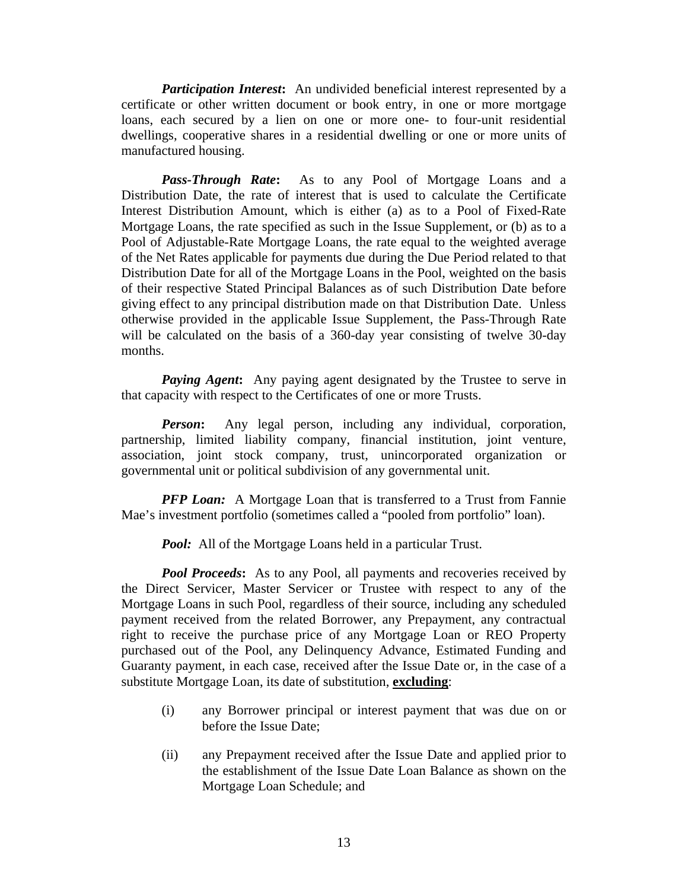***Participation Interest*:** An undivided beneficial interest represented by a certificate or other written document or book entry, in one or more mortgage loans, each secured by a lien on one or more one- to four-unit residential dwellings, cooperative shares in a residential dwelling or one or more units of manufactured housing.

***Pass-Through Rate*:** As to any Pool of Mortgage Loans and a Distribution Date, the rate of interest that is used to calculate the Certificate Interest Distribution Amount, which is either (a) as to a Pool of Fixed-Rate Mortgage Loans, the rate specified as such in the Issue Supplement, or (b) as to a Pool of Adjustable-Rate Mortgage Loans, the rate equal to the weighted average of the Net Rates applicable for payments due during the Due Period related to that Distribution Date for all of the Mortgage Loans in the Pool, weighted on the basis of their respective Stated Principal Balances as of such Distribution Date before giving effect to any principal distribution made on that Distribution Date. Unless otherwise provided in the applicable Issue Supplement, the Pass-Through Rate will be calculated on the basis of a 360-day year consisting of twelve 30-day months.

***Paying Agent*:** Any paying agent designated by the Trustee to serve in that capacity with respect to the Certificates of one or more Trusts.

***Person*:** Any legal person, including any individual, corporation, partnership, limited liability company, financial institution, joint venture, association, joint stock company, trust, unincorporated organization or governmental unit or political subdivision of any governmental unit.

***PFP Loan:*** A Mortgage Loan that is transferred to a Trust from Fannie Mae's investment portfolio (sometimes called a "pooled from portfolio" loan).

***Pool:*** All of the Mortgage Loans held in a particular Trust.

***Pool Proceeds*:** As to any Pool, all payments and recoveries received by the Direct Servicer, Master Servicer or Trustee with respect to any of the Mortgage Loans in such Pool, regardless of their source, including any scheduled payment received from the related Borrower, any Prepayment, any contractual right to receive the purchase price of any Mortgage Loan or REO Property purchased out of the Pool, any Delinquency Advance, Estimated Funding and Guaranty payment, in each case, received after the Issue Date or, in the case of a substitute Mortgage Loan, its date of substitution, **<u>excluding</u>**:

(i) any Borrower principal or interest payment that was due on or before the Issue Date;

(ii) any Prepayment received after the Issue Date and applied prior to the establishment of the Issue Date Loan Balance as shown on the Mortgage Loan Schedule; and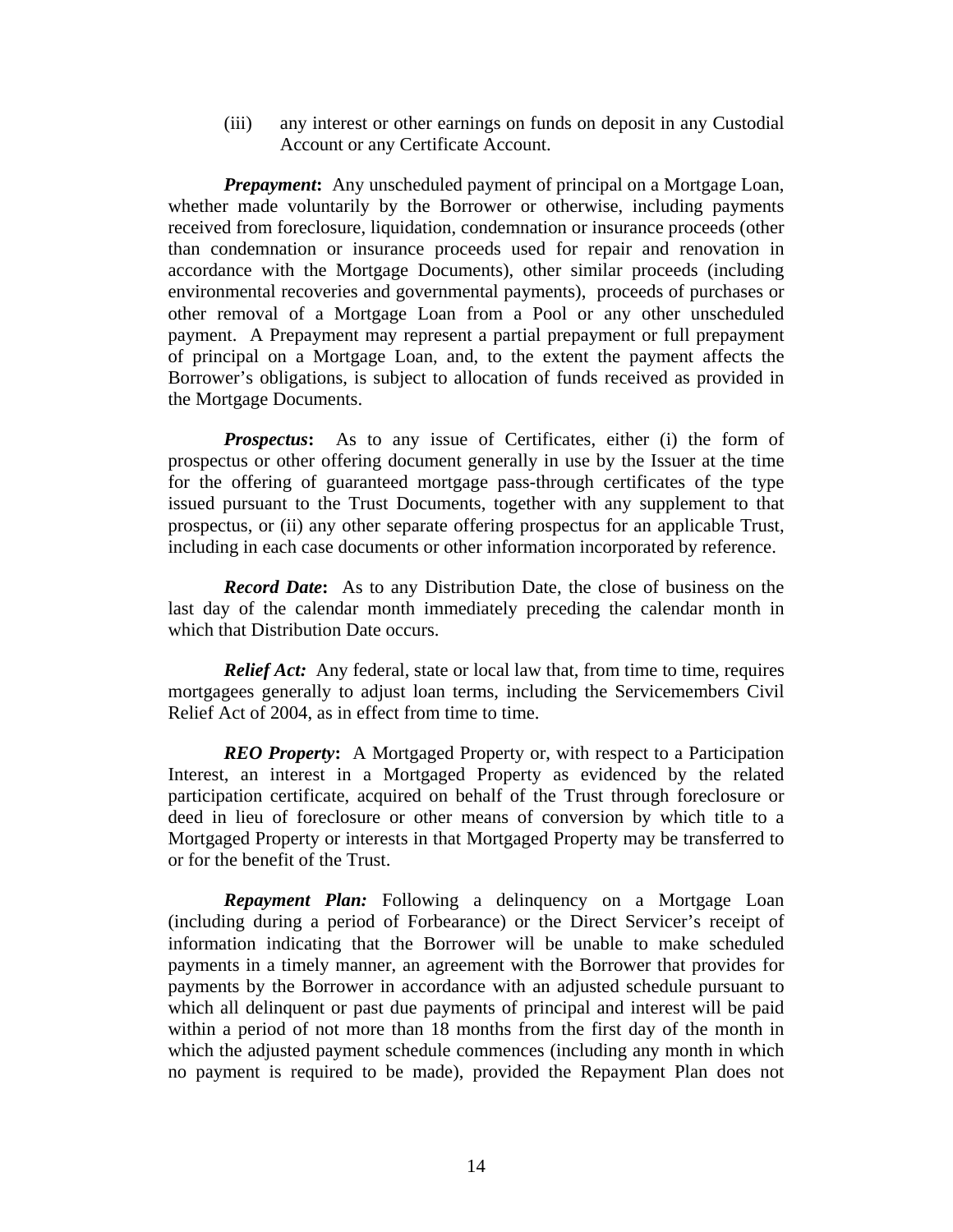(iii) any interest or other earnings on funds on deposit in any Custodial Account or any Certificate Account.

***Prepayment*:** Any unscheduled payment of principal on a Mortgage Loan, whether made voluntarily by the Borrower or otherwise, including payments received from foreclosure, liquidation, condemnation or insurance proceeds (other than condemnation or insurance proceeds used for repair and renovation in accordance with the Mortgage Documents), other similar proceeds (including environmental recoveries and governmental payments), proceeds of purchases or other removal of a Mortgage Loan from a Pool or any other unscheduled payment. A Prepayment may represent a partial prepayment or full prepayment of principal on a Mortgage Loan, and, to the extent the payment affects the Borrower's obligations, is subject to allocation of funds received as provided in the Mortgage Documents.

***Prospectus*:** As to any issue of Certificates, either (i) the form of prospectus or other offering document generally in use by the Issuer at the time for the offering of guaranteed mortgage pass-through certificates of the type issued pursuant to the Trust Documents, together with any supplement to that prospectus, or (ii) any other separate offering prospectus for an applicable Trust, including in each case documents or other information incorporated by reference.

***Record Date*:** As to any Distribution Date, the close of business on the last day of the calendar month immediately preceding the calendar month in which that Distribution Date occurs.

***Relief Act:*** Any federal, state or local law that, from time to time, requires mortgagees generally to adjust loan terms, including the Servicemembers Civil Relief Act of 2004, as in effect from time to time.

***REO Property*:** A Mortgaged Property or, with respect to a Participation Interest, an interest in a Mortgaged Property as evidenced by the related participation certificate, acquired on behalf of the Trust through foreclosure or deed in lieu of foreclosure or other means of conversion by which title to a Mortgaged Property or interests in that Mortgaged Property may be transferred to or for the benefit of the Trust.

***Repayment Plan:*** Following a delinquency on a Mortgage Loan (including during a period of Forbearance) or the Direct Servicer's receipt of information indicating that the Borrower will be unable to make scheduled payments in a timely manner, an agreement with the Borrower that provides for payments by the Borrower in accordance with an adjusted schedule pursuant to which all delinquent or past due payments of principal and interest will be paid within a period of not more than 18 months from the first day of the month in which the adjusted payment schedule commences (including any month in which no payment is required to be made), provided the Repayment Plan does not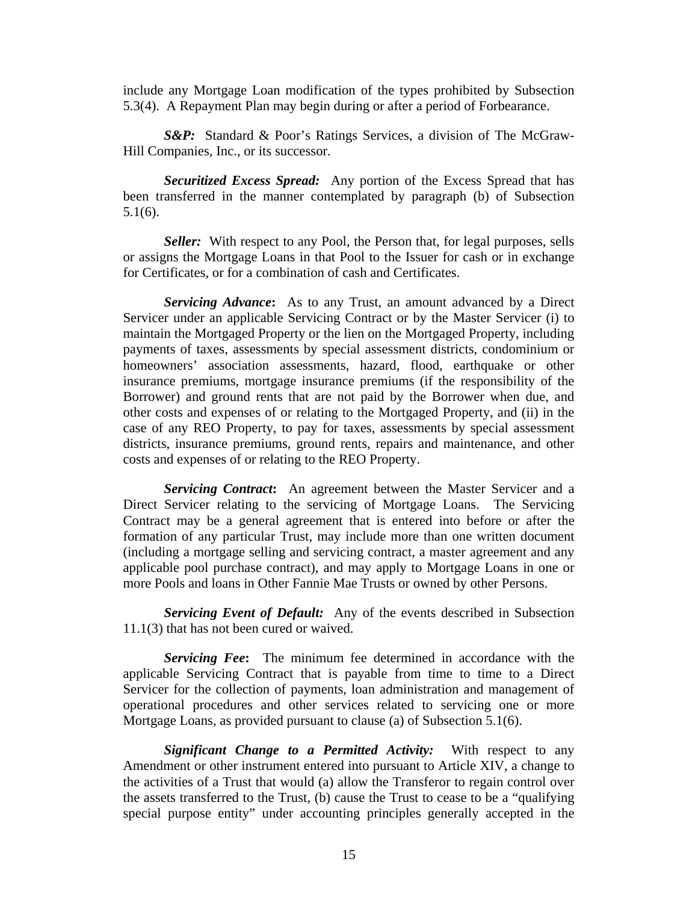include any Mortgage Loan modification of the types prohibited by Subsection 5.3(4). A Repayment Plan may begin during or after a period of Forbearance.

***S&P:*** Standard & Poor's Ratings Services, a division of The McGraw-Hill Companies, Inc., or its successor.

***Securitized Excess Spread:*** Any portion of the Excess Spread that has been transferred in the manner contemplated by paragraph (b) of Subsection 5.1(6).

***Seller:*** With respect to any Pool, the Person that, for legal purposes, sells or assigns the Mortgage Loans in that Pool to the Issuer for cash or in exchange for Certificates, or for a combination of cash and Certificates.

***Servicing Advance*:** As to any Trust, an amount advanced by a Direct Servicer under an applicable Servicing Contract or by the Master Servicer (i) to maintain the Mortgaged Property or the lien on the Mortgaged Property, including payments of taxes, assessments by special assessment districts, condominium or homeowners' association assessments, hazard, flood, earthquake or other insurance premiums, mortgage insurance premiums (if the responsibility of the Borrower) and ground rents that are not paid by the Borrower when due, and other costs and expenses of or relating to the Mortgaged Property, and (ii) in the case of any REO Property, to pay for taxes, assessments by special assessment districts, insurance premiums, ground rents, repairs and maintenance, and other costs and expenses of or relating to the REO Property.

***Servicing Contract*:** An agreement between the Master Servicer and a Direct Servicer relating to the servicing of Mortgage Loans. The Servicing Contract may be a general agreement that is entered into before or after the formation of any particular Trust, may include more than one written document (including a mortgage selling and servicing contract, a master agreement and any applicable pool purchase contract), and may apply to Mortgage Loans in one or more Pools and loans in Other Fannie Mae Trusts or owned by other Persons.

***Servicing Event of Default:*** Any of the events described in Subsection 11.1(3) that has not been cured or waived.

***Servicing Fee*:** The minimum fee determined in accordance with the applicable Servicing Contract that is payable from time to time to a Direct Servicer for the collection of payments, loan administration and management of operational procedures and other services related to servicing one or more Mortgage Loans, as provided pursuant to clause (a) of Subsection 5.1(6).

***Significant Change to a Permitted Activity:*** With respect to any Amendment or other instrument entered into pursuant to Article XIV, a change to the activities of a Trust that would (a) allow the Transferor to regain control over the assets transferred to the Trust, (b) cause the Trust to cease to be a "qualifying special purpose entity" under accounting principles generally accepted in the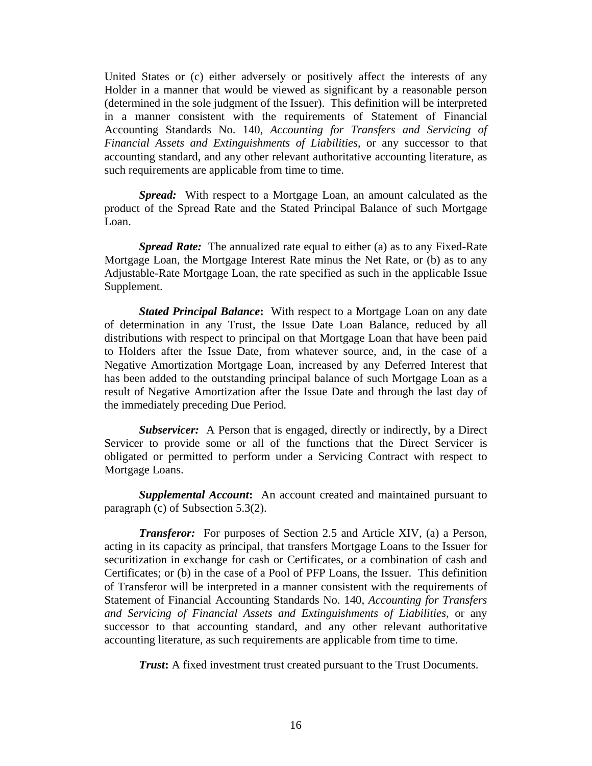United States or (c) either adversely or positively affect the interests of any Holder in a manner that would be viewed as significant by a reasonable person (determined in the sole judgment of the Issuer). This definition will be interpreted in a manner consistent with the requirements of Statement of Financial Accounting Standards No. 140, *Accounting for Transfers and Servicing of Financial Assets and Extinguishments of Liabilities*, or any successor to that accounting standard, and any other relevant authoritative accounting literature, as such requirements are applicable from time to time.

***Spread:*** With respect to a Mortgage Loan, an amount calculated as the product of the Spread Rate and the Stated Principal Balance of such Mortgage Loan.

***Spread Rate:*** The annualized rate equal to either (a) as to any Fixed-Rate Mortgage Loan, the Mortgage Interest Rate minus the Net Rate, or (b) as to any Adjustable-Rate Mortgage Loan, the rate specified as such in the applicable Issue Supplement.

***Stated Principal Balance*****:** With respect to a Mortgage Loan on any date of determination in any Trust, the Issue Date Loan Balance, reduced by all distributions with respect to principal on that Mortgage Loan that have been paid to Holders after the Issue Date, from whatever source, and, in the case of a Negative Amortization Mortgage Loan, increased by any Deferred Interest that has been added to the outstanding principal balance of such Mortgage Loan as a result of Negative Amortization after the Issue Date and through the last day of the immediately preceding Due Period.

***Subservicer:*** A Person that is engaged, directly or indirectly, by a Direct Servicer to provide some or all of the functions that the Direct Servicer is obligated or permitted to perform under a Servicing Contract with respect to Mortgage Loans.

***Supplemental Account*****:** An account created and maintained pursuant to paragraph (c) of Subsection 5.3(2).

***Transferor:*** For purposes of Section 2.5 and Article XIV, (a) a Person, acting in its capacity as principal, that transfers Mortgage Loans to the Issuer for securitization in exchange for cash or Certificates, or a combination of cash and Certificates; or (b) in the case of a Pool of PFP Loans, the Issuer. This definition of Transferor will be interpreted in a manner consistent with the requirements of Statement of Financial Accounting Standards No. 140, *Accounting for Transfers and Servicing of Financial Assets and Extinguishments of Liabilities*, or any successor to that accounting standard, and any other relevant authoritative accounting literature, as such requirements are applicable from time to time.

***Trust*****:** A fixed investment trust created pursuant to the Trust Documents.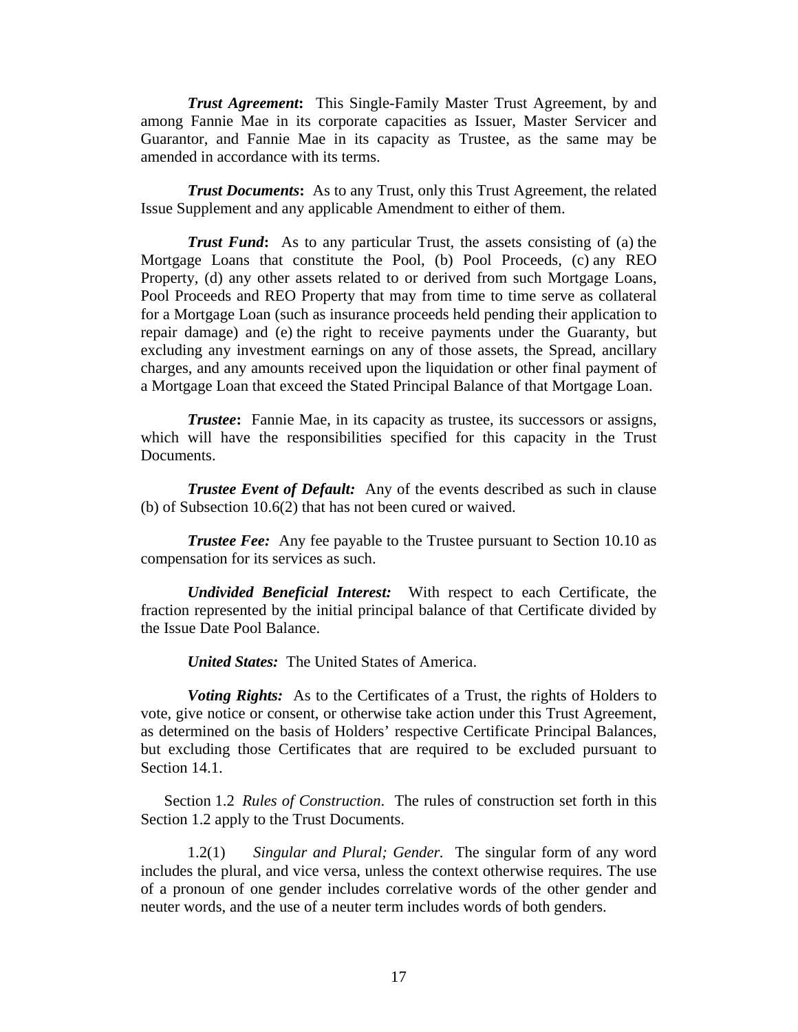***Trust Agreement*:** This Single-Family Master Trust Agreement, by and among Fannie Mae in its corporate capacities as Issuer, Master Servicer and Guarantor, and Fannie Mae in its capacity as Trustee, as the same may be amended in accordance with its terms.

***Trust Documents*:** As to any Trust, only this Trust Agreement, the related Issue Supplement and any applicable Amendment to either of them.

***Trust Fund*:** As to any particular Trust, the assets consisting of (a) the Mortgage Loans that constitute the Pool, (b) Pool Proceeds, (c) any REO Property, (d) any other assets related to or derived from such Mortgage Loans, Pool Proceeds and REO Property that may from time to time serve as collateral for a Mortgage Loan (such as insurance proceeds held pending their application to repair damage) and (e) the right to receive payments under the Guaranty, but excluding any investment earnings on any of those assets, the Spread, ancillary charges, and any amounts received upon the liquidation or other final payment of a Mortgage Loan that exceed the Stated Principal Balance of that Mortgage Loan.

***Trustee*:** Fannie Mae, in its capacity as trustee, its successors or assigns, which will have the responsibilities specified for this capacity in the Trust Documents.

***Trustee Event of Default:*** Any of the events described as such in clause (b) of Subsection 10.6(2) that has not been cured or waived.

***Trustee Fee:*** Any fee payable to the Trustee pursuant to Section 10.10 as compensation for its services as such.

***Undivided Beneficial Interest:*** With respect to each Certificate, the fraction represented by the initial principal balance of that Certificate divided by the Issue Date Pool Balance.

***United States:*** The United States of America.

***Voting Rights:*** As to the Certificates of a Trust, the rights of Holders to vote, give notice or consent, or otherwise take action under this Trust Agreement, as determined on the basis of Holders' respective Certificate Principal Balances, but excluding those Certificates that are required to be excluded pursuant to Section 14.1.

Section 1.2 *Rules of Construction*. The rules of construction set forth in this Section 1.2 apply to the Trust Documents.

1.2(1) *Singular and Plural; Gender.* The singular form of any word includes the plural, and vice versa, unless the context otherwise requires. The use of a pronoun of one gender includes correlative words of the other gender and neuter words, and the use of a neuter term includes words of both genders.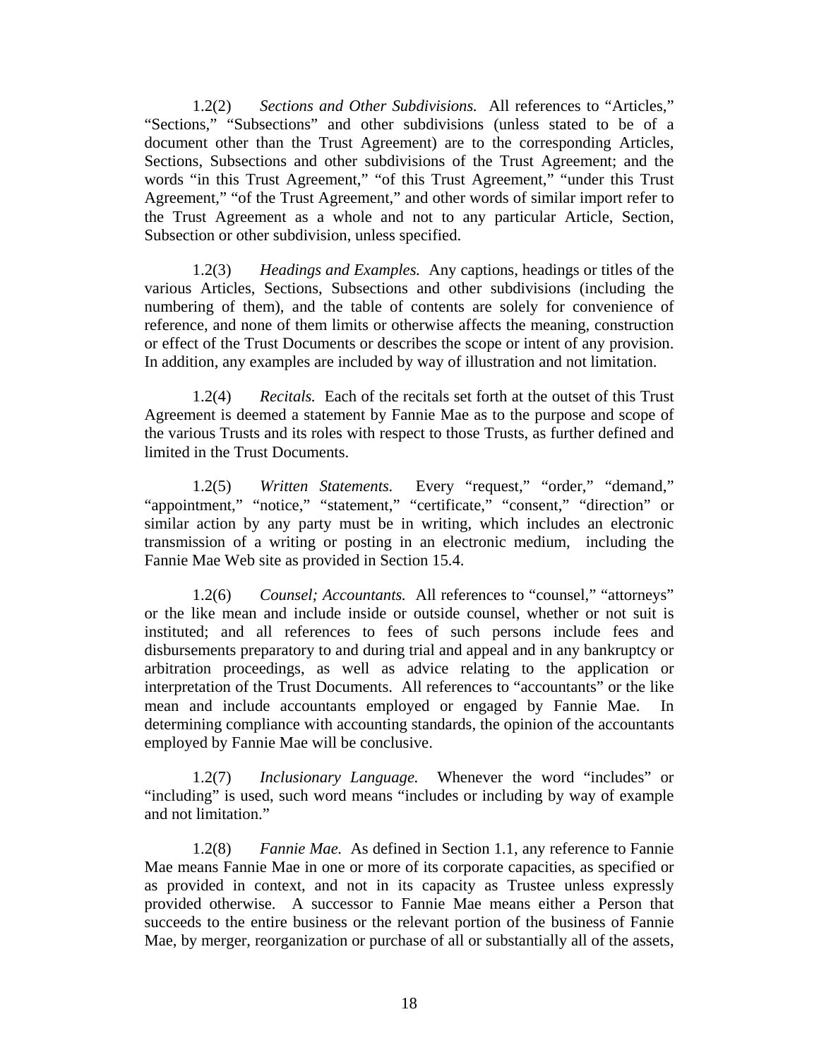1.2(2) *Sections and Other Subdivisions.* All references to "Articles," "Sections," "Subsections" and other subdivisions (unless stated to be of a document other than the Trust Agreement) are to the corresponding Articles, Sections, Subsections and other subdivisions of the Trust Agreement; and the words "in this Trust Agreement," "of this Trust Agreement," "under this Trust Agreement," "of the Trust Agreement," and other words of similar import refer to the Trust Agreement as a whole and not to any particular Article, Section, Subsection or other subdivision, unless specified.

1.2(3) *Headings and Examples.* Any captions, headings or titles of the various Articles, Sections, Subsections and other subdivisions (including the numbering of them), and the table of contents are solely for convenience of reference, and none of them limits or otherwise affects the meaning, construction or effect of the Trust Documents or describes the scope or intent of any provision. In addition, any examples are included by way of illustration and not limitation.

1.2(4) *Recitals.* Each of the recitals set forth at the outset of this Trust Agreement is deemed a statement by Fannie Mae as to the purpose and scope of the various Trusts and its roles with respect to those Trusts, as further defined and limited in the Trust Documents.

1.2(5) *Written Statements.* Every "request," "order," "demand," "appointment," "notice," "statement," "certificate," "consent," "direction" or similar action by any party must be in writing, which includes an electronic transmission of a writing or posting in an electronic medium, including the Fannie Mae Web site as provided in Section 15.4.

1.2(6) *Counsel; Accountants.* All references to "counsel," "attorneys" or the like mean and include inside or outside counsel, whether or not suit is instituted; and all references to fees of such persons include fees and disbursements preparatory to and during trial and appeal and in any bankruptcy or arbitration proceedings, as well as advice relating to the application or interpretation of the Trust Documents. All references to "accountants" or the like mean and include accountants employed or engaged by Fannie Mae. In determining compliance with accounting standards, the opinion of the accountants employed by Fannie Mae will be conclusive.

1.2(7) *Inclusionary Language.* Whenever the word "includes" or "including" is used, such word means "includes or including by way of example and not limitation."

1.2(8) *Fannie Mae.* As defined in Section 1.1, any reference to Fannie Mae means Fannie Mae in one or more of its corporate capacities, as specified or as provided in context, and not in its capacity as Trustee unless expressly provided otherwise. A successor to Fannie Mae means either a Person that succeeds to the entire business or the relevant portion of the business of Fannie Mae, by merger, reorganization or purchase of all or substantially all of the assets,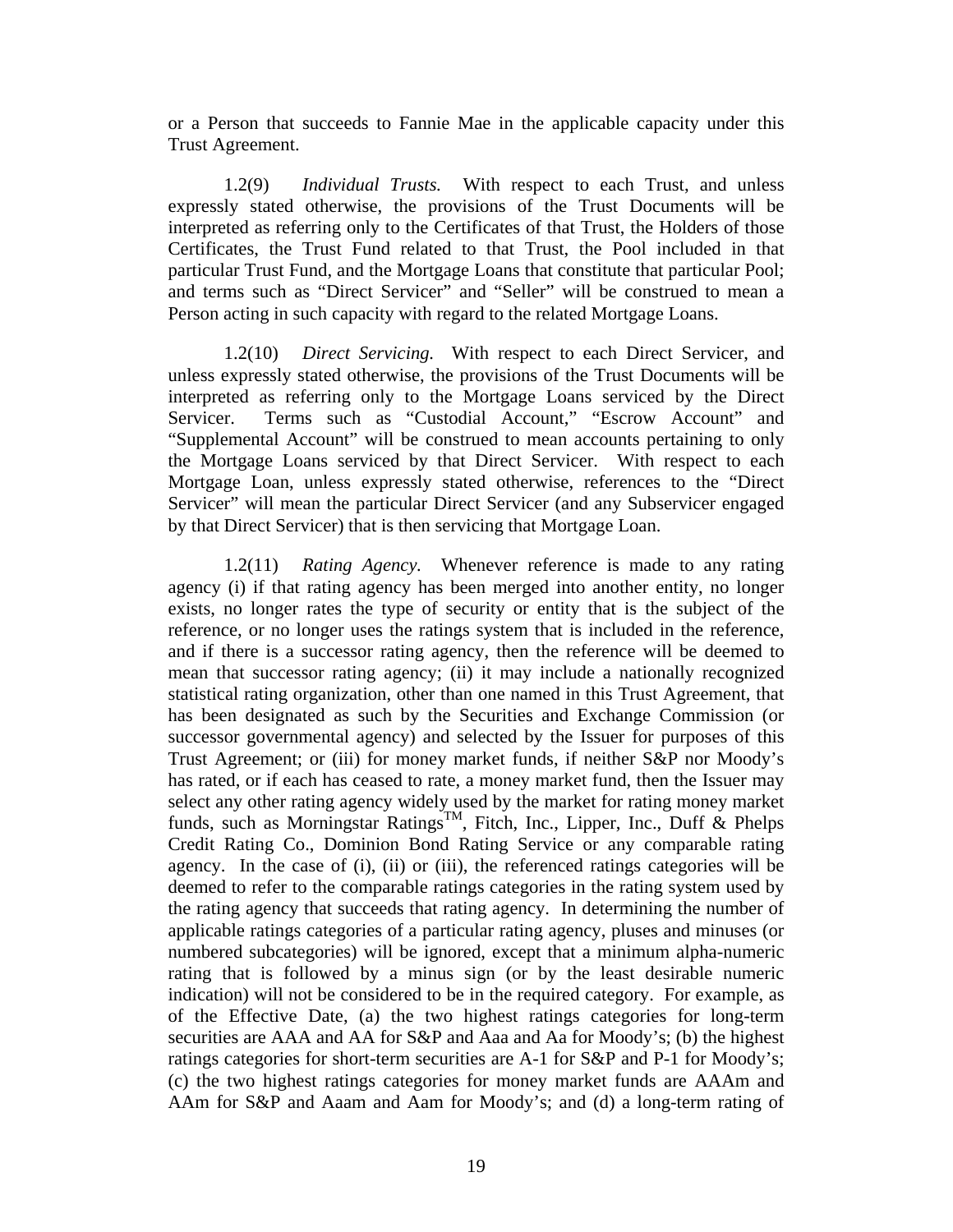or a Person that succeeds to Fannie Mae in the applicable capacity under this Trust Agreement.

1.2(9) *Individual Trusts.* With respect to each Trust, and unless expressly stated otherwise, the provisions of the Trust Documents will be interpreted as referring only to the Certificates of that Trust, the Holders of those Certificates, the Trust Fund related to that Trust, the Pool included in that particular Trust Fund, and the Mortgage Loans that constitute that particular Pool; and terms such as "Direct Servicer" and "Seller" will be construed to mean a Person acting in such capacity with regard to the related Mortgage Loans.

1.2(10) *Direct Servicing.* With respect to each Direct Servicer, and unless expressly stated otherwise, the provisions of the Trust Documents will be interpreted as referring only to the Mortgage Loans serviced by the Direct Servicer. Terms such as "Custodial Account," "Escrow Account" and "Supplemental Account" will be construed to mean accounts pertaining to only the Mortgage Loans serviced by that Direct Servicer. With respect to each Mortgage Loan, unless expressly stated otherwise, references to the "Direct Servicer" will mean the particular Direct Servicer (and any Subservicer engaged by that Direct Servicer) that is then servicing that Mortgage Loan.

1.2(11) *Rating Agency.* Whenever reference is made to any rating agency (i) if that rating agency has been merged into another entity, no longer exists, no longer rates the type of security or entity that is the subject of the reference, or no longer uses the ratings system that is included in the reference, and if there is a successor rating agency, then the reference will be deemed to mean that successor rating agency; (ii) it may include a nationally recognized statistical rating organization, other than one named in this Trust Agreement, that has been designated as such by the Securities and Exchange Commission (or successor governmental agency) and selected by the Issuer for purposes of this Trust Agreement; or (iii) for money market funds, if neither S&P nor Moody's has rated, or if each has ceased to rate, a money market fund, then the Issuer may select any other rating agency widely used by the market for rating money market funds, such as Morningstar Ratings™, Fitch, Inc., Lipper, Inc., Duff & Phelps Credit Rating Co., Dominion Bond Rating Service or any comparable rating agency. In the case of (i), (ii) or (iii), the referenced ratings categories will be deemed to refer to the comparable ratings categories in the rating system used by the rating agency that succeeds that rating agency. In determining the number of applicable ratings categories of a particular rating agency, pluses and minuses (or numbered subcategories) will be ignored, except that a minimum alpha-numeric rating that is followed by a minus sign (or by the least desirable numeric indication) will not be considered to be in the required category. For example, as of the Effective Date, (a) the two highest ratings categories for long-term securities are AAA and AA for S&P and Aaa and Aa for Moody's; (b) the highest ratings categories for short-term securities are A-1 for S&P and P-1 for Moody's; (c) the two highest ratings categories for money market funds are AAAm and AAm for S&P and Aaam and Aam for Moody's; and (d) a long-term rating of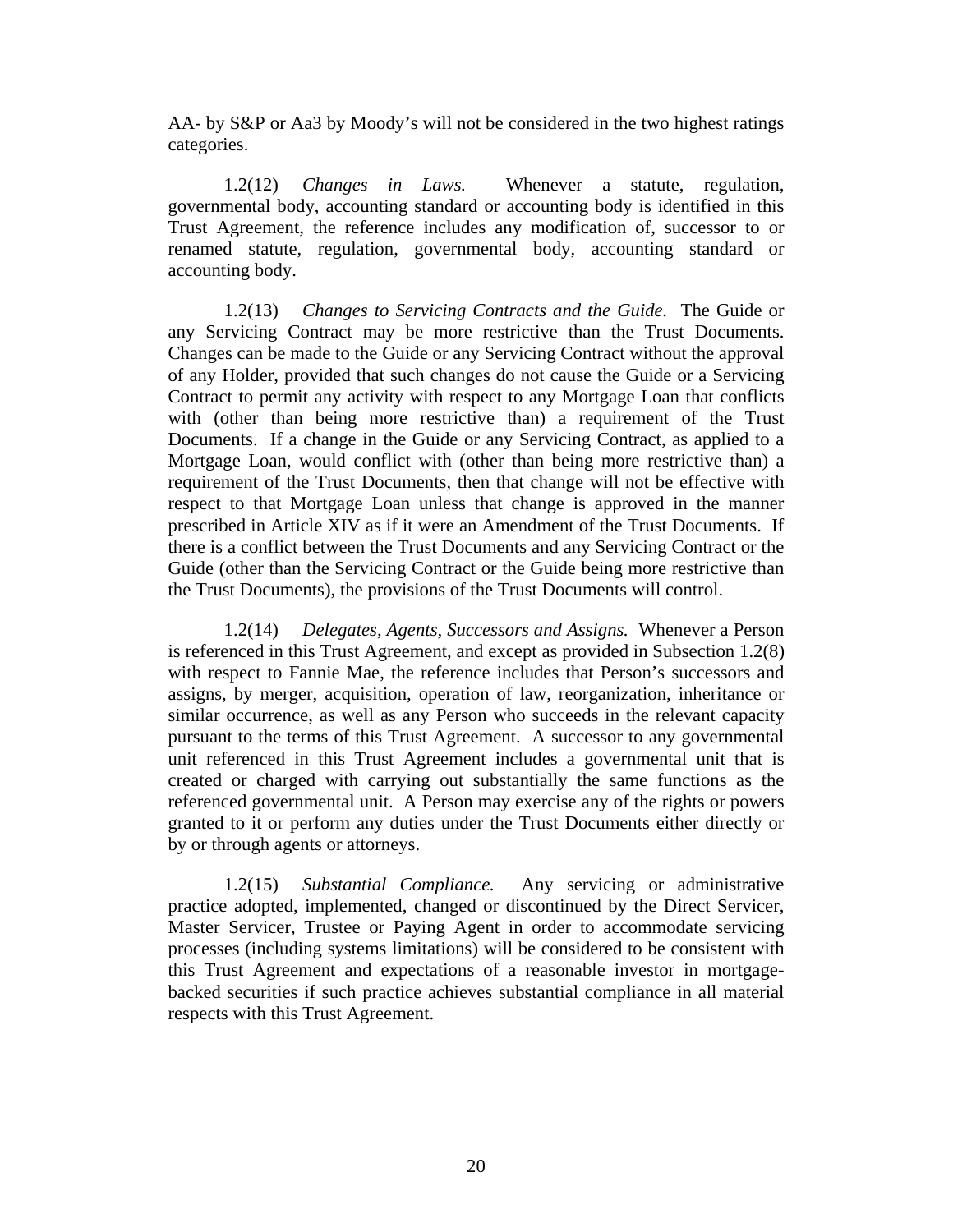AA- by S&P or Aa3 by Moody's will not be considered in the two highest ratings categories.

1.2(12) *Changes in Laws.* Whenever a statute, regulation, governmental body, accounting standard or accounting body is identified in this Trust Agreement, the reference includes any modification of, successor to or renamed statute, regulation, governmental body, accounting standard or accounting body.

1.2(13) *Changes to Servicing Contracts and the Guide.* The Guide or any Servicing Contract may be more restrictive than the Trust Documents. Changes can be made to the Guide or any Servicing Contract without the approval of any Holder, provided that such changes do not cause the Guide or a Servicing Contract to permit any activity with respect to any Mortgage Loan that conflicts with (other than being more restrictive than) a requirement of the Trust Documents. If a change in the Guide or any Servicing Contract, as applied to a Mortgage Loan, would conflict with (other than being more restrictive than) a requirement of the Trust Documents, then that change will not be effective with respect to that Mortgage Loan unless that change is approved in the manner prescribed in Article XIV as if it were an Amendment of the Trust Documents. If there is a conflict between the Trust Documents and any Servicing Contract or the Guide (other than the Servicing Contract or the Guide being more restrictive than the Trust Documents), the provisions of the Trust Documents will control.

1.2(14) *Delegates, Agents, Successors and Assigns.* Whenever a Person is referenced in this Trust Agreement, and except as provided in Subsection 1.2(8) with respect to Fannie Mae, the reference includes that Person's successors and assigns, by merger, acquisition, operation of law, reorganization, inheritance or similar occurrence, as well as any Person who succeeds in the relevant capacity pursuant to the terms of this Trust Agreement. A successor to any governmental unit referenced in this Trust Agreement includes a governmental unit that is created or charged with carrying out substantially the same functions as the referenced governmental unit. A Person may exercise any of the rights or powers granted to it or perform any duties under the Trust Documents either directly or by or through agents or attorneys.

1.2(15) *Substantial Compliance.* Any servicing or administrative practice adopted, implemented, changed or discontinued by the Direct Servicer, Master Servicer, Trustee or Paying Agent in order to accommodate servicing processes (including systems limitations) will be considered to be consistent with this Trust Agreement and expectations of a reasonable investor in mortgage-backed securities if such practice achieves substantial compliance in all material respects with this Trust Agreement.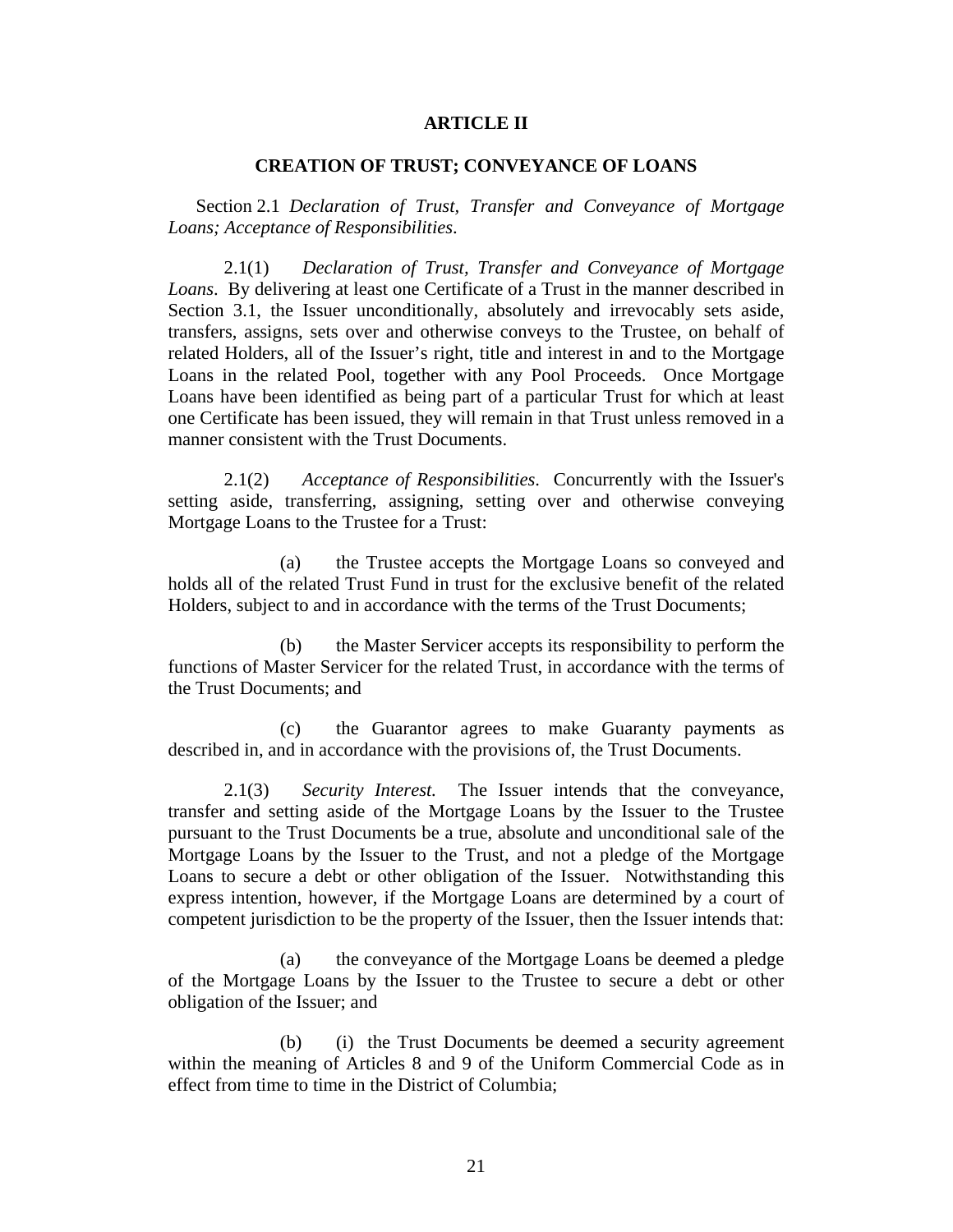# ARTICLE II

## CREATION OF TRUST; CONVEYANCE OF LOANS

Section 2.1 *Declaration of Trust, Transfer and Conveyance of Mortgage Loans; Acceptance of Responsibilities*.

2.1(1) *Declaration of Trust, Transfer and Conveyance of Mortgage Loans*. By delivering at least one Certificate of a Trust in the manner described in Section 3.1, the Issuer unconditionally, absolutely and irrevocably sets aside, transfers, assigns, sets over and otherwise conveys to the Trustee, on behalf of related Holders, all of the Issuer's right, title and interest in and to the Mortgage Loans in the related Pool, together with any Pool Proceeds. Once Mortgage Loans have been identified as being part of a particular Trust for which at least one Certificate has been issued, they will remain in that Trust unless removed in a manner consistent with the Trust Documents.

2.1(2) *Acceptance of Responsibilities*. Concurrently with the Issuer's setting aside, transferring, assigning, setting over and otherwise conveying Mortgage Loans to the Trustee for a Trust:

(a) the Trustee accepts the Mortgage Loans so conveyed and holds all of the related Trust Fund in trust for the exclusive benefit of the related Holders, subject to and in accordance with the terms of the Trust Documents;

(b) the Master Servicer accepts its responsibility to perform the functions of Master Servicer for the related Trust, in accordance with the terms of the Trust Documents; and

(c) the Guarantor agrees to make Guaranty payments as described in, and in accordance with the provisions of, the Trust Documents.

2.1(3) *Security Interest.* The Issuer intends that the conveyance, transfer and setting aside of the Mortgage Loans by the Issuer to the Trustee pursuant to the Trust Documents be a true, absolute and unconditional sale of the Mortgage Loans by the Issuer to the Trust, and not a pledge of the Mortgage Loans to secure a debt or other obligation of the Issuer. Notwithstanding this express intention, however, if the Mortgage Loans are determined by a court of competent jurisdiction to be the property of the Issuer, then the Issuer intends that:

(a) the conveyance of the Mortgage Loans be deemed a pledge of the Mortgage Loans by the Issuer to the Trustee to secure a debt or other obligation of the Issuer; and

(b) (i) the Trust Documents be deemed a security agreement within the meaning of Articles 8 and 9 of the Uniform Commercial Code as in effect from time to time in the District of Columbia;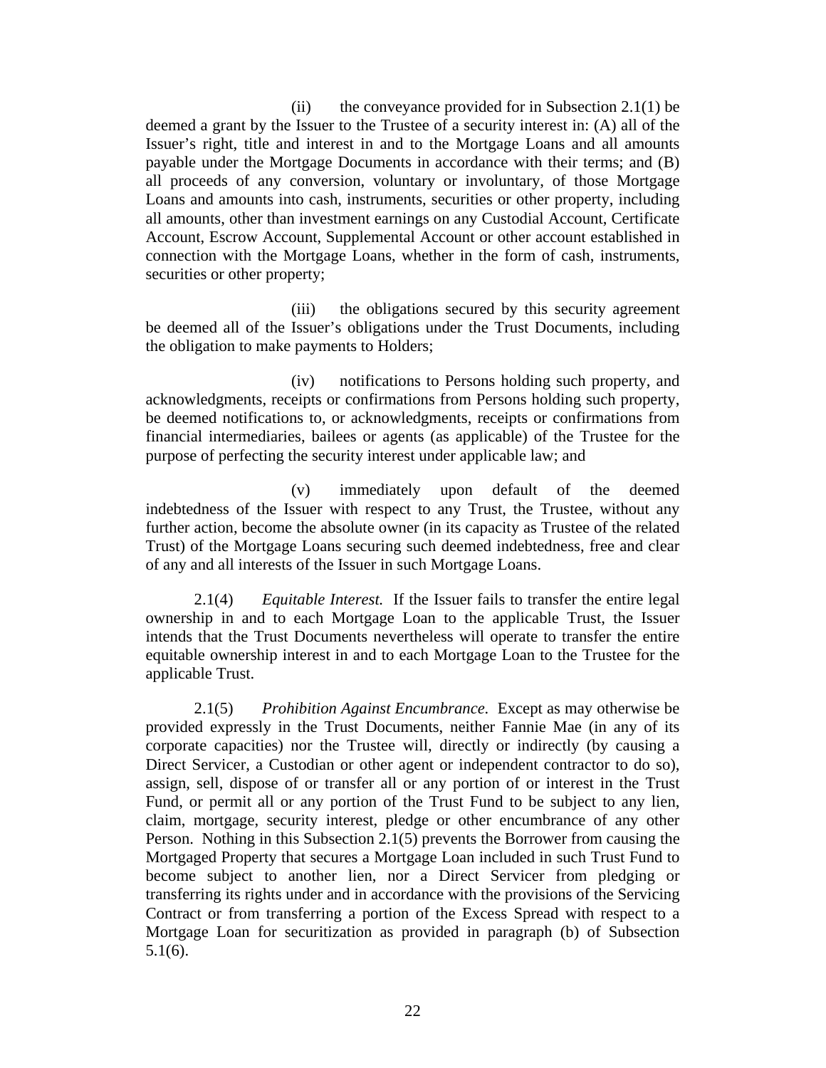(ii) the conveyance provided for in Subsection 2.1(1) be deemed a grant by the Issuer to the Trustee of a security interest in: (A) all of the Issuer's right, title and interest in and to the Mortgage Loans and all amounts payable under the Mortgage Documents in accordance with their terms; and (B) all proceeds of any conversion, voluntary or involuntary, of those Mortgage Loans and amounts into cash, instruments, securities or other property, including all amounts, other than investment earnings on any Custodial Account, Certificate Account, Escrow Account, Supplemental Account or other account established in connection with the Mortgage Loans, whether in the form of cash, instruments, securities or other property;

(iii) the obligations secured by this security agreement be deemed all of the Issuer's obligations under the Trust Documents, including the obligation to make payments to Holders;

(iv) notifications to Persons holding such property, and acknowledgments, receipts or confirmations from Persons holding such property, be deemed notifications to, or acknowledgments, receipts or confirmations from financial intermediaries, bailees or agents (as applicable) of the Trustee for the purpose of perfecting the security interest under applicable law; and

(v) immediately upon default of the deemed indebtedness of the Issuer with respect to any Trust, the Trustee, without any further action, become the absolute owner (in its capacity as Trustee of the related Trust) of the Mortgage Loans securing such deemed indebtedness, free and clear of any and all interests of the Issuer in such Mortgage Loans.

2.1(4) *Equitable Interest.* If the Issuer fails to transfer the entire legal ownership in and to each Mortgage Loan to the applicable Trust, the Issuer intends that the Trust Documents nevertheless will operate to transfer the entire equitable ownership interest in and to each Mortgage Loan to the Trustee for the applicable Trust.

2.1(5) *Prohibition Against Encumbrance.* Except as may otherwise be provided expressly in the Trust Documents, neither Fannie Mae (in any of its corporate capacities) nor the Trustee will, directly or indirectly (by causing a Direct Servicer, a Custodian or other agent or independent contractor to do so), assign, sell, dispose of or transfer all or any portion of or interest in the Trust Fund, or permit all or any portion of the Trust Fund to be subject to any lien, claim, mortgage, security interest, pledge or other encumbrance of any other Person. Nothing in this Subsection 2.1(5) prevents the Borrower from causing the Mortgaged Property that secures a Mortgage Loan included in such Trust Fund to become subject to another lien, nor a Direct Servicer from pledging or transferring its rights under and in accordance with the provisions of the Servicing Contract or from transferring a portion of the Excess Spread with respect to a Mortgage Loan for securitization as provided in paragraph (b) of Subsection 5.1(6).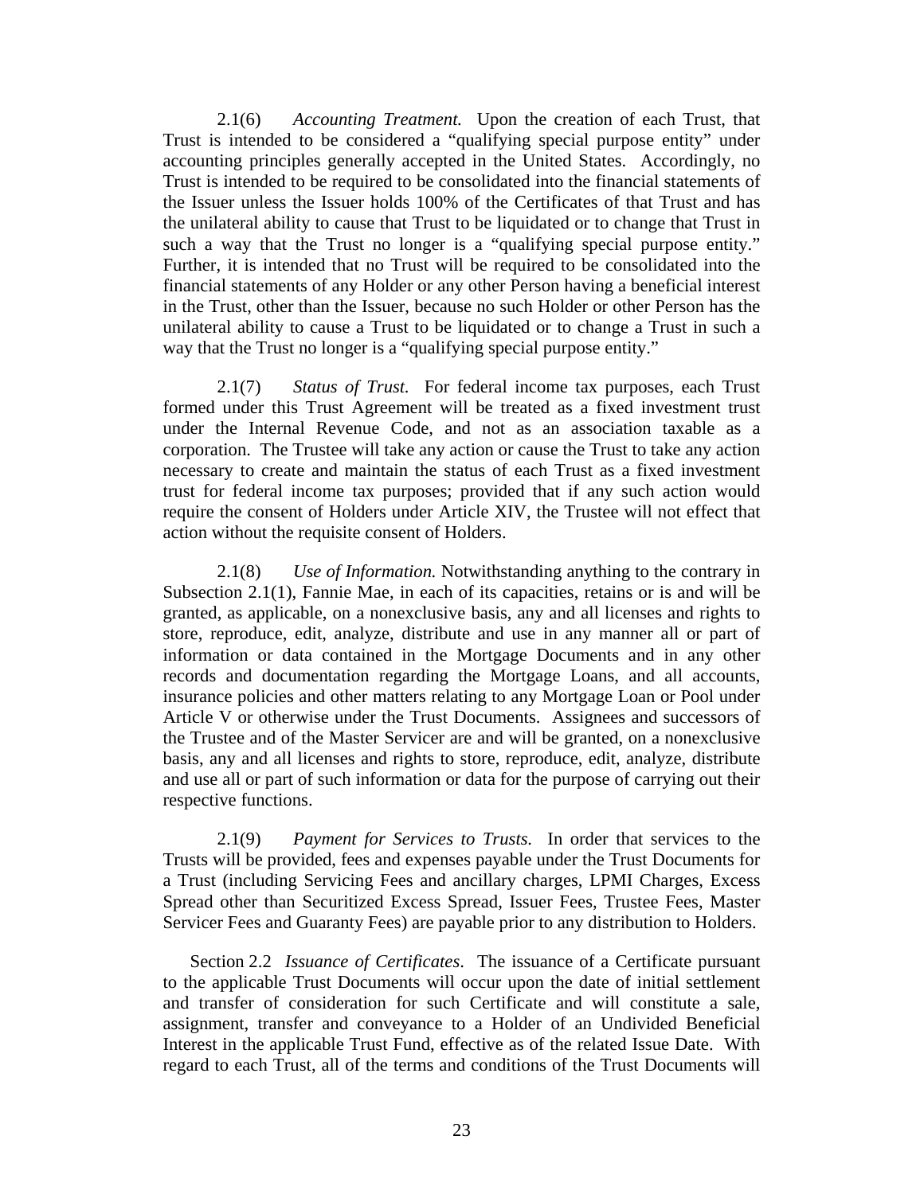2.1(6) *Accounting Treatment.* Upon the creation of each Trust, that Trust is intended to be considered a "qualifying special purpose entity" under accounting principles generally accepted in the United States. Accordingly, no Trust is intended to be required to be consolidated into the financial statements of the Issuer unless the Issuer holds 100% of the Certificates of that Trust and has the unilateral ability to cause that Trust to be liquidated or to change that Trust in such a way that the Trust no longer is a "qualifying special purpose entity." Further, it is intended that no Trust will be required to be consolidated into the financial statements of any Holder or any other Person having a beneficial interest in the Trust, other than the Issuer, because no such Holder or other Person has the unilateral ability to cause a Trust to be liquidated or to change a Trust in such a way that the Trust no longer is a "qualifying special purpose entity."

2.1(7) *Status of Trust.* For federal income tax purposes, each Trust formed under this Trust Agreement will be treated as a fixed investment trust under the Internal Revenue Code, and not as an association taxable as a corporation. The Trustee will take any action or cause the Trust to take any action necessary to create and maintain the status of each Trust as a fixed investment trust for federal income tax purposes; provided that if any such action would require the consent of Holders under Article XIV, the Trustee will not effect that action without the requisite consent of Holders.

2.1(8) *Use of Information.* Notwithstanding anything to the contrary in Subsection 2.1(1), Fannie Mae, in each of its capacities, retains or is and will be granted, as applicable, on a nonexclusive basis, any and all licenses and rights to store, reproduce, edit, analyze, distribute and use in any manner all or part of information or data contained in the Mortgage Documents and in any other records and documentation regarding the Mortgage Loans, and all accounts, insurance policies and other matters relating to any Mortgage Loan or Pool under Article V or otherwise under the Trust Documents. Assignees and successors of the Trustee and of the Master Servicer are and will be granted, on a nonexclusive basis, any and all licenses and rights to store, reproduce, edit, analyze, distribute and use all or part of such information or data for the purpose of carrying out their respective functions.

2.1(9) *Payment for Services to Trusts.* In order that services to the Trusts will be provided, fees and expenses payable under the Trust Documents for a Trust (including Servicing Fees and ancillary charges, LPMI Charges, Excess Spread other than Securitized Excess Spread, Issuer Fees, Trustee Fees, Master Servicer Fees and Guaranty Fees) are payable prior to any distribution to Holders.

Section 2.2 *Issuance of Certificates*. The issuance of a Certificate pursuant to the applicable Trust Documents will occur upon the date of initial settlement and transfer of consideration for such Certificate and will constitute a sale, assignment, transfer and conveyance to a Holder of an Undivided Beneficial Interest in the applicable Trust Fund, effective as of the related Issue Date. With regard to each Trust, all of the terms and conditions of the Trust Documents will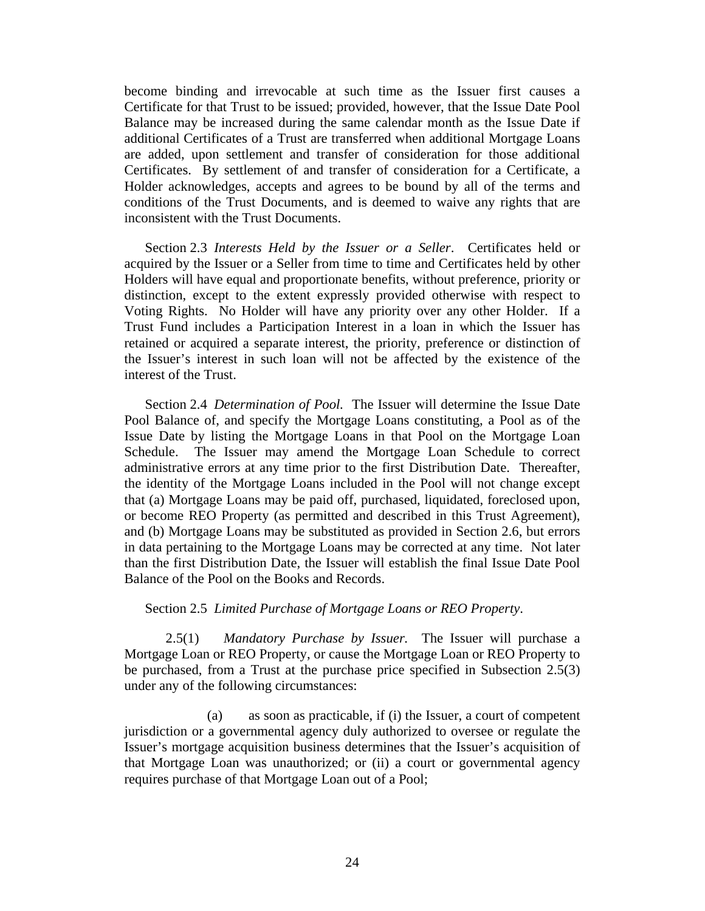become binding and irrevocable at such time as the Issuer first causes a Certificate for that Trust to be issued; provided, however, that the Issue Date Pool Balance may be increased during the same calendar month as the Issue Date if additional Certificates of a Trust are transferred when additional Mortgage Loans are added, upon settlement and transfer of consideration for those additional Certificates. By settlement of and transfer of consideration for a Certificate, a Holder acknowledges, accepts and agrees to be bound by all of the terms and conditions of the Trust Documents, and is deemed to waive any rights that are inconsistent with the Trust Documents.

Section 2.3 *Interests Held by the Issuer or a Seller*. Certificates held or acquired by the Issuer or a Seller from time to time and Certificates held by other Holders will have equal and proportionate benefits, without preference, priority or distinction, except to the extent expressly provided otherwise with respect to Voting Rights. No Holder will have any priority over any other Holder. If a Trust Fund includes a Participation Interest in a loan in which the Issuer has retained or acquired a separate interest, the priority, preference or distinction of the Issuer's interest in such loan will not be affected by the existence of the interest of the Trust.

Section 2.4 *Determination of Pool.* The Issuer will determine the Issue Date Pool Balance of, and specify the Mortgage Loans constituting, a Pool as of the Issue Date by listing the Mortgage Loans in that Pool on the Mortgage Loan Schedule. The Issuer may amend the Mortgage Loan Schedule to correct administrative errors at any time prior to the first Distribution Date. Thereafter, the identity of the Mortgage Loans included in the Pool will not change except that (a) Mortgage Loans may be paid off, purchased, liquidated, foreclosed upon, or become REO Property (as permitted and described in this Trust Agreement), and (b) Mortgage Loans may be substituted as provided in Section 2.6, but errors in data pertaining to the Mortgage Loans may be corrected at any time. Not later than the first Distribution Date, the Issuer will establish the final Issue Date Pool Balance of the Pool on the Books and Records.

Section 2.5 *Limited Purchase of Mortgage Loans or REO Property*.

2.5(1) *Mandatory Purchase by Issuer.* The Issuer will purchase a Mortgage Loan or REO Property, or cause the Mortgage Loan or REO Property to be purchased, from a Trust at the purchase price specified in Subsection 2.5(3) under any of the following circumstances:

(a) as soon as practicable, if (i) the Issuer, a court of competent jurisdiction or a governmental agency duly authorized to oversee or regulate the Issuer's mortgage acquisition business determines that the Issuer's acquisition of that Mortgage Loan was unauthorized; or (ii) a court or governmental agency requires purchase of that Mortgage Loan out of a Pool;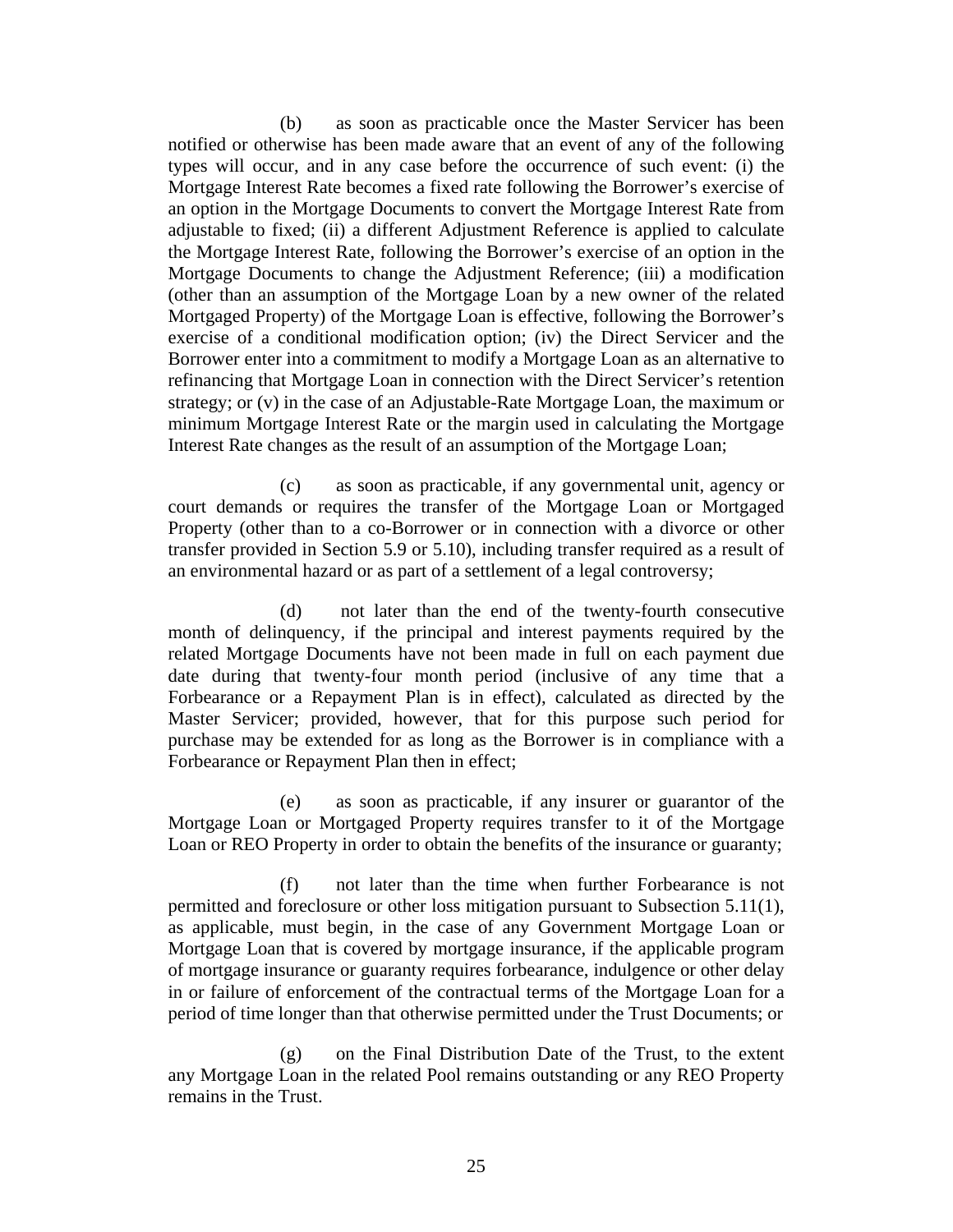(b) as soon as practicable once the Master Servicer has been notified or otherwise has been made aware that an event of any of the following types will occur, and in any case before the occurrence of such event: (i) the Mortgage Interest Rate becomes a fixed rate following the Borrower's exercise of an option in the Mortgage Documents to convert the Mortgage Interest Rate from adjustable to fixed; (ii) a different Adjustment Reference is applied to calculate the Mortgage Interest Rate, following the Borrower's exercise of an option in the Mortgage Documents to change the Adjustment Reference; (iii) a modification (other than an assumption of the Mortgage Loan by a new owner of the related Mortgaged Property) of the Mortgage Loan is effective, following the Borrower's exercise of a conditional modification option; (iv) the Direct Servicer and the Borrower enter into a commitment to modify a Mortgage Loan as an alternative to refinancing that Mortgage Loan in connection with the Direct Servicer's retention strategy; or (v) in the case of an Adjustable-Rate Mortgage Loan, the maximum or minimum Mortgage Interest Rate or the margin used in calculating the Mortgage Interest Rate changes as the result of an assumption of the Mortgage Loan;

(c) as soon as practicable, if any governmental unit, agency or court demands or requires the transfer of the Mortgage Loan or Mortgaged Property (other than to a co-Borrower or in connection with a divorce or other transfer provided in Section 5.9 or 5.10), including transfer required as a result of an environmental hazard or as part of a settlement of a legal controversy;

(d) not later than the end of the twenty-fourth consecutive month of delinquency, if the principal and interest payments required by the related Mortgage Documents have not been made in full on each payment due date during that twenty-four month period (inclusive of any time that a Forbearance or a Repayment Plan is in effect), calculated as directed by the Master Servicer; provided, however, that for this purpose such period for purchase may be extended for as long as the Borrower is in compliance with a Forbearance or Repayment Plan then in effect;

(e) as soon as practicable, if any insurer or guarantor of the Mortgage Loan or Mortgaged Property requires transfer to it of the Mortgage Loan or REO Property in order to obtain the benefits of the insurance or guaranty;

(f) not later than the time when further Forbearance is not permitted and foreclosure or other loss mitigation pursuant to Subsection 5.11(1), as applicable, must begin, in the case of any Government Mortgage Loan or Mortgage Loan that is covered by mortgage insurance, if the applicable program of mortgage insurance or guaranty requires forbearance, indulgence or other delay in or failure of enforcement of the contractual terms of the Mortgage Loan for a period of time longer than that otherwise permitted under the Trust Documents; or

(g) on the Final Distribution Date of the Trust, to the extent any Mortgage Loan in the related Pool remains outstanding or any REO Property remains in the Trust.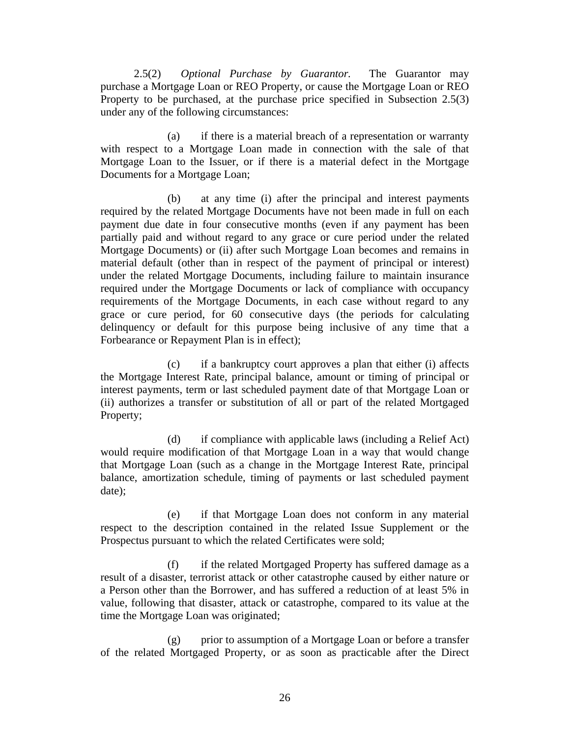2.5(2) *Optional Purchase by Guarantor.* The Guarantor may purchase a Mortgage Loan or REO Property, or cause the Mortgage Loan or REO Property to be purchased, at the purchase price specified in Subsection 2.5(3) under any of the following circumstances:

(a) if there is a material breach of a representation or warranty with respect to a Mortgage Loan made in connection with the sale of that Mortgage Loan to the Issuer, or if there is a material defect in the Mortgage Documents for a Mortgage Loan;

(b) at any time (i) after the principal and interest payments required by the related Mortgage Documents have not been made in full on each payment due date in four consecutive months (even if any payment has been partially paid and without regard to any grace or cure period under the related Mortgage Documents) or (ii) after such Mortgage Loan becomes and remains in material default (other than in respect of the payment of principal or interest) under the related Mortgage Documents, including failure to maintain insurance required under the Mortgage Documents or lack of compliance with occupancy requirements of the Mortgage Documents, in each case without regard to any grace or cure period, for 60 consecutive days (the periods for calculating delinquency or default for this purpose being inclusive of any time that a Forbearance or Repayment Plan is in effect);

(c) if a bankruptcy court approves a plan that either (i) affects the Mortgage Interest Rate, principal balance, amount or timing of principal or interest payments, term or last scheduled payment date of that Mortgage Loan or (ii) authorizes a transfer or substitution of all or part of the related Mortgaged Property;

(d) if compliance with applicable laws (including a Relief Act) would require modification of that Mortgage Loan in a way that would change that Mortgage Loan (such as a change in the Mortgage Interest Rate, principal balance, amortization schedule, timing of payments or last scheduled payment date);

(e) if that Mortgage Loan does not conform in any material respect to the description contained in the related Issue Supplement or the Prospectus pursuant to which the related Certificates were sold;

(f) if the related Mortgaged Property has suffered damage as a result of a disaster, terrorist attack or other catastrophe caused by either nature or a Person other than the Borrower, and has suffered a reduction of at least 5% in value, following that disaster, attack or catastrophe, compared to its value at the time the Mortgage Loan was originated;

(g) prior to assumption of a Mortgage Loan or before a transfer of the related Mortgaged Property, or as soon as practicable after the Direct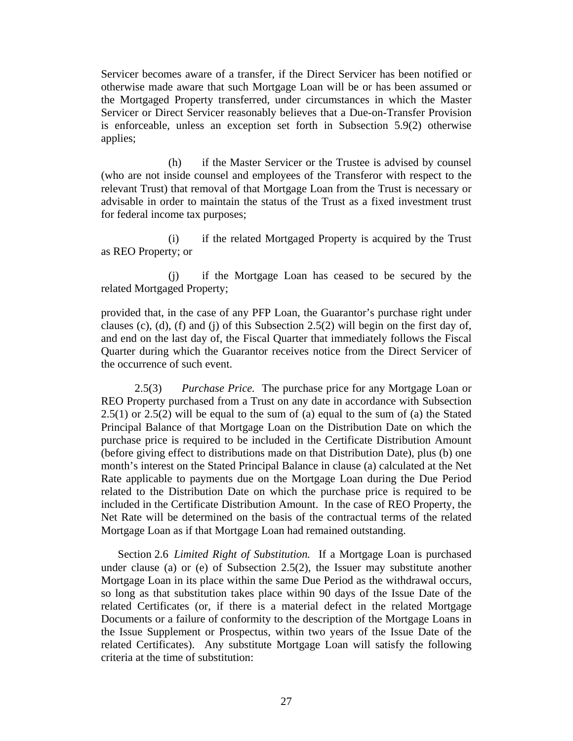Servicer becomes aware of a transfer, if the Direct Servicer has been notified or otherwise made aware that such Mortgage Loan will be or has been assumed or the Mortgaged Property transferred, under circumstances in which the Master Servicer or Direct Servicer reasonably believes that a Due-on-Transfer Provision is enforceable, unless an exception set forth in Subsection 5.9(2) otherwise applies;

(h) if the Master Servicer or the Trustee is advised by counsel (who are not inside counsel and employees of the Transferor with respect to the relevant Trust) that removal of that Mortgage Loan from the Trust is necessary or advisable in order to maintain the status of the Trust as a fixed investment trust for federal income tax purposes;

(i) if the related Mortgaged Property is acquired by the Trust as REO Property; or

(j) if the Mortgage Loan has ceased to be secured by the related Mortgaged Property;

provided that, in the case of any PFP Loan, the Guarantor's purchase right under clauses (c), (d), (f) and (j) of this Subsection 2.5(2) will begin on the first day of, and end on the last day of, the Fiscal Quarter that immediately follows the Fiscal Quarter during which the Guarantor receives notice from the Direct Servicer of the occurrence of such event.

2.5(3) *Purchase Price.* The purchase price for any Mortgage Loan or REO Property purchased from a Trust on any date in accordance with Subsection 2.5(1) or 2.5(2) will be equal to the sum of (a) equal to the sum of (a) the Stated Principal Balance of that Mortgage Loan on the Distribution Date on which the purchase price is required to be included in the Certificate Distribution Amount (before giving effect to distributions made on that Distribution Date), plus (b) one month's interest on the Stated Principal Balance in clause (a) calculated at the Net Rate applicable to payments due on the Mortgage Loan during the Due Period related to the Distribution Date on which the purchase price is required to be included in the Certificate Distribution Amount. In the case of REO Property, the Net Rate will be determined on the basis of the contractual terms of the related Mortgage Loan as if that Mortgage Loan had remained outstanding.

Section 2.6 *Limited Right of Substitution.* If a Mortgage Loan is purchased under clause (a) or (e) of Subsection 2.5(2), the Issuer may substitute another Mortgage Loan in its place within the same Due Period as the withdrawal occurs, so long as that substitution takes place within 90 days of the Issue Date of the related Certificates (or, if there is a material defect in the related Mortgage Documents or a failure of conformity to the description of the Mortgage Loans in the Issue Supplement or Prospectus, within two years of the Issue Date of the related Certificates). Any substitute Mortgage Loan will satisfy the following criteria at the time of substitution: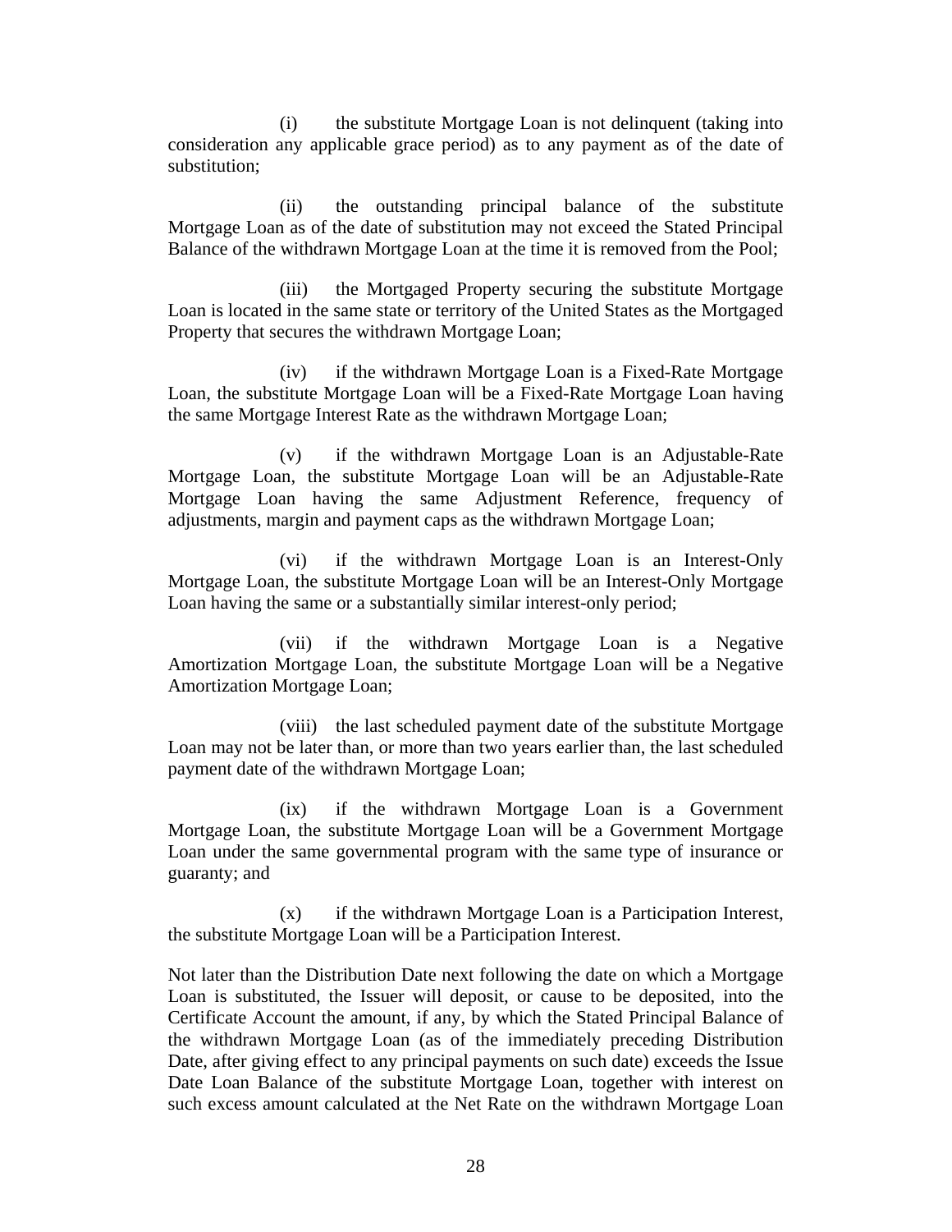(i) the substitute Mortgage Loan is not delinquent (taking into consideration any applicable grace period) as to any payment as of the date of substitution;

(ii) the outstanding principal balance of the substitute Mortgage Loan as of the date of substitution may not exceed the Stated Principal Balance of the withdrawn Mortgage Loan at the time it is removed from the Pool;

(iii) the Mortgaged Property securing the substitute Mortgage Loan is located in the same state or territory of the United States as the Mortgaged Property that secures the withdrawn Mortgage Loan;

(iv) if the withdrawn Mortgage Loan is a Fixed-Rate Mortgage Loan, the substitute Mortgage Loan will be a Fixed-Rate Mortgage Loan having the same Mortgage Interest Rate as the withdrawn Mortgage Loan;

(v) if the withdrawn Mortgage Loan is an Adjustable-Rate Mortgage Loan, the substitute Mortgage Loan will be an Adjustable-Rate Mortgage Loan having the same Adjustment Reference, frequency of adjustments, margin and payment caps as the withdrawn Mortgage Loan;

(vi) if the withdrawn Mortgage Loan is an Interest-Only Mortgage Loan, the substitute Mortgage Loan will be an Interest-Only Mortgage Loan having the same or a substantially similar interest-only period;

(vii) if the withdrawn Mortgage Loan is a Negative Amortization Mortgage Loan, the substitute Mortgage Loan will be a Negative Amortization Mortgage Loan;

(viii) the last scheduled payment date of the substitute Mortgage Loan may not be later than, or more than two years earlier than, the last scheduled payment date of the withdrawn Mortgage Loan;

(ix) if the withdrawn Mortgage Loan is a Government Mortgage Loan, the substitute Mortgage Loan will be a Government Mortgage Loan under the same governmental program with the same type of insurance or guaranty; and

(x) if the withdrawn Mortgage Loan is a Participation Interest, the substitute Mortgage Loan will be a Participation Interest.

Not later than the Distribution Date next following the date on which a Mortgage Loan is substituted, the Issuer will deposit, or cause to be deposited, into the Certificate Account the amount, if any, by which the Stated Principal Balance of the withdrawn Mortgage Loan (as of the immediately preceding Distribution Date, after giving effect to any principal payments on such date) exceeds the Issue Date Loan Balance of the substitute Mortgage Loan, together with interest on such excess amount calculated at the Net Rate on the withdrawn Mortgage Loan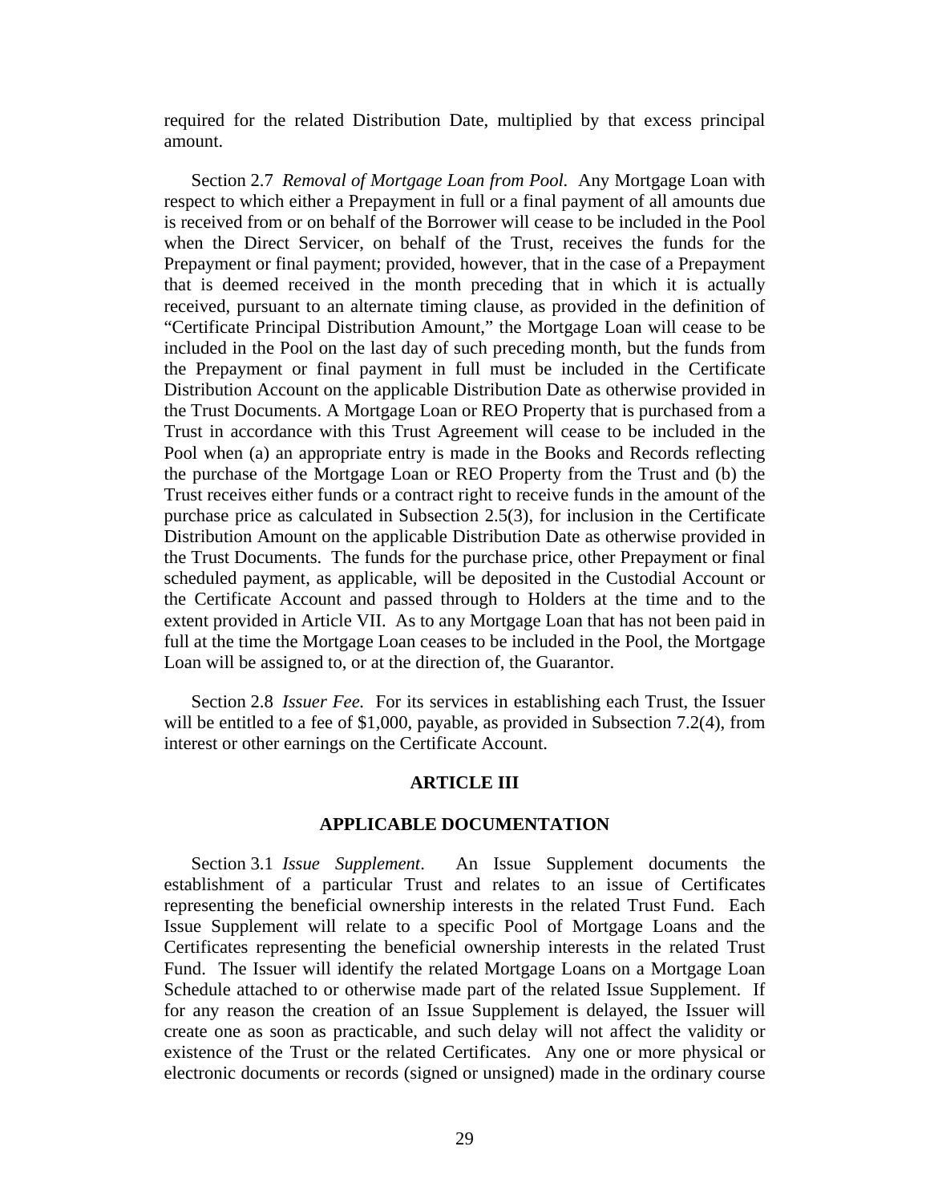required for the related Distribution Date, multiplied by that excess principal amount.

Section 2.7 *Removal of Mortgage Loan from Pool.* Any Mortgage Loan with respect to which either a Prepayment in full or a final payment of all amounts due is received from or on behalf of the Borrower will cease to be included in the Pool when the Direct Servicer, on behalf of the Trust, receives the funds for the Prepayment or final payment; provided, however, that in the case of a Prepayment that is deemed received in the month preceding that in which it is actually received, pursuant to an alternate timing clause, as provided in the definition of "Certificate Principal Distribution Amount," the Mortgage Loan will cease to be included in the Pool on the last day of such preceding month, but the funds from the Prepayment or final payment in full must be included in the Certificate Distribution Account on the applicable Distribution Date as otherwise provided in the Trust Documents. A Mortgage Loan or REO Property that is purchased from a Trust in accordance with this Trust Agreement will cease to be included in the Pool when (a) an appropriate entry is made in the Books and Records reflecting the purchase of the Mortgage Loan or REO Property from the Trust and (b) the Trust receives either funds or a contract right to receive funds in the amount of the purchase price as calculated in Subsection 2.5(3), for inclusion in the Certificate Distribution Amount on the applicable Distribution Date as otherwise provided in the Trust Documents. The funds for the purchase price, other Prepayment or final scheduled payment, as applicable, will be deposited in the Custodial Account or the Certificate Account and passed through to Holders at the time and to the extent provided in Article VII. As to any Mortgage Loan that has not been paid in full at the time the Mortgage Loan ceases to be included in the Pool, the Mortgage Loan will be assigned to, or at the direction of, the Guarantor.

Section 2.8 *Issuer Fee.* For its services in establishing each Trust, the Issuer will be entitled to a fee of $1,000, payable, as provided in Subsection 7.2(4), from interest or other earnings on the Certificate Account.

## ARTICLE III

## APPLICABLE DOCUMENTATION

Section 3.1 *Issue Supplement*. An Issue Supplement documents the establishment of a particular Trust and relates to an issue of Certificates representing the beneficial ownership interests in the related Trust Fund. Each Issue Supplement will relate to a specific Pool of Mortgage Loans and the Certificates representing the beneficial ownership interests in the related Trust Fund. The Issuer will identify the related Mortgage Loans on a Mortgage Loan Schedule attached to or otherwise made part of the related Issue Supplement. If for any reason the creation of an Issue Supplement is delayed, the Issuer will create one as soon as practicable, and such delay will not affect the validity or existence of the Trust or the related Certificates. Any one or more physical or electronic documents or records (signed or unsigned) made in the ordinary course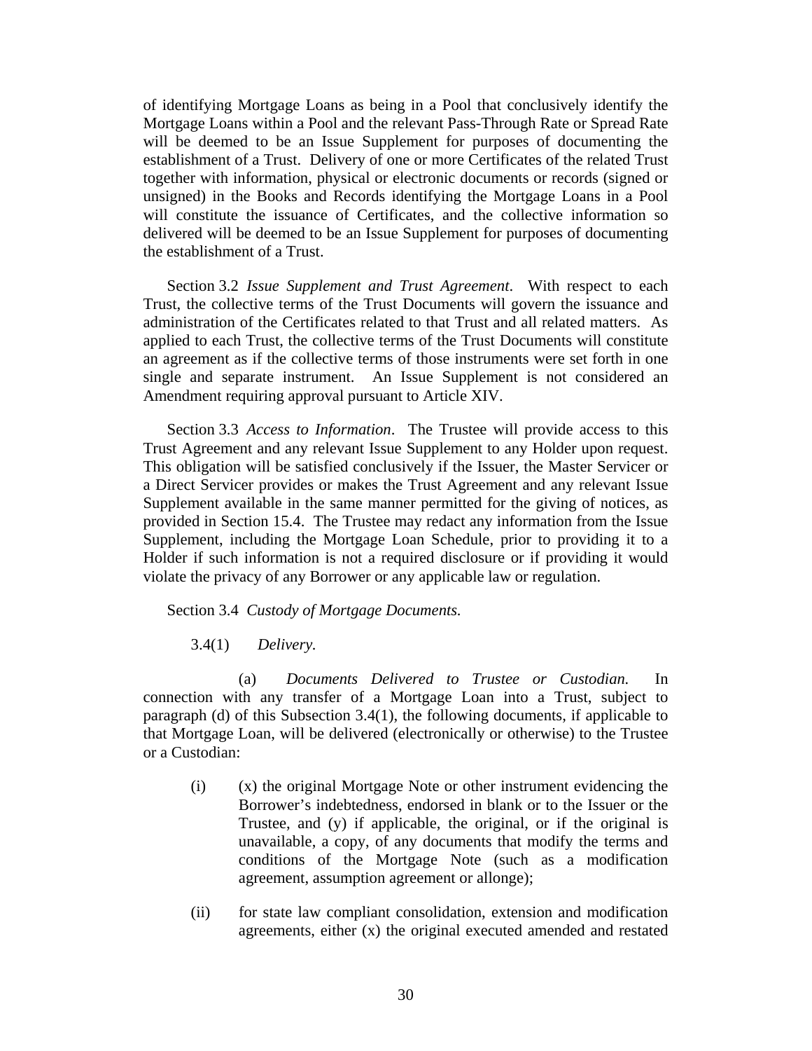of identifying Mortgage Loans as being in a Pool that conclusively identify the Mortgage Loans within a Pool and the relevant Pass-Through Rate or Spread Rate will be deemed to be an Issue Supplement for purposes of documenting the establishment of a Trust. Delivery of one or more Certificates of the related Trust together with information, physical or electronic documents or records (signed or unsigned) in the Books and Records identifying the Mortgage Loans in a Pool will constitute the issuance of Certificates, and the collective information so delivered will be deemed to be an Issue Supplement for purposes of documenting the establishment of a Trust.

Section 3.2 *Issue Supplement and Trust Agreement*. With respect to each Trust, the collective terms of the Trust Documents will govern the issuance and administration of the Certificates related to that Trust and all related matters. As applied to each Trust, the collective terms of the Trust Documents will constitute an agreement as if the collective terms of those instruments were set forth in one single and separate instrument. An Issue Supplement is not considered an Amendment requiring approval pursuant to Article XIV.

Section 3.3 *Access to Information*. The Trustee will provide access to this Trust Agreement and any relevant Issue Supplement to any Holder upon request. This obligation will be satisfied conclusively if the Issuer, the Master Servicer or a Direct Servicer provides or makes the Trust Agreement and any relevant Issue Supplement available in the same manner permitted for the giving of notices, as provided in Section 15.4. The Trustee may redact any information from the Issue Supplement, including the Mortgage Loan Schedule, prior to providing it to a Holder if such information is not a required disclosure or if providing it would violate the privacy of any Borrower or any applicable law or regulation.

Section 3.4 *Custody of Mortgage Documents.*

3.4(1) *Delivery.*

(a) *Documents Delivered to Trustee or Custodian.* In connection with any transfer of a Mortgage Loan into a Trust, subject to paragraph (d) of this Subsection 3.4(1), the following documents, if applicable to that Mortgage Loan, will be delivered (electronically or otherwise) to the Trustee or a Custodian:

(i) (x) the original Mortgage Note or other instrument evidencing the Borrower's indebtedness, endorsed in blank or to the Issuer or the Trustee, and (y) if applicable, the original, or if the original is unavailable, a copy, of any documents that modify the terms and conditions of the Mortgage Note (such as a modification agreement, assumption agreement or allonge);

(ii) for state law compliant consolidation, extension and modification agreements, either (x) the original executed amended and restated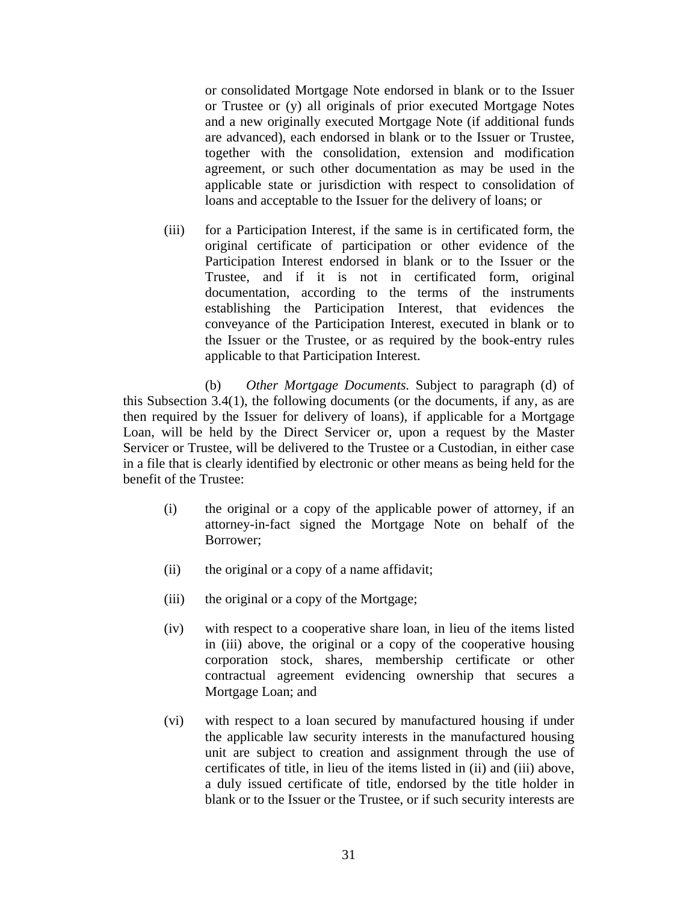or consolidated Mortgage Note endorsed in blank or to the Issuer or Trustee or (y) all originals of prior executed Mortgage Notes and a new originally executed Mortgage Note (if additional funds are advanced), each endorsed in blank or to the Issuer or Trustee, together with the consolidation, extension and modification agreement, or such other documentation as may be used in the applicable state or jurisdiction with respect to consolidation of loans and acceptable to the Issuer for the delivery of loans; or

(iii) for a Participation Interest, if the same is in certificated form, the original certificate of participation or other evidence of the Participation Interest endorsed in blank or to the Issuer or the Trustee, and if it is not in certificated form, original documentation, according to the terms of the instruments establishing the Participation Interest, that evidences the conveyance of the Participation Interest, executed in blank or to the Issuer or the Trustee, or as required by the book-entry rules applicable to that Participation Interest.

(b) *Other Mortgage Documents.* Subject to paragraph (d) of this Subsection 3.4(1), the following documents (or the documents, if any, as are then required by the Issuer for delivery of loans), if applicable for a Mortgage Loan, will be held by the Direct Servicer or, upon a request by the Master Servicer or Trustee, will be delivered to the Trustee or a Custodian, in either case in a file that is clearly identified by electronic or other means as being held for the benefit of the Trustee:

(i) the original or a copy of the applicable power of attorney, if an attorney-in-fact signed the Mortgage Note on behalf of the Borrower;

(ii) the original or a copy of a name affidavit;

(iii) the original or a copy of the Mortgage;

(iv) with respect to a cooperative share loan, in lieu of the items listed in (iii) above, the original or a copy of the cooperative housing corporation stock, shares, membership certificate or other contractual agreement evidencing ownership that secures a Mortgage Loan; and

(vi) with respect to a loan secured by manufactured housing if under the applicable law security interests in the manufactured housing unit are subject to creation and assignment through the use of certificates of title, in lieu of the items listed in (ii) and (iii) above, a duly issued certificate of title, endorsed by the title holder in blank or to the Issuer or the Trustee, or if such security interests are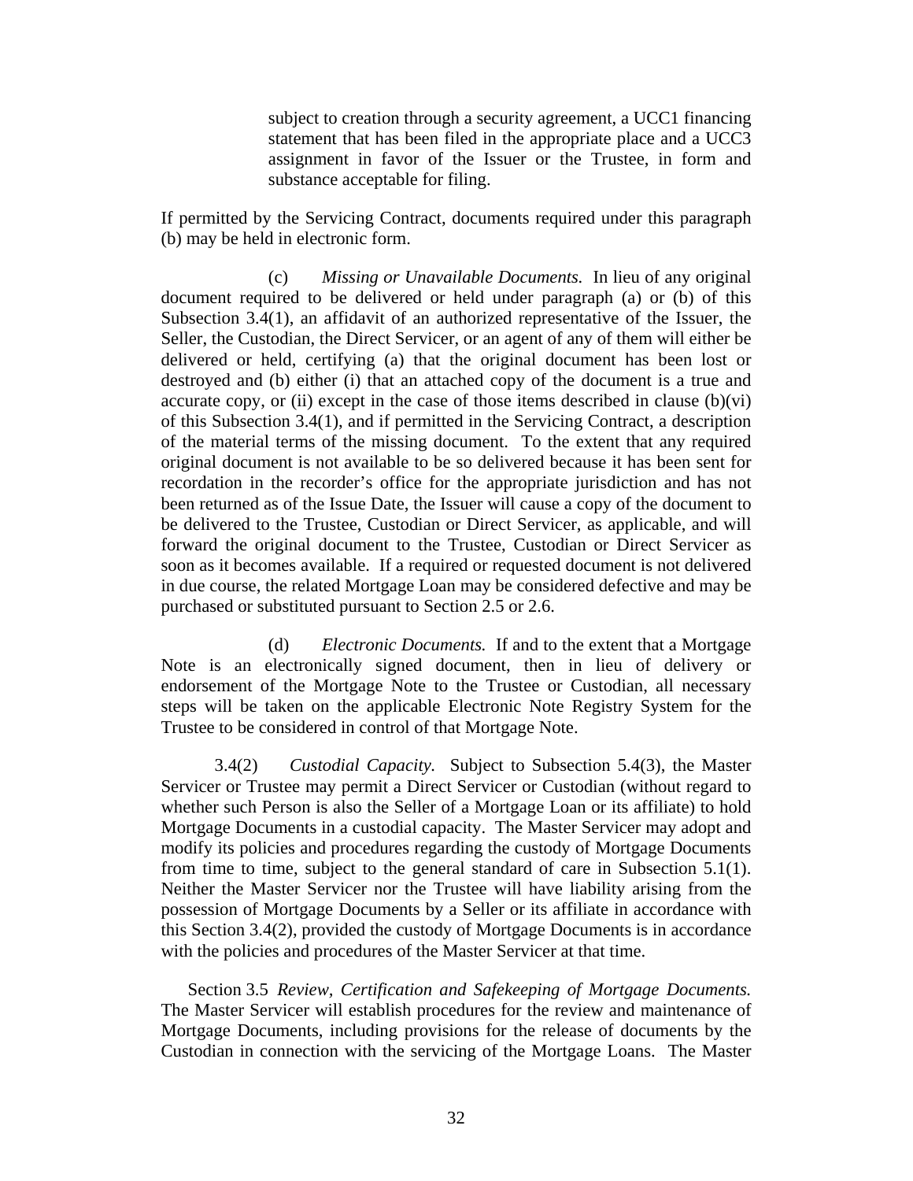subject to creation through a security agreement, a UCC1 financing statement that has been filed in the appropriate place and a UCC3 assignment in favor of the Issuer or the Trustee, in form and substance acceptable for filing.

If permitted by the Servicing Contract, documents required under this paragraph (b) may be held in electronic form.

(c) *Missing or Unavailable Documents.* In lieu of any original document required to be delivered or held under paragraph (a) or (b) of this Subsection 3.4(1), an affidavit of an authorized representative of the Issuer, the Seller, the Custodian, the Direct Servicer, or an agent of any of them will either be delivered or held, certifying (a) that the original document has been lost or destroyed and (b) either (i) that an attached copy of the document is a true and accurate copy, or (ii) except in the case of those items described in clause (b)(vi) of this Subsection 3.4(1), and if permitted in the Servicing Contract, a description of the material terms of the missing document. To the extent that any required original document is not available to be so delivered because it has been sent for recordation in the recorder's office for the appropriate jurisdiction and has not been returned as of the Issue Date, the Issuer will cause a copy of the document to be delivered to the Trustee, Custodian or Direct Servicer, as applicable, and will forward the original document to the Trustee, Custodian or Direct Servicer as soon as it becomes available. If a required or requested document is not delivered in due course, the related Mortgage Loan may be considered defective and may be purchased or substituted pursuant to Section 2.5 or 2.6.

(d) *Electronic Documents.* If and to the extent that a Mortgage Note is an electronically signed document, then in lieu of delivery or endorsement of the Mortgage Note to the Trustee or Custodian, all necessary steps will be taken on the applicable Electronic Note Registry System for the Trustee to be considered in control of that Mortgage Note.

3.4(2) *Custodial Capacity.* Subject to Subsection 5.4(3), the Master Servicer or Trustee may permit a Direct Servicer or Custodian (without regard to whether such Person is also the Seller of a Mortgage Loan or its affiliate) to hold Mortgage Documents in a custodial capacity. The Master Servicer may adopt and modify its policies and procedures regarding the custody of Mortgage Documents from time to time, subject to the general standard of care in Subsection 5.1(1). Neither the Master Servicer nor the Trustee will have liability arising from the possession of Mortgage Documents by a Seller or its affiliate in accordance with this Section 3.4(2), provided the custody of Mortgage Documents is in accordance with the policies and procedures of the Master Servicer at that time.

Section 3.5 *Review, Certification and Safekeeping of Mortgage Documents.* The Master Servicer will establish procedures for the review and maintenance of Mortgage Documents, including provisions for the release of documents by the Custodian in connection with the servicing of the Mortgage Loans. The Master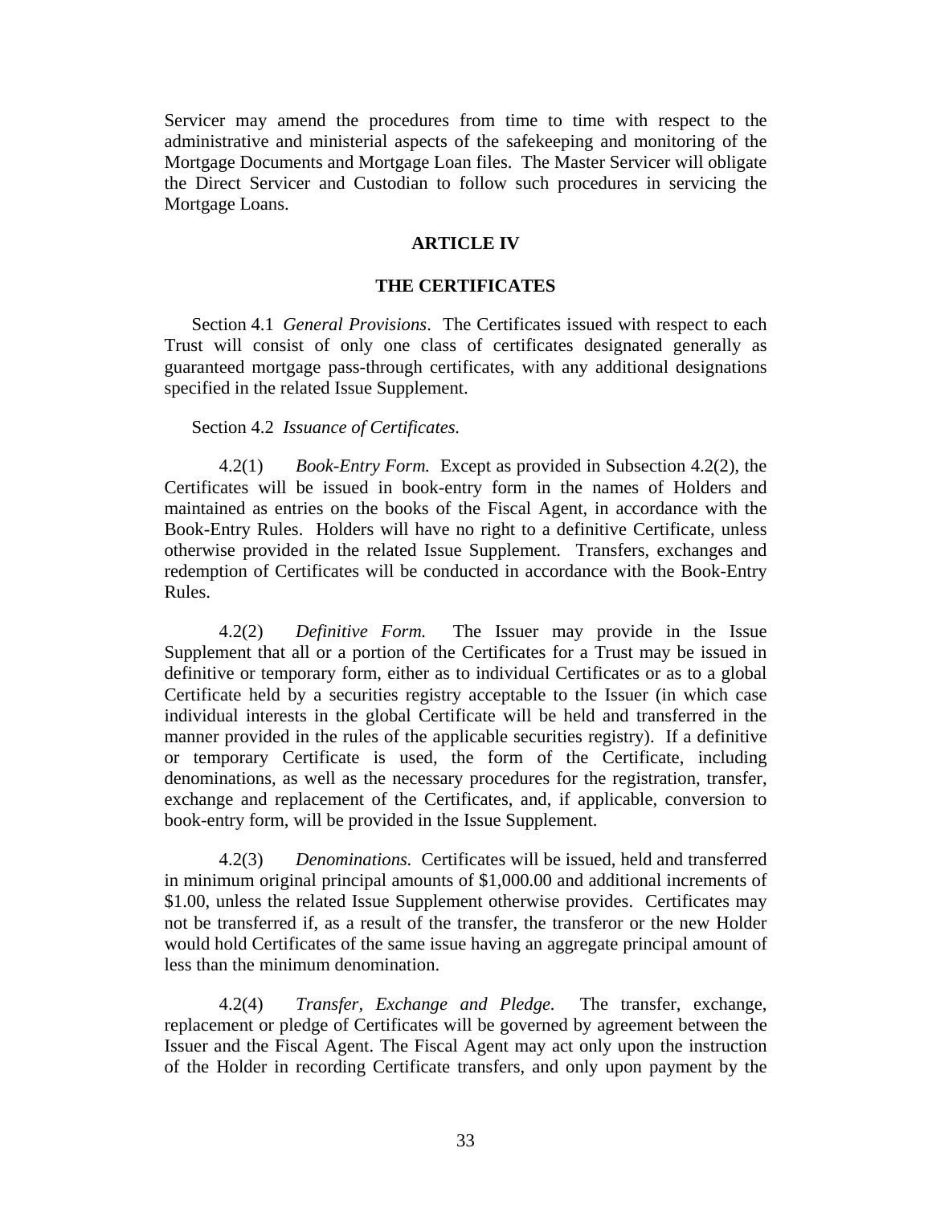Servicer may amend the procedures from time to time with respect to the administrative and ministerial aspects of the safekeeping and monitoring of the Mortgage Documents and Mortgage Loan files. The Master Servicer will obligate the Direct Servicer and Custodian to follow such procedures in servicing the Mortgage Loans.

## ARTICLE IV

## THE CERTIFICATES

Section 4.1 *General Provisions*. The Certificates issued with respect to each Trust will consist of only one class of certificates designated generally as guaranteed mortgage pass-through certificates, with any additional designations specified in the related Issue Supplement.

Section 4.2 *Issuance of Certificates.*

4.2(1) *Book-Entry Form.* Except as provided in Subsection 4.2(2), the Certificates will be issued in book-entry form in the names of Holders and maintained as entries on the books of the Fiscal Agent, in accordance with the Book-Entry Rules. Holders will have no right to a definitive Certificate, unless otherwise provided in the related Issue Supplement. Transfers, exchanges and redemption of Certificates will be conducted in accordance with the Book-Entry Rules.

4.2(2) *Definitive Form.* The Issuer may provide in the Issue Supplement that all or a portion of the Certificates for a Trust may be issued in definitive or temporary form, either as to individual Certificates or as to a global Certificate held by a securities registry acceptable to the Issuer (in which case individual interests in the global Certificate will be held and transferred in the manner provided in the rules of the applicable securities registry). If a definitive or temporary Certificate is used, the form of the Certificate, including denominations, as well as the necessary procedures for the registration, transfer, exchange and replacement of the Certificates, and, if applicable, conversion to book-entry form, will be provided in the Issue Supplement.

4.2(3) *Denominations.* Certificates will be issued, held and transferred in minimum original principal amounts of $1,000.00 and additional increments of $1.00, unless the related Issue Supplement otherwise provides. Certificates may not be transferred if, as a result of the transfer, the transferor or the new Holder would hold Certificates of the same issue having an aggregate principal amount of less than the minimum denomination.

4.2(4) *Transfer, Exchange and Pledge.* The transfer, exchange, replacement or pledge of Certificates will be governed by agreement between the Issuer and the Fiscal Agent. The Fiscal Agent may act only upon the instruction of the Holder in recording Certificate transfers, and only upon payment by the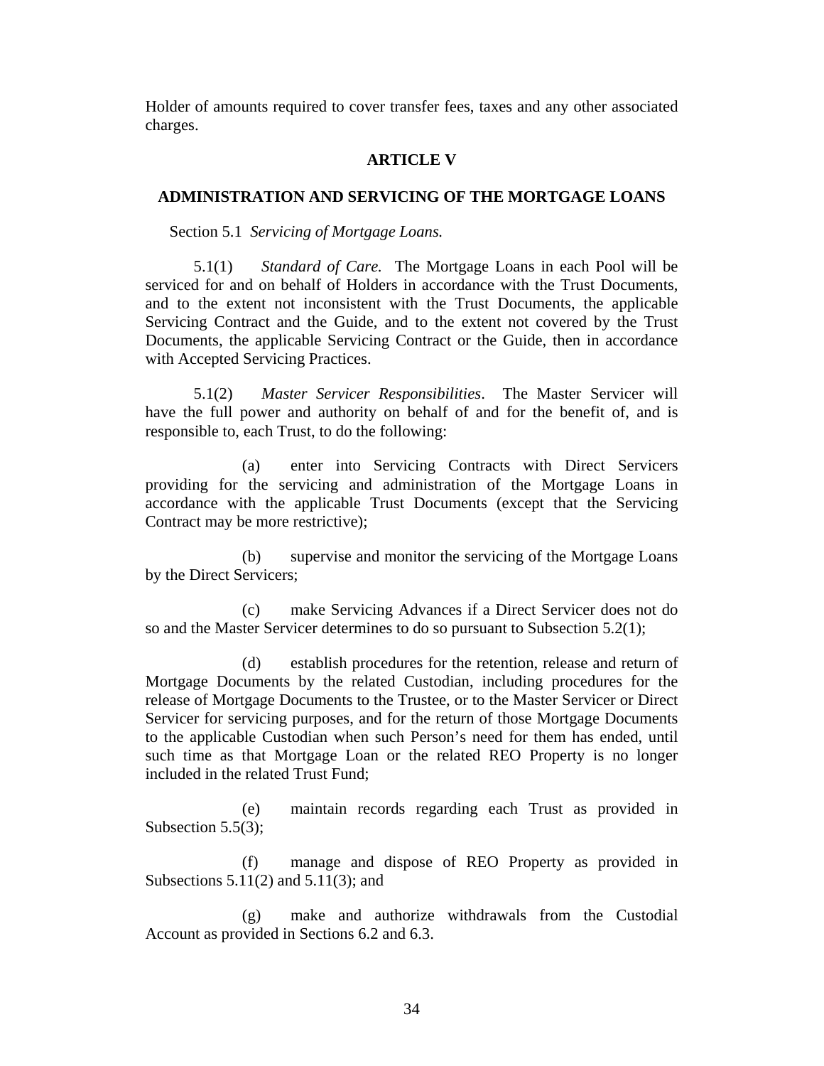Holder of amounts required to cover transfer fees, taxes and any other associated charges.

## ARTICLE V

## ADMINISTRATION AND SERVICING OF THE MORTGAGE LOANS

Section 5.1 *Servicing of Mortgage Loans.*

5.1(1) *Standard of Care.* The Mortgage Loans in each Pool will be serviced for and on behalf of Holders in accordance with the Trust Documents, and to the extent not inconsistent with the Trust Documents, the applicable Servicing Contract and the Guide, and to the extent not covered by the Trust Documents, the applicable Servicing Contract or the Guide, then in accordance with Accepted Servicing Practices.

5.1(2) *Master Servicer Responsibilities*. The Master Servicer will have the full power and authority on behalf of and for the benefit of, and is responsible to, each Trust, to do the following:

(a) enter into Servicing Contracts with Direct Servicers providing for the servicing and administration of the Mortgage Loans in accordance with the applicable Trust Documents (except that the Servicing Contract may be more restrictive);

(b) supervise and monitor the servicing of the Mortgage Loans by the Direct Servicers;

(c) make Servicing Advances if a Direct Servicer does not do so and the Master Servicer determines to do so pursuant to Subsection 5.2(1);

(d) establish procedures for the retention, release and return of Mortgage Documents by the related Custodian, including procedures for the release of Mortgage Documents to the Trustee, or to the Master Servicer or Direct Servicer for servicing purposes, and for the return of those Mortgage Documents to the applicable Custodian when such Person's need for them has ended, until such time as that Mortgage Loan or the related REO Property is no longer included in the related Trust Fund;

(e) maintain records regarding each Trust as provided in Subsection 5.5(3);

(f) manage and dispose of REO Property as provided in Subsections 5.11(2) and 5.11(3); and

(g) make and authorize withdrawals from the Custodial Account as provided in Sections 6.2 and 6.3.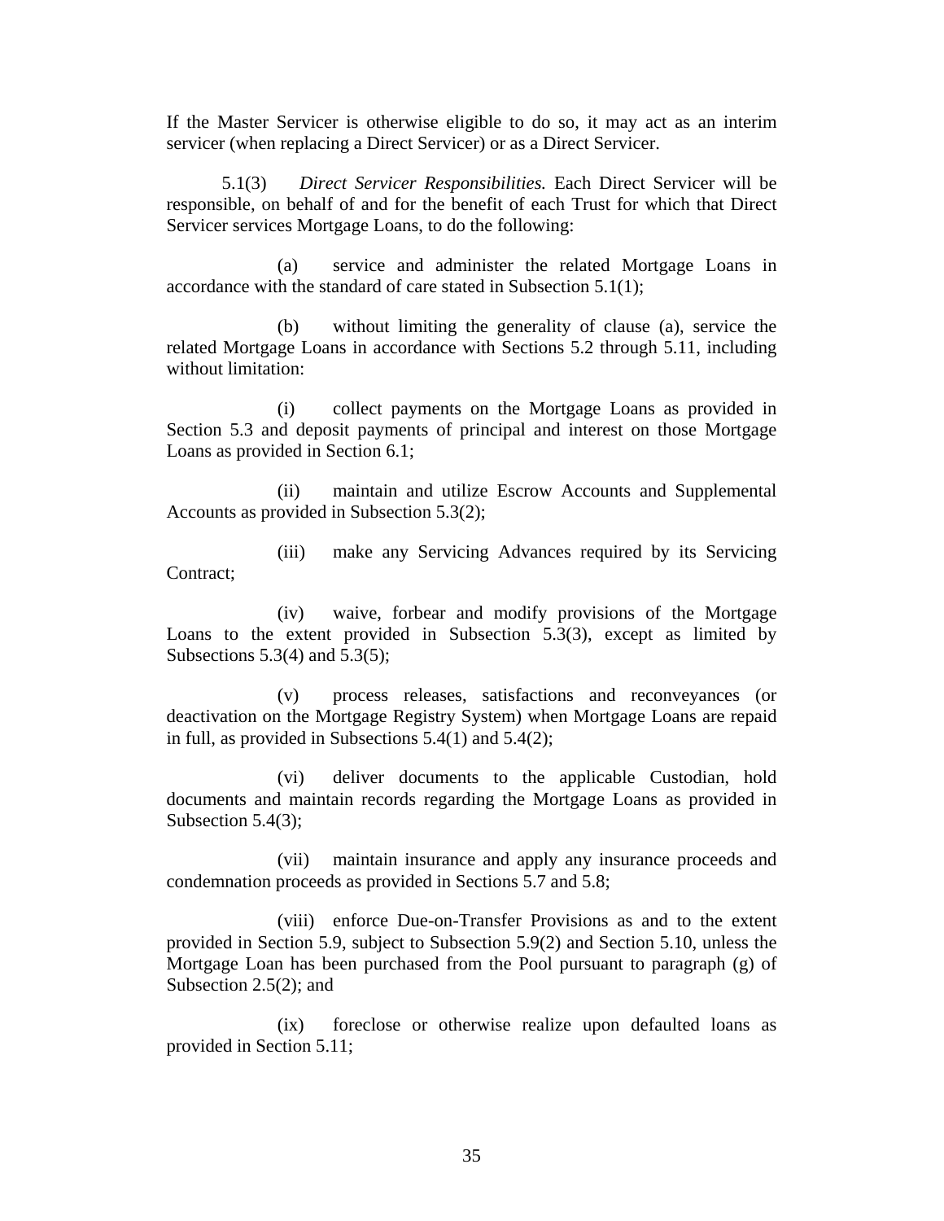If the Master Servicer is otherwise eligible to do so, it may act as an interim servicer (when replacing a Direct Servicer) or as a Direct Servicer.

5.1(3) *Direct Servicer Responsibilities.* Each Direct Servicer will be responsible, on behalf of and for the benefit of each Trust for which that Direct Servicer services Mortgage Loans, to do the following:

(a) service and administer the related Mortgage Loans in accordance with the standard of care stated in Subsection 5.1(1);

(b) without limiting the generality of clause (a), service the related Mortgage Loans in accordance with Sections 5.2 through 5.11, including without limitation:

(i) collect payments on the Mortgage Loans as provided in Section 5.3 and deposit payments of principal and interest on those Mortgage Loans as provided in Section 6.1;

(ii) maintain and utilize Escrow Accounts and Supplemental Accounts as provided in Subsection 5.3(2);

(iii) make any Servicing Advances required by its Servicing Contract;

(iv) waive, forbear and modify provisions of the Mortgage Loans to the extent provided in Subsection 5.3(3), except as limited by Subsections 5.3(4) and 5.3(5);

(v) process releases, satisfactions and reconveyances (or deactivation on the Mortgage Registry System) when Mortgage Loans are repaid in full, as provided in Subsections 5.4(1) and 5.4(2);

(vi) deliver documents to the applicable Custodian, hold documents and maintain records regarding the Mortgage Loans as provided in Subsection 5.4(3);

(vii) maintain insurance and apply any insurance proceeds and condemnation proceeds as provided in Sections 5.7 and 5.8;

(viii) enforce Due-on-Transfer Provisions as and to the extent provided in Section 5.9, subject to Subsection 5.9(2) and Section 5.10, unless the Mortgage Loan has been purchased from the Pool pursuant to paragraph (g) of Subsection 2.5(2); and

(ix) foreclose or otherwise realize upon defaulted loans as provided in Section 5.11;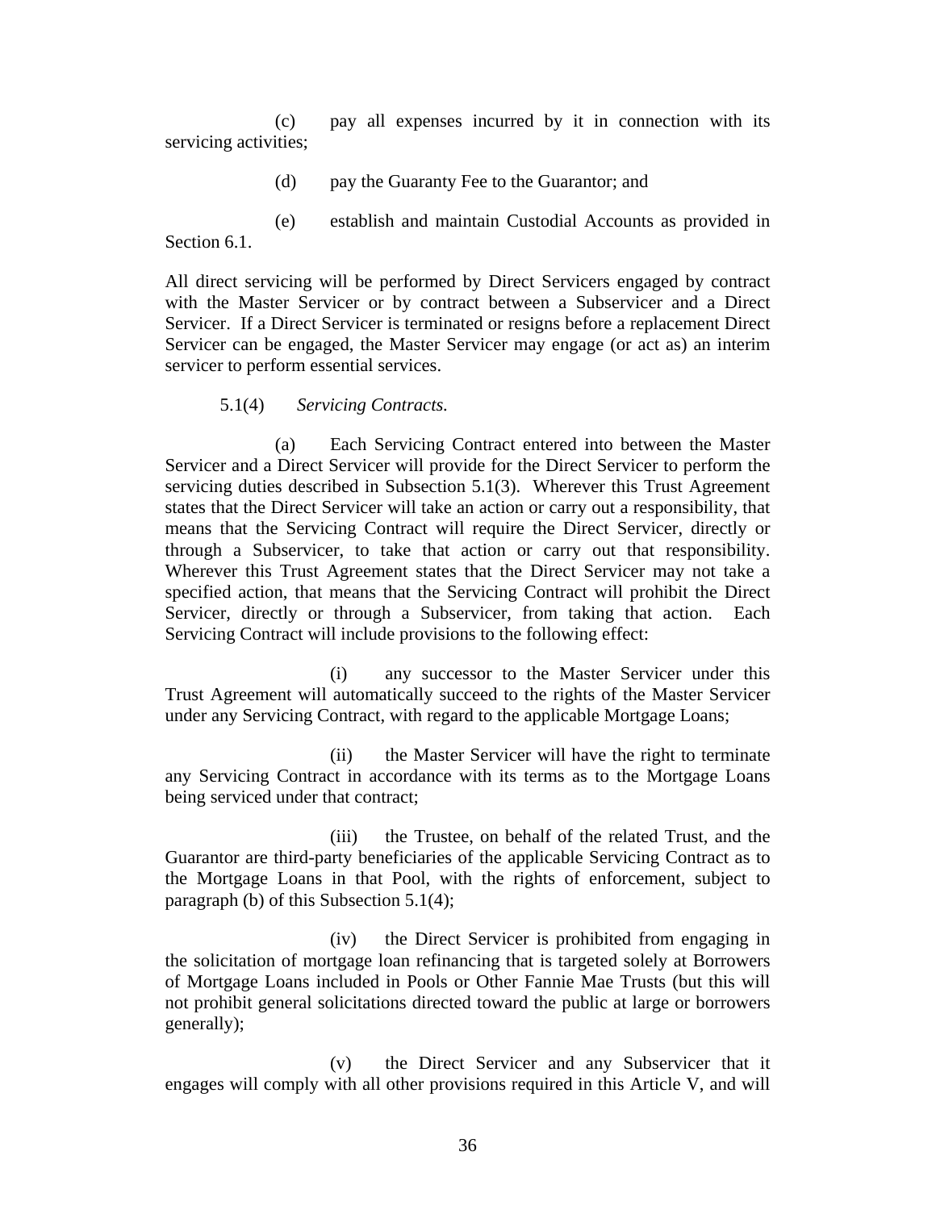(c) pay all expenses incurred by it in connection with its servicing activities;

(d) pay the Guaranty Fee to the Guarantor; and

(e) establish and maintain Custodial Accounts as provided in Section 6.1.

All direct servicing will be performed by Direct Servicers engaged by contract with the Master Servicer or by contract between a Subservicer and a Direct Servicer. If a Direct Servicer is terminated or resigns before a replacement Direct Servicer can be engaged, the Master Servicer may engage (or act as) an interim servicer to perform essential services.

5.1(4) *Servicing Contracts.*

(a) Each Servicing Contract entered into between the Master Servicer and a Direct Servicer will provide for the Direct Servicer to perform the servicing duties described in Subsection 5.1(3). Wherever this Trust Agreement states that the Direct Servicer will take an action or carry out a responsibility, that means that the Servicing Contract will require the Direct Servicer, directly or through a Subservicer, to take that action or carry out that responsibility. Wherever this Trust Agreement states that the Direct Servicer may not take a specified action, that means that the Servicing Contract will prohibit the Direct Servicer, directly or through a Subservicer, from taking that action. Each Servicing Contract will include provisions to the following effect:

(i) any successor to the Master Servicer under this Trust Agreement will automatically succeed to the rights of the Master Servicer under any Servicing Contract, with regard to the applicable Mortgage Loans;

(ii) the Master Servicer will have the right to terminate any Servicing Contract in accordance with its terms as to the Mortgage Loans being serviced under that contract;

(iii) the Trustee, on behalf of the related Trust, and the Guarantor are third-party beneficiaries of the applicable Servicing Contract as to the Mortgage Loans in that Pool, with the rights of enforcement, subject to paragraph (b) of this Subsection 5.1(4);

(iv) the Direct Servicer is prohibited from engaging in the solicitation of mortgage loan refinancing that is targeted solely at Borrowers of Mortgage Loans included in Pools or Other Fannie Mae Trusts (but this will not prohibit general solicitations directed toward the public at large or borrowers generally);

(v) the Direct Servicer and any Subservicer that it engages will comply with all other provisions required in this Article V, and will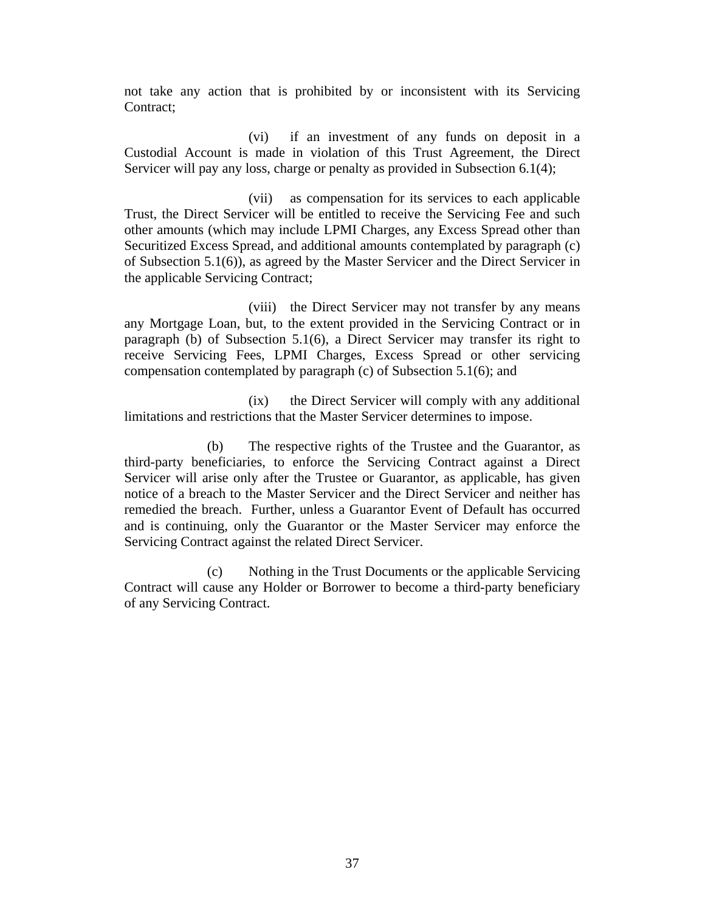not take any action that is prohibited by or inconsistent with its Servicing Contract;

(vi) if an investment of any funds on deposit in a Custodial Account is made in violation of this Trust Agreement, the Direct Servicer will pay any loss, charge or penalty as provided in Subsection 6.1(4);

(vii) as compensation for its services to each applicable Trust, the Direct Servicer will be entitled to receive the Servicing Fee and such other amounts (which may include LPMI Charges, any Excess Spread other than Securitized Excess Spread, and additional amounts contemplated by paragraph (c) of Subsection 5.1(6)), as agreed by the Master Servicer and the Direct Servicer in the applicable Servicing Contract;

(viii) the Direct Servicer may not transfer by any means any Mortgage Loan, but, to the extent provided in the Servicing Contract or in paragraph (b) of Subsection 5.1(6), a Direct Servicer may transfer its right to receive Servicing Fees, LPMI Charges, Excess Spread or other servicing compensation contemplated by paragraph (c) of Subsection 5.1(6); and

(ix) the Direct Servicer will comply with any additional limitations and restrictions that the Master Servicer determines to impose.

(b) The respective rights of the Trustee and the Guarantor, as third-party beneficiaries, to enforce the Servicing Contract against a Direct Servicer will arise only after the Trustee or Guarantor, as applicable, has given notice of a breach to the Master Servicer and the Direct Servicer and neither has remedied the breach. Further, unless a Guarantor Event of Default has occurred and is continuing, only the Guarantor or the Master Servicer may enforce the Servicing Contract against the related Direct Servicer.

(c) Nothing in the Trust Documents or the applicable Servicing Contract will cause any Holder or Borrower to become a third-party beneficiary of any Servicing Contract.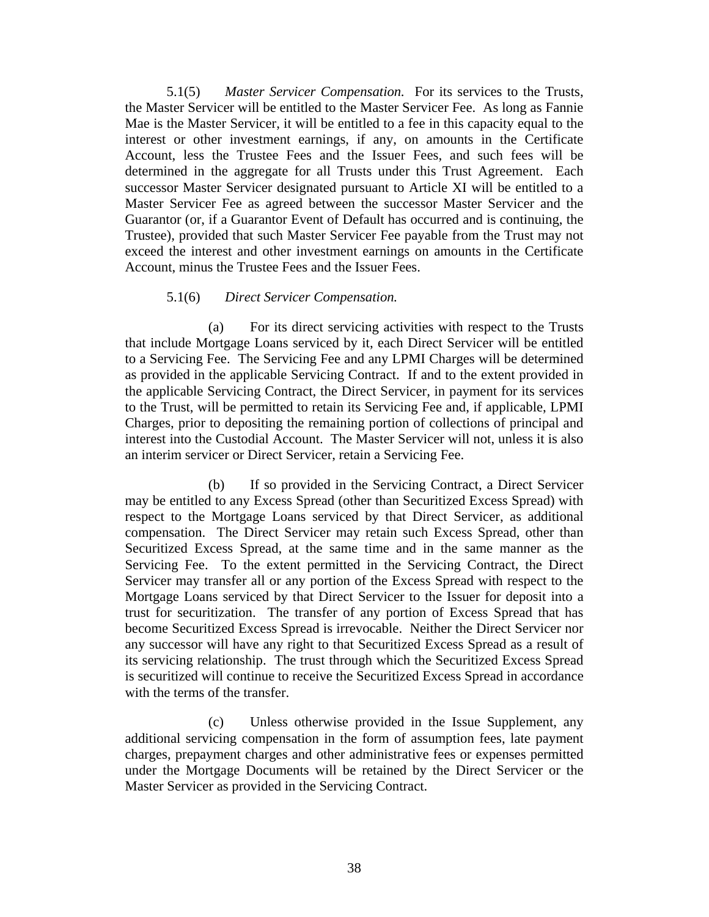5.1(5) *Master Servicer Compensation.* For its services to the Trusts, the Master Servicer will be entitled to the Master Servicer Fee. As long as Fannie Mae is the Master Servicer, it will be entitled to a fee in this capacity equal to the interest or other investment earnings, if any, on amounts in the Certificate Account, less the Trustee Fees and the Issuer Fees, and such fees will be determined in the aggregate for all Trusts under this Trust Agreement. Each successor Master Servicer designated pursuant to Article XI will be entitled to a Master Servicer Fee as agreed between the successor Master Servicer and the Guarantor (or, if a Guarantor Event of Default has occurred and is continuing, the Trustee), provided that such Master Servicer Fee payable from the Trust may not exceed the interest and other investment earnings on amounts in the Certificate Account, minus the Trustee Fees and the Issuer Fees.

5.1(6) *Direct Servicer Compensation.*

(a) For its direct servicing activities with respect to the Trusts that include Mortgage Loans serviced by it, each Direct Servicer will be entitled to a Servicing Fee. The Servicing Fee and any LPMI Charges will be determined as provided in the applicable Servicing Contract. If and to the extent provided in the applicable Servicing Contract, the Direct Servicer, in payment for its services to the Trust, will be permitted to retain its Servicing Fee and, if applicable, LPMI Charges, prior to depositing the remaining portion of collections of principal and interest into the Custodial Account. The Master Servicer will not, unless it is also an interim servicer or Direct Servicer, retain a Servicing Fee.

(b) If so provided in the Servicing Contract, a Direct Servicer may be entitled to any Excess Spread (other than Securitized Excess Spread) with respect to the Mortgage Loans serviced by that Direct Servicer, as additional compensation. The Direct Servicer may retain such Excess Spread, other than Securitized Excess Spread, at the same time and in the same manner as the Servicing Fee. To the extent permitted in the Servicing Contract, the Direct Servicer may transfer all or any portion of the Excess Spread with respect to the Mortgage Loans serviced by that Direct Servicer to the Issuer for deposit into a trust for securitization. The transfer of any portion of Excess Spread that has become Securitized Excess Spread is irrevocable. Neither the Direct Servicer nor any successor will have any right to that Securitized Excess Spread as a result of its servicing relationship. The trust through which the Securitized Excess Spread is securitized will continue to receive the Securitized Excess Spread in accordance with the terms of the transfer.

(c) Unless otherwise provided in the Issue Supplement, any additional servicing compensation in the form of assumption fees, late payment charges, prepayment charges and other administrative fees or expenses permitted under the Mortgage Documents will be retained by the Direct Servicer or the Master Servicer as provided in the Servicing Contract.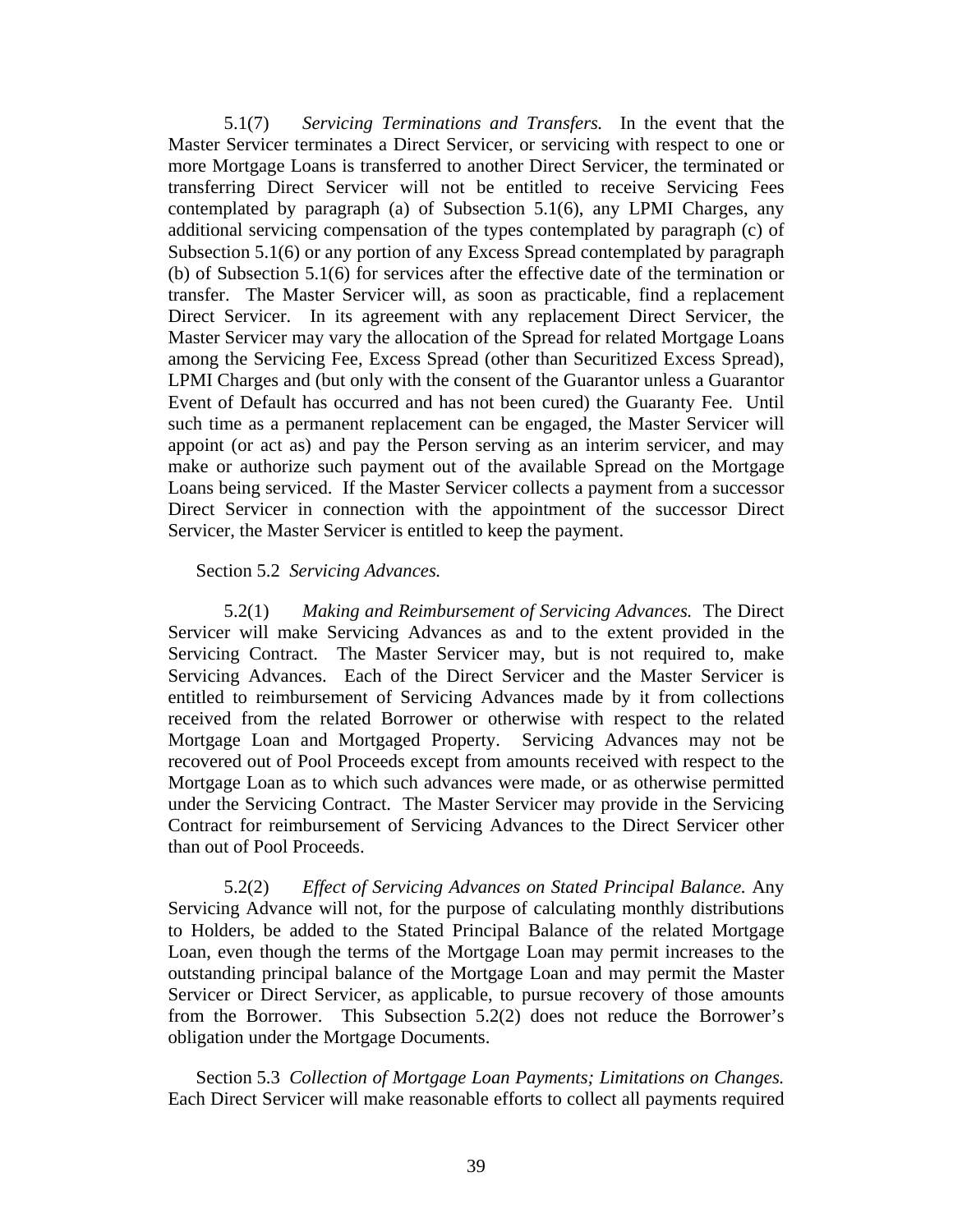5.1(7) *Servicing Terminations and Transfers.* In the event that the Master Servicer terminates a Direct Servicer, or servicing with respect to one or more Mortgage Loans is transferred to another Direct Servicer, the terminated or transferring Direct Servicer will not be entitled to receive Servicing Fees contemplated by paragraph (a) of Subsection 5.1(6), any LPMI Charges, any additional servicing compensation of the types contemplated by paragraph (c) of Subsection 5.1(6) or any portion of any Excess Spread contemplated by paragraph (b) of Subsection 5.1(6) for services after the effective date of the termination or transfer. The Master Servicer will, as soon as practicable, find a replacement Direct Servicer. In its agreement with any replacement Direct Servicer, the Master Servicer may vary the allocation of the Spread for related Mortgage Loans among the Servicing Fee, Excess Spread (other than Securitized Excess Spread), LPMI Charges and (but only with the consent of the Guarantor unless a Guarantor Event of Default has occurred and has not been cured) the Guaranty Fee. Until such time as a permanent replacement can be engaged, the Master Servicer will appoint (or act as) and pay the Person serving as an interim servicer, and may make or authorize such payment out of the available Spread on the Mortgage Loans being serviced. If the Master Servicer collects a payment from a successor Direct Servicer in connection with the appointment of the successor Direct Servicer, the Master Servicer is entitled to keep the payment.

Section 5.2 *Servicing Advances.*

5.2(1) *Making and Reimbursement of Servicing Advances.* The Direct Servicer will make Servicing Advances as and to the extent provided in the Servicing Contract. The Master Servicer may, but is not required to, make Servicing Advances. Each of the Direct Servicer and the Master Servicer is entitled to reimbursement of Servicing Advances made by it from collections received from the related Borrower or otherwise with respect to the related Mortgage Loan and Mortgaged Property. Servicing Advances may not be recovered out of Pool Proceeds except from amounts received with respect to the Mortgage Loan as to which such advances were made, or as otherwise permitted under the Servicing Contract. The Master Servicer may provide in the Servicing Contract for reimbursement of Servicing Advances to the Direct Servicer other than out of Pool Proceeds.

5.2(2) *Effect of Servicing Advances on Stated Principal Balance.* Any Servicing Advance will not, for the purpose of calculating monthly distributions to Holders, be added to the Stated Principal Balance of the related Mortgage Loan, even though the terms of the Mortgage Loan may permit increases to the outstanding principal balance of the Mortgage Loan and may permit the Master Servicer or Direct Servicer, as applicable, to pursue recovery of those amounts from the Borrower. This Subsection 5.2(2) does not reduce the Borrower's obligation under the Mortgage Documents.

Section 5.3 *Collection of Mortgage Loan Payments; Limitations on Changes.* Each Direct Servicer will make reasonable efforts to collect all payments required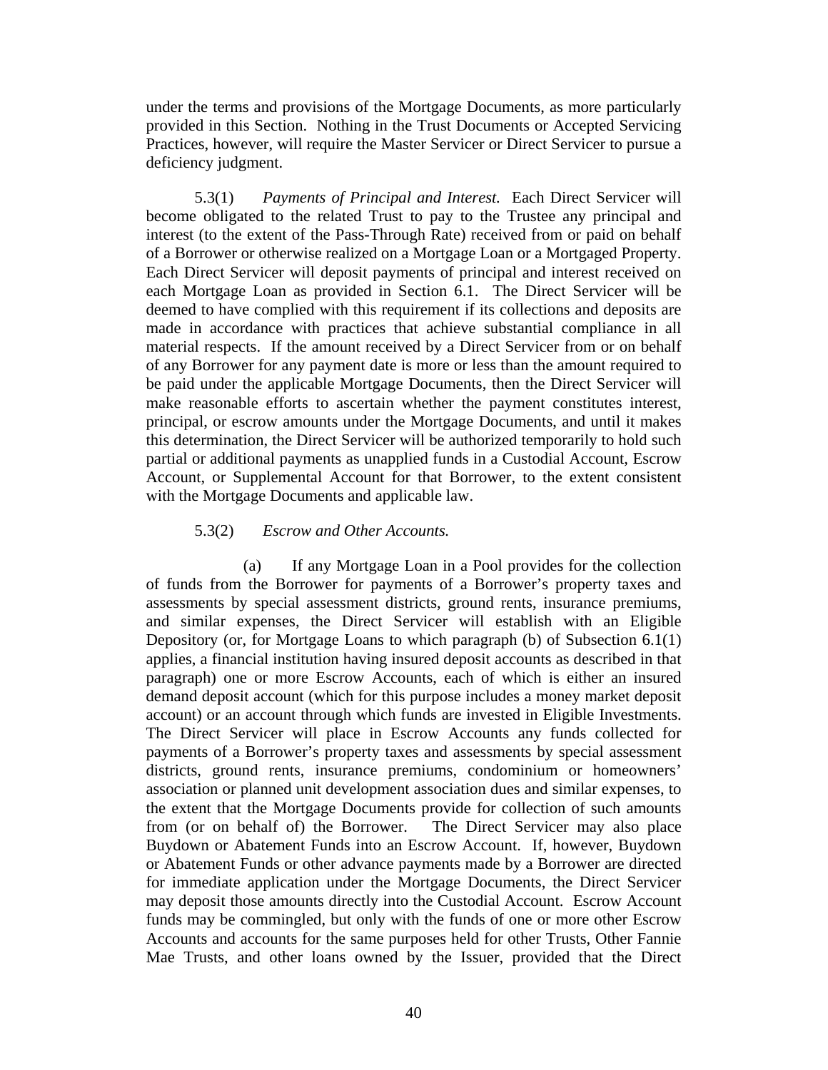under the terms and provisions of the Mortgage Documents, as more particularly provided in this Section. Nothing in the Trust Documents or Accepted Servicing Practices, however, will require the Master Servicer or Direct Servicer to pursue a deficiency judgment.

5.3(1) *Payments of Principal and Interest.* Each Direct Servicer will become obligated to the related Trust to pay to the Trustee any principal and interest (to the extent of the Pass-Through Rate) received from or paid on behalf of a Borrower or otherwise realized on a Mortgage Loan or a Mortgaged Property. Each Direct Servicer will deposit payments of principal and interest received on each Mortgage Loan as provided in Section 6.1. The Direct Servicer will be deemed to have complied with this requirement if its collections and deposits are made in accordance with practices that achieve substantial compliance in all material respects. If the amount received by a Direct Servicer from or on behalf of any Borrower for any payment date is more or less than the amount required to be paid under the applicable Mortgage Documents, then the Direct Servicer will make reasonable efforts to ascertain whether the payment constitutes interest, principal, or escrow amounts under the Mortgage Documents, and until it makes this determination, the Direct Servicer will be authorized temporarily to hold such partial or additional payments as unapplied funds in a Custodial Account, Escrow Account, or Supplemental Account for that Borrower, to the extent consistent with the Mortgage Documents and applicable law.

5.3(2) *Escrow and Other Accounts.*

(a) If any Mortgage Loan in a Pool provides for the collection of funds from the Borrower for payments of a Borrower's property taxes and assessments by special assessment districts, ground rents, insurance premiums, and similar expenses, the Direct Servicer will establish with an Eligible Depository (or, for Mortgage Loans to which paragraph (b) of Subsection 6.1(1) applies, a financial institution having insured deposit accounts as described in that paragraph) one or more Escrow Accounts, each of which is either an insured demand deposit account (which for this purpose includes a money market deposit account) or an account through which funds are invested in Eligible Investments. The Direct Servicer will place in Escrow Accounts any funds collected for payments of a Borrower's property taxes and assessments by special assessment districts, ground rents, insurance premiums, condominium or homeowners' association or planned unit development association dues and similar expenses, to the extent that the Mortgage Documents provide for collection of such amounts from (or on behalf of) the Borrower. The Direct Servicer may also place Buydown or Abatement Funds into an Escrow Account. If, however, Buydown or Abatement Funds or other advance payments made by a Borrower are directed for immediate application under the Mortgage Documents, the Direct Servicer may deposit those amounts directly into the Custodial Account. Escrow Account funds may be commingled, but only with the funds of one or more other Escrow Accounts and accounts for the same purposes held for other Trusts, Other Fannie Mae Trusts, and other loans owned by the Issuer, provided that the Direct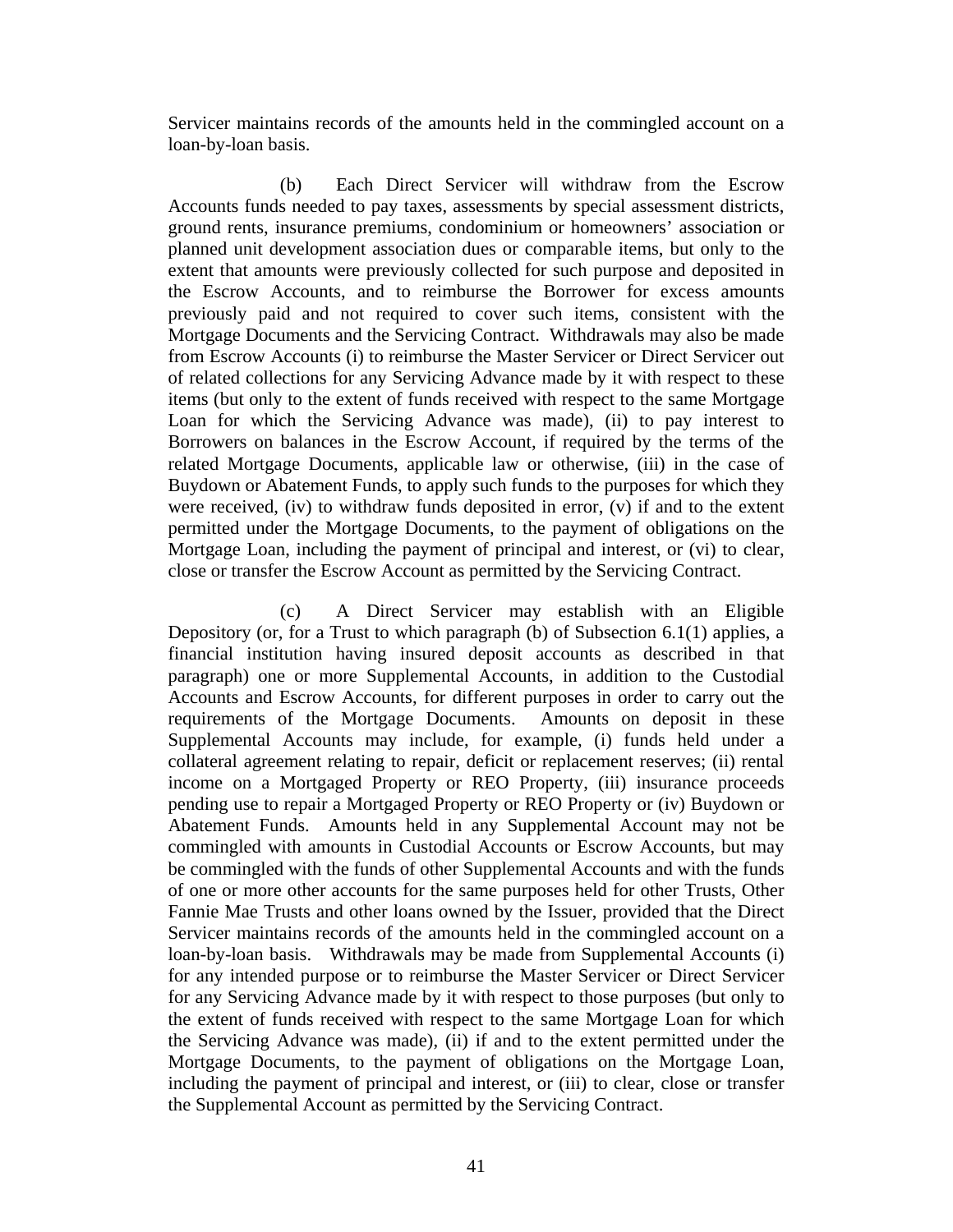Servicer maintains records of the amounts held in the commingled account on a loan-by-loan basis.

(b) Each Direct Servicer will withdraw from the Escrow Accounts funds needed to pay taxes, assessments by special assessment districts, ground rents, insurance premiums, condominium or homeowners' association or planned unit development association dues or comparable items, but only to the extent that amounts were previously collected for such purpose and deposited in the Escrow Accounts, and to reimburse the Borrower for excess amounts previously paid and not required to cover such items, consistent with the Mortgage Documents and the Servicing Contract. Withdrawals may also be made from Escrow Accounts (i) to reimburse the Master Servicer or Direct Servicer out of related collections for any Servicing Advance made by it with respect to these items (but only to the extent of funds received with respect to the same Mortgage Loan for which the Servicing Advance was made), (ii) to pay interest to Borrowers on balances in the Escrow Account, if required by the terms of the related Mortgage Documents, applicable law or otherwise, (iii) in the case of Buydown or Abatement Funds, to apply such funds to the purposes for which they were received, (iv) to withdraw funds deposited in error, (v) if and to the extent permitted under the Mortgage Documents, to the payment of obligations on the Mortgage Loan, including the payment of principal and interest, or (vi) to clear, close or transfer the Escrow Account as permitted by the Servicing Contract.

(c) A Direct Servicer may establish with an Eligible Depository (or, for a Trust to which paragraph (b) of Subsection 6.1(1) applies, a financial institution having insured deposit accounts as described in that paragraph) one or more Supplemental Accounts, in addition to the Custodial Accounts and Escrow Accounts, for different purposes in order to carry out the requirements of the Mortgage Documents. Amounts on deposit in these Supplemental Accounts may include, for example, (i) funds held under a collateral agreement relating to repair, deficit or replacement reserves; (ii) rental income on a Mortgaged Property or REO Property, (iii) insurance proceeds pending use to repair a Mortgaged Property or REO Property or (iv) Buydown or Abatement Funds. Amounts held in any Supplemental Account may not be commingled with amounts in Custodial Accounts or Escrow Accounts, but may be commingled with the funds of other Supplemental Accounts and with the funds of one or more other accounts for the same purposes held for other Trusts, Other Fannie Mae Trusts and other loans owned by the Issuer, provided that the Direct Servicer maintains records of the amounts held in the commingled account on a loan-by-loan basis. Withdrawals may be made from Supplemental Accounts (i) for any intended purpose or to reimburse the Master Servicer or Direct Servicer for any Servicing Advance made by it with respect to those purposes (but only to the extent of funds received with respect to the same Mortgage Loan for which the Servicing Advance was made), (ii) if and to the extent permitted under the Mortgage Documents, to the payment of obligations on the Mortgage Loan, including the payment of principal and interest, or (iii) to clear, close or transfer the Supplemental Account as permitted by the Servicing Contract.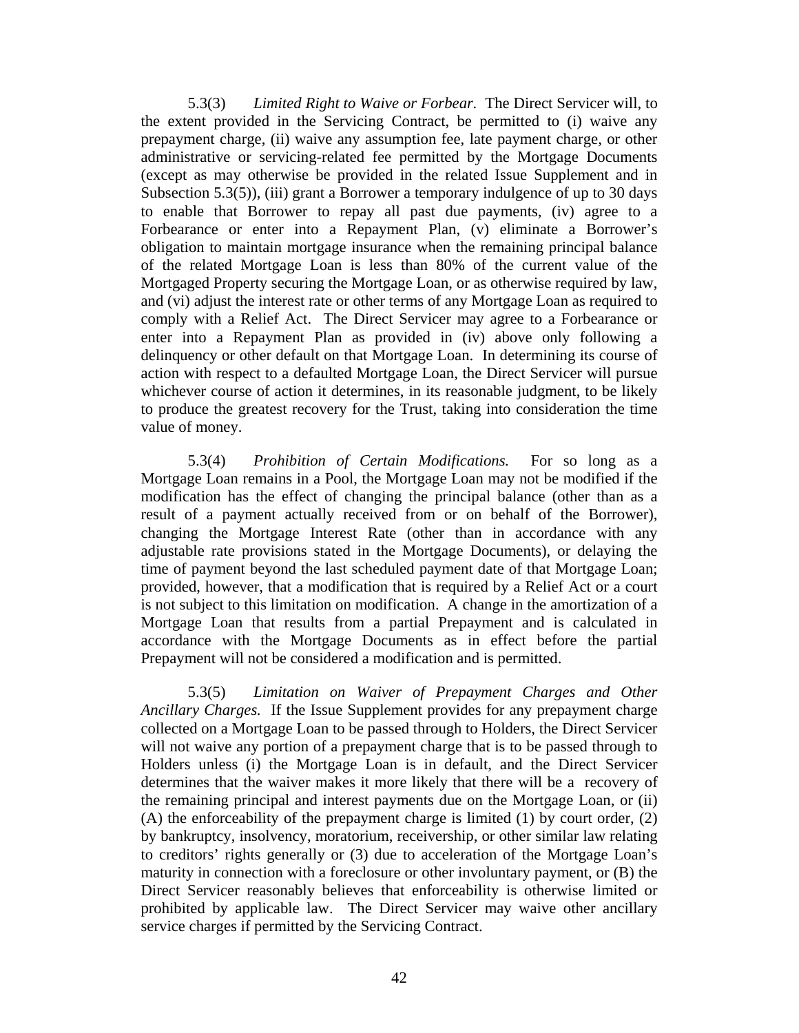5.3(3) *Limited Right to Waive or Forbear.* The Direct Servicer will, to the extent provided in the Servicing Contract, be permitted to (i) waive any prepayment charge, (ii) waive any assumption fee, late payment charge, or other administrative or servicing-related fee permitted by the Mortgage Documents (except as may otherwise be provided in the related Issue Supplement and in Subsection 5.3(5)), (iii) grant a Borrower a temporary indulgence of up to 30 days to enable that Borrower to repay all past due payments, (iv) agree to a Forbearance or enter into a Repayment Plan, (v) eliminate a Borrower's obligation to maintain mortgage insurance when the remaining principal balance of the related Mortgage Loan is less than 80% of the current value of the Mortgaged Property securing the Mortgage Loan, or as otherwise required by law, and (vi) adjust the interest rate or other terms of any Mortgage Loan as required to comply with a Relief Act. The Direct Servicer may agree to a Forbearance or enter into a Repayment Plan as provided in (iv) above only following a delinquency or other default on that Mortgage Loan. In determining its course of action with respect to a defaulted Mortgage Loan, the Direct Servicer will pursue whichever course of action it determines, in its reasonable judgment, to be likely to produce the greatest recovery for the Trust, taking into consideration the time value of money.

5.3(4) *Prohibition of Certain Modifications.* For so long as a Mortgage Loan remains in a Pool, the Mortgage Loan may not be modified if the modification has the effect of changing the principal balance (other than as a result of a payment actually received from or on behalf of the Borrower), changing the Mortgage Interest Rate (other than in accordance with any adjustable rate provisions stated in the Mortgage Documents), or delaying the time of payment beyond the last scheduled payment date of that Mortgage Loan; provided, however, that a modification that is required by a Relief Act or a court is not subject to this limitation on modification. A change in the amortization of a Mortgage Loan that results from a partial Prepayment and is calculated in accordance with the Mortgage Documents as in effect before the partial Prepayment will not be considered a modification and is permitted.

5.3(5) *Limitation on Waiver of Prepayment Charges and Other Ancillary Charges.* If the Issue Supplement provides for any prepayment charge collected on a Mortgage Loan to be passed through to Holders, the Direct Servicer will not waive any portion of a prepayment charge that is to be passed through to Holders unless (i) the Mortgage Loan is in default, and the Direct Servicer determines that the waiver makes it more likely that there will be a recovery of the remaining principal and interest payments due on the Mortgage Loan, or (ii) (A) the enforceability of the prepayment charge is limited (1) by court order, (2) by bankruptcy, insolvency, moratorium, receivership, or other similar law relating to creditors' rights generally or (3) due to acceleration of the Mortgage Loan's maturity in connection with a foreclosure or other involuntary payment, or (B) the Direct Servicer reasonably believes that enforceability is otherwise limited or prohibited by applicable law. The Direct Servicer may waive other ancillary service charges if permitted by the Servicing Contract.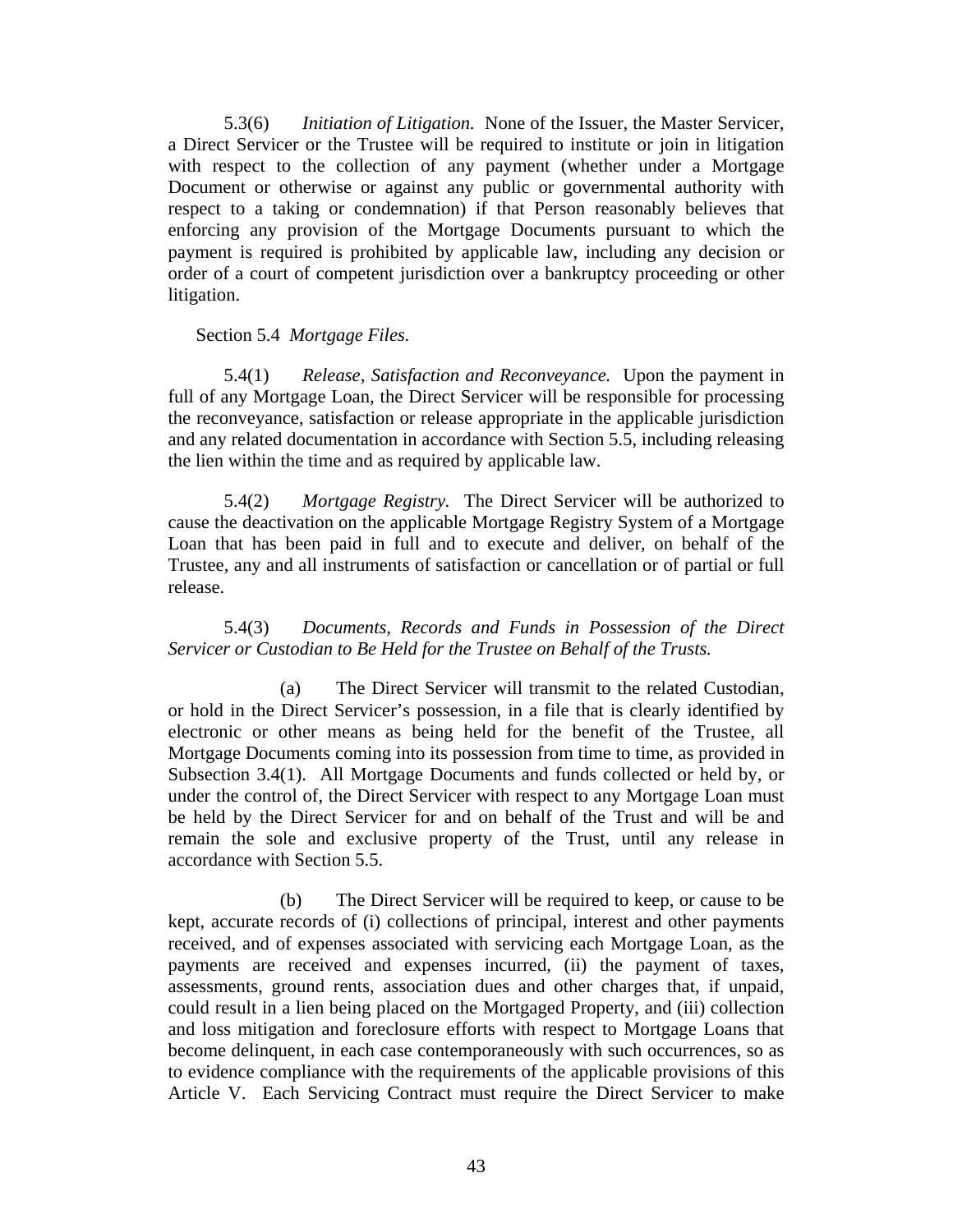5.3(6) *Initiation of Litigation.* None of the Issuer, the Master Servicer, a Direct Servicer or the Trustee will be required to institute or join in litigation with respect to the collection of any payment (whether under a Mortgage Document or otherwise or against any public or governmental authority with respect to a taking or condemnation) if that Person reasonably believes that enforcing any provision of the Mortgage Documents pursuant to which the payment is required is prohibited by applicable law, including any decision or order of a court of competent jurisdiction over a bankruptcy proceeding or other litigation.

Section 5.4 *Mortgage Files.*

5.4(1) *Release, Satisfaction and Reconveyance.* Upon the payment in full of any Mortgage Loan, the Direct Servicer will be responsible for processing the reconveyance, satisfaction or release appropriate in the applicable jurisdiction and any related documentation in accordance with Section 5.5, including releasing the lien within the time and as required by applicable law.

5.4(2) *Mortgage Registry.* The Direct Servicer will be authorized to cause the deactivation on the applicable Mortgage Registry System of a Mortgage Loan that has been paid in full and to execute and deliver, on behalf of the Trustee, any and all instruments of satisfaction or cancellation or of partial or full release.

5.4(3) *Documents, Records and Funds in Possession of the Direct Servicer or Custodian to Be Held for the Trustee on Behalf of the Trusts.*

(a) The Direct Servicer will transmit to the related Custodian, or hold in the Direct Servicer's possession, in a file that is clearly identified by electronic or other means as being held for the benefit of the Trustee, all Mortgage Documents coming into its possession from time to time, as provided in Subsection 3.4(1). All Mortgage Documents and funds collected or held by, or under the control of, the Direct Servicer with respect to any Mortgage Loan must be held by the Direct Servicer for and on behalf of the Trust and will be and remain the sole and exclusive property of the Trust, until any release in accordance with Section 5.5.

(b) The Direct Servicer will be required to keep, or cause to be kept, accurate records of (i) collections of principal, interest and other payments received, and of expenses associated with servicing each Mortgage Loan, as the payments are received and expenses incurred, (ii) the payment of taxes, assessments, ground rents, association dues and other charges that, if unpaid, could result in a lien being placed on the Mortgaged Property, and (iii) collection and loss mitigation and foreclosure efforts with respect to Mortgage Loans that become delinquent, in each case contemporaneously with such occurrences, so as to evidence compliance with the requirements of the applicable provisions of this Article V. Each Servicing Contract must require the Direct Servicer to make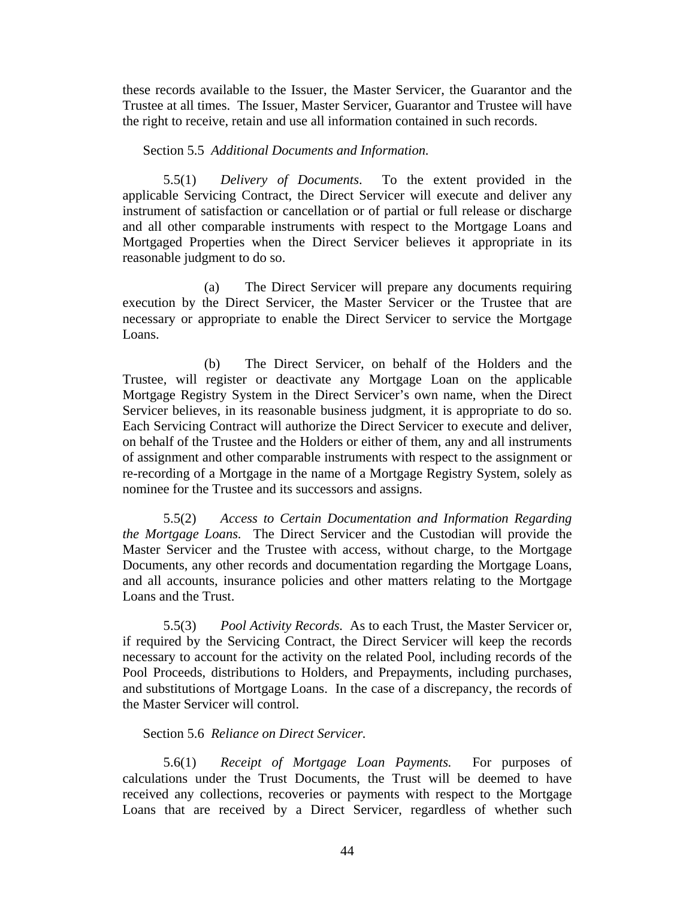these records available to the Issuer, the Master Servicer, the Guarantor and the Trustee at all times. The Issuer, Master Servicer, Guarantor and Trustee will have the right to receive, retain and use all information contained in such records.

Section 5.5 *Additional Documents and Information.*

5.5(1) *Delivery of Documents*. To the extent provided in the applicable Servicing Contract, the Direct Servicer will execute and deliver any instrument of satisfaction or cancellation or of partial or full release or discharge and all other comparable instruments with respect to the Mortgage Loans and Mortgaged Properties when the Direct Servicer believes it appropriate in its reasonable judgment to do so.

(a) The Direct Servicer will prepare any documents requiring execution by the Direct Servicer, the Master Servicer or the Trustee that are necessary or appropriate to enable the Direct Servicer to service the Mortgage Loans.

(b) The Direct Servicer, on behalf of the Holders and the Trustee, will register or deactivate any Mortgage Loan on the applicable Mortgage Registry System in the Direct Servicer's own name, when the Direct Servicer believes, in its reasonable business judgment, it is appropriate to do so. Each Servicing Contract will authorize the Direct Servicer to execute and deliver, on behalf of the Trustee and the Holders or either of them, any and all instruments of assignment and other comparable instruments with respect to the assignment or re-recording of a Mortgage in the name of a Mortgage Registry System, solely as nominee for the Trustee and its successors and assigns.

5.5(2) *Access to Certain Documentation and Information Regarding the Mortgage Loans.* The Direct Servicer and the Custodian will provide the Master Servicer and the Trustee with access, without charge, to the Mortgage Documents, any other records and documentation regarding the Mortgage Loans, and all accounts, insurance policies and other matters relating to the Mortgage Loans and the Trust.

5.5(3) *Pool Activity Records.* As to each Trust, the Master Servicer or, if required by the Servicing Contract, the Direct Servicer will keep the records necessary to account for the activity on the related Pool, including records of the Pool Proceeds, distributions to Holders, and Prepayments, including purchases, and substitutions of Mortgage Loans. In the case of a discrepancy, the records of the Master Servicer will control.

Section 5.6 *Reliance on Direct Servicer.*

5.6(1) *Receipt of Mortgage Loan Payments.* For purposes of calculations under the Trust Documents, the Trust will be deemed to have received any collections, recoveries or payments with respect to the Mortgage Loans that are received by a Direct Servicer, regardless of whether such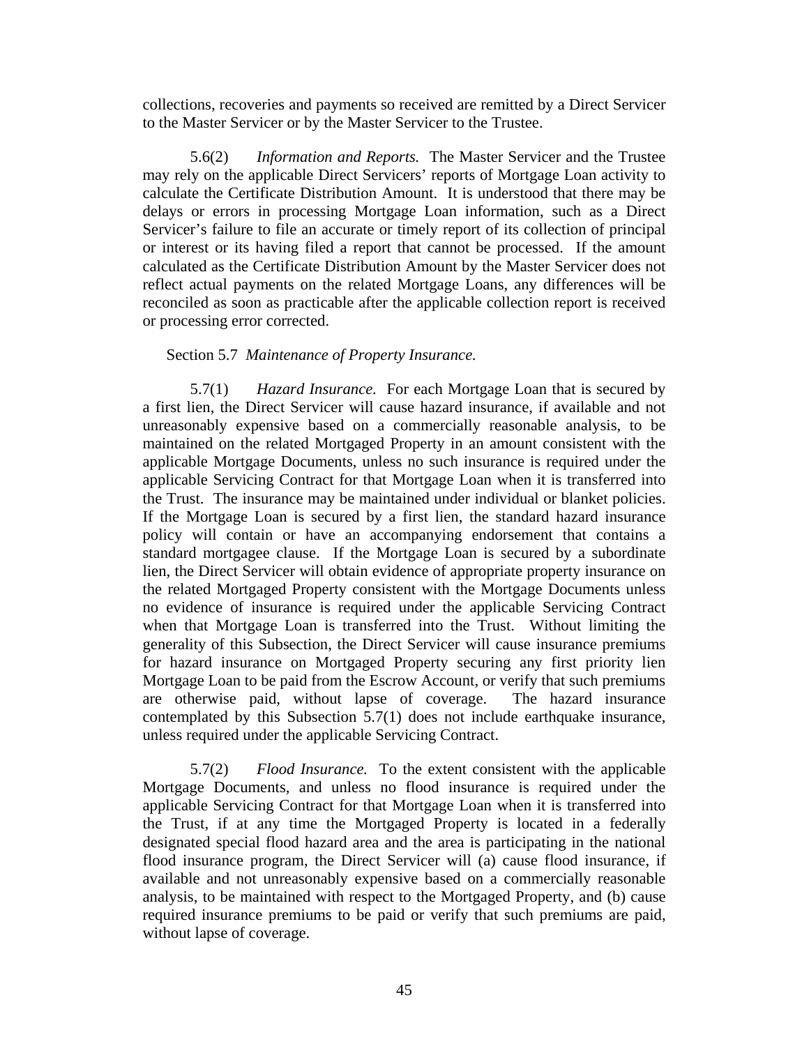collections, recoveries and payments so received are remitted by a Direct Servicer to the Master Servicer or by the Master Servicer to the Trustee.

5.6(2) *Information and Reports.* The Master Servicer and the Trustee may rely on the applicable Direct Servicers' reports of Mortgage Loan activity to calculate the Certificate Distribution Amount. It is understood that there may be delays or errors in processing Mortgage Loan information, such as a Direct Servicer's failure to file an accurate or timely report of its collection of principal or interest or its having filed a report that cannot be processed. If the amount calculated as the Certificate Distribution Amount by the Master Servicer does not reflect actual payments on the related Mortgage Loans, any differences will be reconciled as soon as practicable after the applicable collection report is received or processing error corrected.

Section 5.7 *Maintenance of Property Insurance.*

5.7(1) *Hazard Insurance.* For each Mortgage Loan that is secured by a first lien, the Direct Servicer will cause hazard insurance, if available and not unreasonably expensive based on a commercially reasonable analysis, to be maintained on the related Mortgaged Property in an amount consistent with the applicable Mortgage Documents, unless no such insurance is required under the applicable Servicing Contract for that Mortgage Loan when it is transferred into the Trust. The insurance may be maintained under individual or blanket policies. If the Mortgage Loan is secured by a first lien, the standard hazard insurance policy will contain or have an accompanying endorsement that contains a standard mortgagee clause. If the Mortgage Loan is secured by a subordinate lien, the Direct Servicer will obtain evidence of appropriate property insurance on the related Mortgaged Property consistent with the Mortgage Documents unless no evidence of insurance is required under the applicable Servicing Contract when that Mortgage Loan is transferred into the Trust. Without limiting the generality of this Subsection, the Direct Servicer will cause insurance premiums for hazard insurance on Mortgaged Property securing any first priority lien Mortgage Loan to be paid from the Escrow Account, or verify that such premiums are otherwise paid, without lapse of coverage. The hazard insurance contemplated by this Subsection 5.7(1) does not include earthquake insurance, unless required under the applicable Servicing Contract.

5.7(2) *Flood Insurance.* To the extent consistent with the applicable Mortgage Documents, and unless no flood insurance is required under the applicable Servicing Contract for that Mortgage Loan when it is transferred into the Trust, if at any time the Mortgaged Property is located in a federally designated special flood hazard area and the area is participating in the national flood insurance program, the Direct Servicer will (a) cause flood insurance, if available and not unreasonably expensive based on a commercially reasonable analysis, to be maintained with respect to the Mortgaged Property, and (b) cause required insurance premiums to be paid or verify that such premiums are paid, without lapse of coverage.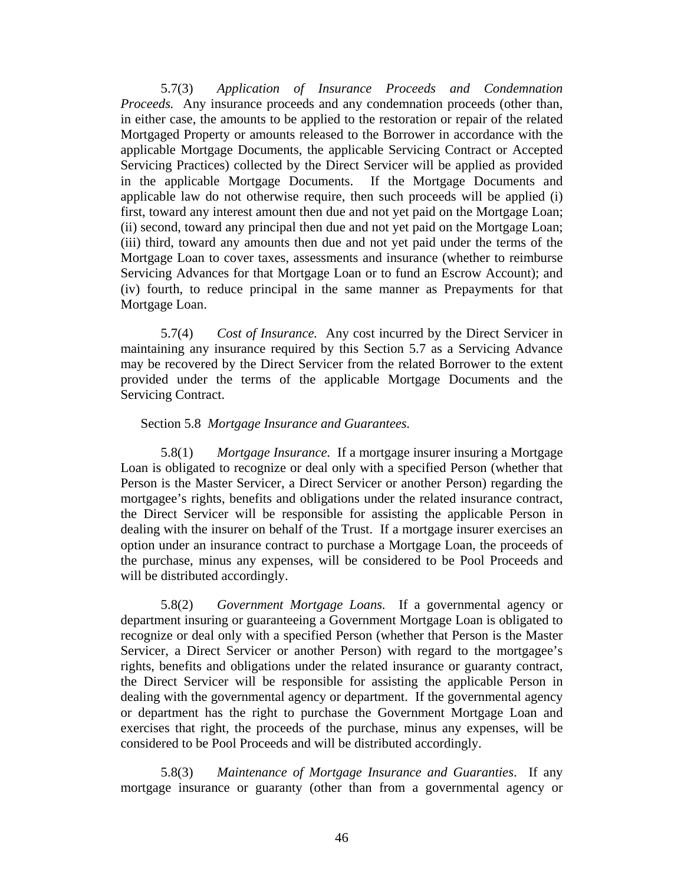5.7(3) *Application of Insurance Proceeds and Condemnation Proceeds.* Any insurance proceeds and any condemnation proceeds (other than, in either case, the amounts to be applied to the restoration or repair of the related Mortgaged Property or amounts released to the Borrower in accordance with the applicable Mortgage Documents, the applicable Servicing Contract or Accepted Servicing Practices) collected by the Direct Servicer will be applied as provided in the applicable Mortgage Documents. If the Mortgage Documents and applicable law do not otherwise require, then such proceeds will be applied (i) first, toward any interest amount then due and not yet paid on the Mortgage Loan; (ii) second, toward any principal then due and not yet paid on the Mortgage Loan; (iii) third, toward any amounts then due and not yet paid under the terms of the Mortgage Loan to cover taxes, assessments and insurance (whether to reimburse Servicing Advances for that Mortgage Loan or to fund an Escrow Account); and (iv) fourth, to reduce principal in the same manner as Prepayments for that Mortgage Loan.

5.7(4) *Cost of Insurance.* Any cost incurred by the Direct Servicer in maintaining any insurance required by this Section 5.7 as a Servicing Advance may be recovered by the Direct Servicer from the related Borrower to the extent provided under the terms of the applicable Mortgage Documents and the Servicing Contract.

Section 5.8 *Mortgage Insurance and Guarantees.*

5.8(1) *Mortgage Insurance.* If a mortgage insurer insuring a Mortgage Loan is obligated to recognize or deal only with a specified Person (whether that Person is the Master Servicer, a Direct Servicer or another Person) regarding the mortgagee's rights, benefits and obligations under the related insurance contract, the Direct Servicer will be responsible for assisting the applicable Person in dealing with the insurer on behalf of the Trust. If a mortgage insurer exercises an option under an insurance contract to purchase a Mortgage Loan, the proceeds of the purchase, minus any expenses, will be considered to be Pool Proceeds and will be distributed accordingly.

5.8(2) *Government Mortgage Loans.* If a governmental agency or department insuring or guaranteeing a Government Mortgage Loan is obligated to recognize or deal only with a specified Person (whether that Person is the Master Servicer, a Direct Servicer or another Person) with regard to the mortgagee's rights, benefits and obligations under the related insurance or guaranty contract, the Direct Servicer will be responsible for assisting the applicable Person in dealing with the governmental agency or department. If the governmental agency or department has the right to purchase the Government Mortgage Loan and exercises that right, the proceeds of the purchase, minus any expenses, will be considered to be Pool Proceeds and will be distributed accordingly.

5.8(3) *Maintenance of Mortgage Insurance and Guaranties.* If any mortgage insurance or guaranty (other than from a governmental agency or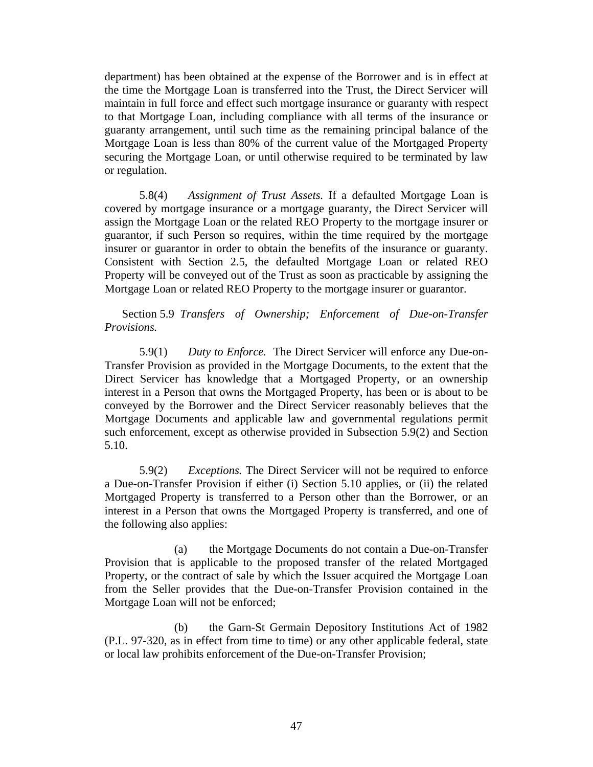department) has been obtained at the expense of the Borrower and is in effect at the time the Mortgage Loan is transferred into the Trust, the Direct Servicer will maintain in full force and effect such mortgage insurance or guaranty with respect to that Mortgage Loan, including compliance with all terms of the insurance or guaranty arrangement, until such time as the remaining principal balance of the Mortgage Loan is less than 80% of the current value of the Mortgaged Property securing the Mortgage Loan, or until otherwise required to be terminated by law or regulation.

5.8(4) *Assignment of Trust Assets.* If a defaulted Mortgage Loan is covered by mortgage insurance or a mortgage guaranty, the Direct Servicer will assign the Mortgage Loan or the related REO Property to the mortgage insurer or guarantor, if such Person so requires, within the time required by the mortgage insurer or guarantor in order to obtain the benefits of the insurance or guaranty. Consistent with Section 2.5, the defaulted Mortgage Loan or related REO Property will be conveyed out of the Trust as soon as practicable by assigning the Mortgage Loan or related REO Property to the mortgage insurer or guarantor.

Section 5.9 *Transfers of Ownership; Enforcement of Due-on-Transfer Provisions.*

5.9(1) *Duty to Enforce.* The Direct Servicer will enforce any Due-on-Transfer Provision as provided in the Mortgage Documents, to the extent that the Direct Servicer has knowledge that a Mortgaged Property, or an ownership interest in a Person that owns the Mortgaged Property, has been or is about to be conveyed by the Borrower and the Direct Servicer reasonably believes that the Mortgage Documents and applicable law and governmental regulations permit such enforcement, except as otherwise provided in Subsection 5.9(2) and Section 5.10.

5.9(2) *Exceptions.* The Direct Servicer will not be required to enforce a Due-on-Transfer Provision if either (i) Section 5.10 applies, or (ii) the related Mortgaged Property is transferred to a Person other than the Borrower, or an interest in a Person that owns the Mortgaged Property is transferred, and one of the following also applies:

(a) the Mortgage Documents do not contain a Due-on-Transfer Provision that is applicable to the proposed transfer of the related Mortgaged Property, or the contract of sale by which the Issuer acquired the Mortgage Loan from the Seller provides that the Due-on-Transfer Provision contained in the Mortgage Loan will not be enforced;

(b) the Garn-St Germain Depository Institutions Act of 1982 (P.L. 97-320, as in effect from time to time) or any other applicable federal, state or local law prohibits enforcement of the Due-on-Transfer Provision;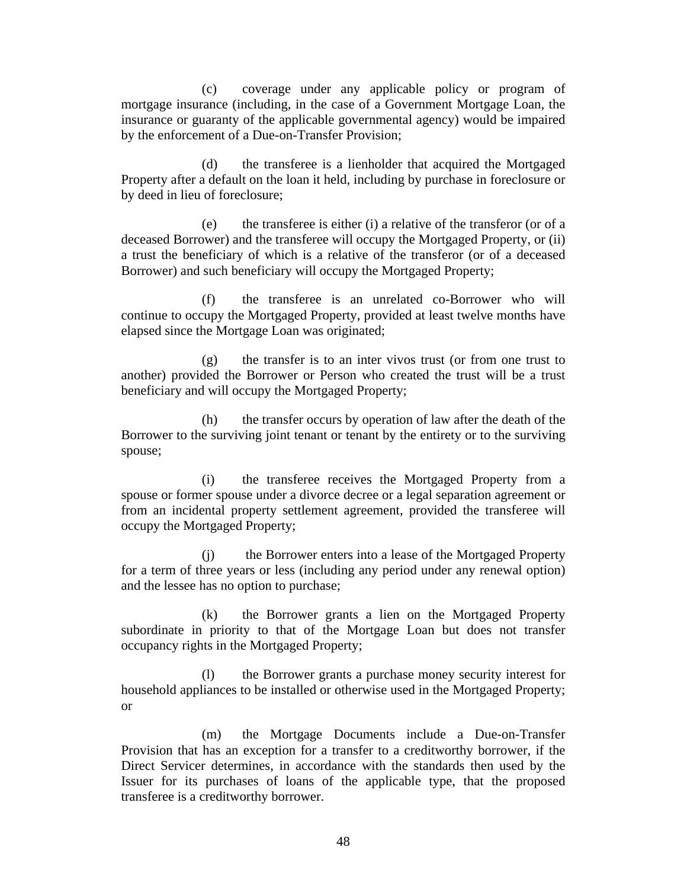(c) coverage under any applicable policy or program of mortgage insurance (including, in the case of a Government Mortgage Loan, the insurance or guaranty of the applicable governmental agency) would be impaired by the enforcement of a Due-on-Transfer Provision;

(d) the transferee is a lienholder that acquired the Mortgaged Property after a default on the loan it held, including by purchase in foreclosure or by deed in lieu of foreclosure;

(e) the transferee is either (i) a relative of the transferor (or of a deceased Borrower) and the transferee will occupy the Mortgaged Property, or (ii) a trust the beneficiary of which is a relative of the transferor (or of a deceased Borrower) and such beneficiary will occupy the Mortgaged Property;

(f) the transferee is an unrelated co-Borrower who will continue to occupy the Mortgaged Property, provided at least twelve months have elapsed since the Mortgage Loan was originated;

(g) the transfer is to an inter vivos trust (or from one trust to another) provided the Borrower or Person who created the trust will be a trust beneficiary and will occupy the Mortgaged Property;

(h) the transfer occurs by operation of law after the death of the Borrower to the surviving joint tenant or tenant by the entirety or to the surviving spouse;

(i) the transferee receives the Mortgaged Property from a spouse or former spouse under a divorce decree or a legal separation agreement or from an incidental property settlement agreement, provided the transferee will occupy the Mortgaged Property;

(j) the Borrower enters into a lease of the Mortgaged Property for a term of three years or less (including any period under any renewal option) and the lessee has no option to purchase;

(k) the Borrower grants a lien on the Mortgaged Property subordinate in priority to that of the Mortgage Loan but does not transfer occupancy rights in the Mortgaged Property;

(l) the Borrower grants a purchase money security interest for household appliances to be installed or otherwise used in the Mortgaged Property; or

(m) the Mortgage Documents include a Due-on-Transfer Provision that has an exception for a transfer to a creditworthy borrower, if the Direct Servicer determines, in accordance with the standards then used by the Issuer for its purchases of loans of the applicable type, that the proposed transferee is a creditworthy borrower.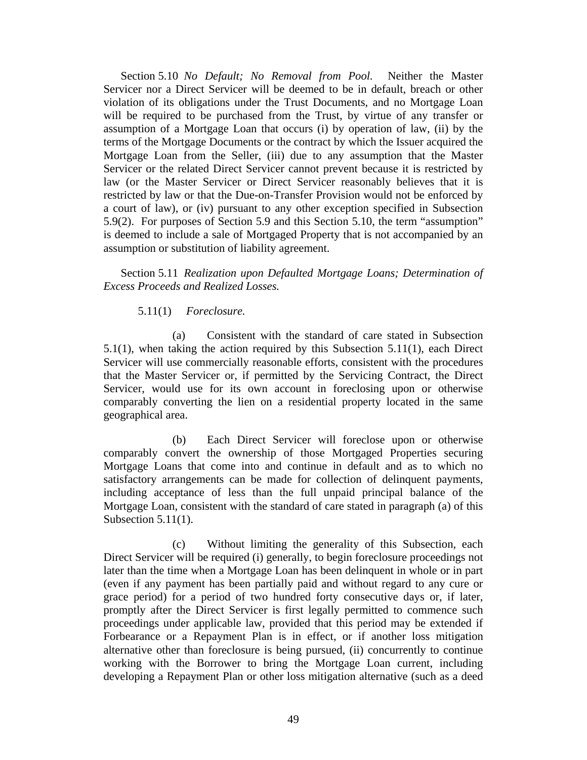Section 5.10 *No Default; No Removal from Pool.* Neither the Master Servicer nor a Direct Servicer will be deemed to be in default, breach or other violation of its obligations under the Trust Documents, and no Mortgage Loan will be required to be purchased from the Trust, by virtue of any transfer or assumption of a Mortgage Loan that occurs (i) by operation of law, (ii) by the terms of the Mortgage Documents or the contract by which the Issuer acquired the Mortgage Loan from the Seller, (iii) due to any assumption that the Master Servicer or the related Direct Servicer cannot prevent because it is restricted by law (or the Master Servicer or Direct Servicer reasonably believes that it is restricted by law or that the Due-on-Transfer Provision would not be enforced by a court of law), or (iv) pursuant to any other exception specified in Subsection 5.9(2). For purposes of Section 5.9 and this Section 5.10, the term "assumption" is deemed to include a sale of Mortgaged Property that is not accompanied by an assumption or substitution of liability agreement.

Section 5.11 *Realization upon Defaulted Mortgage Loans; Determination of Excess Proceeds and Realized Losses.*

5.11(1) *Foreclosure.*

(a) Consistent with the standard of care stated in Subsection 5.1(1), when taking the action required by this Subsection 5.11(1), each Direct Servicer will use commercially reasonable efforts, consistent with the procedures that the Master Servicer or, if permitted by the Servicing Contract, the Direct Servicer, would use for its own account in foreclosing upon or otherwise comparably converting the lien on a residential property located in the same geographical area.

(b) Each Direct Servicer will foreclose upon or otherwise comparably convert the ownership of those Mortgaged Properties securing Mortgage Loans that come into and continue in default and as to which no satisfactory arrangements can be made for collection of delinquent payments, including acceptance of less than the full unpaid principal balance of the Mortgage Loan, consistent with the standard of care stated in paragraph (a) of this Subsection 5.11(1).

(c) Without limiting the generality of this Subsection, each Direct Servicer will be required (i) generally, to begin foreclosure proceedings not later than the time when a Mortgage Loan has been delinquent in whole or in part (even if any payment has been partially paid and without regard to any cure or grace period) for a period of two hundred forty consecutive days or, if later, promptly after the Direct Servicer is first legally permitted to commence such proceedings under applicable law, provided that this period may be extended if Forbearance or a Repayment Plan is in effect, or if another loss mitigation alternative other than foreclosure is being pursued, (ii) concurrently to continue working with the Borrower to bring the Mortgage Loan current, including developing a Repayment Plan or other loss mitigation alternative (such as a deed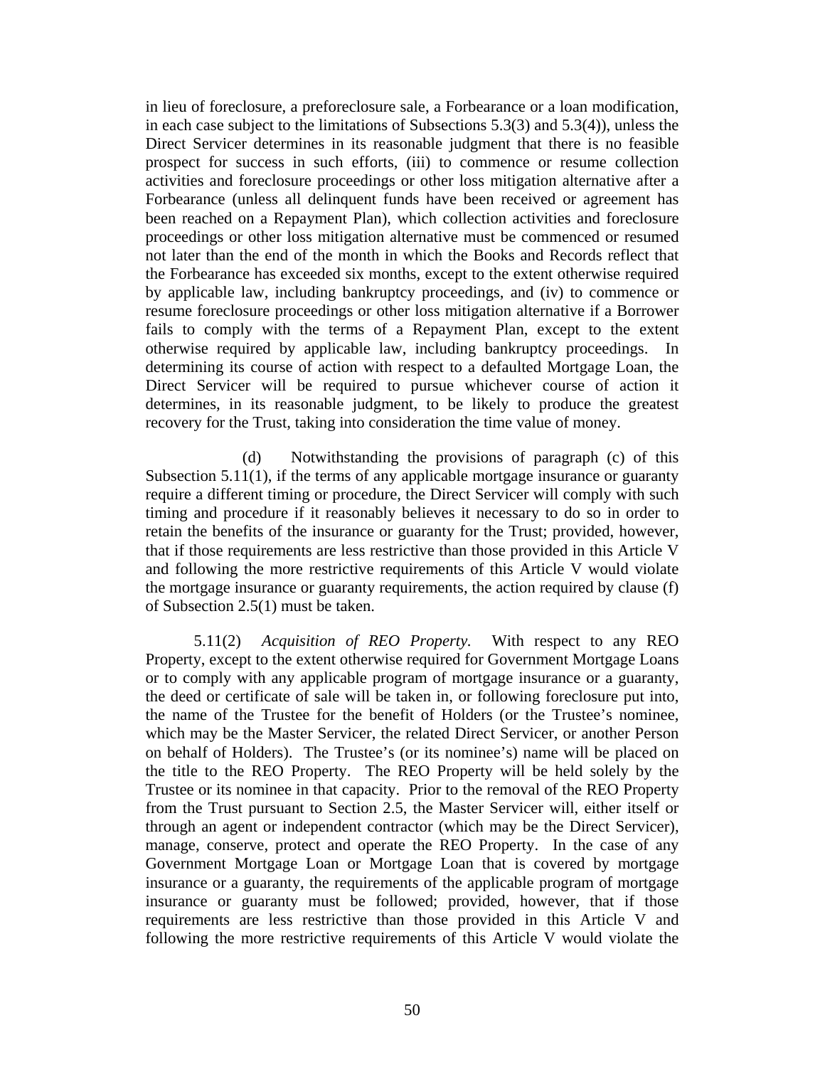in lieu of foreclosure, a preforeclosure sale, a Forbearance or a loan modification, in each case subject to the limitations of Subsections 5.3(3) and 5.3(4)), unless the Direct Servicer determines in its reasonable judgment that there is no feasible prospect for success in such efforts, (iii) to commence or resume collection activities and foreclosure proceedings or other loss mitigation alternative after a Forbearance (unless all delinquent funds have been received or agreement has been reached on a Repayment Plan), which collection activities and foreclosure proceedings or other loss mitigation alternative must be commenced or resumed not later than the end of the month in which the Books and Records reflect that the Forbearance has exceeded six months, except to the extent otherwise required by applicable law, including bankruptcy proceedings, and (iv) to commence or resume foreclosure proceedings or other loss mitigation alternative if a Borrower fails to comply with the terms of a Repayment Plan, except to the extent otherwise required by applicable law, including bankruptcy proceedings. In determining its course of action with respect to a defaulted Mortgage Loan, the Direct Servicer will be required to pursue whichever course of action it determines, in its reasonable judgment, to be likely to produce the greatest recovery for the Trust, taking into consideration the time value of money.

(d) Notwithstanding the provisions of paragraph (c) of this Subsection 5.11(1), if the terms of any applicable mortgage insurance or guaranty require a different timing or procedure, the Direct Servicer will comply with such timing and procedure if it reasonably believes it necessary to do so in order to retain the benefits of the insurance or guaranty for the Trust; provided, however, that if those requirements are less restrictive than those provided in this Article V and following the more restrictive requirements of this Article V would violate the mortgage insurance or guaranty requirements, the action required by clause (f) of Subsection 2.5(1) must be taken.

5.11(2) *Acquisition of REO Property.* With respect to any REO Property, except to the extent otherwise required for Government Mortgage Loans or to comply with any applicable program of mortgage insurance or a guaranty, the deed or certificate of sale will be taken in, or following foreclosure put into, the name of the Trustee for the benefit of Holders (or the Trustee's nominee, which may be the Master Servicer, the related Direct Servicer, or another Person on behalf of Holders). The Trustee's (or its nominee's) name will be placed on the title to the REO Property. The REO Property will be held solely by the Trustee or its nominee in that capacity. Prior to the removal of the REO Property from the Trust pursuant to Section 2.5, the Master Servicer will, either itself or through an agent or independent contractor (which may be the Direct Servicer), manage, conserve, protect and operate the REO Property. In the case of any Government Mortgage Loan or Mortgage Loan that is covered by mortgage insurance or a guaranty, the requirements of the applicable program of mortgage insurance or guaranty must be followed; provided, however, that if those requirements are less restrictive than those provided in this Article V and following the more restrictive requirements of this Article V would violate the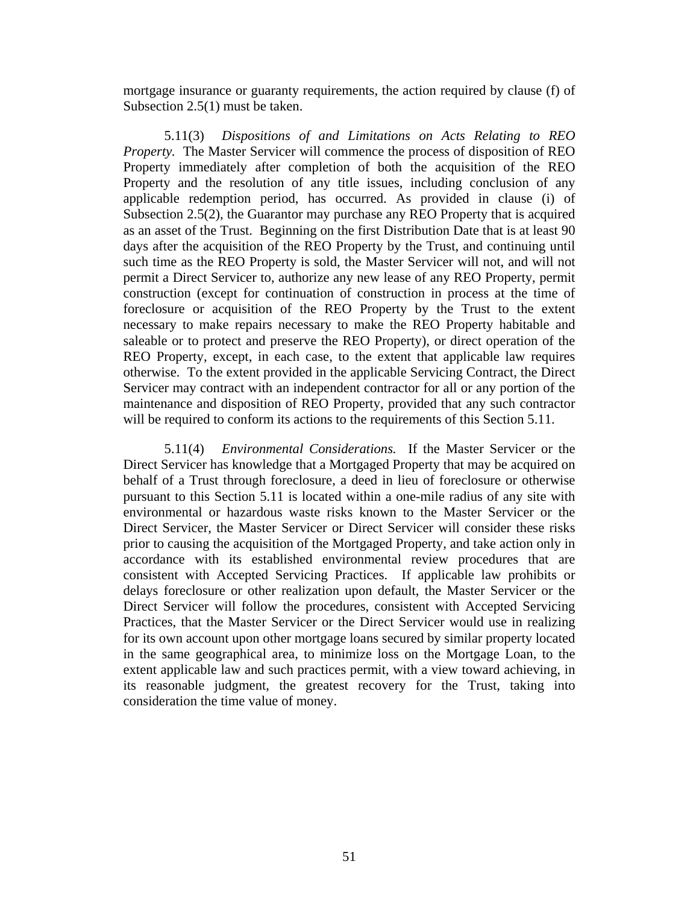mortgage insurance or guaranty requirements, the action required by clause (f) of Subsection 2.5(1) must be taken.

5.11(3) *Dispositions of and Limitations on Acts Relating to REO Property.* The Master Servicer will commence the process of disposition of REO Property immediately after completion of both the acquisition of the REO Property and the resolution of any title issues, including conclusion of any applicable redemption period, has occurred. As provided in clause (i) of Subsection 2.5(2), the Guarantor may purchase any REO Property that is acquired as an asset of the Trust. Beginning on the first Distribution Date that is at least 90 days after the acquisition of the REO Property by the Trust, and continuing until such time as the REO Property is sold, the Master Servicer will not, and will not permit a Direct Servicer to, authorize any new lease of any REO Property, permit construction (except for continuation of construction in process at the time of foreclosure or acquisition of the REO Property by the Trust to the extent necessary to make repairs necessary to make the REO Property habitable and saleable or to protect and preserve the REO Property), or direct operation of the REO Property, except, in each case, to the extent that applicable law requires otherwise. To the extent provided in the applicable Servicing Contract, the Direct Servicer may contract with an independent contractor for all or any portion of the maintenance and disposition of REO Property, provided that any such contractor will be required to conform its actions to the requirements of this Section 5.11.

5.11(4) *Environmental Considerations.* If the Master Servicer or the Direct Servicer has knowledge that a Mortgaged Property that may be acquired on behalf of a Trust through foreclosure, a deed in lieu of foreclosure or otherwise pursuant to this Section 5.11 is located within a one-mile radius of any site with environmental or hazardous waste risks known to the Master Servicer or the Direct Servicer, the Master Servicer or Direct Servicer will consider these risks prior to causing the acquisition of the Mortgaged Property, and take action only in accordance with its established environmental review procedures that are consistent with Accepted Servicing Practices. If applicable law prohibits or delays foreclosure or other realization upon default, the Master Servicer or the Direct Servicer will follow the procedures, consistent with Accepted Servicing Practices, that the Master Servicer or the Direct Servicer would use in realizing for its own account upon other mortgage loans secured by similar property located in the same geographical area, to minimize loss on the Mortgage Loan, to the extent applicable law and such practices permit, with a view toward achieving, in its reasonable judgment, the greatest recovery for the Trust, taking into consideration the time value of money.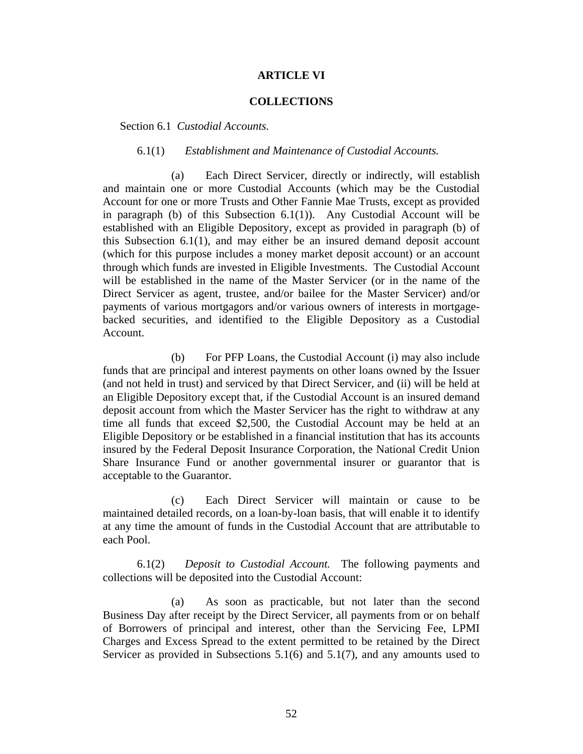# ARTICLE VI

# COLLECTIONS

Section 6.1 *Custodial Accounts.*

6.1(1) *Establishment and Maintenance of Custodial Accounts.*

(a) Each Direct Servicer, directly or indirectly, will establish and maintain one or more Custodial Accounts (which may be the Custodial Account for one or more Trusts and Other Fannie Mae Trusts, except as provided in paragraph (b) of this Subsection 6.1(1)). Any Custodial Account will be established with an Eligible Depository, except as provided in paragraph (b) of this Subsection 6.1(1), and may either be an insured demand deposit account (which for this purpose includes a money market deposit account) or an account through which funds are invested in Eligible Investments. The Custodial Account will be established in the name of the Master Servicer (or in the name of the Direct Servicer as agent, trustee, and/or bailee for the Master Servicer) and/or payments of various mortgagors and/or various owners of interests in mortgage-backed securities, and identified to the Eligible Depository as a Custodial Account.

(b) For PFP Loans, the Custodial Account (i) may also include funds that are principal and interest payments on other loans owned by the Issuer (and not held in trust) and serviced by that Direct Servicer, and (ii) will be held at an Eligible Depository except that, if the Custodial Account is an insured demand deposit account from which the Master Servicer has the right to withdraw at any time all funds that exceed $2,500, the Custodial Account may be held at an Eligible Depository or be established in a financial institution that has its accounts insured by the Federal Deposit Insurance Corporation, the National Credit Union Share Insurance Fund or another governmental insurer or guarantor that is acceptable to the Guarantor.

(c) Each Direct Servicer will maintain or cause to be maintained detailed records, on a loan-by-loan basis, that will enable it to identify at any time the amount of funds in the Custodial Account that are attributable to each Pool.

6.1(2) *Deposit to Custodial Account.* The following payments and collections will be deposited into the Custodial Account:

(a) As soon as practicable, but not later than the second Business Day after receipt by the Direct Servicer, all payments from or on behalf of Borrowers of principal and interest, other than the Servicing Fee, LPMI Charges and Excess Spread to the extent permitted to be retained by the Direct Servicer as provided in Subsections 5.1(6) and 5.1(7), and any amounts used to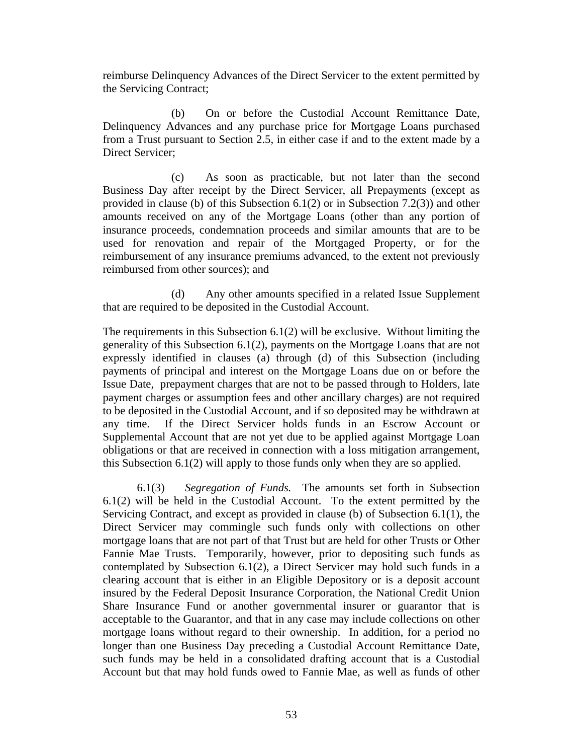reimburse Delinquency Advances of the Direct Servicer to the extent permitted by the Servicing Contract;

(b) On or before the Custodial Account Remittance Date, Delinquency Advances and any purchase price for Mortgage Loans purchased from a Trust pursuant to Section 2.5, in either case if and to the extent made by a Direct Servicer;

(c) As soon as practicable, but not later than the second Business Day after receipt by the Direct Servicer, all Prepayments (except as provided in clause (b) of this Subsection 6.1(2) or in Subsection 7.2(3)) and other amounts received on any of the Mortgage Loans (other than any portion of insurance proceeds, condemnation proceeds and similar amounts that are to be used for renovation and repair of the Mortgaged Property, or for the reimbursement of any insurance premiums advanced, to the extent not previously reimbursed from other sources); and

(d) Any other amounts specified in a related Issue Supplement that are required to be deposited in the Custodial Account.

The requirements in this Subsection 6.1(2) will be exclusive. Without limiting the generality of this Subsection 6.1(2), payments on the Mortgage Loans that are not expressly identified in clauses (a) through (d) of this Subsection (including payments of principal and interest on the Mortgage Loans due on or before the Issue Date, prepayment charges that are not to be passed through to Holders, late payment charges or assumption fees and other ancillary charges) are not required to be deposited in the Custodial Account, and if so deposited may be withdrawn at any time. If the Direct Servicer holds funds in an Escrow Account or Supplemental Account that are not yet due to be applied against Mortgage Loan obligations or that are received in connection with a loss mitigation arrangement, this Subsection 6.1(2) will apply to those funds only when they are so applied.

6.1(3) *Segregation of Funds.* The amounts set forth in Subsection 6.1(2) will be held in the Custodial Account. To the extent permitted by the Servicing Contract, and except as provided in clause (b) of Subsection 6.1(1), the Direct Servicer may commingle such funds only with collections on other mortgage loans that are not part of that Trust but are held for other Trusts or Other Fannie Mae Trusts. Temporarily, however, prior to depositing such funds as contemplated by Subsection 6.1(2), a Direct Servicer may hold such funds in a clearing account that is either in an Eligible Depository or is a deposit account insured by the Federal Deposit Insurance Corporation, the National Credit Union Share Insurance Fund or another governmental insurer or guarantor that is acceptable to the Guarantor, and that in any case may include collections on other mortgage loans without regard to their ownership. In addition, for a period no longer than one Business Day preceding a Custodial Account Remittance Date, such funds may be held in a consolidated drafting account that is a Custodial Account but that may hold funds owed to Fannie Mae, as well as funds of other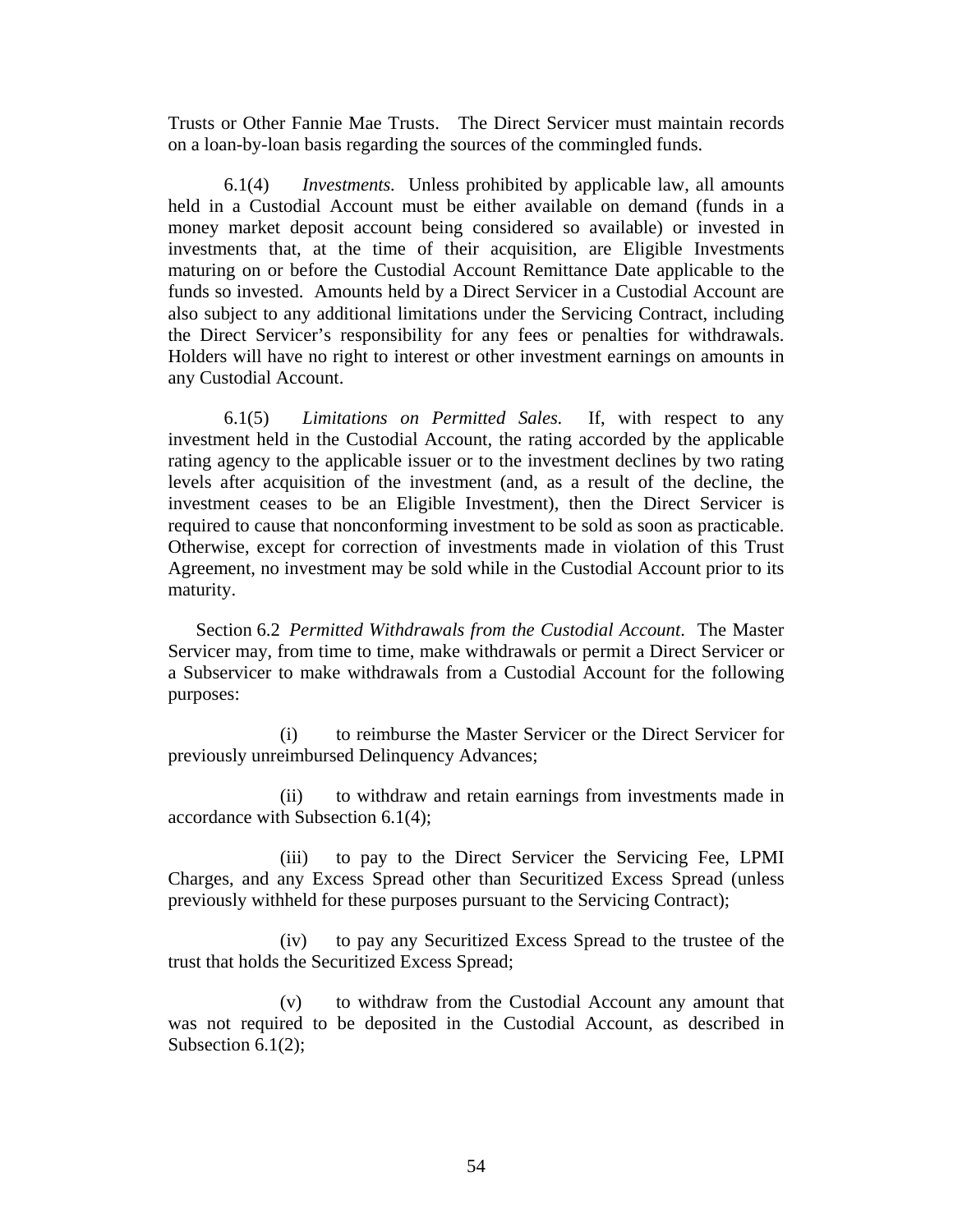Trusts or Other Fannie Mae Trusts. The Direct Servicer must maintain records on a loan-by-loan basis regarding the sources of the commingled funds.

6.1(4) *Investments.* Unless prohibited by applicable law, all amounts held in a Custodial Account must be either available on demand (funds in a money market deposit account being considered so available) or invested in investments that, at the time of their acquisition, are Eligible Investments maturing on or before the Custodial Account Remittance Date applicable to the funds so invested. Amounts held by a Direct Servicer in a Custodial Account are also subject to any additional limitations under the Servicing Contract, including the Direct Servicer's responsibility for any fees or penalties for withdrawals. Holders will have no right to interest or other investment earnings on amounts in any Custodial Account.

6.1(5) *Limitations on Permitted Sales.* If, with respect to any investment held in the Custodial Account, the rating accorded by the applicable rating agency to the applicable issuer or to the investment declines by two rating levels after acquisition of the investment (and, as a result of the decline, the investment ceases to be an Eligible Investment), then the Direct Servicer is required to cause that nonconforming investment to be sold as soon as practicable. Otherwise, except for correction of investments made in violation of this Trust Agreement, no investment may be sold while in the Custodial Account prior to its maturity.

Section 6.2 *Permitted Withdrawals from the Custodial Account*. The Master Servicer may, from time to time, make withdrawals or permit a Direct Servicer or a Subservicer to make withdrawals from a Custodial Account for the following purposes:

(i) to reimburse the Master Servicer or the Direct Servicer for previously unreimbursed Delinquency Advances;

(ii) to withdraw and retain earnings from investments made in accordance with Subsection 6.1(4);

(iii) to pay to the Direct Servicer the Servicing Fee, LPMI Charges, and any Excess Spread other than Securitized Excess Spread (unless previously withheld for these purposes pursuant to the Servicing Contract);

(iv) to pay any Securitized Excess Spread to the trustee of the trust that holds the Securitized Excess Spread;

(v) to withdraw from the Custodial Account any amount that was not required to be deposited in the Custodial Account, as described in Subsection 6.1(2);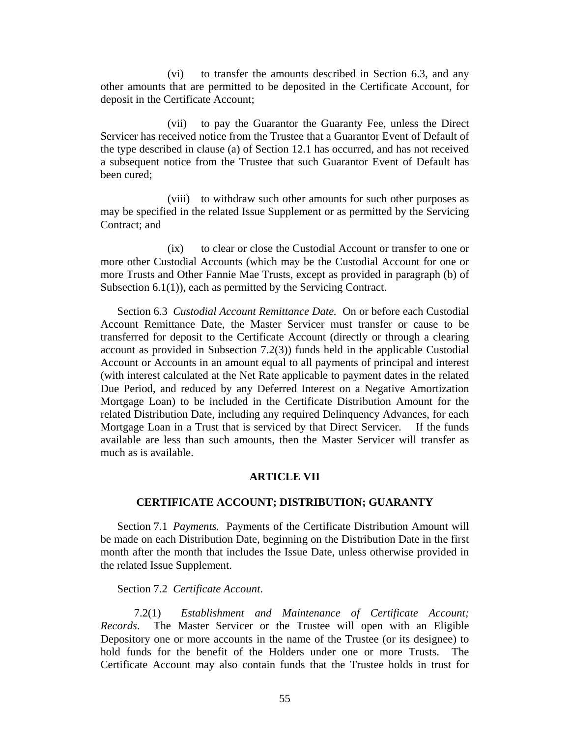(vi) to transfer the amounts described in Section 6.3, and any other amounts that are permitted to be deposited in the Certificate Account, for deposit in the Certificate Account;

(vii) to pay the Guarantor the Guaranty Fee, unless the Direct Servicer has received notice from the Trustee that a Guarantor Event of Default of the type described in clause (a) of Section 12.1 has occurred, and has not received a subsequent notice from the Trustee that such Guarantor Event of Default has been cured;

(viii) to withdraw such other amounts for such other purposes as may be specified in the related Issue Supplement or as permitted by the Servicing Contract; and

(ix) to clear or close the Custodial Account or transfer to one or more other Custodial Accounts (which may be the Custodial Account for one or more Trusts and Other Fannie Mae Trusts, except as provided in paragraph (b) of Subsection 6.1(1)), each as permitted by the Servicing Contract.

Section 6.3 *Custodial Account Remittance Date.* On or before each Custodial Account Remittance Date, the Master Servicer must transfer or cause to be transferred for deposit to the Certificate Account (directly or through a clearing account as provided in Subsection 7.2(3)) funds held in the applicable Custodial Account or Accounts in an amount equal to all payments of principal and interest (with interest calculated at the Net Rate applicable to payment dates in the related Due Period, and reduced by any Deferred Interest on a Negative Amortization Mortgage Loan) to be included in the Certificate Distribution Amount for the related Distribution Date, including any required Delinquency Advances, for each Mortgage Loan in a Trust that is serviced by that Direct Servicer. If the funds available are less than such amounts, then the Master Servicer will transfer as much as is available.

## ARTICLE VII

## CERTIFICATE ACCOUNT; DISTRIBUTION; GUARANTY

Section 7.1 *Payments.* Payments of the Certificate Distribution Amount will be made on each Distribution Date, beginning on the Distribution Date in the first month after the month that includes the Issue Date, unless otherwise provided in the related Issue Supplement.

Section 7.2 *Certificate Account*.

7.2(1) *Establishment and Maintenance of Certificate Account; Records*. The Master Servicer or the Trustee will open with an Eligible Depository one or more accounts in the name of the Trustee (or its designee) to hold funds for the benefit of the Holders under one or more Trusts. The Certificate Account may also contain funds that the Trustee holds in trust for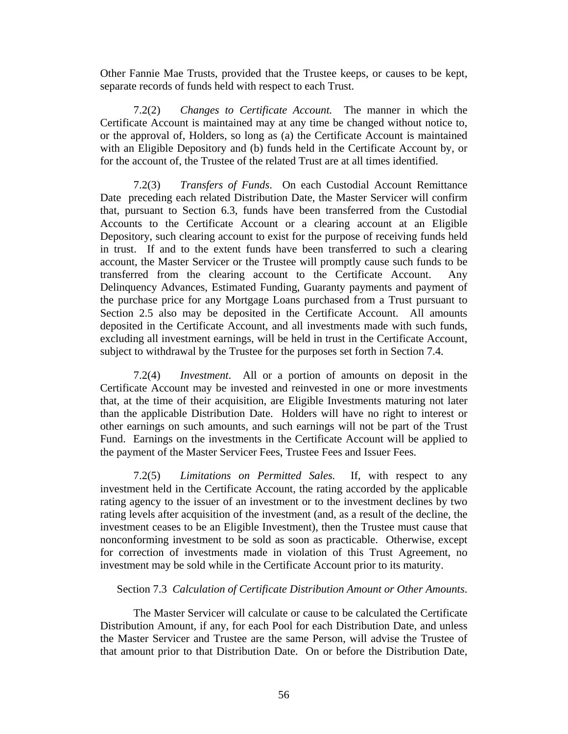Other Fannie Mae Trusts, provided that the Trustee keeps, or causes to be kept, separate records of funds held with respect to each Trust.

7.2(2) *Changes to Certificate Account.* The manner in which the Certificate Account is maintained may at any time be changed without notice to, or the approval of, Holders, so long as (a) the Certificate Account is maintained with an Eligible Depository and (b) funds held in the Certificate Account by, or for the account of, the Trustee of the related Trust are at all times identified.

7.2(3) *Transfers of Funds*. On each Custodial Account Remittance Date preceding each related Distribution Date, the Master Servicer will confirm that, pursuant to Section 6.3, funds have been transferred from the Custodial Accounts to the Certificate Account or a clearing account at an Eligible Depository, such clearing account to exist for the purpose of receiving funds held in trust. If and to the extent funds have been transferred to such a clearing account, the Master Servicer or the Trustee will promptly cause such funds to be transferred from the clearing account to the Certificate Account. Any Delinquency Advances, Estimated Funding, Guaranty payments and payment of the purchase price for any Mortgage Loans purchased from a Trust pursuant to Section 2.5 also may be deposited in the Certificate Account. All amounts deposited in the Certificate Account, and all investments made with such funds, excluding all investment earnings, will be held in trust in the Certificate Account, subject to withdrawal by the Trustee for the purposes set forth in Section 7.4.

7.2(4) *Investment*. All or a portion of amounts on deposit in the Certificate Account may be invested and reinvested in one or more investments that, at the time of their acquisition, are Eligible Investments maturing not later than the applicable Distribution Date. Holders will have no right to interest or other earnings on such amounts, and such earnings will not be part of the Trust Fund. Earnings on the investments in the Certificate Account will be applied to the payment of the Master Servicer Fees, Trustee Fees and Issuer Fees.

7.2(5) *Limitations on Permitted Sales.* If, with respect to any investment held in the Certificate Account, the rating accorded by the applicable rating agency to the issuer of an investment or to the investment declines by two rating levels after acquisition of the investment (and, as a result of the decline, the investment ceases to be an Eligible Investment), then the Trustee must cause that nonconforming investment to be sold as soon as practicable. Otherwise, except for correction of investments made in violation of this Trust Agreement, no investment may be sold while in the Certificate Account prior to its maturity.

Section 7.3 *Calculation of Certificate Distribution Amount or Other Amounts*.

The Master Servicer will calculate or cause to be calculated the Certificate Distribution Amount, if any, for each Pool for each Distribution Date, and unless the Master Servicer and Trustee are the same Person, will advise the Trustee of that amount prior to that Distribution Date. On or before the Distribution Date,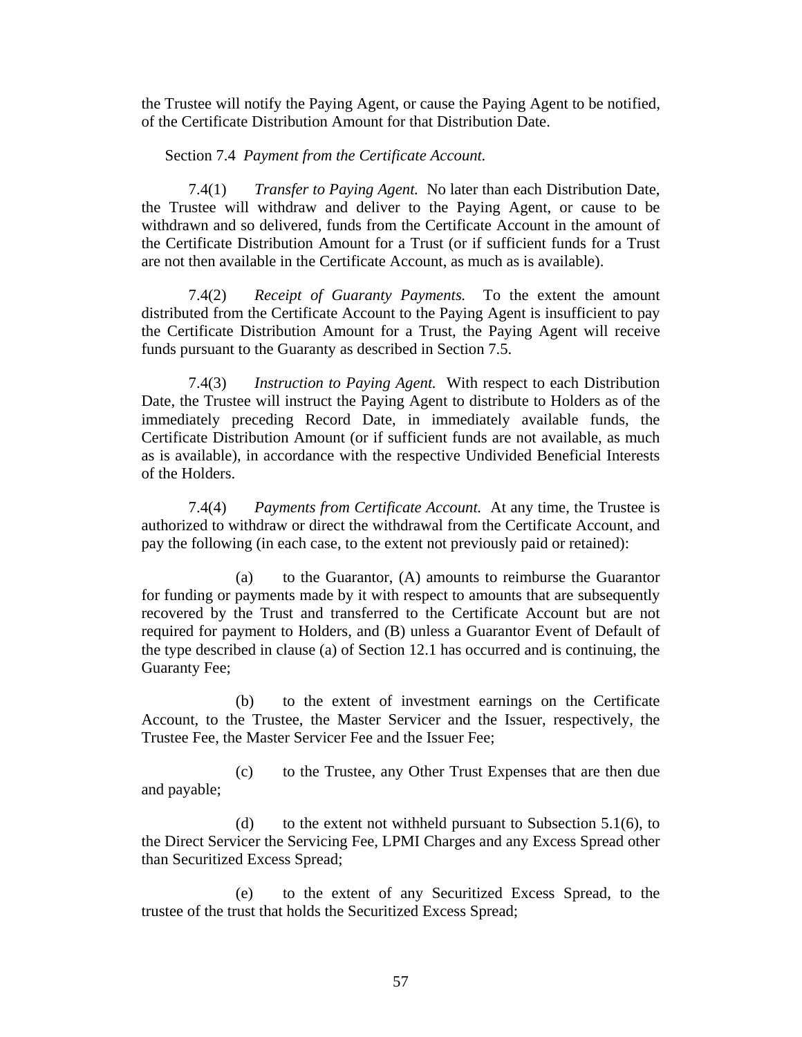the Trustee will notify the Paying Agent, or cause the Paying Agent to be notified, of the Certificate Distribution Amount for that Distribution Date.

Section 7.4 *Payment from the Certificate Account.*

7.4(1) *Transfer to Paying Agent.* No later than each Distribution Date, the Trustee will withdraw and deliver to the Paying Agent, or cause to be withdrawn and so delivered, funds from the Certificate Account in the amount of the Certificate Distribution Amount for a Trust (or if sufficient funds for a Trust are not then available in the Certificate Account, as much as is available).

7.4(2) *Receipt of Guaranty Payments.* To the extent the amount distributed from the Certificate Account to the Paying Agent is insufficient to pay the Certificate Distribution Amount for a Trust, the Paying Agent will receive funds pursuant to the Guaranty as described in Section 7.5.

7.4(3) *Instruction to Paying Agent.* With respect to each Distribution Date, the Trustee will instruct the Paying Agent to distribute to Holders as of the immediately preceding Record Date, in immediately available funds, the Certificate Distribution Amount (or if sufficient funds are not available, as much as is available), in accordance with the respective Undivided Beneficial Interests of the Holders.

7.4(4) *Payments from Certificate Account.* At any time, the Trustee is authorized to withdraw or direct the withdrawal from the Certificate Account, and pay the following (in each case, to the extent not previously paid or retained):

(a) to the Guarantor, (A) amounts to reimburse the Guarantor for funding or payments made by it with respect to amounts that are subsequently recovered by the Trust and transferred to the Certificate Account but are not required for payment to Holders, and (B) unless a Guarantor Event of Default of the type described in clause (a) of Section 12.1 has occurred and is continuing, the Guaranty Fee;

(b) to the extent of investment earnings on the Certificate Account, to the Trustee, the Master Servicer and the Issuer, respectively, the Trustee Fee, the Master Servicer Fee and the Issuer Fee;

(c) to the Trustee, any Other Trust Expenses that are then due and payable;

(d) to the extent not withheld pursuant to Subsection 5.1(6), to the Direct Servicer the Servicing Fee, LPMI Charges and any Excess Spread other than Securitized Excess Spread;

(e) to the extent of any Securitized Excess Spread, to the trustee of the trust that holds the Securitized Excess Spread;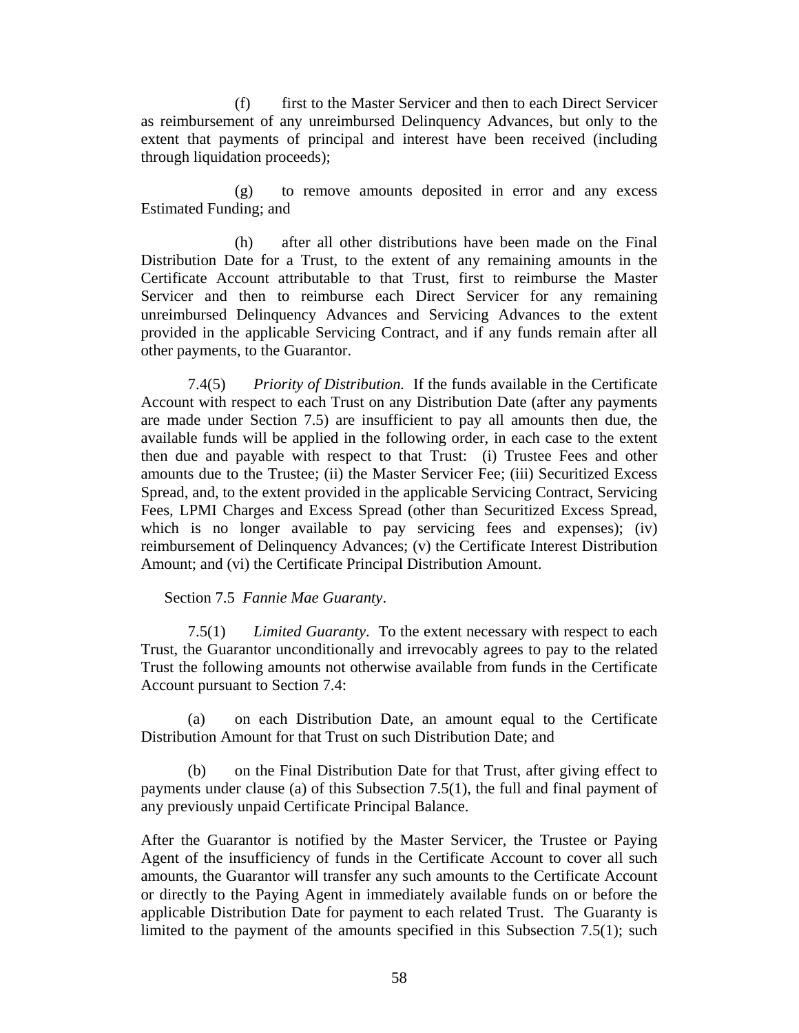(f) first to the Master Servicer and then to each Direct Servicer as reimbursement of any unreimbursed Delinquency Advances, but only to the extent that payments of principal and interest have been received (including through liquidation proceeds);

(g) to remove amounts deposited in error and any excess Estimated Funding; and

(h) after all other distributions have been made on the Final Distribution Date for a Trust, to the extent of any remaining amounts in the Certificate Account attributable to that Trust, first to reimburse the Master Servicer and then to reimburse each Direct Servicer for any remaining unreimbursed Delinquency Advances and Servicing Advances to the extent provided in the applicable Servicing Contract, and if any funds remain after all other payments, to the Guarantor.

7.4(5) *Priority of Distribution.* If the funds available in the Certificate Account with respect to each Trust on any Distribution Date (after any payments are made under Section 7.5) are insufficient to pay all amounts then due, the available funds will be applied in the following order, in each case to the extent then due and payable with respect to that Trust: (i) Trustee Fees and other amounts due to the Trustee; (ii) the Master Servicer Fee; (iii) Securitized Excess Spread, and, to the extent provided in the applicable Servicing Contract, Servicing Fees, LPMI Charges and Excess Spread (other than Securitized Excess Spread, which is no longer available to pay servicing fees and expenses); (iv) reimbursement of Delinquency Advances; (v) the Certificate Interest Distribution Amount; and (vi) the Certificate Principal Distribution Amount.

Section 7.5 *Fannie Mae Guaranty*.

7.5(1) *Limited Guaranty*. To the extent necessary with respect to each Trust, the Guarantor unconditionally and irrevocably agrees to pay to the related Trust the following amounts not otherwise available from funds in the Certificate Account pursuant to Section 7.4:

(a) on each Distribution Date, an amount equal to the Certificate Distribution Amount for that Trust on such Distribution Date; and

(b) on the Final Distribution Date for that Trust, after giving effect to payments under clause (a) of this Subsection 7.5(1), the full and final payment of any previously unpaid Certificate Principal Balance.

After the Guarantor is notified by the Master Servicer, the Trustee or Paying Agent of the insufficiency of funds in the Certificate Account to cover all such amounts, the Guarantor will transfer any such amounts to the Certificate Account or directly to the Paying Agent in immediately available funds on or before the applicable Distribution Date for payment to each related Trust. The Guaranty is limited to the payment of the amounts specified in this Subsection 7.5(1); such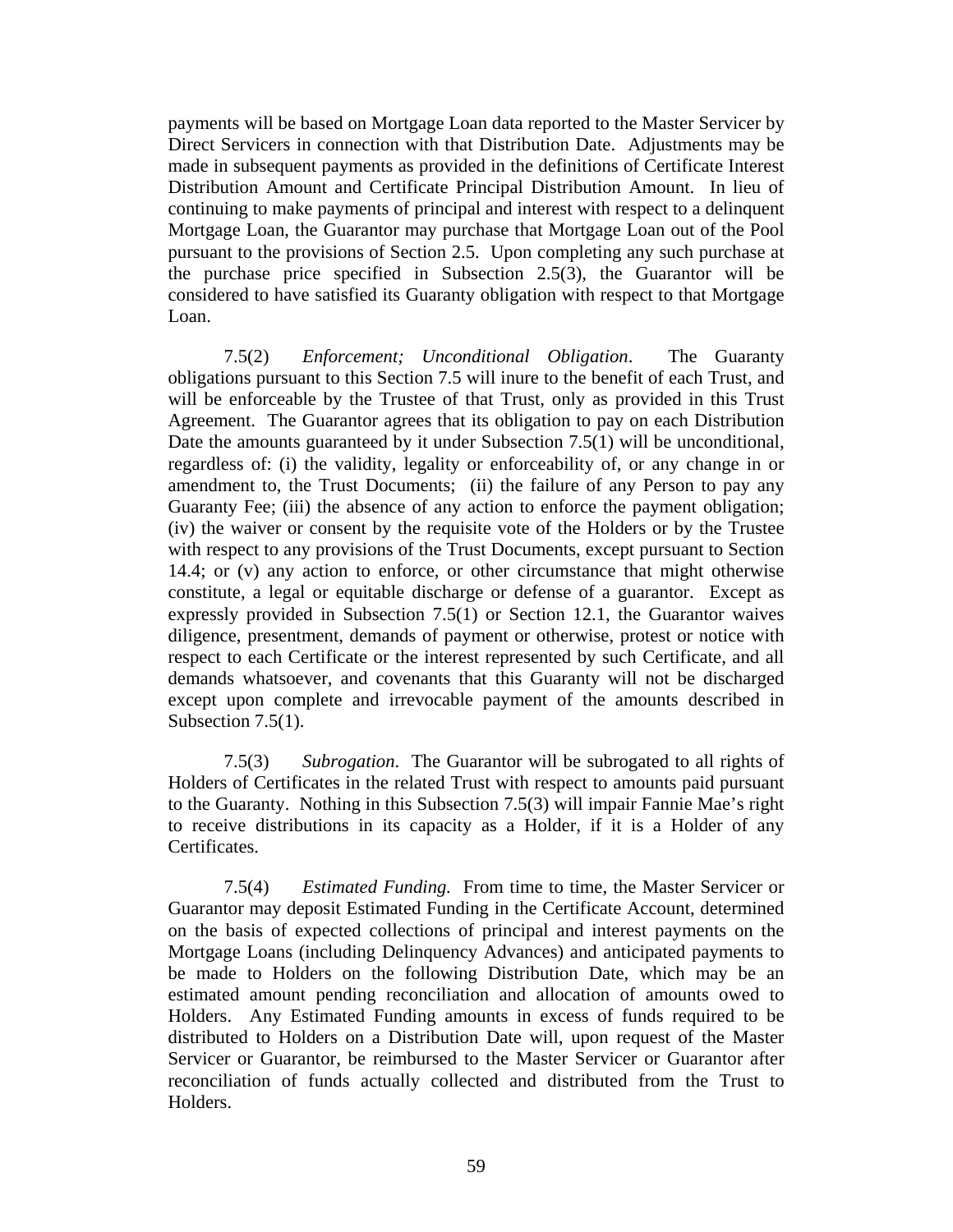payments will be based on Mortgage Loan data reported to the Master Servicer by Direct Servicers in connection with that Distribution Date. Adjustments may be made in subsequent payments as provided in the definitions of Certificate Interest Distribution Amount and Certificate Principal Distribution Amount. In lieu of continuing to make payments of principal and interest with respect to a delinquent Mortgage Loan, the Guarantor may purchase that Mortgage Loan out of the Pool pursuant to the provisions of Section 2.5. Upon completing any such purchase at the purchase price specified in Subsection 2.5(3), the Guarantor will be considered to have satisfied its Guaranty obligation with respect to that Mortgage Loan.

7.5(2) *Enforcement; Unconditional Obligation*. The Guaranty obligations pursuant to this Section 7.5 will inure to the benefit of each Trust, and will be enforceable by the Trustee of that Trust, only as provided in this Trust Agreement. The Guarantor agrees that its obligation to pay on each Distribution Date the amounts guaranteed by it under Subsection 7.5(1) will be unconditional, regardless of: (i) the validity, legality or enforceability of, or any change in or amendment to, the Trust Documents; (ii) the failure of any Person to pay any Guaranty Fee; (iii) the absence of any action to enforce the payment obligation; (iv) the waiver or consent by the requisite vote of the Holders or by the Trustee with respect to any provisions of the Trust Documents, except pursuant to Section 14.4; or (v) any action to enforce, or other circumstance that might otherwise constitute, a legal or equitable discharge or defense of a guarantor. Except as expressly provided in Subsection 7.5(1) or Section 12.1, the Guarantor waives diligence, presentment, demands of payment or otherwise, protest or notice with respect to each Certificate or the interest represented by such Certificate, and all demands whatsoever, and covenants that this Guaranty will not be discharged except upon complete and irrevocable payment of the amounts described in Subsection 7.5(1).

7.5(3) *Subrogation*. The Guarantor will be subrogated to all rights of Holders of Certificates in the related Trust with respect to amounts paid pursuant to the Guaranty. Nothing in this Subsection 7.5(3) will impair Fannie Mae's right to receive distributions in its capacity as a Holder, if it is a Holder of any Certificates.

7.5(4) *Estimated Funding.* From time to time, the Master Servicer or Guarantor may deposit Estimated Funding in the Certificate Account, determined on the basis of expected collections of principal and interest payments on the Mortgage Loans (including Delinquency Advances) and anticipated payments to be made to Holders on the following Distribution Date, which may be an estimated amount pending reconciliation and allocation of amounts owed to Holders. Any Estimated Funding amounts in excess of funds required to be distributed to Holders on a Distribution Date will, upon request of the Master Servicer or Guarantor, be reimbursed to the Master Servicer or Guarantor after reconciliation of funds actually collected and distributed from the Trust to Holders.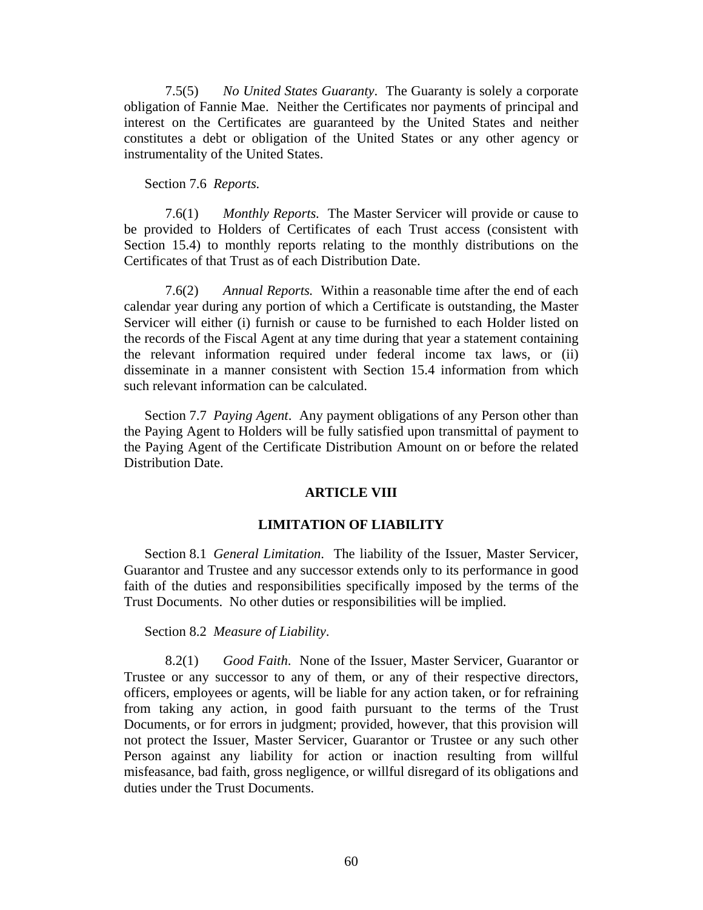7.5(5) *No United States Guaranty*. The Guaranty is solely a corporate obligation of Fannie Mae. Neither the Certificates nor payments of principal and interest on the Certificates are guaranteed by the United States and neither constitutes a debt or obligation of the United States or any other agency or instrumentality of the United States.

Section 7.6 *Reports.*

7.6(1) *Monthly Reports.* The Master Servicer will provide or cause to be provided to Holders of Certificates of each Trust access (consistent with Section 15.4) to monthly reports relating to the monthly distributions on the Certificates of that Trust as of each Distribution Date.

7.6(2) *Annual Reports.* Within a reasonable time after the end of each calendar year during any portion of which a Certificate is outstanding, the Master Servicer will either (i) furnish or cause to be furnished to each Holder listed on the records of the Fiscal Agent at any time during that year a statement containing the relevant information required under federal income tax laws, or (ii) disseminate in a manner consistent with Section 15.4 information from which such relevant information can be calculated.

Section 7.7 *Paying Agent*. Any payment obligations of any Person other than the Paying Agent to Holders will be fully satisfied upon transmittal of payment to the Paying Agent of the Certificate Distribution Amount on or before the related Distribution Date.

## ARTICLE VIII

## LIMITATION OF LIABILITY

Section 8.1 *General Limitation*. The liability of the Issuer, Master Servicer, Guarantor and Trustee and any successor extends only to its performance in good faith of the duties and responsibilities specifically imposed by the terms of the Trust Documents. No other duties or responsibilities will be implied.

Section 8.2 *Measure of Liability*.

8.2(1) *Good Faith*. None of the Issuer, Master Servicer, Guarantor or Trustee or any successor to any of them, or any of their respective directors, officers, employees or agents, will be liable for any action taken, or for refraining from taking any action, in good faith pursuant to the terms of the Trust Documents, or for errors in judgment; provided, however, that this provision will not protect the Issuer, Master Servicer, Guarantor or Trustee or any such other Person against any liability for action or inaction resulting from willful misfeasance, bad faith, gross negligence, or willful disregard of its obligations and duties under the Trust Documents.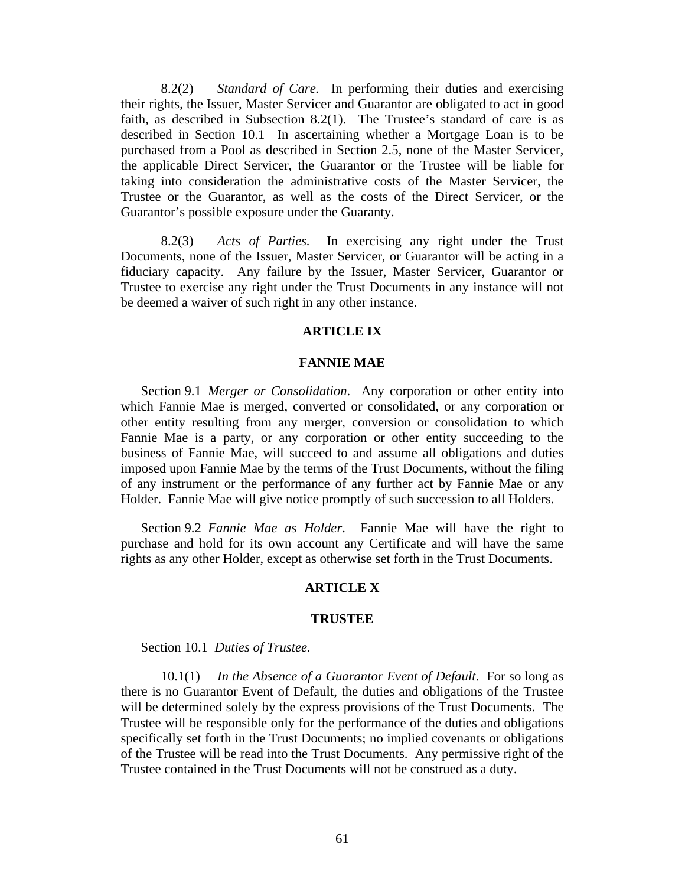8.2(2) *Standard of Care.* In performing their duties and exercising their rights, the Issuer, Master Servicer and Guarantor are obligated to act in good faith, as described in Subsection 8.2(1). The Trustee's standard of care is as described in Section 10.1 In ascertaining whether a Mortgage Loan is to be purchased from a Pool as described in Section 2.5, none of the Master Servicer, the applicable Direct Servicer, the Guarantor or the Trustee will be liable for taking into consideration the administrative costs of the Master Servicer, the Trustee or the Guarantor, as well as the costs of the Direct Servicer, or the Guarantor's possible exposure under the Guaranty.

8.2(3) *Acts of Parties.* In exercising any right under the Trust Documents, none of the Issuer, Master Servicer, or Guarantor will be acting in a fiduciary capacity. Any failure by the Issuer, Master Servicer, Guarantor or Trustee to exercise any right under the Trust Documents in any instance will not be deemed a waiver of such right in any other instance.

## ARTICLE IX

## FANNIE MAE

Section 9.1 *Merger or Consolidation*. Any corporation or other entity into which Fannie Mae is merged, converted or consolidated, or any corporation or other entity resulting from any merger, conversion or consolidation to which Fannie Mae is a party, or any corporation or other entity succeeding to the business of Fannie Mae, will succeed to and assume all obligations and duties imposed upon Fannie Mae by the terms of the Trust Documents, without the filing of any instrument or the performance of any further act by Fannie Mae or any Holder. Fannie Mae will give notice promptly of such succession to all Holders.

Section 9.2 *Fannie Mae as Holder*. Fannie Mae will have the right to purchase and hold for its own account any Certificate and will have the same rights as any other Holder, except as otherwise set forth in the Trust Documents.

## ARTICLE X

## TRUSTEE

Section 10.1 *Duties of Trustee.*

10.1(1) *In the Absence of a Guarantor Event of Default*. For so long as there is no Guarantor Event of Default, the duties and obligations of the Trustee will be determined solely by the express provisions of the Trust Documents. The Trustee will be responsible only for the performance of the duties and obligations specifically set forth in the Trust Documents; no implied covenants or obligations of the Trustee will be read into the Trust Documents. Any permissive right of the Trustee contained in the Trust Documents will not be construed as a duty.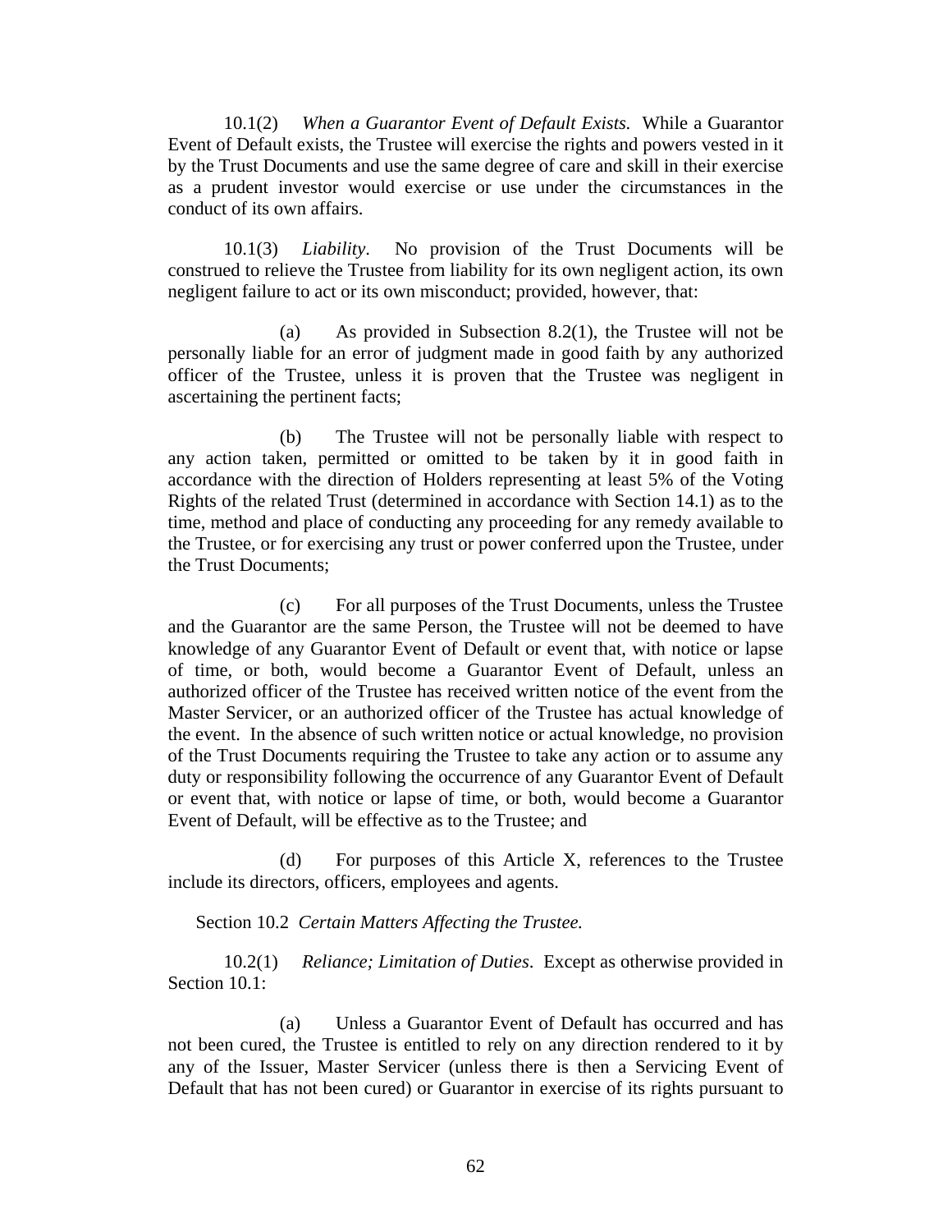10.1(2) *When a Guarantor Event of Default Exists.* While a Guarantor Event of Default exists, the Trustee will exercise the rights and powers vested in it by the Trust Documents and use the same degree of care and skill in their exercise as a prudent investor would exercise or use under the circumstances in the conduct of its own affairs.

10.1(3) *Liability*. No provision of the Trust Documents will be construed to relieve the Trustee from liability for its own negligent action, its own negligent failure to act or its own misconduct; provided, however, that:

(a) As provided in Subsection 8.2(1), the Trustee will not be personally liable for an error of judgment made in good faith by any authorized officer of the Trustee, unless it is proven that the Trustee was negligent in ascertaining the pertinent facts;

(b) The Trustee will not be personally liable with respect to any action taken, permitted or omitted to be taken by it in good faith in accordance with the direction of Holders representing at least 5% of the Voting Rights of the related Trust (determined in accordance with Section 14.1) as to the time, method and place of conducting any proceeding for any remedy available to the Trustee, or for exercising any trust or power conferred upon the Trustee, under the Trust Documents;

(c) For all purposes of the Trust Documents, unless the Trustee and the Guarantor are the same Person, the Trustee will not be deemed to have knowledge of any Guarantor Event of Default or event that, with notice or lapse of time, or both, would become a Guarantor Event of Default, unless an authorized officer of the Trustee has received written notice of the event from the Master Servicer, or an authorized officer of the Trustee has actual knowledge of the event. In the absence of such written notice or actual knowledge, no provision of the Trust Documents requiring the Trustee to take any action or to assume any duty or responsibility following the occurrence of any Guarantor Event of Default or event that, with notice or lapse of time, or both, would become a Guarantor Event of Default, will be effective as to the Trustee; and

(d) For purposes of this Article X, references to the Trustee include its directors, officers, employees and agents.

Section 10.2 *Certain Matters Affecting the Trustee.*

10.2(1) *Reliance; Limitation of Duties*. Except as otherwise provided in Section 10.1:

(a) Unless a Guarantor Event of Default has occurred and has not been cured, the Trustee is entitled to rely on any direction rendered to it by any of the Issuer, Master Servicer (unless there is then a Servicing Event of Default that has not been cured) or Guarantor in exercise of its rights pursuant to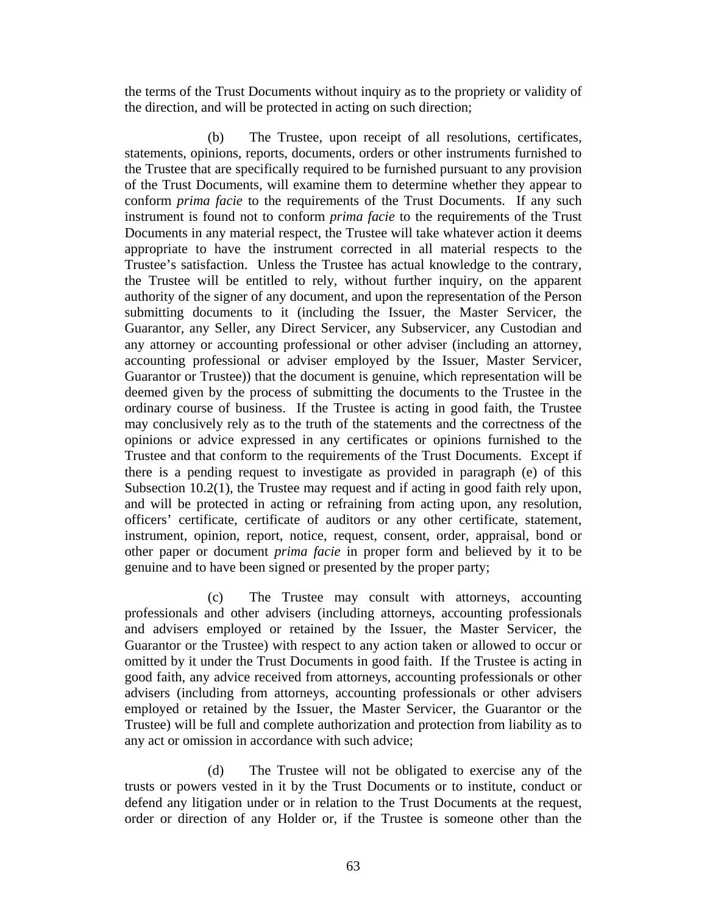the terms of the Trust Documents without inquiry as to the propriety or validity of the direction, and will be protected in acting on such direction;

(b) The Trustee, upon receipt of all resolutions, certificates, statements, opinions, reports, documents, orders or other instruments furnished to the Trustee that are specifically required to be furnished pursuant to any provision of the Trust Documents, will examine them to determine whether they appear to conform *prima facie* to the requirements of the Trust Documents. If any such instrument is found not to conform *prima facie* to the requirements of the Trust Documents in any material respect, the Trustee will take whatever action it deems appropriate to have the instrument corrected in all material respects to the Trustee's satisfaction. Unless the Trustee has actual knowledge to the contrary, the Trustee will be entitled to rely, without further inquiry, on the apparent authority of the signer of any document, and upon the representation of the Person submitting documents to it (including the Issuer, the Master Servicer, the Guarantor, any Seller, any Direct Servicer, any Subservicer, any Custodian and any attorney or accounting professional or other adviser (including an attorney, accounting professional or adviser employed by the Issuer, Master Servicer, Guarantor or Trustee)) that the document is genuine, which representation will be deemed given by the process of submitting the documents to the Trustee in the ordinary course of business. If the Trustee is acting in good faith, the Trustee may conclusively rely as to the truth of the statements and the correctness of the opinions or advice expressed in any certificates or opinions furnished to the Trustee and that conform to the requirements of the Trust Documents. Except if there is a pending request to investigate as provided in paragraph (e) of this Subsection 10.2(1), the Trustee may request and if acting in good faith rely upon, and will be protected in acting or refraining from acting upon, any resolution, officers' certificate, certificate of auditors or any other certificate, statement, instrument, opinion, report, notice, request, consent, order, appraisal, bond or other paper or document *prima facie* in proper form and believed by it to be genuine and to have been signed or presented by the proper party;

(c) The Trustee may consult with attorneys, accounting professionals and other advisers (including attorneys, accounting professionals and advisers employed or retained by the Issuer, the Master Servicer, the Guarantor or the Trustee) with respect to any action taken or allowed to occur or omitted by it under the Trust Documents in good faith. If the Trustee is acting in good faith, any advice received from attorneys, accounting professionals or other advisers (including from attorneys, accounting professionals or other advisers employed or retained by the Issuer, the Master Servicer, the Guarantor or the Trustee) will be full and complete authorization and protection from liability as to any act or omission in accordance with such advice;

(d) The Trustee will not be obligated to exercise any of the trusts or powers vested in it by the Trust Documents or to institute, conduct or defend any litigation under or in relation to the Trust Documents at the request, order or direction of any Holder or, if the Trustee is someone other than the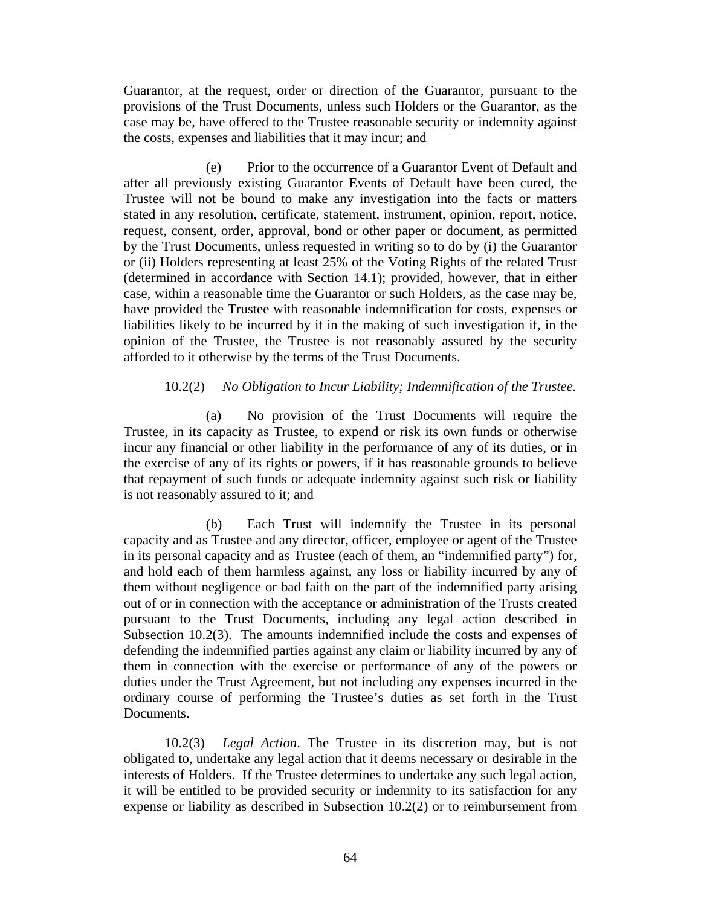Guarantor, at the request, order or direction of the Guarantor, pursuant to the provisions of the Trust Documents, unless such Holders or the Guarantor, as the case may be, have offered to the Trustee reasonable security or indemnity against the costs, expenses and liabilities that it may incur; and

(e) Prior to the occurrence of a Guarantor Event of Default and after all previously existing Guarantor Events of Default have been cured, the Trustee will not be bound to make any investigation into the facts or matters stated in any resolution, certificate, statement, instrument, opinion, report, notice, request, consent, order, approval, bond or other paper or document, as permitted by the Trust Documents, unless requested in writing so to do by (i) the Guarantor or (ii) Holders representing at least 25% of the Voting Rights of the related Trust (determined in accordance with Section 14.1); provided, however, that in either case, within a reasonable time the Guarantor or such Holders, as the case may be, have provided the Trustee with reasonable indemnification for costs, expenses or liabilities likely to be incurred by it in the making of such investigation if, in the opinion of the Trustee, the Trustee is not reasonably assured by the security afforded to it otherwise by the terms of the Trust Documents.

10.2(2) *No Obligation to Incur Liability; Indemnification of the Trustee.*

(a) No provision of the Trust Documents will require the Trustee, in its capacity as Trustee, to expend or risk its own funds or otherwise incur any financial or other liability in the performance of any of its duties, or in the exercise of any of its rights or powers, if it has reasonable grounds to believe that repayment of such funds or adequate indemnity against such risk or liability is not reasonably assured to it; and

(b) Each Trust will indemnify the Trustee in its personal capacity and as Trustee and any director, officer, employee or agent of the Trustee in its personal capacity and as Trustee (each of them, an "indemnified party") for, and hold each of them harmless against, any loss or liability incurred by any of them without negligence or bad faith on the part of the indemnified party arising out of or in connection with the acceptance or administration of the Trusts created pursuant to the Trust Documents, including any legal action described in Subsection 10.2(3). The amounts indemnified include the costs and expenses of defending the indemnified parties against any claim or liability incurred by any of them in connection with the exercise or performance of any of the powers or duties under the Trust Agreement, but not including any expenses incurred in the ordinary course of performing the Trustee's duties as set forth in the Trust Documents.

10.2(3) *Legal Action*. The Trustee in its discretion may, but is not obligated to, undertake any legal action that it deems necessary or desirable in the interests of Holders. If the Trustee determines to undertake any such legal action, it will be entitled to be provided security or indemnity to its satisfaction for any expense or liability as described in Subsection 10.2(2) or to reimbursement from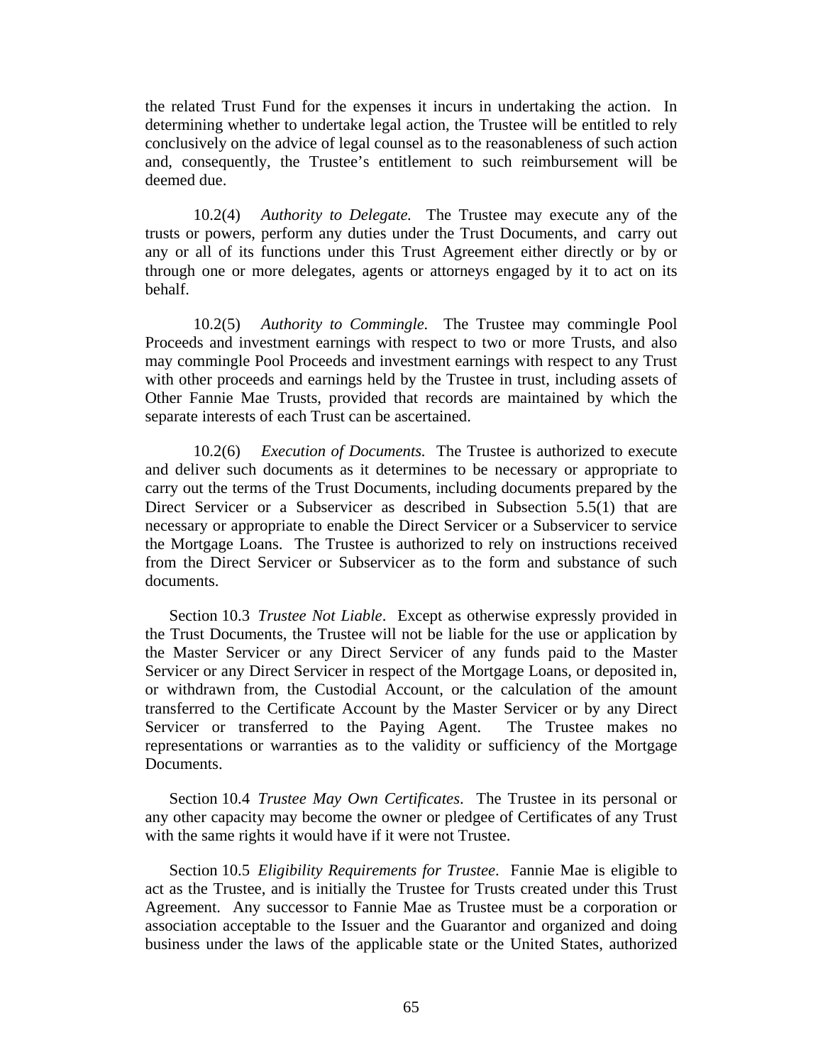the related Trust Fund for the expenses it incurs in undertaking the action. In determining whether to undertake legal action, the Trustee will be entitled to rely conclusively on the advice of legal counsel as to the reasonableness of such action and, consequently, the Trustee's entitlement to such reimbursement will be deemed due.

10.2(4) *Authority to Delegate.* The Trustee may execute any of the trusts or powers, perform any duties under the Trust Documents, and carry out any or all of its functions under this Trust Agreement either directly or by or through one or more delegates, agents or attorneys engaged by it to act on its behalf.

10.2(5) *Authority to Commingle.* The Trustee may commingle Pool Proceeds and investment earnings with respect to two or more Trusts, and also may commingle Pool Proceeds and investment earnings with respect to any Trust with other proceeds and earnings held by the Trustee in trust, including assets of Other Fannie Mae Trusts, provided that records are maintained by which the separate interests of each Trust can be ascertained.

10.2(6) *Execution of Documents.* The Trustee is authorized to execute and deliver such documents as it determines to be necessary or appropriate to carry out the terms of the Trust Documents, including documents prepared by the Direct Servicer or a Subservicer as described in Subsection 5.5(1) that are necessary or appropriate to enable the Direct Servicer or a Subservicer to service the Mortgage Loans. The Trustee is authorized to rely on instructions received from the Direct Servicer or Subservicer as to the form and substance of such documents.

Section 10.3 *Trustee Not Liable*. Except as otherwise expressly provided in the Trust Documents, the Trustee will not be liable for the use or application by the Master Servicer or any Direct Servicer of any funds paid to the Master Servicer or any Direct Servicer in respect of the Mortgage Loans, or deposited in, or withdrawn from, the Custodial Account, or the calculation of the amount transferred to the Certificate Account by the Master Servicer or by any Direct Servicer or transferred to the Paying Agent. The Trustee makes no representations or warranties as to the validity or sufficiency of the Mortgage Documents.

Section 10.4 *Trustee May Own Certificates*. The Trustee in its personal or any other capacity may become the owner or pledgee of Certificates of any Trust with the same rights it would have if it were not Trustee.

Section 10.5 *Eligibility Requirements for Trustee*. Fannie Mae is eligible to act as the Trustee, and is initially the Trustee for Trusts created under this Trust Agreement. Any successor to Fannie Mae as Trustee must be a corporation or association acceptable to the Issuer and the Guarantor and organized and doing business under the laws of the applicable state or the United States, authorized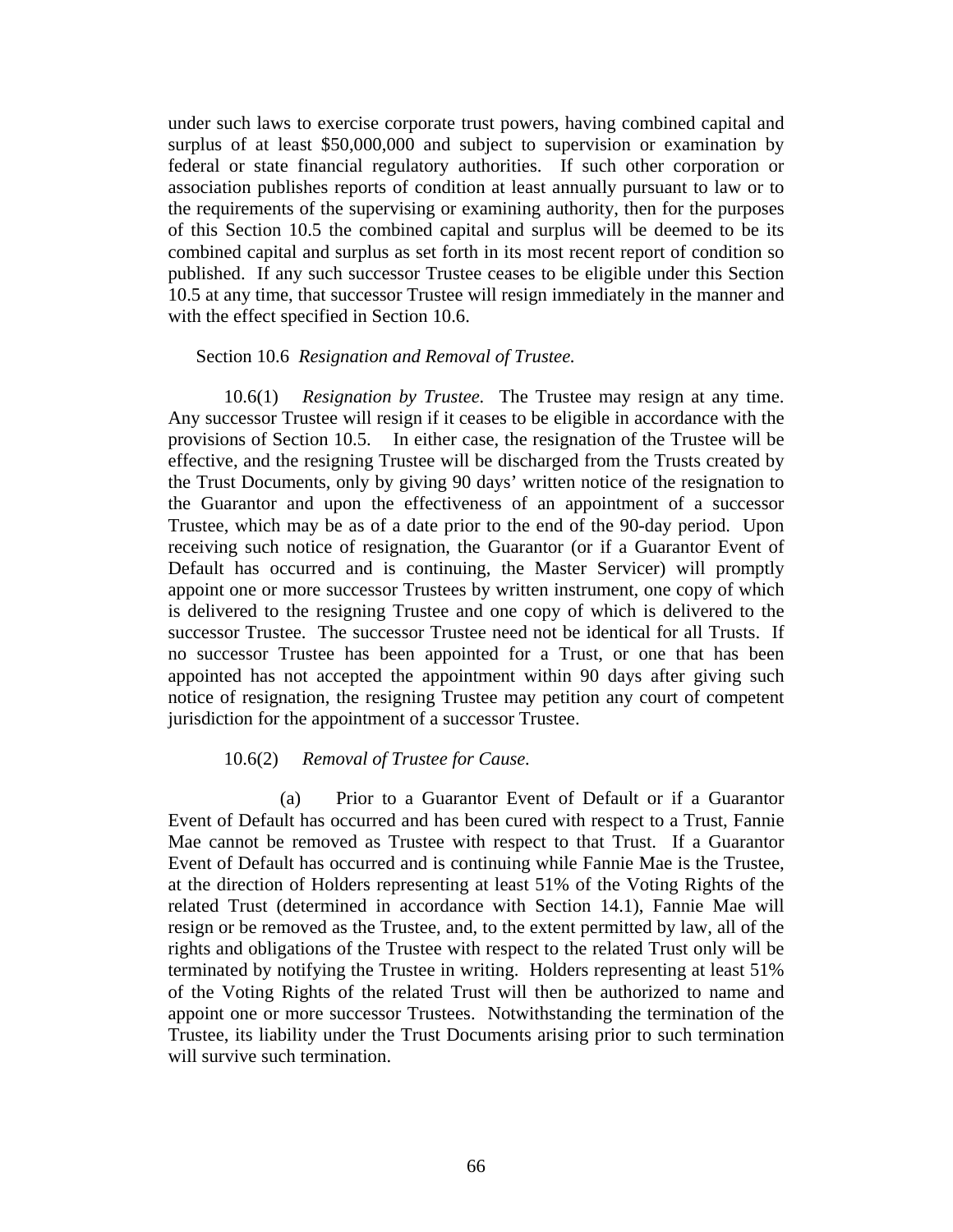under such laws to exercise corporate trust powers, having combined capital and surplus of at least $50,000,000 and subject to supervision or examination by federal or state financial regulatory authorities. If such other corporation or association publishes reports of condition at least annually pursuant to law or to the requirements of the supervising or examining authority, then for the purposes of this Section 10.5 the combined capital and surplus will be deemed to be its combined capital and surplus as set forth in its most recent report of condition so published. If any such successor Trustee ceases to be eligible under this Section 10.5 at any time, that successor Trustee will resign immediately in the manner and with the effect specified in Section 10.6.

Section 10.6 *Resignation and Removal of Trustee.*

10.6(1) *Resignation by Trustee.* The Trustee may resign at any time. Any successor Trustee will resign if it ceases to be eligible in accordance with the provisions of Section 10.5. In either case, the resignation of the Trustee will be effective, and the resigning Trustee will be discharged from the Trusts created by the Trust Documents, only by giving 90 days' written notice of the resignation to the Guarantor and upon the effectiveness of an appointment of a successor Trustee, which may be as of a date prior to the end of the 90-day period. Upon receiving such notice of resignation, the Guarantor (or if a Guarantor Event of Default has occurred and is continuing, the Master Servicer) will promptly appoint one or more successor Trustees by written instrument, one copy of which is delivered to the resigning Trustee and one copy of which is delivered to the successor Trustee. The successor Trustee need not be identical for all Trusts. If no successor Trustee has been appointed for a Trust, or one that has been appointed has not accepted the appointment within 90 days after giving such notice of resignation, the resigning Trustee may petition any court of competent jurisdiction for the appointment of a successor Trustee.

10.6(2) *Removal of Trustee for Cause.*

(a) Prior to a Guarantor Event of Default or if a Guarantor Event of Default has occurred and has been cured with respect to a Trust, Fannie Mae cannot be removed as Trustee with respect to that Trust. If a Guarantor Event of Default has occurred and is continuing while Fannie Mae is the Trustee, at the direction of Holders representing at least 51% of the Voting Rights of the related Trust (determined in accordance with Section 14.1), Fannie Mae will resign or be removed as the Trustee, and, to the extent permitted by law, all of the rights and obligations of the Trustee with respect to the related Trust only will be terminated by notifying the Trustee in writing. Holders representing at least 51% of the Voting Rights of the related Trust will then be authorized to name and appoint one or more successor Trustees. Notwithstanding the termination of the Trustee, its liability under the Trust Documents arising prior to such termination will survive such termination.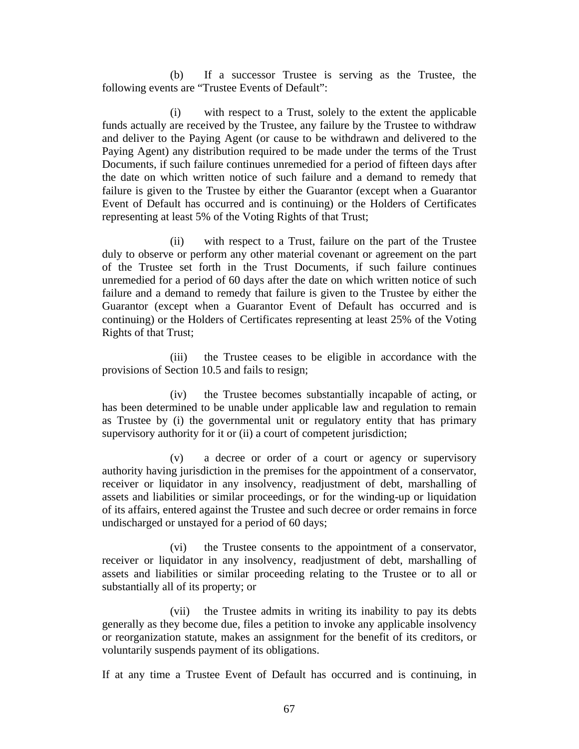(b) If a successor Trustee is serving as the Trustee, the following events are "Trustee Events of Default":

(i) with respect to a Trust, solely to the extent the applicable funds actually are received by the Trustee, any failure by the Trustee to withdraw and deliver to the Paying Agent (or cause to be withdrawn and delivered to the Paying Agent) any distribution required to be made under the terms of the Trust Documents, if such failure continues unremedied for a period of fifteen days after the date on which written notice of such failure and a demand to remedy that failure is given to the Trustee by either the Guarantor (except when a Guarantor Event of Default has occurred and is continuing) or the Holders of Certificates representing at least 5% of the Voting Rights of that Trust;

(ii) with respect to a Trust, failure on the part of the Trustee duly to observe or perform any other material covenant or agreement on the part of the Trustee set forth in the Trust Documents, if such failure continues unremedied for a period of 60 days after the date on which written notice of such failure and a demand to remedy that failure is given to the Trustee by either the Guarantor (except when a Guarantor Event of Default has occurred and is continuing) or the Holders of Certificates representing at least 25% of the Voting Rights of that Trust;

(iii) the Trustee ceases to be eligible in accordance with the provisions of Section 10.5 and fails to resign;

(iv) the Trustee becomes substantially incapable of acting, or has been determined to be unable under applicable law and regulation to remain as Trustee by (i) the governmental unit or regulatory entity that has primary supervisory authority for it or (ii) a court of competent jurisdiction;

(v) a decree or order of a court or agency or supervisory authority having jurisdiction in the premises for the appointment of a conservator, receiver or liquidator in any insolvency, readjustment of debt, marshalling of assets and liabilities or similar proceedings, or for the winding-up or liquidation of its affairs, entered against the Trustee and such decree or order remains in force undischarged or unstayed for a period of 60 days;

(vi) the Trustee consents to the appointment of a conservator, receiver or liquidator in any insolvency, readjustment of debt, marshalling of assets and liabilities or similar proceeding relating to the Trustee or to all or substantially all of its property; or

(vii) the Trustee admits in writing its inability to pay its debts generally as they become due, files a petition to invoke any applicable insolvency or reorganization statute, makes an assignment for the benefit of its creditors, or voluntarily suspends payment of its obligations.

If at any time a Trustee Event of Default has occurred and is continuing, in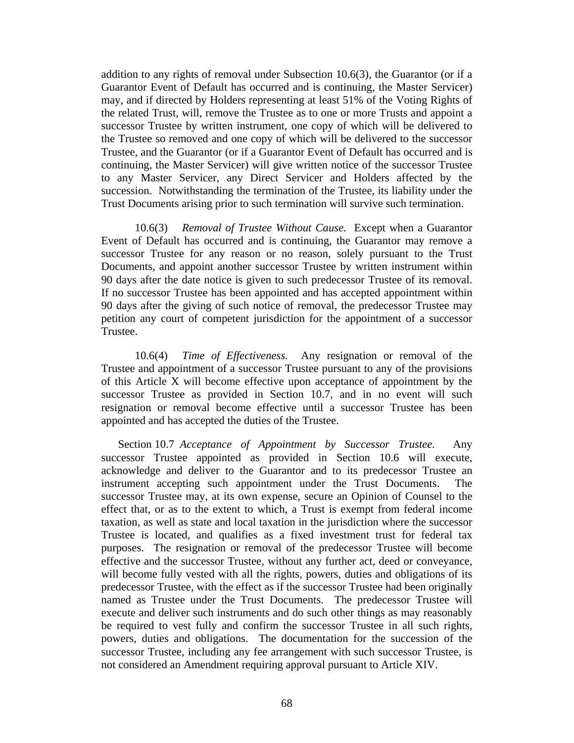addition to any rights of removal under Subsection 10.6(3), the Guarantor (or if a Guarantor Event of Default has occurred and is continuing, the Master Servicer) may, and if directed by Holders representing at least 51% of the Voting Rights of the related Trust, will, remove the Trustee as to one or more Trusts and appoint a successor Trustee by written instrument, one copy of which will be delivered to the Trustee so removed and one copy of which will be delivered to the successor Trustee, and the Guarantor (or if a Guarantor Event of Default has occurred and is continuing, the Master Servicer) will give written notice of the successor Trustee to any Master Servicer, any Direct Servicer and Holders affected by the succession. Notwithstanding the termination of the Trustee, its liability under the Trust Documents arising prior to such termination will survive such termination.

10.6(3) *Removal of Trustee Without Cause.* Except when a Guarantor Event of Default has occurred and is continuing, the Guarantor may remove a successor Trustee for any reason or no reason, solely pursuant to the Trust Documents, and appoint another successor Trustee by written instrument within 90 days after the date notice is given to such predecessor Trustee of its removal. If no successor Trustee has been appointed and has accepted appointment within 90 days after the giving of such notice of removal, the predecessor Trustee may petition any court of competent jurisdiction for the appointment of a successor Trustee.

10.6(4) *Time of Effectiveness.* Any resignation or removal of the Trustee and appointment of a successor Trustee pursuant to any of the provisions of this Article X will become effective upon acceptance of appointment by the successor Trustee as provided in Section 10.7, and in no event will such resignation or removal become effective until a successor Trustee has been appointed and has accepted the duties of the Trustee.

Section 10.7 *Acceptance of Appointment by Successor Trustee.* Any successor Trustee appointed as provided in Section 10.6 will execute, acknowledge and deliver to the Guarantor and to its predecessor Trustee an instrument accepting such appointment under the Trust Documents. The successor Trustee may, at its own expense, secure an Opinion of Counsel to the effect that, or as to the extent to which, a Trust is exempt from federal income taxation, as well as state and local taxation in the jurisdiction where the successor Trustee is located, and qualifies as a fixed investment trust for federal tax purposes. The resignation or removal of the predecessor Trustee will become effective and the successor Trustee, without any further act, deed or conveyance, will become fully vested with all the rights, powers, duties and obligations of its predecessor Trustee, with the effect as if the successor Trustee had been originally named as Trustee under the Trust Documents. The predecessor Trustee will execute and deliver such instruments and do such other things as may reasonably be required to vest fully and confirm the successor Trustee in all such rights, powers, duties and obligations. The documentation for the succession of the successor Trustee, including any fee arrangement with such successor Trustee, is not considered an Amendment requiring approval pursuant to Article XIV.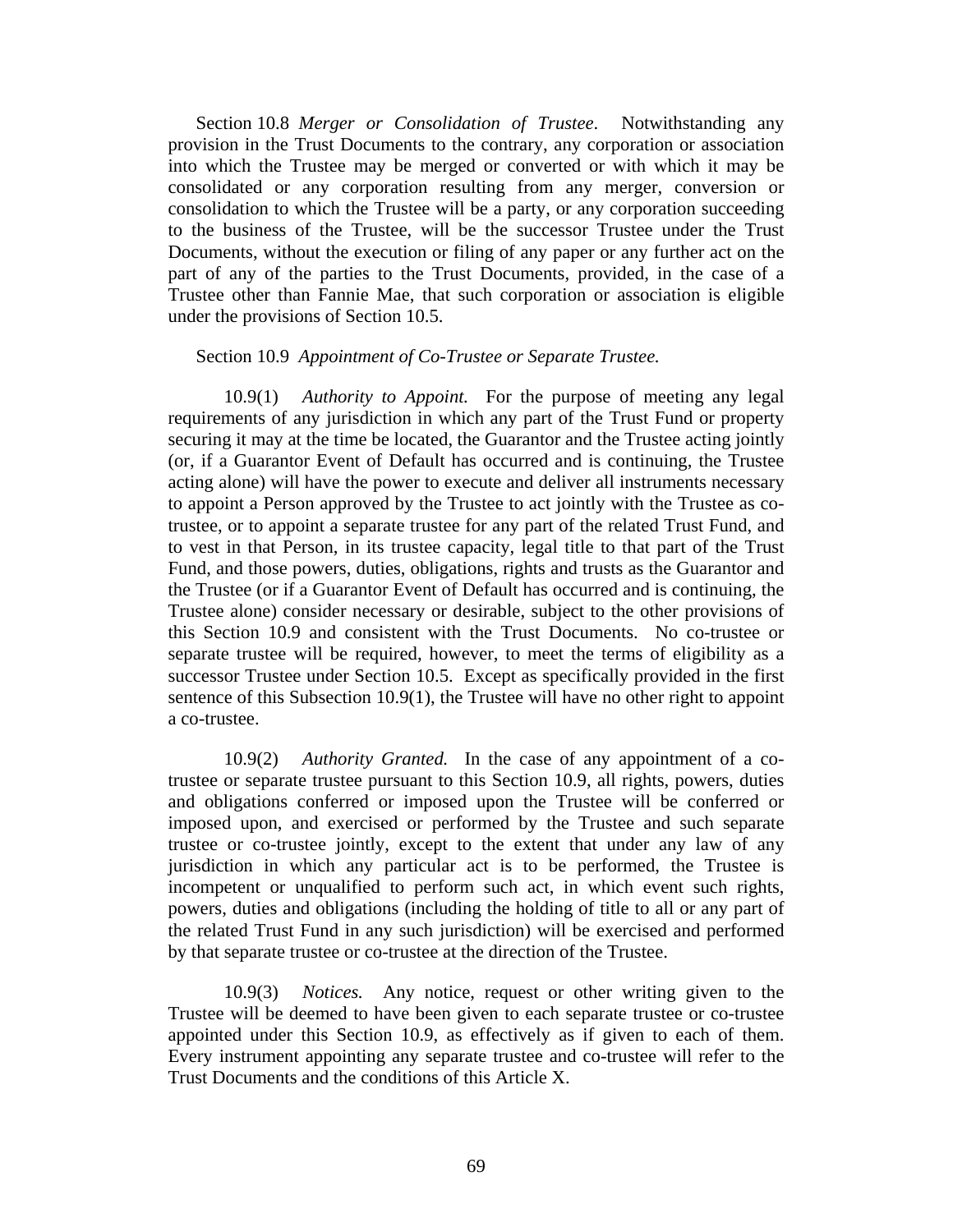Section 10.8 *Merger or Consolidation of Trustee*. Notwithstanding any provision in the Trust Documents to the contrary, any corporation or association into which the Trustee may be merged or converted or with which it may be consolidated or any corporation resulting from any merger, conversion or consolidation to which the Trustee will be a party, or any corporation succeeding to the business of the Trustee, will be the successor Trustee under the Trust Documents, without the execution or filing of any paper or any further act on the part of any of the parties to the Trust Documents, provided, in the case of a Trustee other than Fannie Mae, that such corporation or association is eligible under the provisions of Section 10.5.

Section 10.9 *Appointment of Co-Trustee or Separate Trustee.*

10.9(1) *Authority to Appoint.* For the purpose of meeting any legal requirements of any jurisdiction in which any part of the Trust Fund or property securing it may at the time be located, the Guarantor and the Trustee acting jointly (or, if a Guarantor Event of Default has occurred and is continuing, the Trustee acting alone) will have the power to execute and deliver all instruments necessary to appoint a Person approved by the Trustee to act jointly with the Trustee as co-trustee, or to appoint a separate trustee for any part of the related Trust Fund, and to vest in that Person, in its trustee capacity, legal title to that part of the Trust Fund, and those powers, duties, obligations, rights and trusts as the Guarantor and the Trustee (or if a Guarantor Event of Default has occurred and is continuing, the Trustee alone) consider necessary or desirable, subject to the other provisions of this Section 10.9 and consistent with the Trust Documents. No co-trustee or separate trustee will be required, however, to meet the terms of eligibility as a successor Trustee under Section 10.5. Except as specifically provided in the first sentence of this Subsection 10.9(1), the Trustee will have no other right to appoint a co-trustee.

10.9(2) *Authority Granted.* In the case of any appointment of a co-trustee or separate trustee pursuant to this Section 10.9, all rights, powers, duties and obligations conferred or imposed upon the Trustee will be conferred or imposed upon, and exercised or performed by the Trustee and such separate trustee or co-trustee jointly, except to the extent that under any law of any jurisdiction in which any particular act is to be performed, the Trustee is incompetent or unqualified to perform such act, in which event such rights, powers, duties and obligations (including the holding of title to all or any part of the related Trust Fund in any such jurisdiction) will be exercised and performed by that separate trustee or co-trustee at the direction of the Trustee.

10.9(3) *Notices.* Any notice, request or other writing given to the Trustee will be deemed to have been given to each separate trustee or co-trustee appointed under this Section 10.9, as effectively as if given to each of them. Every instrument appointing any separate trustee and co-trustee will refer to the Trust Documents and the conditions of this Article X.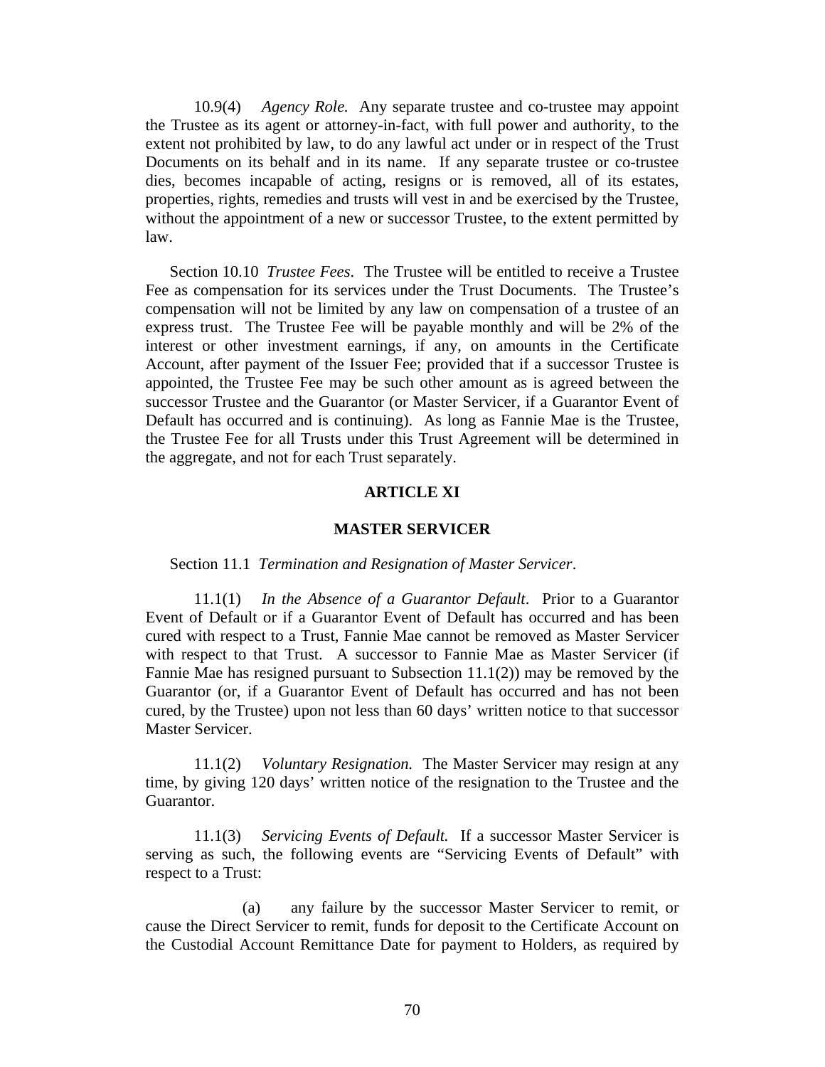10.9(4) *Agency Role.* Any separate trustee and co-trustee may appoint the Trustee as its agent or attorney-in-fact, with full power and authority, to the extent not prohibited by law, to do any lawful act under or in respect of the Trust Documents on its behalf and in its name. If any separate trustee or co-trustee dies, becomes incapable of acting, resigns or is removed, all of its estates, properties, rights, remedies and trusts will vest in and be exercised by the Trustee, without the appointment of a new or successor Trustee, to the extent permitted by law.

Section 10.10 *Trustee Fees*. The Trustee will be entitled to receive a Trustee Fee as compensation for its services under the Trust Documents. The Trustee's compensation will not be limited by any law on compensation of a trustee of an express trust. The Trustee Fee will be payable monthly and will be 2% of the interest or other investment earnings, if any, on amounts in the Certificate Account, after payment of the Issuer Fee; provided that if a successor Trustee is appointed, the Trustee Fee may be such other amount as is agreed between the successor Trustee and the Guarantor (or Master Servicer, if a Guarantor Event of Default has occurred and is continuing). As long as Fannie Mae is the Trustee, the Trustee Fee for all Trusts under this Trust Agreement will be determined in the aggregate, and not for each Trust separately.

## ARTICLE XI

## MASTER SERVICER

Section 11.1 *Termination and Resignation of Master Servicer*.

11.1(1) *In the Absence of a Guarantor Default*. Prior to a Guarantor Event of Default or if a Guarantor Event of Default has occurred and has been cured with respect to a Trust, Fannie Mae cannot be removed as Master Servicer with respect to that Trust. A successor to Fannie Mae as Master Servicer (if Fannie Mae has resigned pursuant to Subsection 11.1(2)) may be removed by the Guarantor (or, if a Guarantor Event of Default has occurred and has not been cured, by the Trustee) upon not less than 60 days' written notice to that successor Master Servicer.

11.1(2) *Voluntary Resignation.* The Master Servicer may resign at any time, by giving 120 days' written notice of the resignation to the Trustee and the Guarantor.

11.1(3) *Servicing Events of Default.* If a successor Master Servicer is serving as such, the following events are "Servicing Events of Default" with respect to a Trust:

(a) any failure by the successor Master Servicer to remit, or cause the Direct Servicer to remit, funds for deposit to the Certificate Account on the Custodial Account Remittance Date for payment to Holders, as required by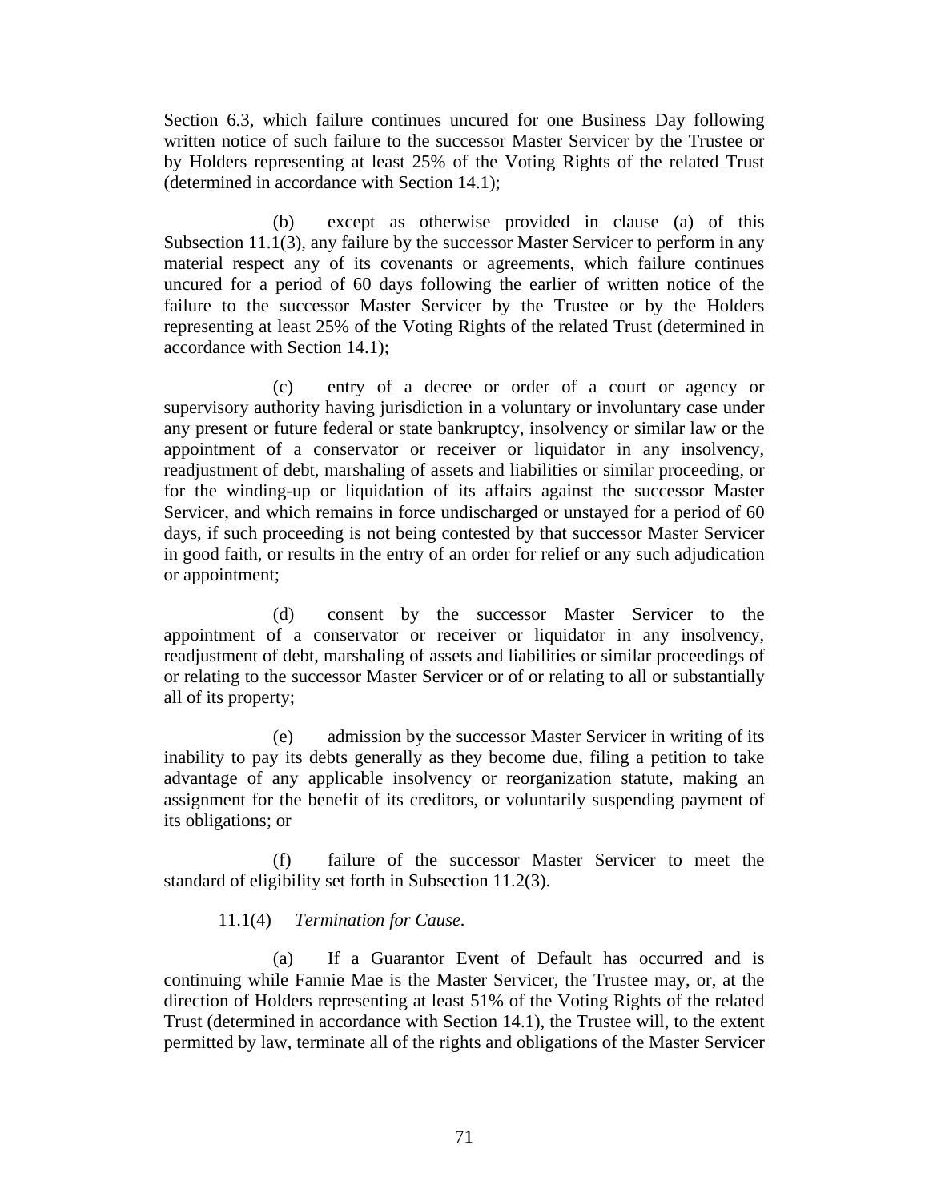Section 6.3, which failure continues uncured for one Business Day following written notice of such failure to the successor Master Servicer by the Trustee or by Holders representing at least 25% of the Voting Rights of the related Trust (determined in accordance with Section 14.1);

(b) except as otherwise provided in clause (a) of this Subsection 11.1(3), any failure by the successor Master Servicer to perform in any material respect any of its covenants or agreements, which failure continues uncured for a period of 60 days following the earlier of written notice of the failure to the successor Master Servicer by the Trustee or by the Holders representing at least 25% of the Voting Rights of the related Trust (determined in accordance with Section 14.1);

(c) entry of a decree or order of a court or agency or supervisory authority having jurisdiction in a voluntary or involuntary case under any present or future federal or state bankruptcy, insolvency or similar law or the appointment of a conservator or receiver or liquidator in any insolvency, readjustment of debt, marshaling of assets and liabilities or similar proceeding, or for the winding-up or liquidation of its affairs against the successor Master Servicer, and which remains in force undischarged or unstayed for a period of 60 days, if such proceeding is not being contested by that successor Master Servicer in good faith, or results in the entry of an order for relief or any such adjudication or appointment;

(d) consent by the successor Master Servicer to the appointment of a conservator or receiver or liquidator in any insolvency, readjustment of debt, marshaling of assets and liabilities or similar proceedings of or relating to the successor Master Servicer or of or relating to all or substantially all of its property;

(e) admission by the successor Master Servicer in writing of its inability to pay its debts generally as they become due, filing a petition to take advantage of any applicable insolvency or reorganization statute, making an assignment for the benefit of its creditors, or voluntarily suspending payment of its obligations; or

(f) failure of the successor Master Servicer to meet the standard of eligibility set forth in Subsection 11.2(3).

11.1(4) *Termination for Cause.*

(a) If a Guarantor Event of Default has occurred and is continuing while Fannie Mae is the Master Servicer, the Trustee may, or, at the direction of Holders representing at least 51% of the Voting Rights of the related Trust (determined in accordance with Section 14.1), the Trustee will, to the extent permitted by law, terminate all of the rights and obligations of the Master Servicer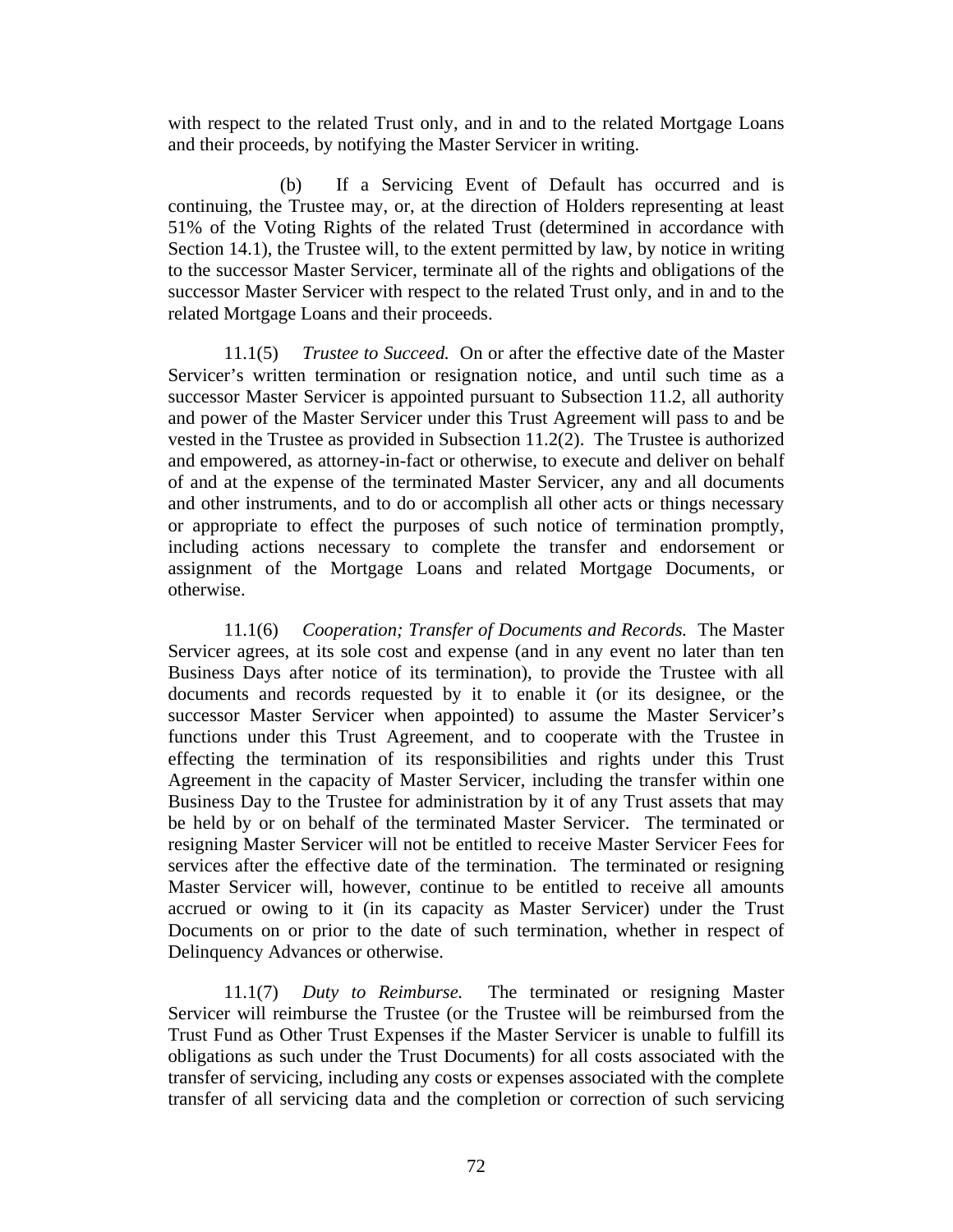with respect to the related Trust only, and in and to the related Mortgage Loans and their proceeds, by notifying the Master Servicer in writing.

(b) If a Servicing Event of Default has occurred and is continuing, the Trustee may, or, at the direction of Holders representing at least 51% of the Voting Rights of the related Trust (determined in accordance with Section 14.1), the Trustee will, to the extent permitted by law, by notice in writing to the successor Master Servicer, terminate all of the rights and obligations of the successor Master Servicer with respect to the related Trust only, and in and to the related Mortgage Loans and their proceeds.

11.1(5) *Trustee to Succeed.* On or after the effective date of the Master Servicer's written termination or resignation notice, and until such time as a successor Master Servicer is appointed pursuant to Subsection 11.2, all authority and power of the Master Servicer under this Trust Agreement will pass to and be vested in the Trustee as provided in Subsection 11.2(2). The Trustee is authorized and empowered, as attorney-in-fact or otherwise, to execute and deliver on behalf of and at the expense of the terminated Master Servicer, any and all documents and other instruments, and to do or accomplish all other acts or things necessary or appropriate to effect the purposes of such notice of termination promptly, including actions necessary to complete the transfer and endorsement or assignment of the Mortgage Loans and related Mortgage Documents, or otherwise.

11.1(6) *Cooperation; Transfer of Documents and Records.* The Master Servicer agrees, at its sole cost and expense (and in any event no later than ten Business Days after notice of its termination), to provide the Trustee with all documents and records requested by it to enable it (or its designee, or the successor Master Servicer when appointed) to assume the Master Servicer's functions under this Trust Agreement, and to cooperate with the Trustee in effecting the termination of its responsibilities and rights under this Trust Agreement in the capacity of Master Servicer, including the transfer within one Business Day to the Trustee for administration by it of any Trust assets that may be held by or on behalf of the terminated Master Servicer. The terminated or resigning Master Servicer will not be entitled to receive Master Servicer Fees for services after the effective date of the termination. The terminated or resigning Master Servicer will, however, continue to be entitled to receive all amounts accrued or owing to it (in its capacity as Master Servicer) under the Trust Documents on or prior to the date of such termination, whether in respect of Delinquency Advances or otherwise.

11.1(7) *Duty to Reimburse.* The terminated or resigning Master Servicer will reimburse the Trustee (or the Trustee will be reimbursed from the Trust Fund as Other Trust Expenses if the Master Servicer is unable to fulfill its obligations as such under the Trust Documents) for all costs associated with the transfer of servicing, including any costs or expenses associated with the complete transfer of all servicing data and the completion or correction of such servicing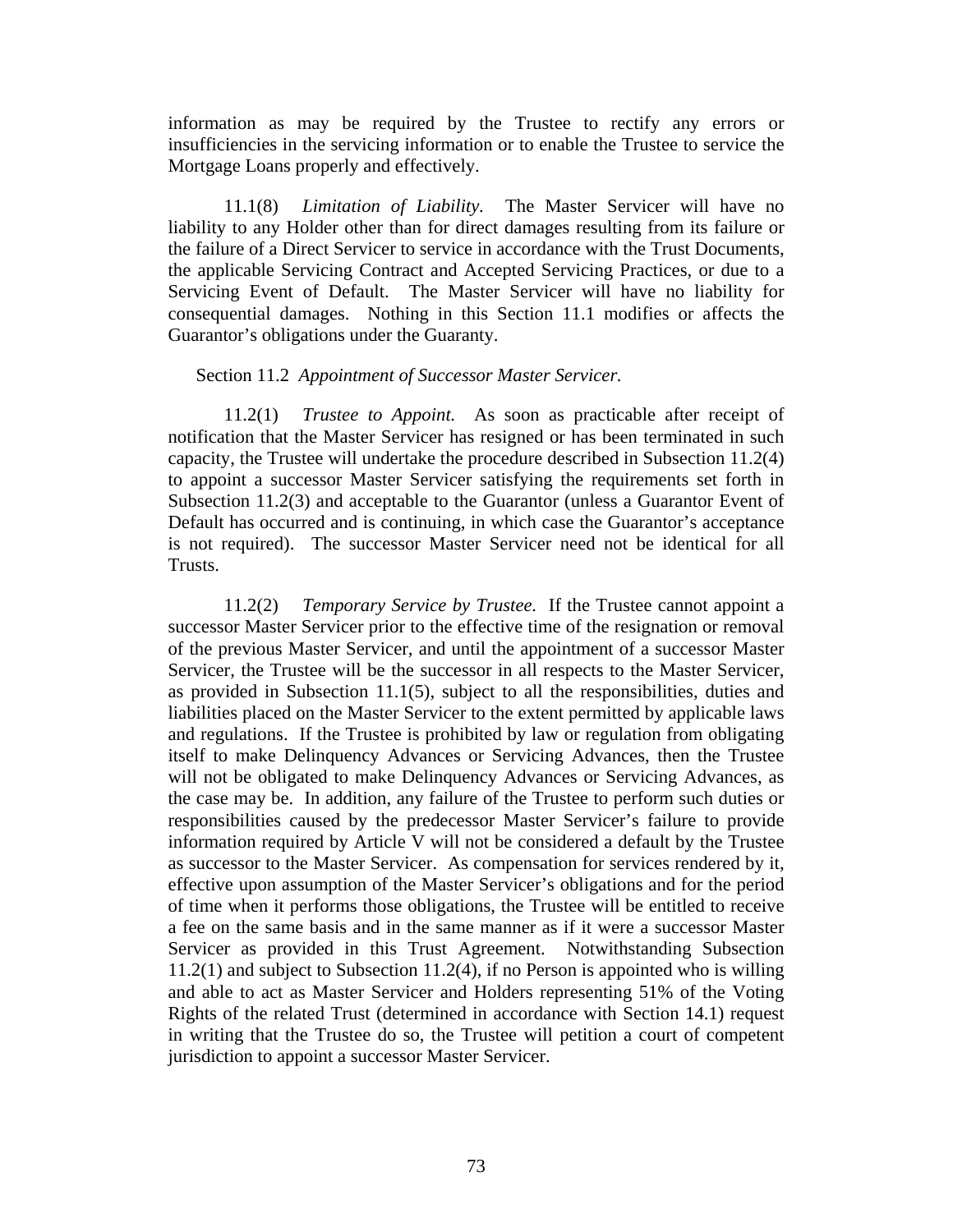information as may be required by the Trustee to rectify any errors or insufficiencies in the servicing information or to enable the Trustee to service the Mortgage Loans properly and effectively.

11.1(8) *Limitation of Liability.* The Master Servicer will have no liability to any Holder other than for direct damages resulting from its failure or the failure of a Direct Servicer to service in accordance with the Trust Documents, the applicable Servicing Contract and Accepted Servicing Practices, or due to a Servicing Event of Default. The Master Servicer will have no liability for consequential damages. Nothing in this Section 11.1 modifies or affects the Guarantor's obligations under the Guaranty.

Section 11.2 *Appointment of Successor Master Servicer.*

11.2(1) *Trustee to Appoint.* As soon as practicable after receipt of notification that the Master Servicer has resigned or has been terminated in such capacity, the Trustee will undertake the procedure described in Subsection 11.2(4) to appoint a successor Master Servicer satisfying the requirements set forth in Subsection 11.2(3) and acceptable to the Guarantor (unless a Guarantor Event of Default has occurred and is continuing, in which case the Guarantor's acceptance is not required). The successor Master Servicer need not be identical for all Trusts.

11.2(2) *Temporary Service by Trustee.* If the Trustee cannot appoint a successor Master Servicer prior to the effective time of the resignation or removal of the previous Master Servicer, and until the appointment of a successor Master Servicer, the Trustee will be the successor in all respects to the Master Servicer, as provided in Subsection 11.1(5), subject to all the responsibilities, duties and liabilities placed on the Master Servicer to the extent permitted by applicable laws and regulations. If the Trustee is prohibited by law or regulation from obligating itself to make Delinquency Advances or Servicing Advances, then the Trustee will not be obligated to make Delinquency Advances or Servicing Advances, as the case may be. In addition, any failure of the Trustee to perform such duties or responsibilities caused by the predecessor Master Servicer's failure to provide information required by Article V will not be considered a default by the Trustee as successor to the Master Servicer. As compensation for services rendered by it, effective upon assumption of the Master Servicer's obligations and for the period of time when it performs those obligations, the Trustee will be entitled to receive a fee on the same basis and in the same manner as if it were a successor Master Servicer as provided in this Trust Agreement. Notwithstanding Subsection 11.2(1) and subject to Subsection 11.2(4), if no Person is appointed who is willing and able to act as Master Servicer and Holders representing 51% of the Voting Rights of the related Trust (determined in accordance with Section 14.1) request in writing that the Trustee do so, the Trustee will petition a court of competent jurisdiction to appoint a successor Master Servicer.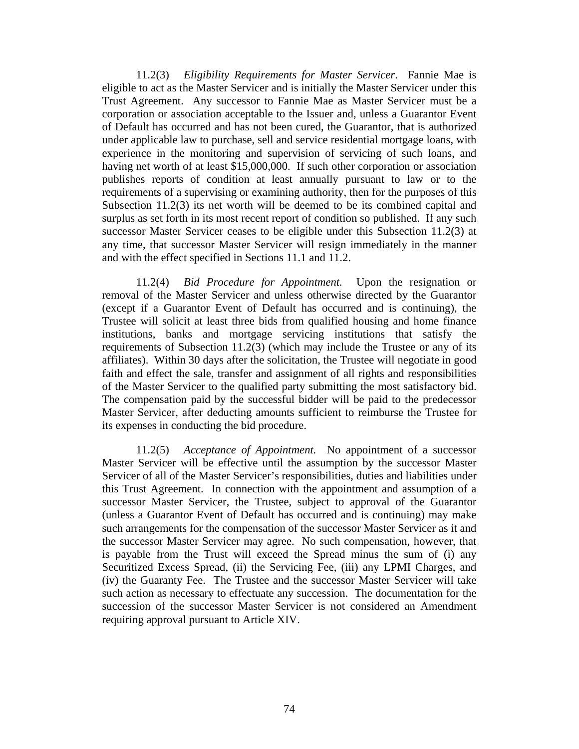11.2(3) *Eligibility Requirements for Master Servicer*. Fannie Mae is eligible to act as the Master Servicer and is initially the Master Servicer under this Trust Agreement. Any successor to Fannie Mae as Master Servicer must be a corporation or association acceptable to the Issuer and, unless a Guarantor Event of Default has occurred and has not been cured, the Guarantor, that is authorized under applicable law to purchase, sell and service residential mortgage loans, with experience in the monitoring and supervision of servicing of such loans, and having net worth of at least $15,000,000. If such other corporation or association publishes reports of condition at least annually pursuant to law or to the requirements of a supervising or examining authority, then for the purposes of this Subsection 11.2(3) its net worth will be deemed to be its combined capital and surplus as set forth in its most recent report of condition so published. If any such successor Master Servicer ceases to be eligible under this Subsection 11.2(3) at any time, that successor Master Servicer will resign immediately in the manner and with the effect specified in Sections 11.1 and 11.2.

11.2(4) *Bid Procedure for Appointment.* Upon the resignation or removal of the Master Servicer and unless otherwise directed by the Guarantor (except if a Guarantor Event of Default has occurred and is continuing), the Trustee will solicit at least three bids from qualified housing and home finance institutions, banks and mortgage servicing institutions that satisfy the requirements of Subsection 11.2(3) (which may include the Trustee or any of its affiliates). Within 30 days after the solicitation, the Trustee will negotiate in good faith and effect the sale, transfer and assignment of all rights and responsibilities of the Master Servicer to the qualified party submitting the most satisfactory bid. The compensation paid by the successful bidder will be paid to the predecessor Master Servicer, after deducting amounts sufficient to reimburse the Trustee for its expenses in conducting the bid procedure.

11.2(5) *Acceptance of Appointment.* No appointment of a successor Master Servicer will be effective until the assumption by the successor Master Servicer of all of the Master Servicer's responsibilities, duties and liabilities under this Trust Agreement. In connection with the appointment and assumption of a successor Master Servicer, the Trustee, subject to approval of the Guarantor (unless a Guarantor Event of Default has occurred and is continuing) may make such arrangements for the compensation of the successor Master Servicer as it and the successor Master Servicer may agree. No such compensation, however, that is payable from the Trust will exceed the Spread minus the sum of (i) any Securitized Excess Spread, (ii) the Servicing Fee, (iii) any LPMI Charges, and (iv) the Guaranty Fee. The Trustee and the successor Master Servicer will take such action as necessary to effectuate any succession. The documentation for the succession of the successor Master Servicer is not considered an Amendment requiring approval pursuant to Article XIV.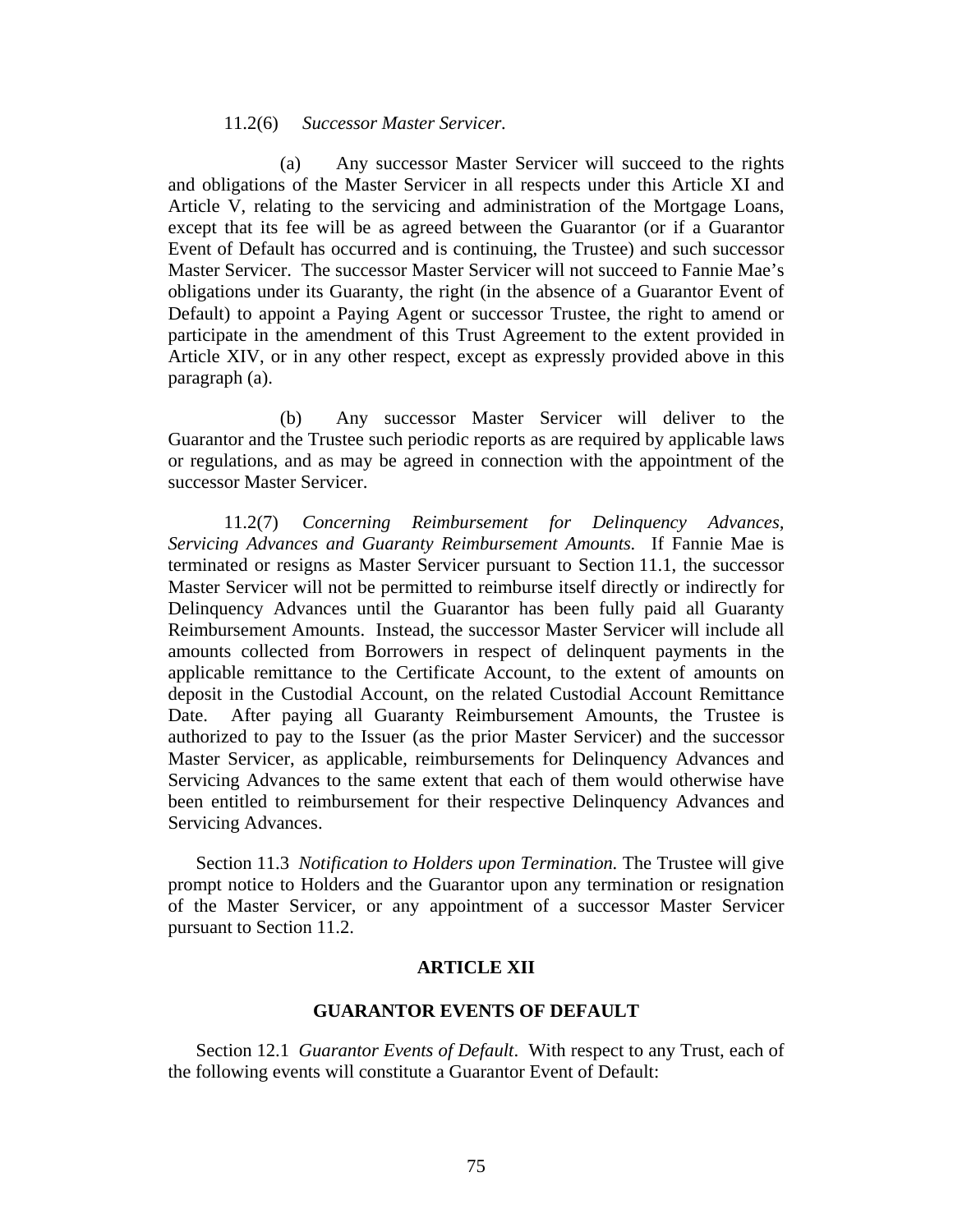11.2(6) *Successor Master Servicer.*

(a) Any successor Master Servicer will succeed to the rights and obligations of the Master Servicer in all respects under this Article XI and Article V, relating to the servicing and administration of the Mortgage Loans, except that its fee will be as agreed between the Guarantor (or if a Guarantor Event of Default has occurred and is continuing, the Trustee) and such successor Master Servicer. The successor Master Servicer will not succeed to Fannie Mae's obligations under its Guaranty, the right (in the absence of a Guarantor Event of Default) to appoint a Paying Agent or successor Trustee, the right to amend or participate in the amendment of this Trust Agreement to the extent provided in Article XIV, or in any other respect, except as expressly provided above in this paragraph (a).

(b) Any successor Master Servicer will deliver to the Guarantor and the Trustee such periodic reports as are required by applicable laws or regulations, and as may be agreed in connection with the appointment of the successor Master Servicer.

11.2(7) *Concerning Reimbursement for Delinquency Advances, Servicing Advances and Guaranty Reimbursement Amounts.* If Fannie Mae is terminated or resigns as Master Servicer pursuant to Section 11.1, the successor Master Servicer will not be permitted to reimburse itself directly or indirectly for Delinquency Advances until the Guarantor has been fully paid all Guaranty Reimbursement Amounts. Instead, the successor Master Servicer will include all amounts collected from Borrowers in respect of delinquent payments in the applicable remittance to the Certificate Account, to the extent of amounts on deposit in the Custodial Account, on the related Custodial Account Remittance Date. After paying all Guaranty Reimbursement Amounts, the Trustee is authorized to pay to the Issuer (as the prior Master Servicer) and the successor Master Servicer, as applicable, reimbursements for Delinquency Advances and Servicing Advances to the same extent that each of them would otherwise have been entitled to reimbursement for their respective Delinquency Advances and Servicing Advances.

Section 11.3 *Notification to Holders upon Termination.* The Trustee will give prompt notice to Holders and the Guarantor upon any termination or resignation of the Master Servicer, or any appointment of a successor Master Servicer pursuant to Section 11.2.

## ARTICLE XII

## GUARANTOR EVENTS OF DEFAULT

Section 12.1 *Guarantor Events of Default*. With respect to any Trust, each of the following events will constitute a Guarantor Event of Default: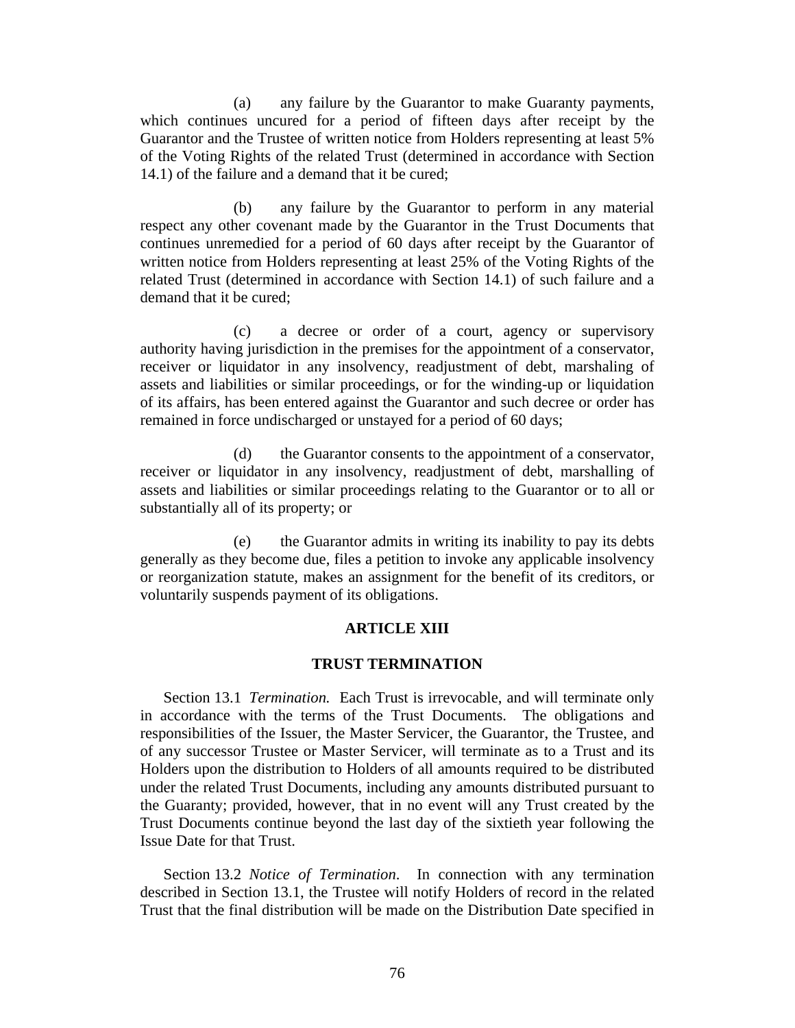(a) any failure by the Guarantor to make Guaranty payments, which continues uncured for a period of fifteen days after receipt by the Guarantor and the Trustee of written notice from Holders representing at least 5% of the Voting Rights of the related Trust (determined in accordance with Section 14.1) of the failure and a demand that it be cured;

(b) any failure by the Guarantor to perform in any material respect any other covenant made by the Guarantor in the Trust Documents that continues unremedied for a period of 60 days after receipt by the Guarantor of written notice from Holders representing at least 25% of the Voting Rights of the related Trust (determined in accordance with Section 14.1) of such failure and a demand that it be cured;

(c) a decree or order of a court, agency or supervisory authority having jurisdiction in the premises for the appointment of a conservator, receiver or liquidator in any insolvency, readjustment of debt, marshaling of assets and liabilities or similar proceedings, or for the winding-up or liquidation of its affairs, has been entered against the Guarantor and such decree or order has remained in force undischarged or unstayed for a period of 60 days;

(d) the Guarantor consents to the appointment of a conservator, receiver or liquidator in any insolvency, readjustment of debt, marshalling of assets and liabilities or similar proceedings relating to the Guarantor or to all or substantially all of its property; or

(e) the Guarantor admits in writing its inability to pay its debts generally as they become due, files a petition to invoke any applicable insolvency or reorganization statute, makes an assignment for the benefit of its creditors, or voluntarily suspends payment of its obligations.

## ARTICLE XIII

## TRUST TERMINATION

Section 13.1 *Termination.* Each Trust is irrevocable, and will terminate only in accordance with the terms of the Trust Documents. The obligations and responsibilities of the Issuer, the Master Servicer, the Guarantor, the Trustee, and of any successor Trustee or Master Servicer, will terminate as to a Trust and its Holders upon the distribution to Holders of all amounts required to be distributed under the related Trust Documents, including any amounts distributed pursuant to the Guaranty; provided, however, that in no event will any Trust created by the Trust Documents continue beyond the last day of the sixtieth year following the Issue Date for that Trust.

Section 13.2 *Notice of Termination*. In connection with any termination described in Section 13.1, the Trustee will notify Holders of record in the related Trust that the final distribution will be made on the Distribution Date specified in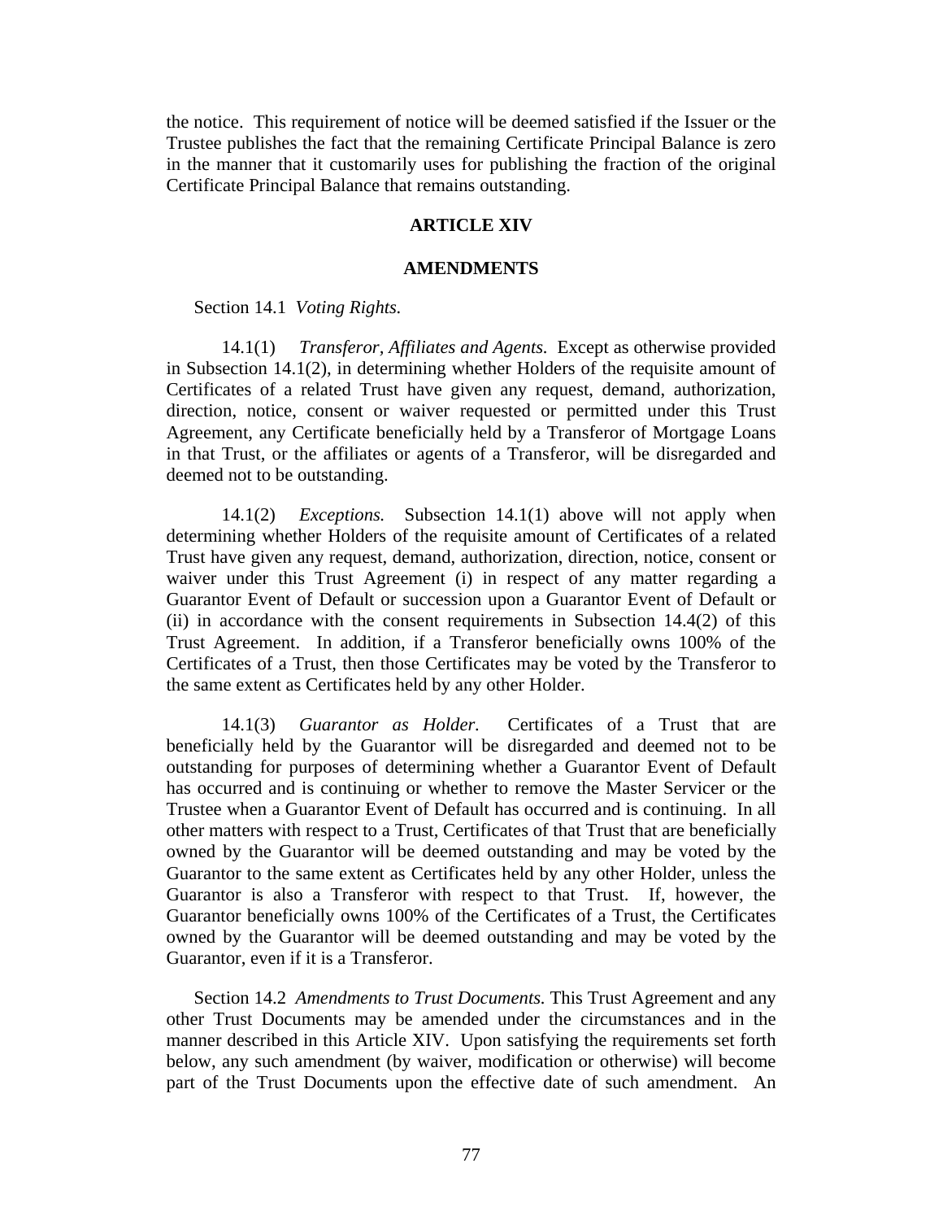the notice. This requirement of notice will be deemed satisfied if the Issuer or the Trustee publishes the fact that the remaining Certificate Principal Balance is zero in the manner that it customarily uses for publishing the fraction of the original Certificate Principal Balance that remains outstanding.

## ARTICLE XIV

## AMENDMENTS

Section 14.1 *Voting Rights.*

14.1(1) *Transferor, Affiliates and Agents.* Except as otherwise provided in Subsection 14.1(2), in determining whether Holders of the requisite amount of Certificates of a related Trust have given any request, demand, authorization, direction, notice, consent or waiver requested or permitted under this Trust Agreement, any Certificate beneficially held by a Transferor of Mortgage Loans in that Trust, or the affiliates or agents of a Transferor, will be disregarded and deemed not to be outstanding.

14.1(2) *Exceptions.* Subsection 14.1(1) above will not apply when determining whether Holders of the requisite amount of Certificates of a related Trust have given any request, demand, authorization, direction, notice, consent or waiver under this Trust Agreement (i) in respect of any matter regarding a Guarantor Event of Default or succession upon a Guarantor Event of Default or (ii) in accordance with the consent requirements in Subsection 14.4(2) of this Trust Agreement. In addition, if a Transferor beneficially owns 100% of the Certificates of a Trust, then those Certificates may be voted by the Transferor to the same extent as Certificates held by any other Holder.

14.1(3) *Guarantor as Holder.* Certificates of a Trust that are beneficially held by the Guarantor will be disregarded and deemed not to be outstanding for purposes of determining whether a Guarantor Event of Default has occurred and is continuing or whether to remove the Master Servicer or the Trustee when a Guarantor Event of Default has occurred and is continuing. In all other matters with respect to a Trust, Certificates of that Trust that are beneficially owned by the Guarantor will be deemed outstanding and may be voted by the Guarantor to the same extent as Certificates held by any other Holder, unless the Guarantor is also a Transferor with respect to that Trust. If, however, the Guarantor beneficially owns 100% of the Certificates of a Trust, the Certificates owned by the Guarantor will be deemed outstanding and may be voted by the Guarantor, even if it is a Transferor.

Section 14.2 *Amendments to Trust Documents.* This Trust Agreement and any other Trust Documents may be amended under the circumstances and in the manner described in this Article XIV. Upon satisfying the requirements set forth below, any such amendment (by waiver, modification or otherwise) will become part of the Trust Documents upon the effective date of such amendment. An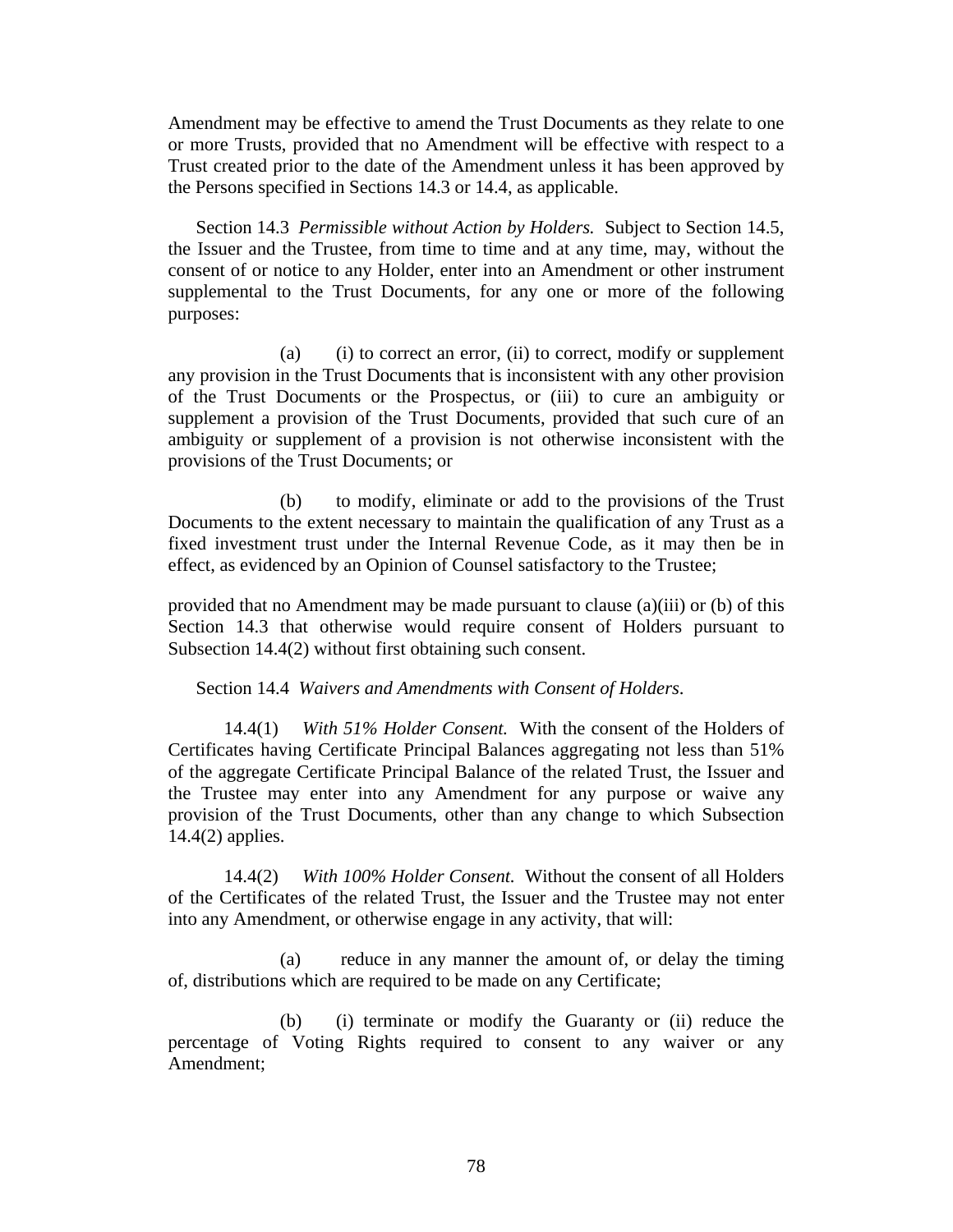Amendment may be effective to amend the Trust Documents as they relate to one or more Trusts, provided that no Amendment will be effective with respect to a Trust created prior to the date of the Amendment unless it has been approved by the Persons specified in Sections 14.3 or 14.4, as applicable.

Section 14.3 *Permissible without Action by Holders.* Subject to Section 14.5, the Issuer and the Trustee, from time to time and at any time, may, without the consent of or notice to any Holder, enter into an Amendment or other instrument supplemental to the Trust Documents, for any one or more of the following purposes:

(a) (i) to correct an error, (ii) to correct, modify or supplement any provision in the Trust Documents that is inconsistent with any other provision of the Trust Documents or the Prospectus, or (iii) to cure an ambiguity or supplement a provision of the Trust Documents, provided that such cure of an ambiguity or supplement of a provision is not otherwise inconsistent with the provisions of the Trust Documents; or

(b) to modify, eliminate or add to the provisions of the Trust Documents to the extent necessary to maintain the qualification of any Trust as a fixed investment trust under the Internal Revenue Code, as it may then be in effect, as evidenced by an Opinion of Counsel satisfactory to the Trustee;

provided that no Amendment may be made pursuant to clause (a)(iii) or (b) of this Section 14.3 that otherwise would require consent of Holders pursuant to Subsection 14.4(2) without first obtaining such consent.

Section 14.4 *Waivers and Amendments with Consent of Holders*.

14.4(1) *With 51% Holder Consent.* With the consent of the Holders of Certificates having Certificate Principal Balances aggregating not less than 51% of the aggregate Certificate Principal Balance of the related Trust, the Issuer and the Trustee may enter into any Amendment for any purpose or waive any provision of the Trust Documents, other than any change to which Subsection 14.4(2) applies.

14.4(2) *With 100% Holder Consent.* Without the consent of all Holders of the Certificates of the related Trust, the Issuer and the Trustee may not enter into any Amendment, or otherwise engage in any activity, that will:

(a) reduce in any manner the amount of, or delay the timing of, distributions which are required to be made on any Certificate;

(b) (i) terminate or modify the Guaranty or (ii) reduce the percentage of Voting Rights required to consent to any waiver or any Amendment;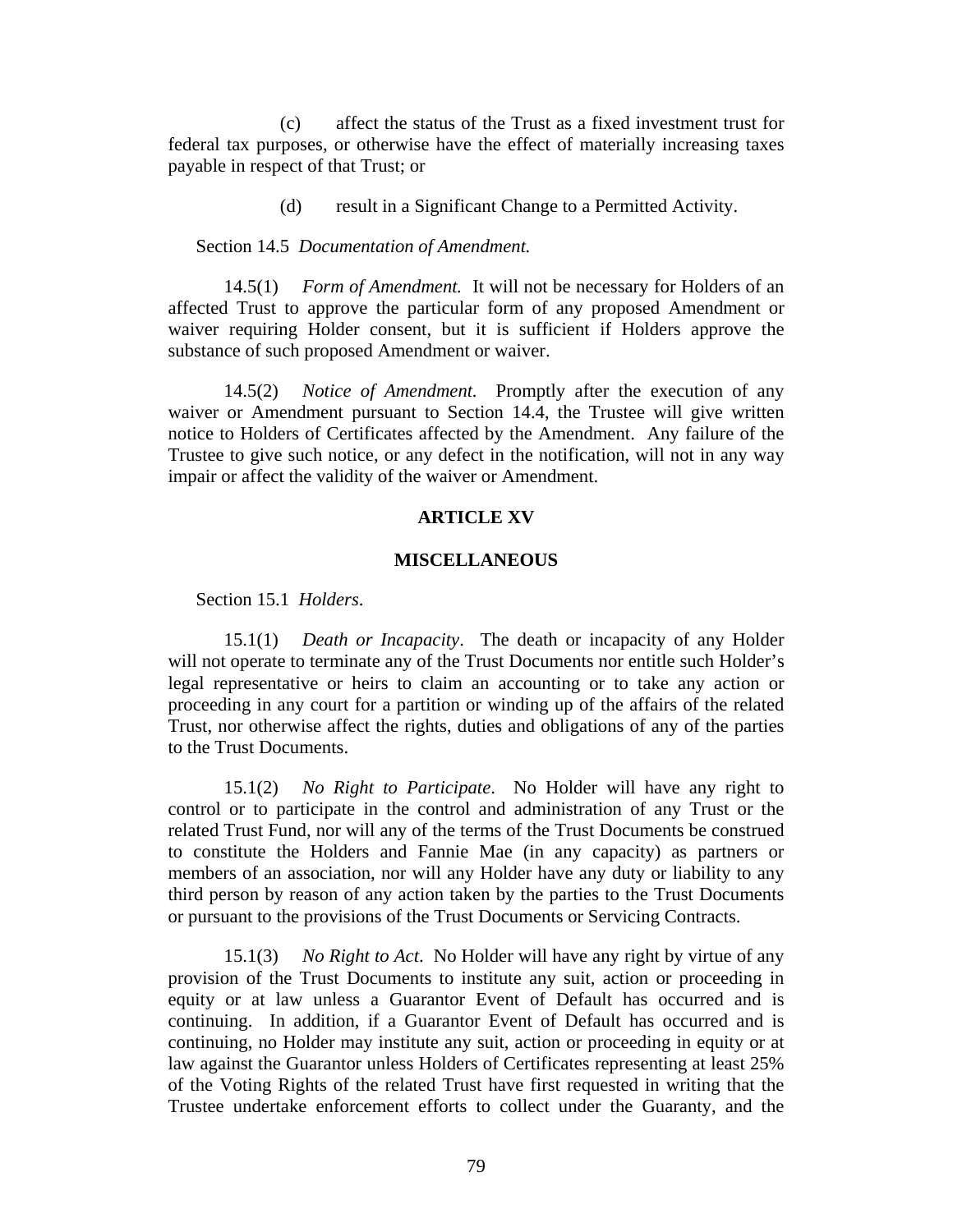(c) affect the status of the Trust as a fixed investment trust for federal tax purposes, or otherwise have the effect of materially increasing taxes payable in respect of that Trust; or

(d) result in a Significant Change to a Permitted Activity.

Section 14.5 *Documentation of Amendment.*

14.5(1) *Form of Amendment.* It will not be necessary for Holders of an affected Trust to approve the particular form of any proposed Amendment or waiver requiring Holder consent, but it is sufficient if Holders approve the substance of such proposed Amendment or waiver.

14.5(2) *Notice of Amendment.* Promptly after the execution of any waiver or Amendment pursuant to Section 14.4, the Trustee will give written notice to Holders of Certificates affected by the Amendment. Any failure of the Trustee to give such notice, or any defect in the notification, will not in any way impair or affect the validity of the waiver or Amendment.

## ARTICLE XV

## MISCELLANEOUS

Section 15.1 *Holders*.

15.1(1) *Death or Incapacity*. The death or incapacity of any Holder will not operate to terminate any of the Trust Documents nor entitle such Holder's legal representative or heirs to claim an accounting or to take any action or proceeding in any court for a partition or winding up of the affairs of the related Trust, nor otherwise affect the rights, duties and obligations of any of the parties to the Trust Documents.

15.1(2) *No Right to Participate*. No Holder will have any right to control or to participate in the control and administration of any Trust or the related Trust Fund, nor will any of the terms of the Trust Documents be construed to constitute the Holders and Fannie Mae (in any capacity) as partners or members of an association, nor will any Holder have any duty or liability to any third person by reason of any action taken by the parties to the Trust Documents or pursuant to the provisions of the Trust Documents or Servicing Contracts.

15.1(3) *No Right to Act*. No Holder will have any right by virtue of any provision of the Trust Documents to institute any suit, action or proceeding in equity or at law unless a Guarantor Event of Default has occurred and is continuing. In addition, if a Guarantor Event of Default has occurred and is continuing, no Holder may institute any suit, action or proceeding in equity or at law against the Guarantor unless Holders of Certificates representing at least 25% of the Voting Rights of the related Trust have first requested in writing that the Trustee undertake enforcement efforts to collect under the Guaranty, and the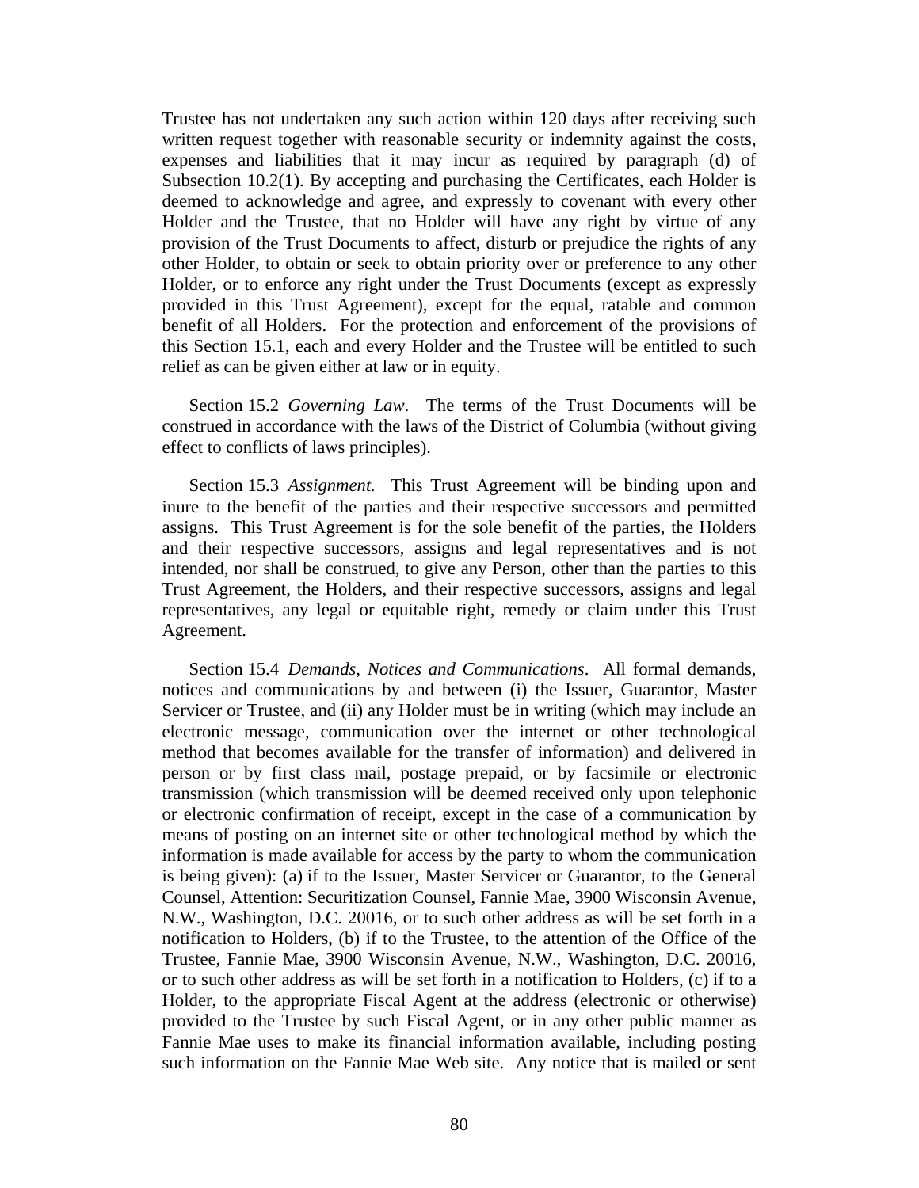Trustee has not undertaken any such action within 120 days after receiving such written request together with reasonable security or indemnity against the costs, expenses and liabilities that it may incur as required by paragraph (d) of Subsection 10.2(1). By accepting and purchasing the Certificates, each Holder is deemed to acknowledge and agree, and expressly to covenant with every other Holder and the Trustee, that no Holder will have any right by virtue of any provision of the Trust Documents to affect, disturb or prejudice the rights of any other Holder, to obtain or seek to obtain priority over or preference to any other Holder, or to enforce any right under the Trust Documents (except as expressly provided in this Trust Agreement), except for the equal, ratable and common benefit of all Holders. For the protection and enforcement of the provisions of this Section 15.1, each and every Holder and the Trustee will be entitled to such relief as can be given either at law or in equity.

Section 15.2 *Governing Law*. The terms of the Trust Documents will be construed in accordance with the laws of the District of Columbia (without giving effect to conflicts of laws principles).

Section 15.3 *Assignment.* This Trust Agreement will be binding upon and inure to the benefit of the parties and their respective successors and permitted assigns. This Trust Agreement is for the sole benefit of the parties, the Holders and their respective successors, assigns and legal representatives and is not intended, nor shall be construed, to give any Person, other than the parties to this Trust Agreement, the Holders, and their respective successors, assigns and legal representatives, any legal or equitable right, remedy or claim under this Trust Agreement.

Section 15.4 *Demands, Notices and Communications*. All formal demands, notices and communications by and between (i) the Issuer, Guarantor, Master Servicer or Trustee, and (ii) any Holder must be in writing (which may include an electronic message, communication over the internet or other technological method that becomes available for the transfer of information) and delivered in person or by first class mail, postage prepaid, or by facsimile or electronic transmission (which transmission will be deemed received only upon telephonic or electronic confirmation of receipt, except in the case of a communication by means of posting on an internet site or other technological method by which the information is made available for access by the party to whom the communication is being given): (a) if to the Issuer, Master Servicer or Guarantor, to the General Counsel, Attention: Securitization Counsel, Fannie Mae, 3900 Wisconsin Avenue, N.W., Washington, D.C. 20016, or to such other address as will be set forth in a notification to Holders, (b) if to the Trustee, to the attention of the Office of the Trustee, Fannie Mae, 3900 Wisconsin Avenue, N.W., Washington, D.C. 20016, or to such other address as will be set forth in a notification to Holders, (c) if to a Holder, to the appropriate Fiscal Agent at the address (electronic or otherwise) provided to the Trustee by such Fiscal Agent, or in any other public manner as Fannie Mae uses to make its financial information available, including posting such information on the Fannie Mae Web site. Any notice that is mailed or sent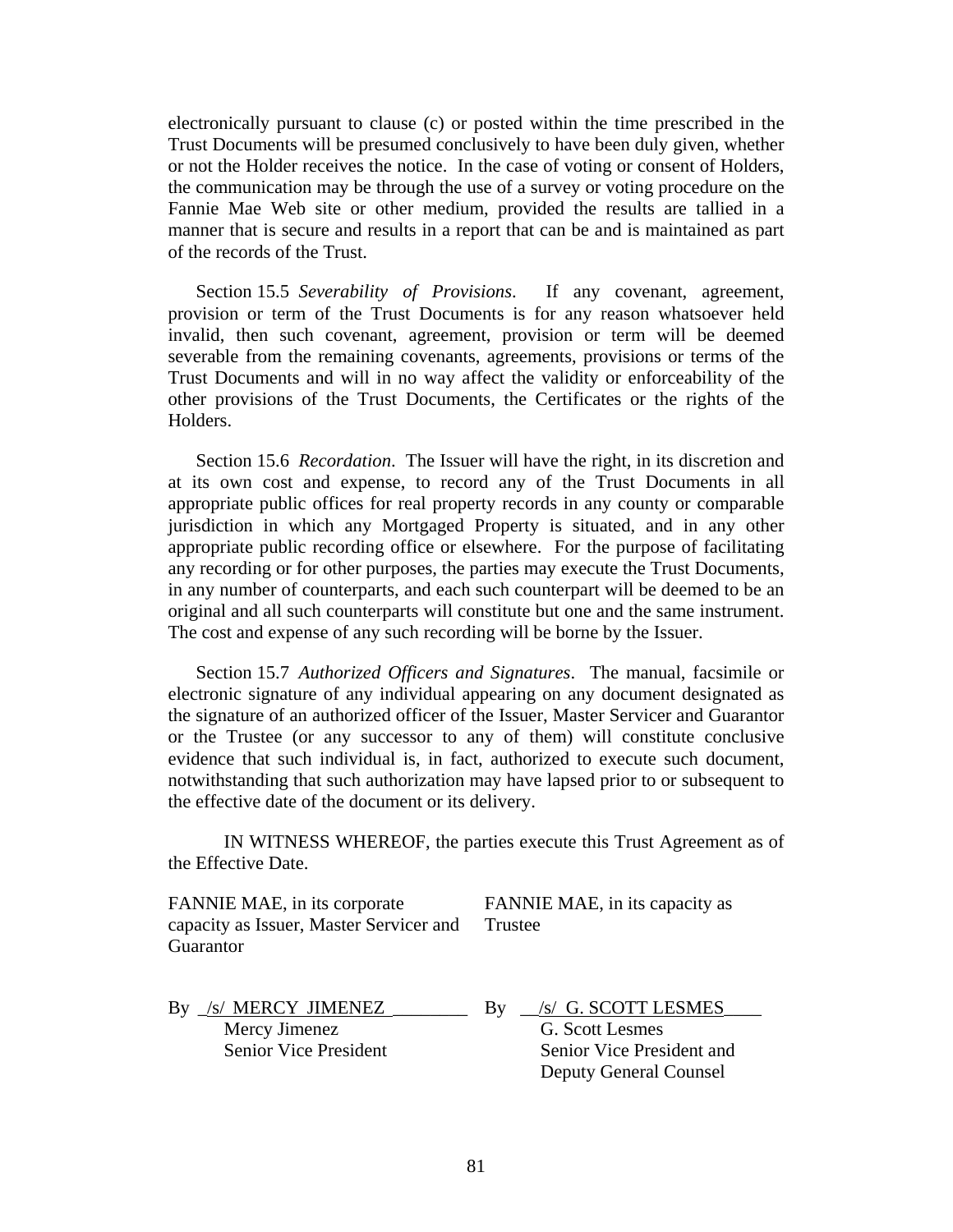electronically pursuant to clause (c) or posted within the time prescribed in the Trust Documents will be presumed conclusively to have been duly given, whether or not the Holder receives the notice. In the case of voting or consent of Holders, the communication may be through the use of a survey or voting procedure on the Fannie Mae Web site or other medium, provided the results are tallied in a manner that is secure and results in a report that can be and is maintained as part of the records of the Trust.

Section 15.5 *Severability of Provisions*. If any covenant, agreement, provision or term of the Trust Documents is for any reason whatsoever held invalid, then such covenant, agreement, provision or term will be deemed severable from the remaining covenants, agreements, provisions or terms of the Trust Documents and will in no way affect the validity or enforceability of the other provisions of the Trust Documents, the Certificates or the rights of the Holders.

Section 15.6 *Recordation*. The Issuer will have the right, in its discretion and at its own cost and expense, to record any of the Trust Documents in all appropriate public offices for real property records in any county or comparable jurisdiction in which any Mortgaged Property is situated, and in any other appropriate public recording office or elsewhere. For the purpose of facilitating any recording or for other purposes, the parties may execute the Trust Documents, in any number of counterparts, and each such counterpart will be deemed to be an original and all such counterparts will constitute but one and the same instrument. The cost and expense of any such recording will be borne by the Issuer.

Section 15.7 *Authorized Officers and Signatures*. The manual, facsimile or electronic signature of any individual appearing on any document designated as the signature of an authorized officer of the Issuer, Master Servicer and Guarantor or the Trustee (or any successor to any of them) will constitute conclusive evidence that such individual is, in fact, authorized to execute such document, notwithstanding that such authorization may have lapsed prior to or subsequent to the effective date of the document or its delivery.

IN WITNESS WHEREOF, the parties execute this Trust Agreement as of the Effective Date.

FANNIE MAE, in its corporate capacity as Issuer, Master Servicer and Guarantor

By /s/ MERCY JIMENEZ
Mercy Jimenez
Senior Vice President

FANNIE MAE, in its capacity as Trustee

By /s/ G. SCOTT LESMES
G. Scott Lesmes
Senior Vice President and Deputy General Counsel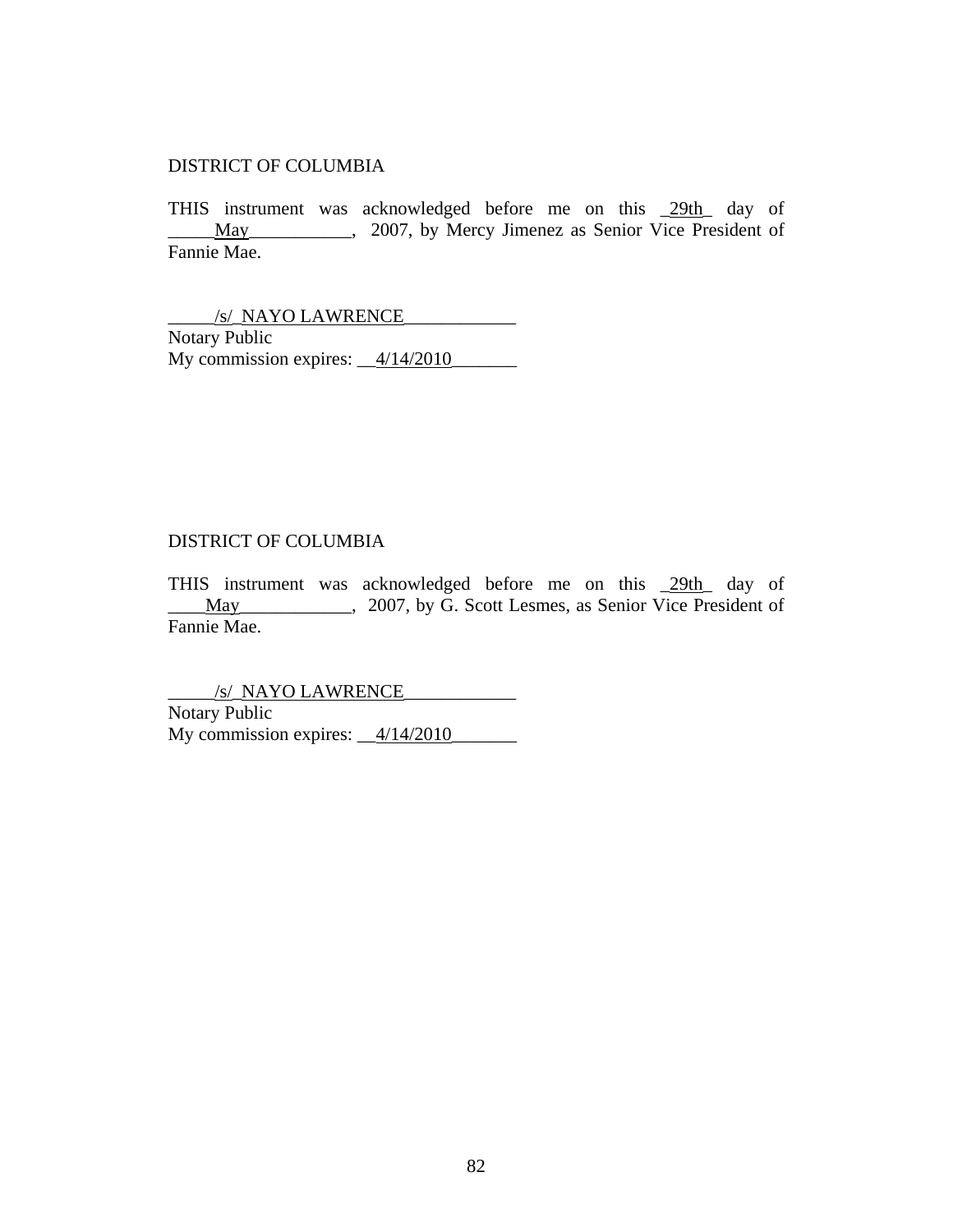DISTRICT OF COLUMBIA

THIS instrument was acknowledged before me on this _29th_ day of _____May___________, 2007, by Mercy Jimenez as Senior Vice President of Fannie Mae.

_____/s/_NAYO LAWRENCE____________
Notary Public
My commission expires: __4/14/2010_______

DISTRICT OF COLUMBIA

THIS instrument was acknowledged before me on this _29th_ day of ____May____________, 2007, by G. Scott Lesmes, as Senior Vice President of Fannie Mae.

_____/s/_NAYO LAWRENCE____________
Notary Public
My commission expires: __4/14/2010_______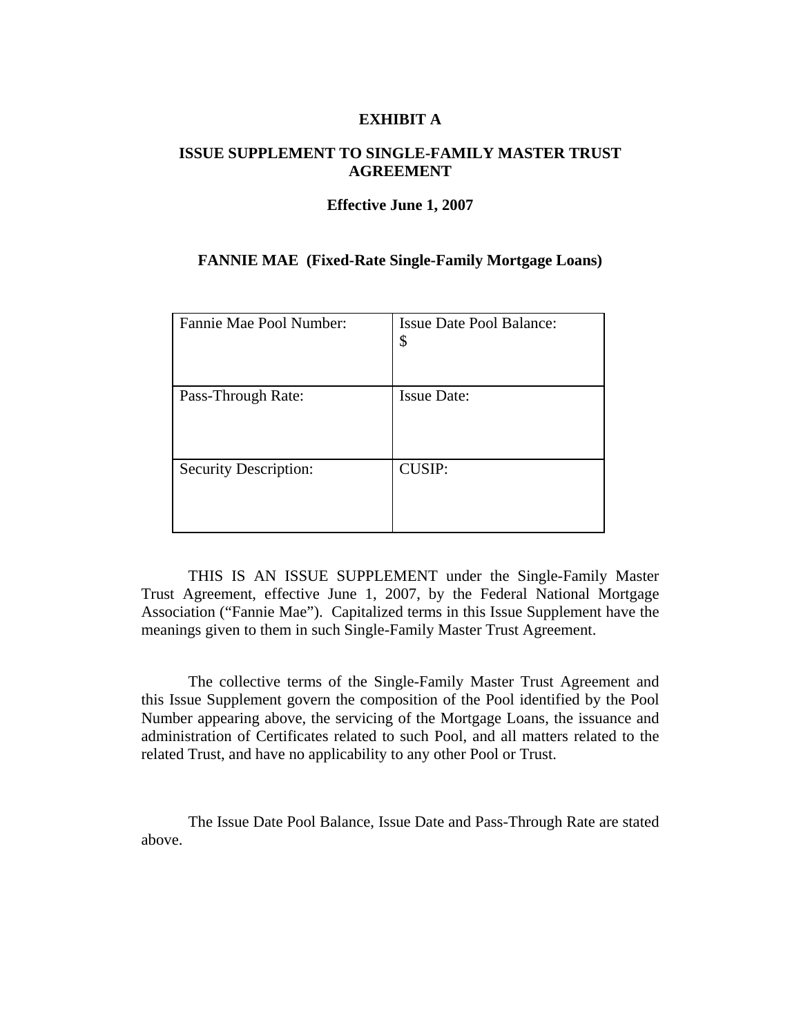**EXHIBIT A**

**ISSUE SUPPLEMENT TO SINGLE-FAMILY MASTER TRUST AGREEMENT**

**Effective June 1, 2007**

**FANNIE MAE (Fixed-Rate Single-Family Mortgage Loans)**

| Fannie Mae Pool Number: | Issue Date Pool Balance: $ |
|---|---|
| Pass-Through Rate: | Issue Date: |
| Security Description: | CUSIP: |

THIS IS AN ISSUE SUPPLEMENT under the Single-Family Master Trust Agreement, effective June 1, 2007, by the Federal National Mortgage Association ("Fannie Mae"). Capitalized terms in this Issue Supplement have the meanings given to them in such Single-Family Master Trust Agreement.

The collective terms of the Single-Family Master Trust Agreement and this Issue Supplement govern the composition of the Pool identified by the Pool Number appearing above, the servicing of the Mortgage Loans, the issuance and administration of Certificates related to such Pool, and all matters related to the related Trust, and have no applicability to any other Pool or Trust.

The Issue Date Pool Balance, Issue Date and Pass-Through Rate are stated above.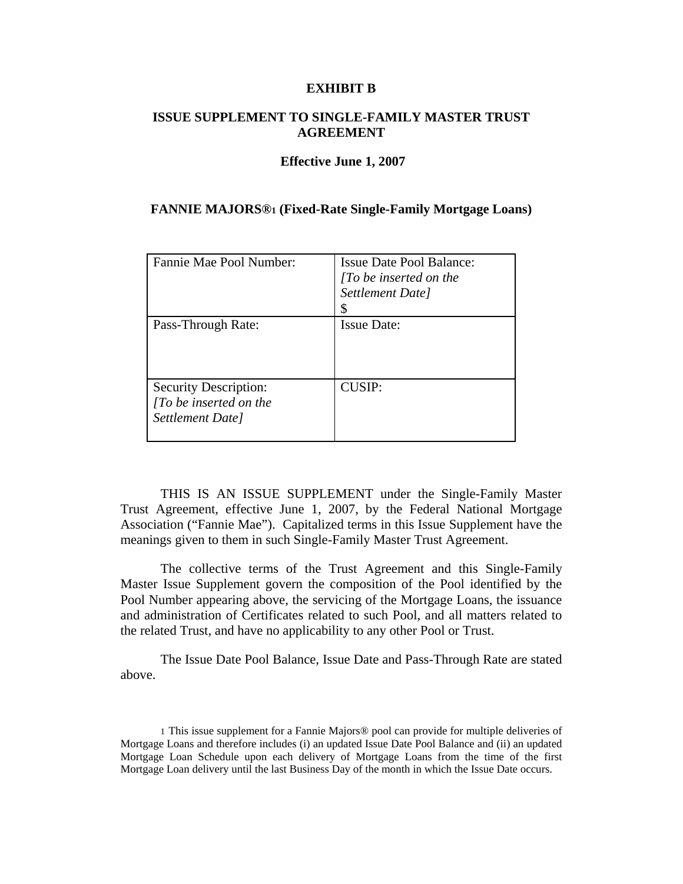**EXHIBIT B**

**ISSUE SUPPLEMENT TO SINGLE-FAMILY MASTER TRUST AGREEMENT**

**Effective June 1, 2007**

**FANNIE MAJORS®[1] (Fixed-Rate Single-Family Mortgage Loans)**

| Fannie Mae Pool Number: | Issue Date Pool Balance: *[To be inserted on the Settlement Date]* $ |
|---|---|
| Pass-Through Rate: | Issue Date: |
| Security Description: *[To be inserted on the Settlement Date]* | CUSIP: |

THIS IS AN ISSUE SUPPLEMENT under the Single-Family Master Trust Agreement, effective June 1, 2007, by the Federal National Mortgage Association ("Fannie Mae"). Capitalized terms in this Issue Supplement have the meanings given to them in such Single-Family Master Trust Agreement.

The collective terms of the Trust Agreement and this Single-Family Master Issue Supplement govern the composition of the Pool identified by the Pool Number appearing above, the servicing of the Mortgage Loans, the issuance and administration of Certificates related to such Pool, and all matters related to the related Trust, and have no applicability to any other Pool or Trust.

The Issue Date Pool Balance, Issue Date and Pass-Through Rate are stated above.

[1] This issue supplement for a Fannie Majors® pool can provide for multiple deliveries of Mortgage Loans and therefore includes (i) an updated Issue Date Pool Balance and (ii) an updated Mortgage Loan Schedule upon each delivery of Mortgage Loans from the time of the first Mortgage Loan delivery until the last Business Day of the month in which the Issue Date occurs.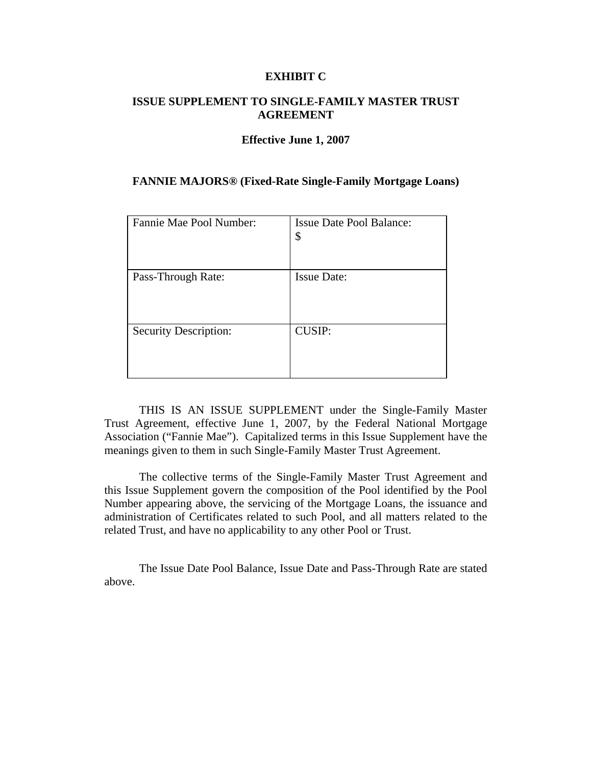**EXHIBIT C**

**ISSUE SUPPLEMENT TO SINGLE-FAMILY MASTER TRUST AGREEMENT**

**Effective June 1, 2007**

**FANNIE MAJORS® (Fixed-Rate Single-Family Mortgage Loans)**

| Fannie Mae Pool Number: | Issue Date Pool Balance: $ |
| --- | --- |
| Pass-Through Rate: | Issue Date: |
| Security Description: | CUSIP: |

THIS IS AN ISSUE SUPPLEMENT under the Single-Family Master Trust Agreement, effective June 1, 2007, by the Federal National Mortgage Association ("Fannie Mae"). Capitalized terms in this Issue Supplement have the meanings given to them in such Single-Family Master Trust Agreement.

The collective terms of the Single-Family Master Trust Agreement and this Issue Supplement govern the composition of the Pool identified by the Pool Number appearing above, the servicing of the Mortgage Loans, the issuance and administration of Certificates related to such Pool, and all matters related to the related Trust, and have no applicability to any other Pool or Trust.

The Issue Date Pool Balance, Issue Date and Pass-Through Rate are stated above.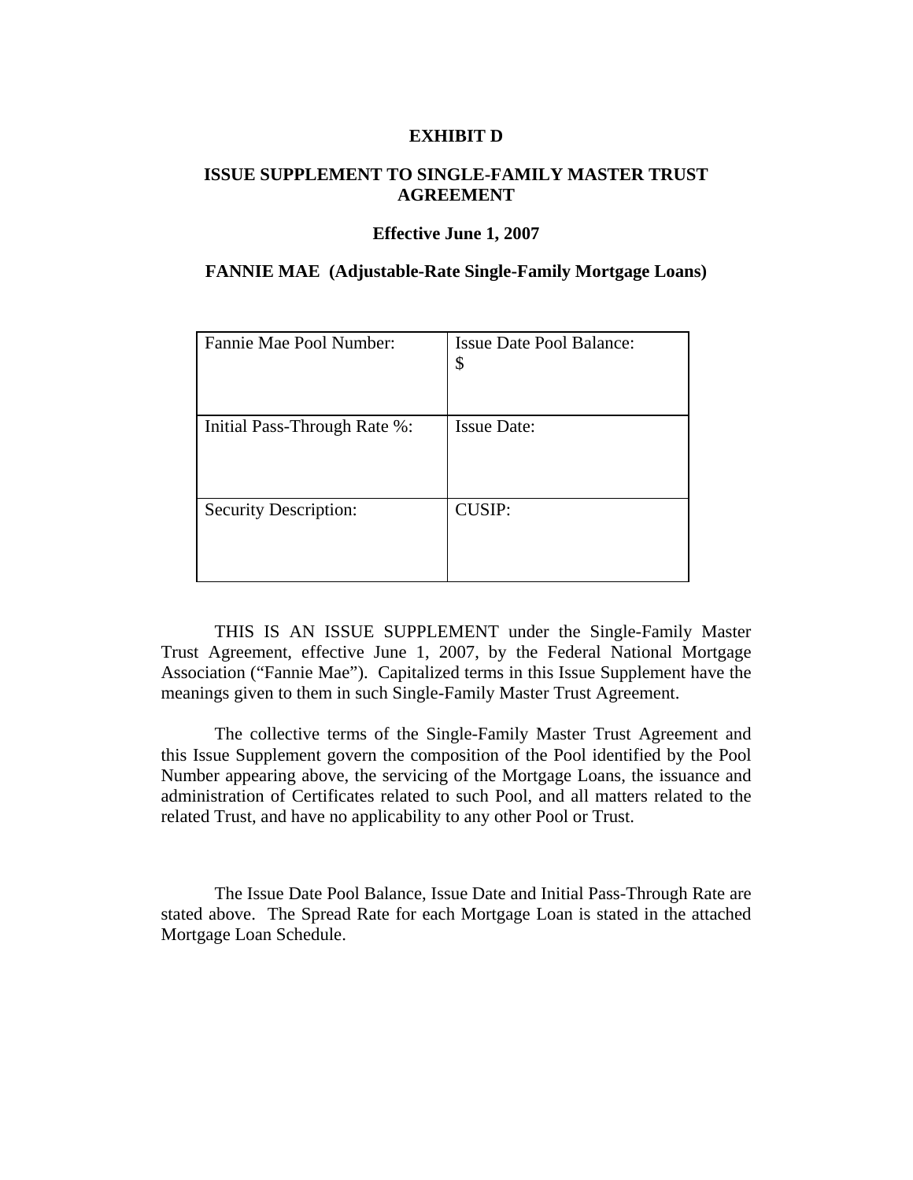**EXHIBIT D**

**ISSUE SUPPLEMENT TO SINGLE-FAMILY MASTER TRUST AGREEMENT**

**Effective June 1, 2007**

**FANNIE MAE (Adjustable-Rate Single-Family Mortgage Loans)**

| Fannie Mae Pool Number: | Issue Date Pool Balance: $ |
|---|---|
| Initial Pass-Through Rate %: | Issue Date: |
| Security Description: | CUSIP: |

THIS IS AN ISSUE SUPPLEMENT under the Single-Family Master Trust Agreement, effective June 1, 2007, by the Federal National Mortgage Association ("Fannie Mae"). Capitalized terms in this Issue Supplement have the meanings given to them in such Single-Family Master Trust Agreement.

The collective terms of the Single-Family Master Trust Agreement and this Issue Supplement govern the composition of the Pool identified by the Pool Number appearing above, the servicing of the Mortgage Loans, the issuance and administration of Certificates related to such Pool, and all matters related to the related Trust, and have no applicability to any other Pool or Trust.

The Issue Date Pool Balance, Issue Date and Initial Pass-Through Rate are stated above. The Spread Rate for each Mortgage Loan is stated in the attached Mortgage Loan Schedule.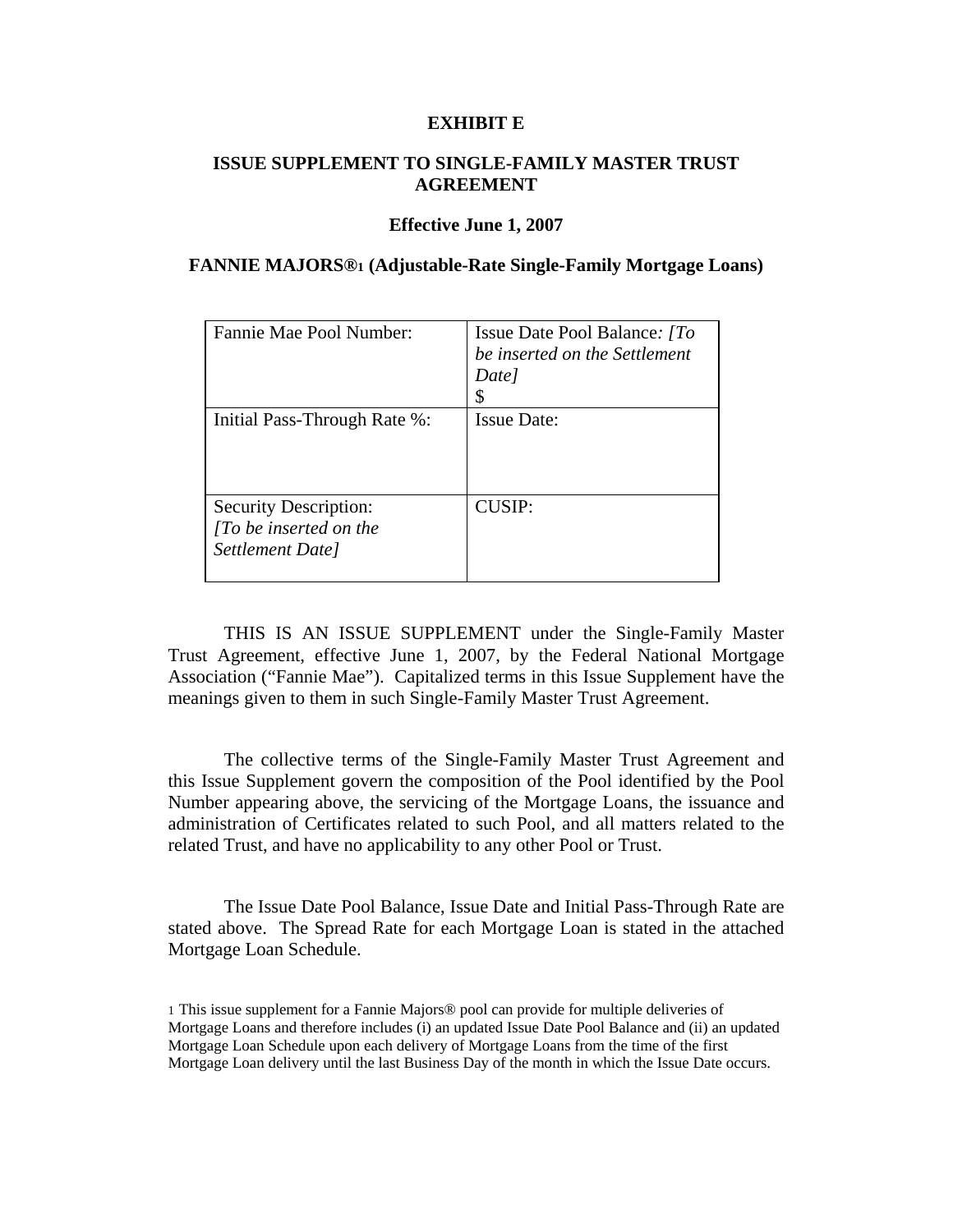**EXHIBIT E**

**ISSUE SUPPLEMENT TO SINGLE-FAMILY MASTER TRUST AGREEMENT**

**Effective June 1, 2007**

**FANNIE MAJORS®[1] (Adjustable-Rate Single-Family Mortgage Loans)**

| Fannie Mae Pool Number: | Issue Date Pool Balance*: [To be inserted on the Settlement Date]* $ |
|---|---|
| Initial Pass-Through Rate %: | Issue Date: |
| Security Description: *[To be inserted on the Settlement Date]* | CUSIP: |

THIS IS AN ISSUE SUPPLEMENT under the Single-Family Master Trust Agreement, effective June 1, 2007, by the Federal National Mortgage Association ("Fannie Mae"). Capitalized terms in this Issue Supplement have the meanings given to them in such Single-Family Master Trust Agreement.

The collective terms of the Single-Family Master Trust Agreement and this Issue Supplement govern the composition of the Pool identified by the Pool Number appearing above, the servicing of the Mortgage Loans, the issuance and administration of Certificates related to such Pool, and all matters related to the related Trust, and have no applicability to any other Pool or Trust.

The Issue Date Pool Balance, Issue Date and Initial Pass-Through Rate are stated above. The Spread Rate for each Mortgage Loan is stated in the attached Mortgage Loan Schedule.

[1] This issue supplement for a Fannie Majors® pool can provide for multiple deliveries of Mortgage Loans and therefore includes (i) an updated Issue Date Pool Balance and (ii) an updated Mortgage Loan Schedule upon each delivery of Mortgage Loans from the time of the first Mortgage Loan delivery until the last Business Day of the month in which the Issue Date occurs.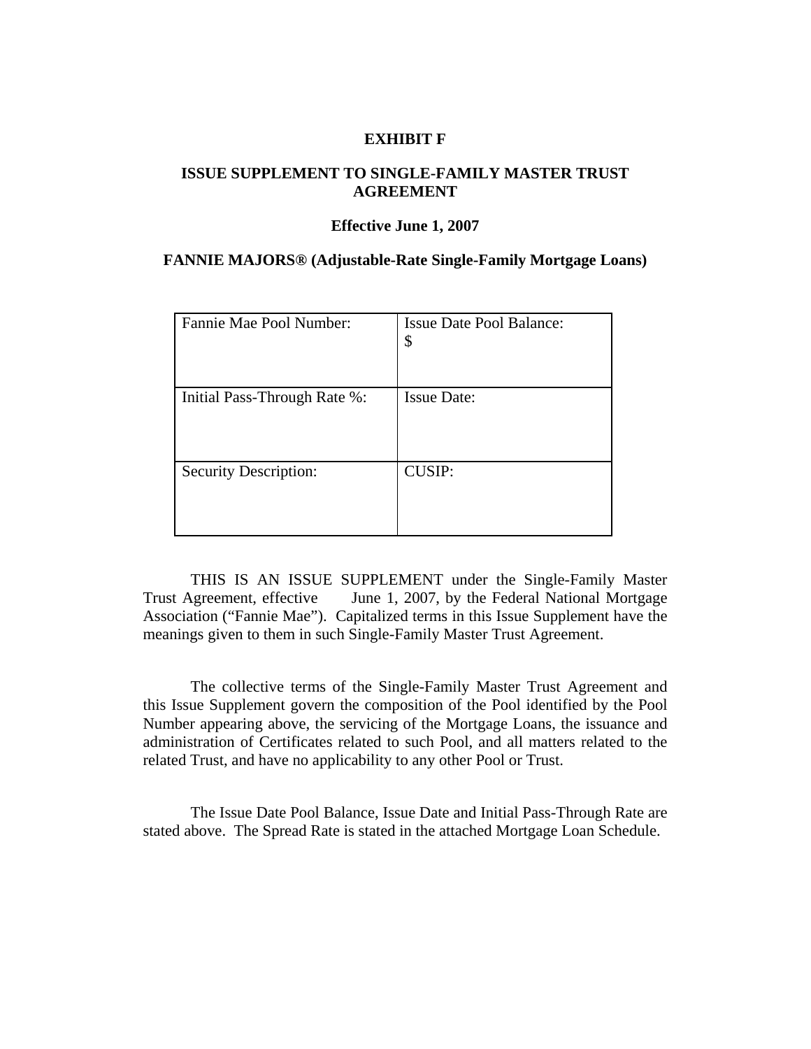**EXHIBIT F**

**ISSUE SUPPLEMENT TO SINGLE-FAMILY MASTER TRUST AGREEMENT**

**Effective June 1, 2007**

**FANNIE MAJORS® (Adjustable-Rate Single-Family Mortgage Loans)**

| | |
|---|---|
| Fannie Mae Pool Number: | Issue Date Pool Balance: $ |
| Initial Pass-Through Rate %: | Issue Date: |
| Security Description: | CUSIP: |

THIS IS AN ISSUE SUPPLEMENT under the Single-Family Master Trust Agreement, effective June 1, 2007, by the Federal National Mortgage Association ("Fannie Mae"). Capitalized terms in this Issue Supplement have the meanings given to them in such Single-Family Master Trust Agreement.

The collective terms of the Single-Family Master Trust Agreement and this Issue Supplement govern the composition of the Pool identified by the Pool Number appearing above, the servicing of the Mortgage Loans, the issuance and administration of Certificates related to such Pool, and all matters related to the related Trust, and have no applicability to any other Pool or Trust.

The Issue Date Pool Balance, Issue Date and Initial Pass-Through Rate are stated above. The Spread Rate is stated in the attached Mortgage Loan Schedule.